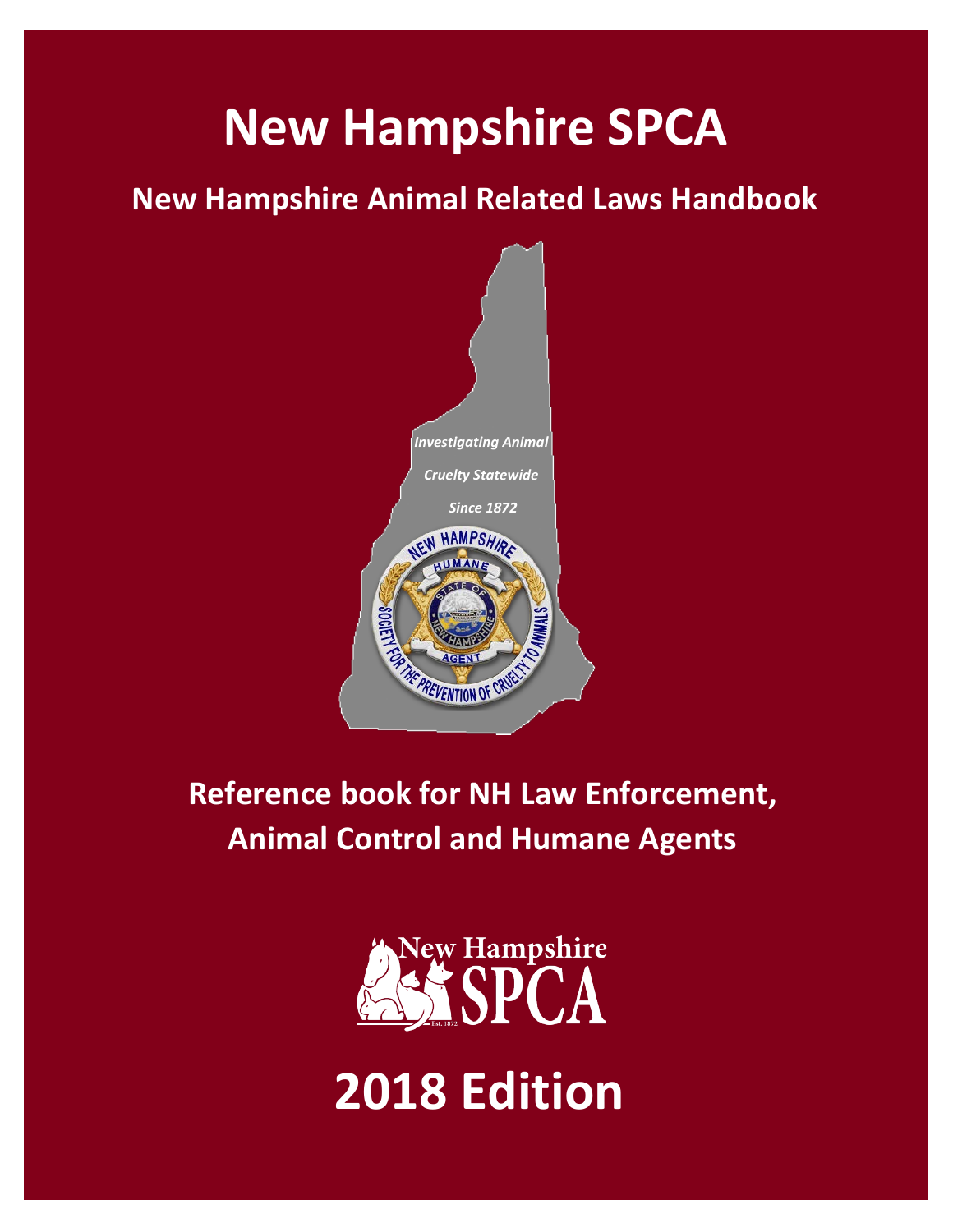# New Hampshire SPCA

## New Hampshire Animal Related Laws Handbook

*Investigating Animal Cruelty Statewide Since 1872*

**Reference book for NH Law Enforcement, Animal Control and Humane Agents**

# 2018 Edition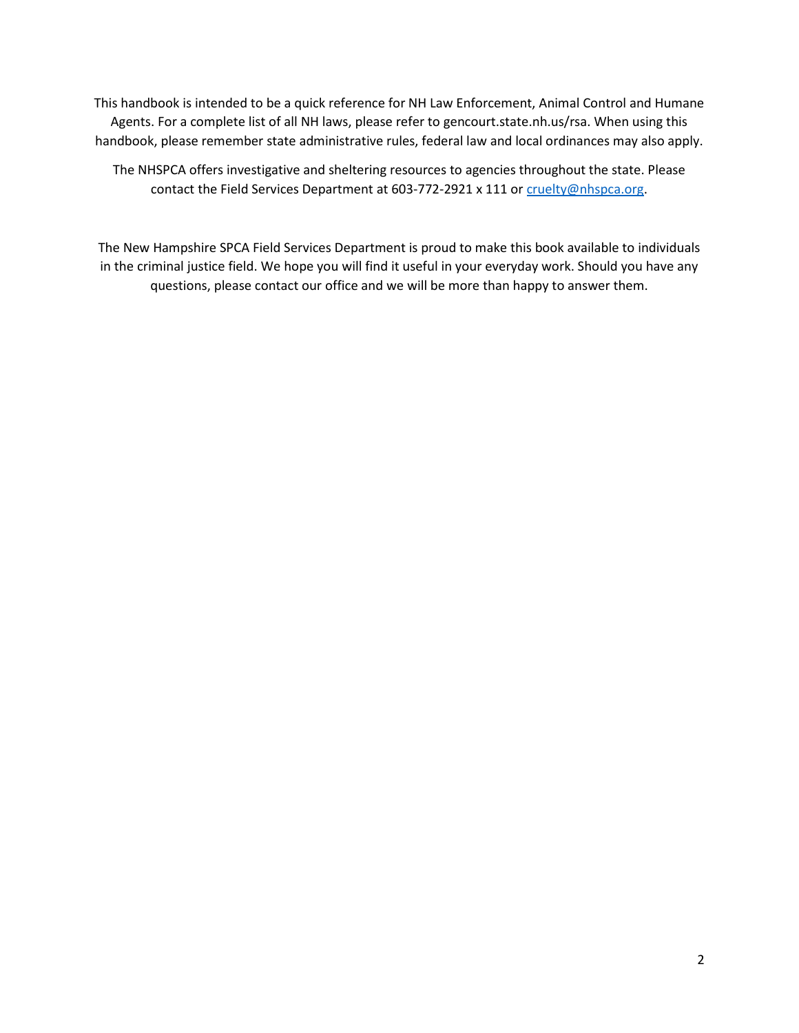This handbook is intended to be a quick reference for NH Law Enforcement, Animal Control and Humane Agents. For a complete list of all NH laws, please refer to gencourt.state.nh.us/rsa. When using this handbook, please remember state administrative rules, federal law and local ordinances may also apply.

The NHSPCA offers investigative and sheltering resources to agencies throughout the state. Please contact the Field Services Department at 603-772-2921 x 111 or [cruelty@nhspca.org](mailto:cruelty@nhspca.org).

The New Hampshire SPCA Field Services Department is proud to make this book available to individuals in the criminal justice field. We hope you will find it useful in your everyday work. Should you have any questions, please contact our office and we will be more than happy to answer them.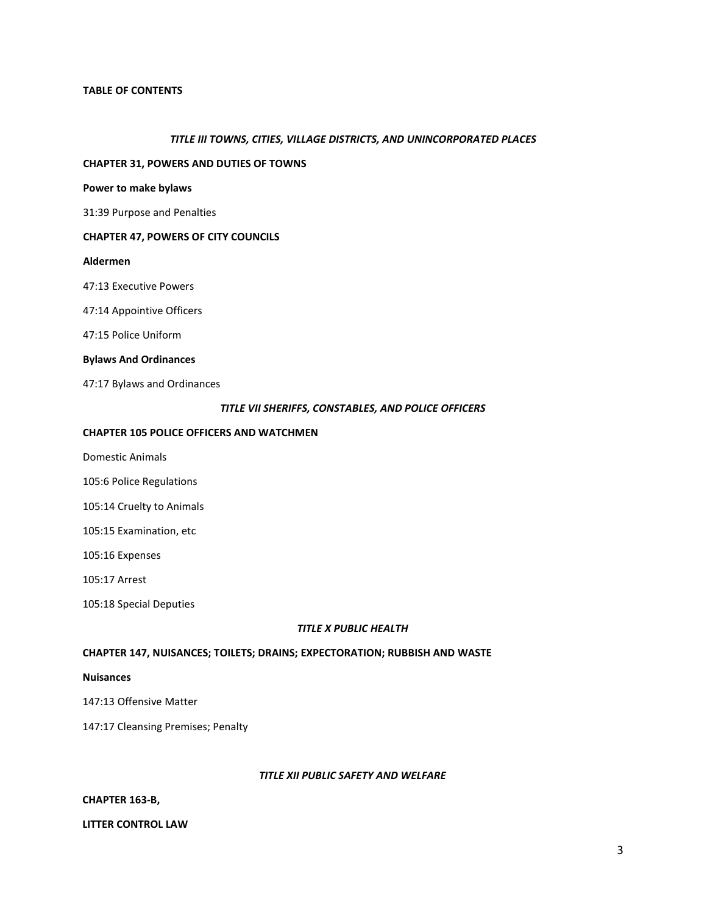**TABLE OF CONTENTS**

***TITLE III TOWNS, CITIES, VILLAGE DISTRICTS, AND UNINCORPORATED PLACES***

**CHAPTER 31, POWERS AND DUTIES OF TOWNS**

**Power to make bylaws**

31:39 Purpose and Penalties

**CHAPTER 47, POWERS OF CITY COUNCILS**

**Aldermen**

47:13 Executive Powers

47:14 Appointive Officers

47:15 Police Uniform

**Bylaws And Ordinances**

47:17 Bylaws and Ordinances

***TITLE VII SHERIFFS, CONSTABLES, AND POLICE OFFICERS***

**CHAPTER 105 POLICE OFFICERS AND WATCHMEN**

Domestic Animals

105:6 Police Regulations

105:14 Cruelty to Animals

105:15 Examination, etc

105:16 Expenses

105:17 Arrest

105:18 Special Deputies

***TITLE X PUBLIC HEALTH***

**CHAPTER 147, NUISANCES; TOILETS; DRAINS; EXPECTORATION; RUBBISH AND WASTE**

**Nuisances**

147:13 Offensive Matter

147:17 Cleansing Premises; Penalty

***TITLE XII PUBLIC SAFETY AND WELFARE***

**CHAPTER 163-B,**

**LITTER CONTROL LAW**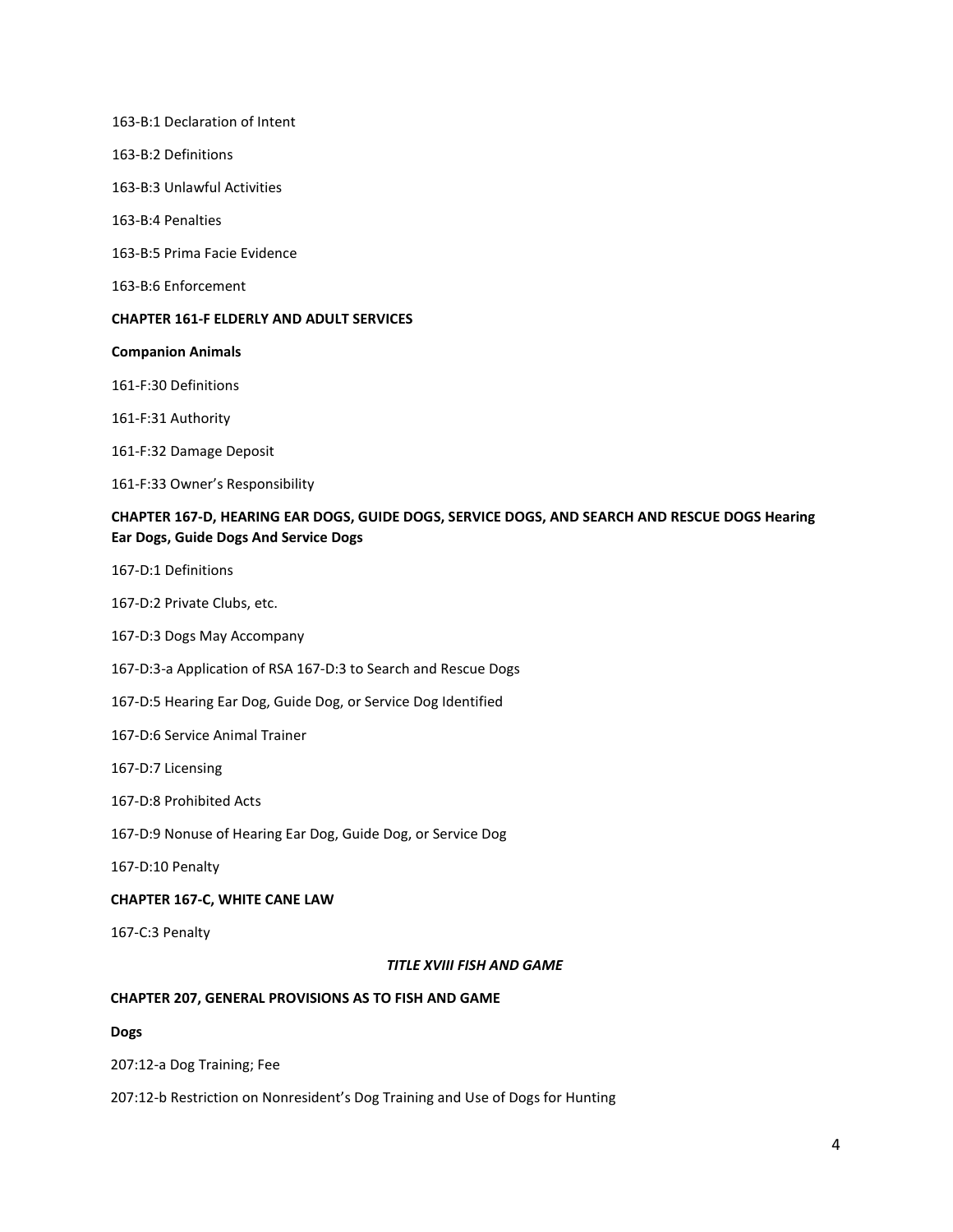163-B:1 Declaration of Intent

163-B:2 Definitions

163-B:3 Unlawful Activities

163-B:4 Penalties

163-B:5 Prima Facie Evidence

163-B:6 Enforcement

**CHAPTER 161-F ELDERLY AND ADULT SERVICES**

**Companion Animals**

161-F:30 Definitions

161-F:31 Authority

161-F:32 Damage Deposit

161-F:33 Owner's Responsibility

**CHAPTER 167-D, HEARING EAR DOGS, GUIDE DOGS, SERVICE DOGS, AND SEARCH AND RESCUE DOGS Hearing Ear Dogs, Guide Dogs And Service Dogs**

167-D:1 Definitions

167-D:2 Private Clubs, etc.

167-D:3 Dogs May Accompany

167-D:3-a Application of RSA 167-D:3 to Search and Rescue Dogs

167-D:5 Hearing Ear Dog, Guide Dog, or Service Dog Identified

167-D:6 Service Animal Trainer

167-D:7 Licensing

167-D:8 Prohibited Acts

167-D:9 Nonuse of Hearing Ear Dog, Guide Dog, or Service Dog

167-D:10 Penalty

**CHAPTER 167-C, WHITE CANE LAW**

167-C:3 Penalty

***TITLE XVIII FISH AND GAME***

**CHAPTER 207, GENERAL PROVISIONS AS TO FISH AND GAME**

**Dogs**

207:12-a Dog Training; Fee

207:12-b Restriction on Nonresident's Dog Training and Use of Dogs for Hunting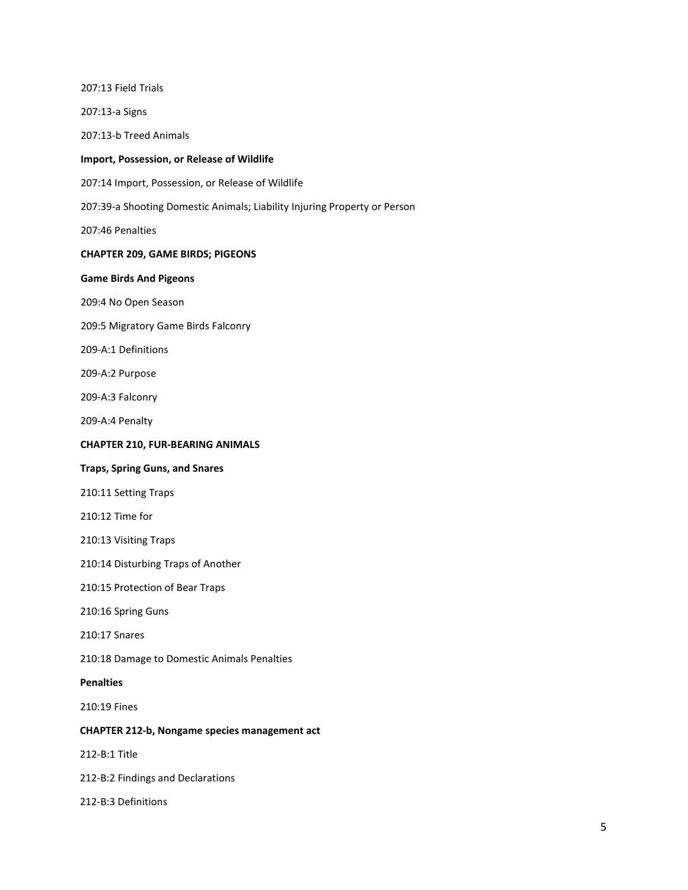207:13 Field Trials

207:13-a Signs

207:13-b Treed Animals

**Import, Possession, or Release of Wildlife**

207:14 Import, Possession, or Release of Wildlife

207:39-a Shooting Domestic Animals; Liability Injuring Property or Person

207:46 Penalties

**CHAPTER 209, GAME BIRDS; PIGEONS**

**Game Birds And Pigeons**

209:4 No Open Season

209:5 Migratory Game Birds Falconry

209-A:1 Definitions

209-A:2 Purpose

209-A:3 Falconry

209-A:4 Penalty

**CHAPTER 210, FUR-BEARING ANIMALS**

**Traps, Spring Guns, and Snares**

210:11 Setting Traps

210:12 Time for

210:13 Visiting Traps

210:14 Disturbing Traps of Another

210:15 Protection of Bear Traps

210:16 Spring Guns

210:17 Snares

210:18 Damage to Domestic Animals Penalties

**Penalties**

210:19 Fines

**CHAPTER 212-b, Nongame species management act**

212-B:1 Title

212-B:2 Findings and Declarations

212-B:3 Definitions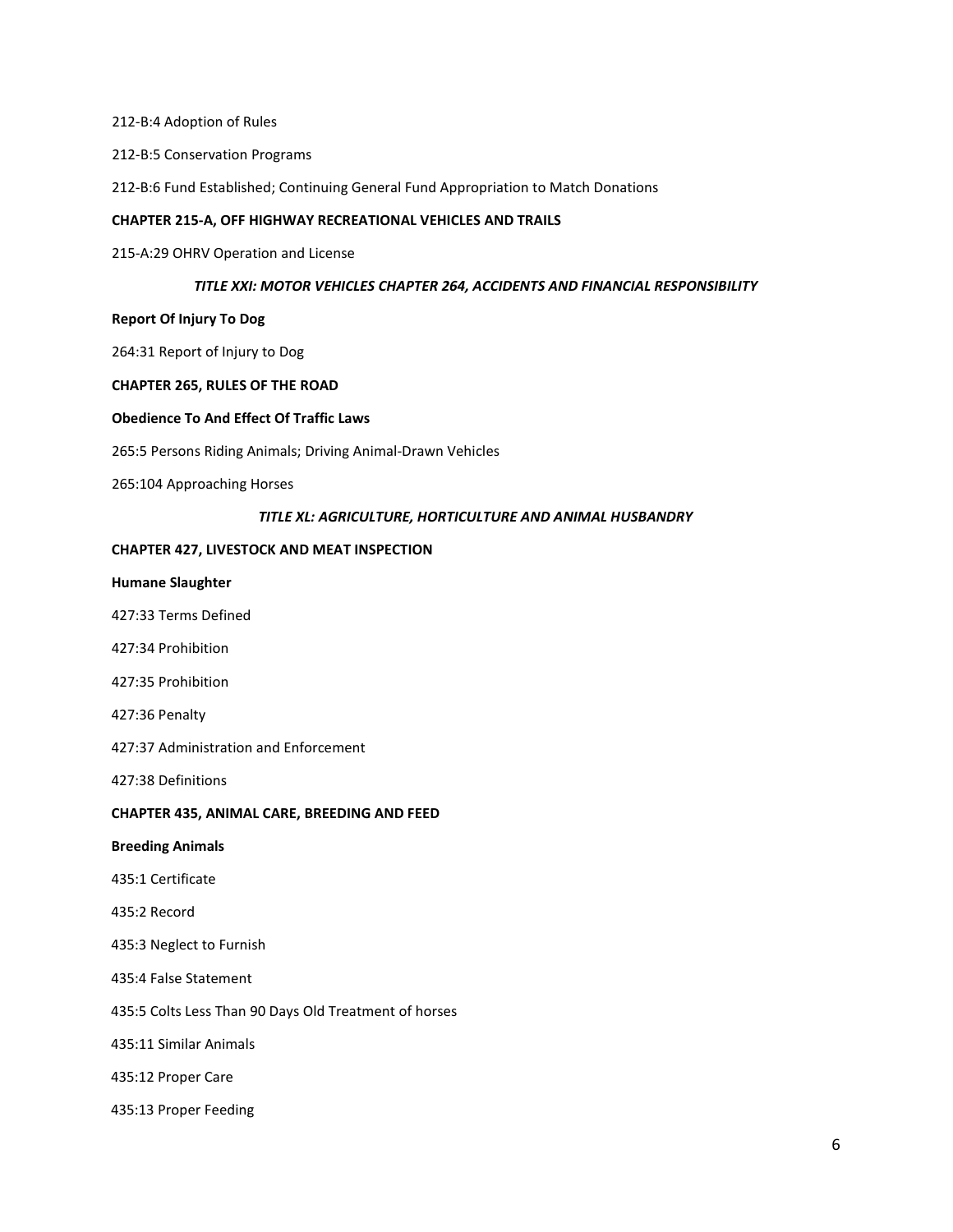212-B:4 Adoption of Rules

212-B:5 Conservation Programs

212-B:6 Fund Established; Continuing General Fund Appropriation to Match Donations

**CHAPTER 215-A, OFF HIGHWAY RECREATIONAL VEHICLES AND TRAILS**

215-A:29 OHRV Operation and License

***TITLE XXI: MOTOR VEHICLES CHAPTER 264, ACCIDENTS AND FINANCIAL RESPONSIBILITY***

**Report Of Injury To Dog**

264:31 Report of Injury to Dog

**CHAPTER 265, RULES OF THE ROAD**

**Obedience To And Effect Of Traffic Laws**

265:5 Persons Riding Animals; Driving Animal-Drawn Vehicles

265:104 Approaching Horses

***TITLE XL: AGRICULTURE, HORTICULTURE AND ANIMAL HUSBANDRY***

**CHAPTER 427, LIVESTOCK AND MEAT INSPECTION**

**Humane Slaughter**

427:33 Terms Defined

427:34 Prohibition

427:35 Prohibition

427:36 Penalty

427:37 Administration and Enforcement

427:38 Definitions

**CHAPTER 435, ANIMAL CARE, BREEDING AND FEED**

**Breeding Animals**

435:1 Certificate

435:2 Record

435:3 Neglect to Furnish

435:4 False Statement

435:5 Colts Less Than 90 Days Old Treatment of horses

435:11 Similar Animals

435:12 Proper Care

435:13 Proper Feeding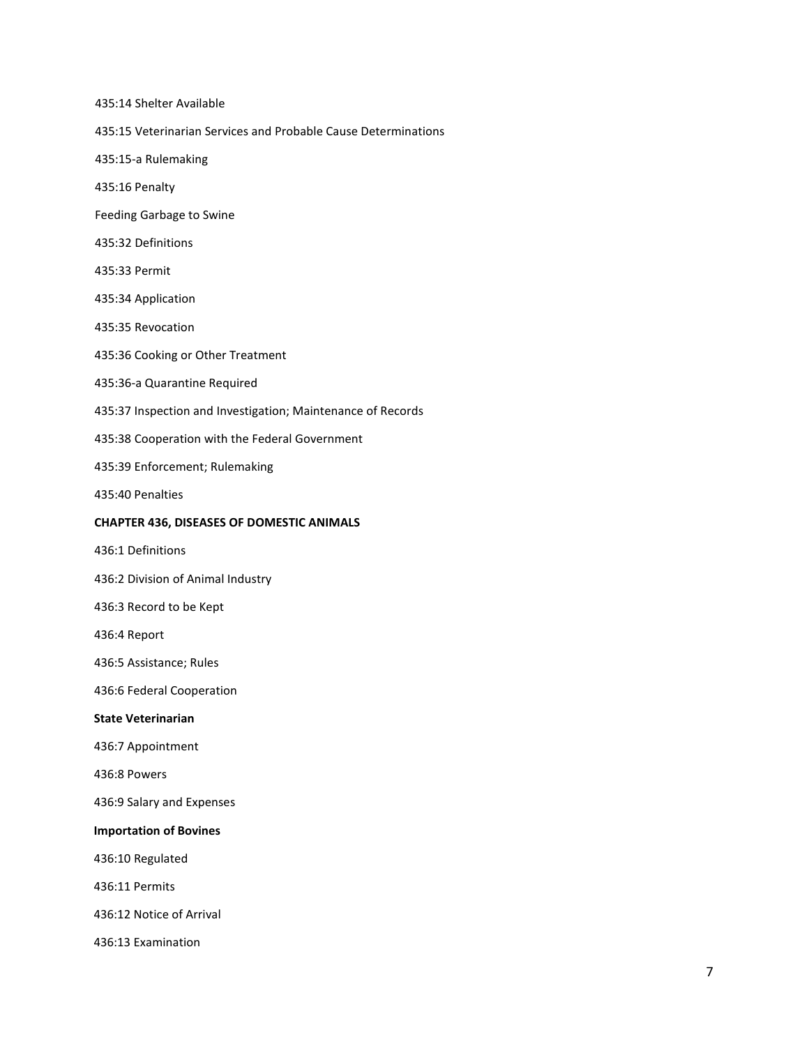435:14 Shelter Available

435:15 Veterinarian Services and Probable Cause Determinations

435:15-a Rulemaking

435:16 Penalty

Feeding Garbage to Swine

435:32 Definitions

435:33 Permit

435:34 Application

435:35 Revocation

435:36 Cooking or Other Treatment

435:36-a Quarantine Required

435:37 Inspection and Investigation; Maintenance of Records

435:38 Cooperation with the Federal Government

435:39 Enforcement; Rulemaking

435:40 Penalties

**CHAPTER 436, DISEASES OF DOMESTIC ANIMALS**

436:1 Definitions

436:2 Division of Animal Industry

436:3 Record to be Kept

436:4 Report

436:5 Assistance; Rules

436:6 Federal Cooperation

**State Veterinarian**

436:7 Appointment

436:8 Powers

436:9 Salary and Expenses

**Importation of Bovines**

436:10 Regulated

436:11 Permits

436:12 Notice of Arrival

436:13 Examination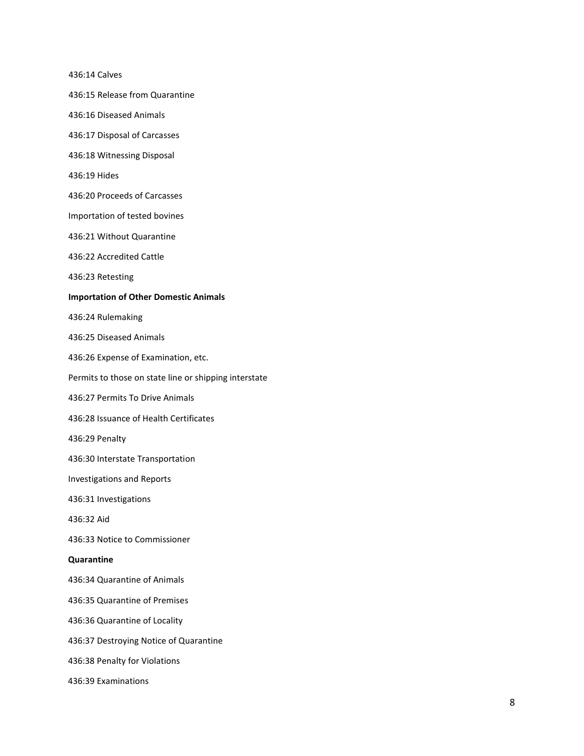436:14 Calves

436:15 Release from Quarantine

436:16 Diseased Animals

436:17 Disposal of Carcasses

436:18 Witnessing Disposal

436:19 Hides

436:20 Proceeds of Carcasses

Importation of tested bovines

436:21 Without Quarantine

436:22 Accredited Cattle

436:23 Retesting

**Importation of Other Domestic Animals**

436:24 Rulemaking

436:25 Diseased Animals

436:26 Expense of Examination, etc.

Permits to those on state line or shipping interstate

436:27 Permits To Drive Animals

436:28 Issuance of Health Certificates

436:29 Penalty

436:30 Interstate Transportation

Investigations and Reports

436:31 Investigations

436:32 Aid

436:33 Notice to Commissioner

**Quarantine**

436:34 Quarantine of Animals

436:35 Quarantine of Premises

436:36 Quarantine of Locality

436:37 Destroying Notice of Quarantine

436:38 Penalty for Violations

436:39 Examinations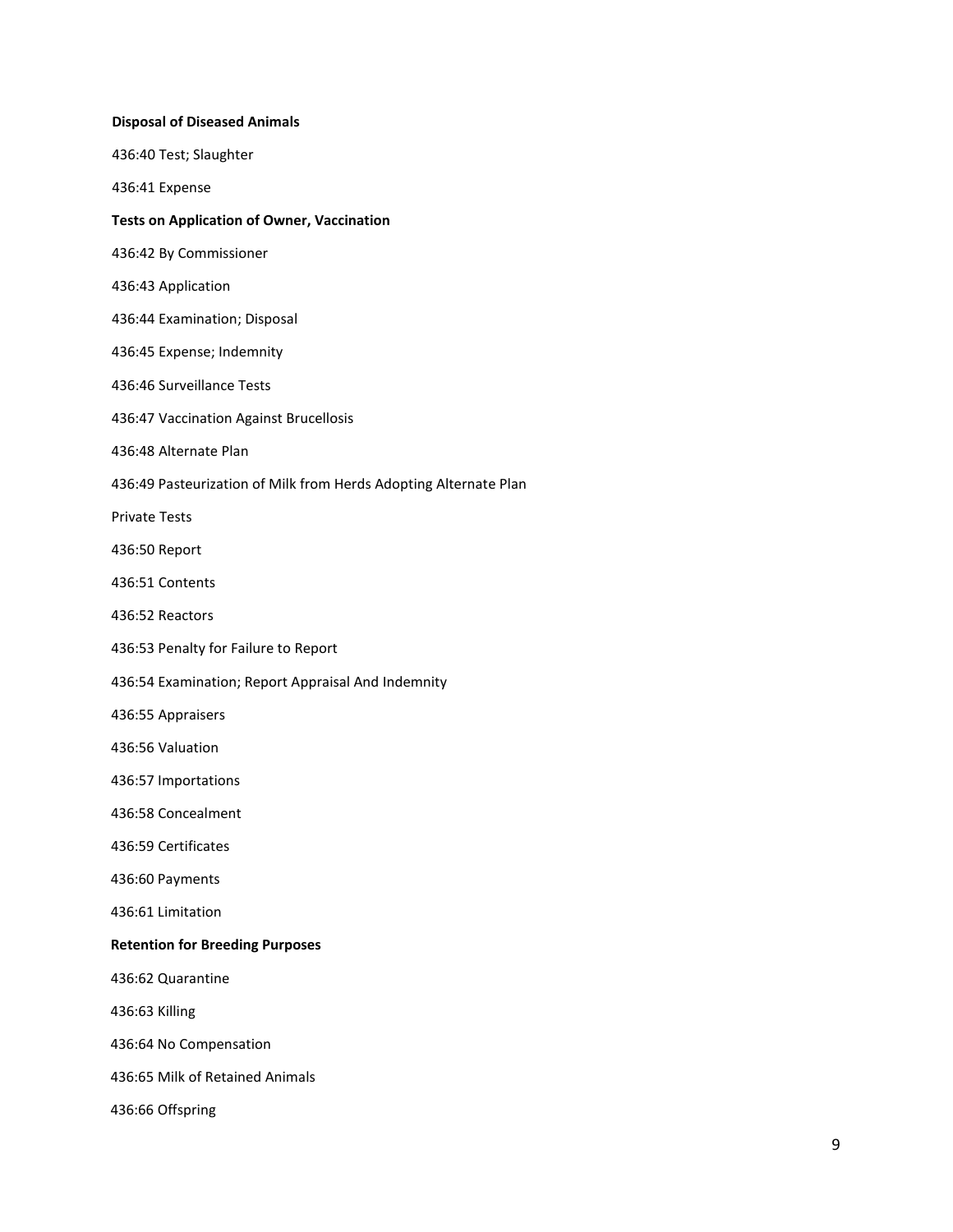**Disposal of Diseased Animals**

436:40 Test; Slaughter

436:41 Expense

**Tests on Application of Owner, Vaccination**

436:42 By Commissioner

436:43 Application

436:44 Examination; Disposal

436:45 Expense; Indemnity

436:46 Surveillance Tests

436:47 Vaccination Against Brucellosis

436:48 Alternate Plan

436:49 Pasteurization of Milk from Herds Adopting Alternate Plan

Private Tests

436:50 Report

436:51 Contents

436:52 Reactors

436:53 Penalty for Failure to Report

436:54 Examination; Report Appraisal And Indemnity

436:55 Appraisers

436:56 Valuation

436:57 Importations

436:58 Concealment

436:59 Certificates

436:60 Payments

436:61 Limitation

**Retention for Breeding Purposes**

436:62 Quarantine

436:63 Killing

436:64 No Compensation

436:65 Milk of Retained Animals

436:66 Offspring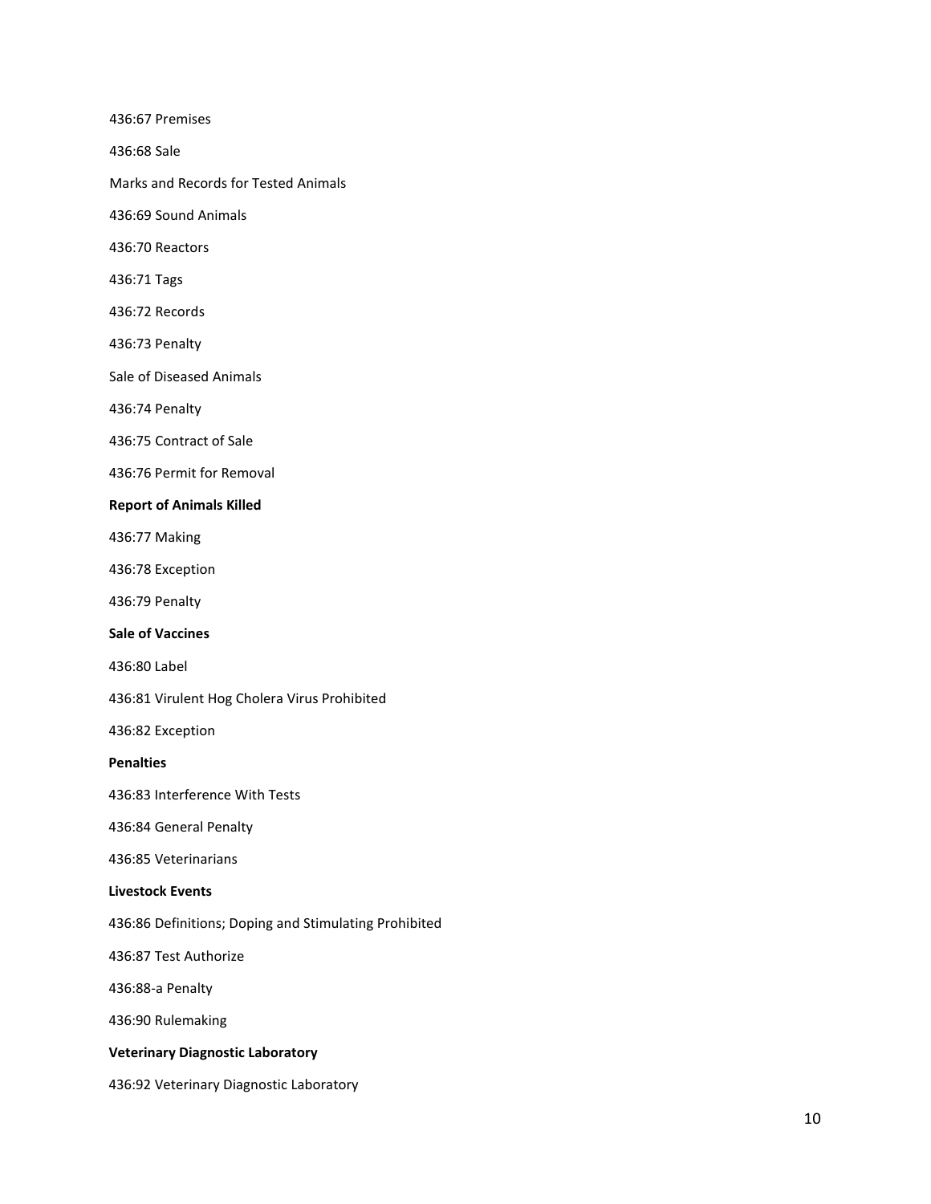436:67 Premises

436:68 Sale

Marks and Records for Tested Animals

436:69 Sound Animals

436:70 Reactors

436:71 Tags

436:72 Records

436:73 Penalty

Sale of Diseased Animals

436:74 Penalty

436:75 Contract of Sale

436:76 Permit for Removal

**Report of Animals Killed**

436:77 Making

436:78 Exception

436:79 Penalty

**Sale of Vaccines**

436:80 Label

436:81 Virulent Hog Cholera Virus Prohibited

436:82 Exception

**Penalties**

436:83 Interference With Tests

436:84 General Penalty

436:85 Veterinarians

**Livestock Events**

436:86 Definitions; Doping and Stimulating Prohibited

436:87 Test Authorize

436:88-a Penalty

436:90 Rulemaking

**Veterinary Diagnostic Laboratory**

436:92 Veterinary Diagnostic Laboratory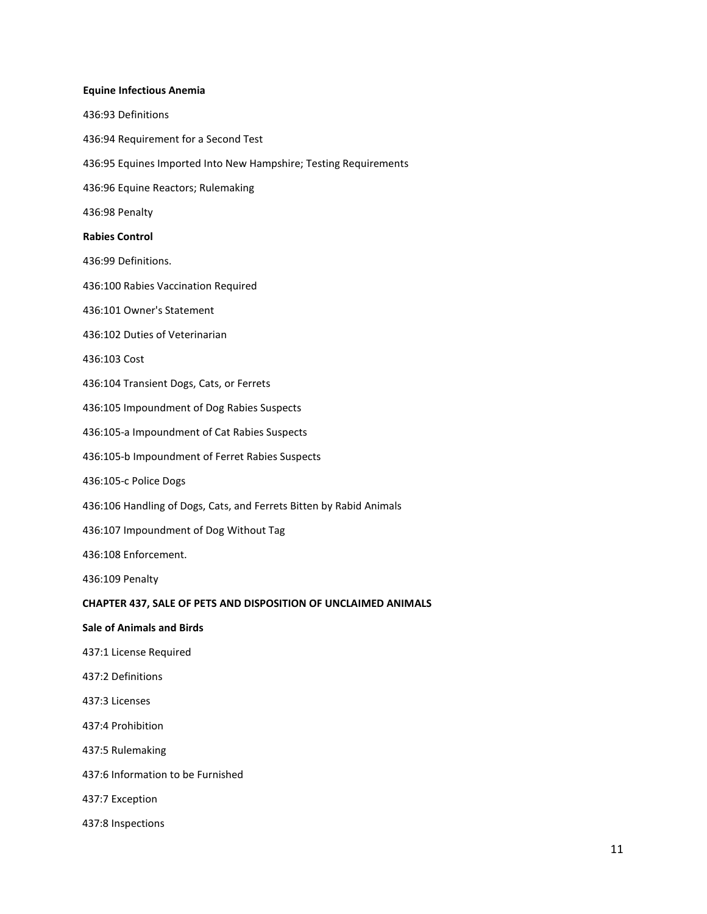**Equine Infectious Anemia**

436:93 Definitions

436:94 Requirement for a Second Test

436:95 Equines Imported Into New Hampshire; Testing Requirements

436:96 Equine Reactors; Rulemaking

436:98 Penalty

**Rabies Control**

436:99 Definitions.

436:100 Rabies Vaccination Required

436:101 Owner's Statement

436:102 Duties of Veterinarian

436:103 Cost

436:104 Transient Dogs, Cats, or Ferrets

436:105 Impoundment of Dog Rabies Suspects

436:105-a Impoundment of Cat Rabies Suspects

436:105-b Impoundment of Ferret Rabies Suspects

436:105-c Police Dogs

436:106 Handling of Dogs, Cats, and Ferrets Bitten by Rabid Animals

436:107 Impoundment of Dog Without Tag

436:108 Enforcement.

436:109 Penalty

**CHAPTER 437, SALE OF PETS AND DISPOSITION OF UNCLAIMED ANIMALS**

**Sale of Animals and Birds**

437:1 License Required

437:2 Definitions

437:3 Licenses

437:4 Prohibition

437:5 Rulemaking

437:6 Information to be Furnished

437:7 Exception

437:8 Inspections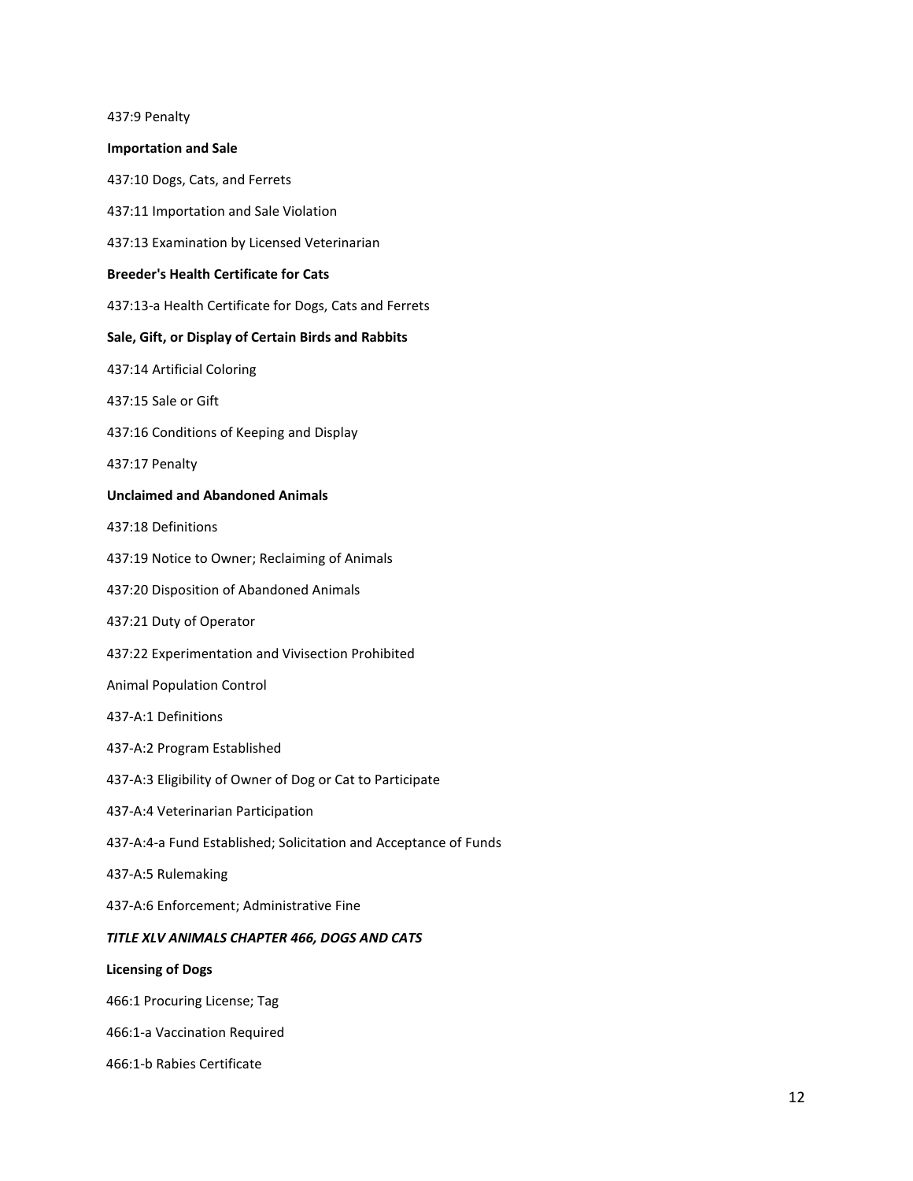437:9 Penalty

**Importation and Sale**

437:10 Dogs, Cats, and Ferrets

437:11 Importation and Sale Violation

437:13 Examination by Licensed Veterinarian

**Breeder's Health Certificate for Cats**

437:13-a Health Certificate for Dogs, Cats and Ferrets

**Sale, Gift, or Display of Certain Birds and Rabbits**

437:14 Artificial Coloring

437:15 Sale or Gift

437:16 Conditions of Keeping and Display

437:17 Penalty

**Unclaimed and Abandoned Animals**

437:18 Definitions

437:19 Notice to Owner; Reclaiming of Animals

437:20 Disposition of Abandoned Animals

437:21 Duty of Operator

437:22 Experimentation and Vivisection Prohibited

Animal Population Control

437-A:1 Definitions

437-A:2 Program Established

437-A:3 Eligibility of Owner of Dog or Cat to Participate

437-A:4 Veterinarian Participation

437-A:4-a Fund Established; Solicitation and Acceptance of Funds

437-A:5 Rulemaking

437-A:6 Enforcement; Administrative Fine

***TITLE XLV ANIMALS CHAPTER 466, DOGS AND CATS***

**Licensing of Dogs**

466:1 Procuring License; Tag

466:1-a Vaccination Required

466:1-b Rabies Certificate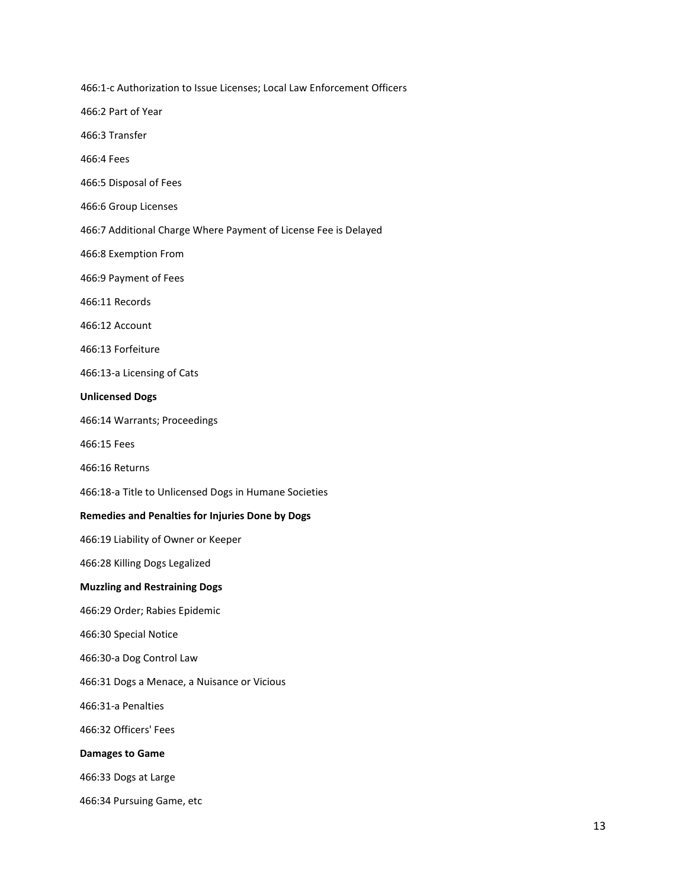466:1-c Authorization to Issue Licenses; Local Law Enforcement Officers

466:2 Part of Year

466:3 Transfer

466:4 Fees

466:5 Disposal of Fees

466:6 Group Licenses

466:7 Additional Charge Where Payment of License Fee is Delayed

466:8 Exemption From

466:9 Payment of Fees

466:11 Records

466:12 Account

466:13 Forfeiture

466:13-a Licensing of Cats

**Unlicensed Dogs**

466:14 Warrants; Proceedings

466:15 Fees

466:16 Returns

466:18-a Title to Unlicensed Dogs in Humane Societies

**Remedies and Penalties for Injuries Done by Dogs**

466:19 Liability of Owner or Keeper

466:28 Killing Dogs Legalized

**Muzzling and Restraining Dogs**

466:29 Order; Rabies Epidemic

466:30 Special Notice

466:30-a Dog Control Law

466:31 Dogs a Menace, a Nuisance or Vicious

466:31-a Penalties

466:32 Officers' Fees

**Damages to Game**

466:33 Dogs at Large

466:34 Pursuing Game, etc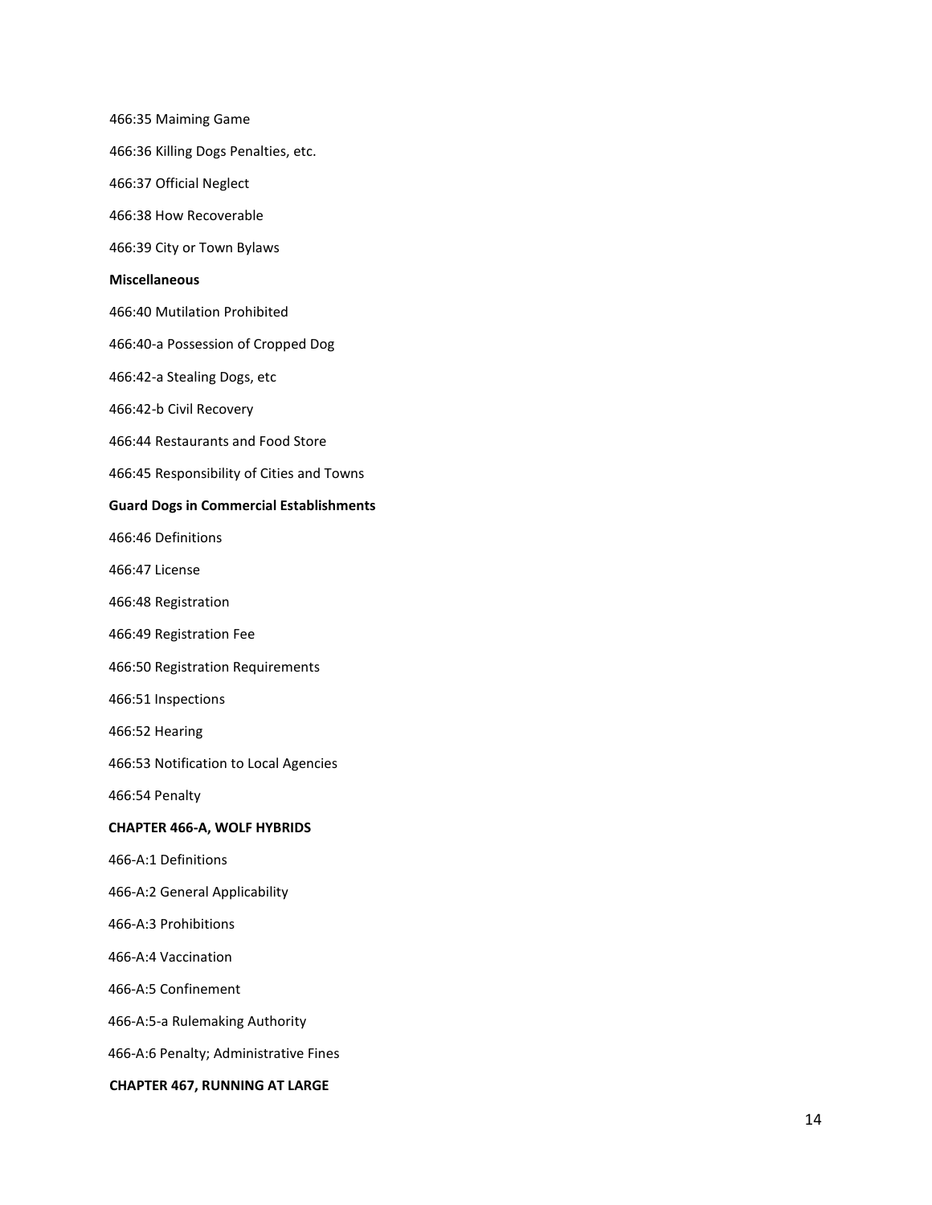466:35 Maiming Game

466:36 Killing Dogs Penalties, etc.

466:37 Official Neglect

466:38 How Recoverable

466:39 City or Town Bylaws

**Miscellaneous**

466:40 Mutilation Prohibited

466:40-a Possession of Cropped Dog

466:42-a Stealing Dogs, etc

466:42-b Civil Recovery

466:44 Restaurants and Food Store

466:45 Responsibility of Cities and Towns

**Guard Dogs in Commercial Establishments**

466:46 Definitions

466:47 License

466:48 Registration

466:49 Registration Fee

466:50 Registration Requirements

466:51 Inspections

466:52 Hearing

466:53 Notification to Local Agencies

466:54 Penalty

**CHAPTER 466-A, WOLF HYBRIDS**

466-A:1 Definitions

466-A:2 General Applicability

466-A:3 Prohibitions

466-A:4 Vaccination

466-A:5 Confinement

466-A:5-a Rulemaking Authority

466-A:6 Penalty; Administrative Fines

**CHAPTER 467, RUNNING AT LARGE**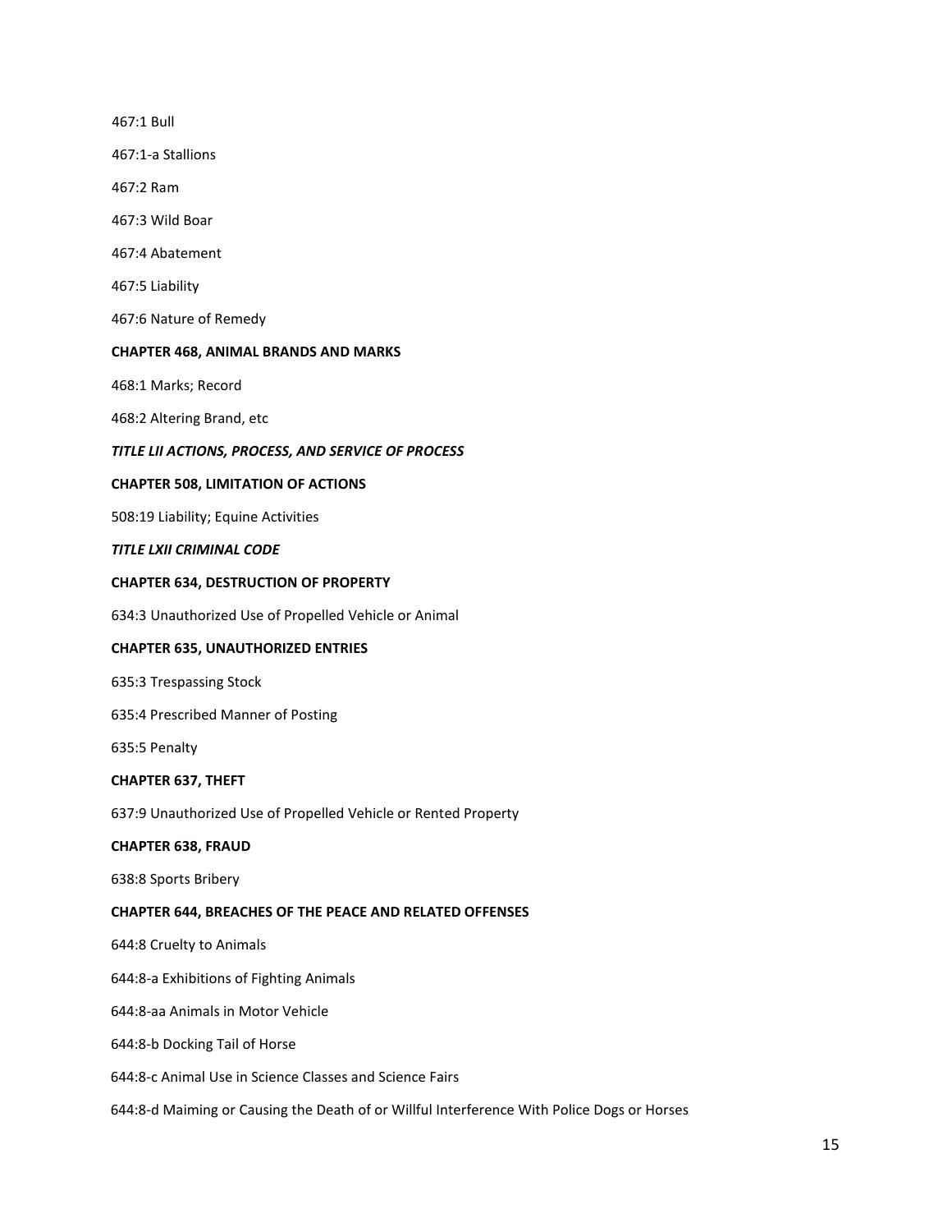467:1 Bull

467:1-a Stallions

467:2 Ram

467:3 Wild Boar

467:4 Abatement

467:5 Liability

467:6 Nature of Remedy

**CHAPTER 468, ANIMAL BRANDS AND MARKS**

468:1 Marks; Record

468:2 Altering Brand, etc

***TITLE LII ACTIONS, PROCESS, AND SERVICE OF PROCESS***

**CHAPTER 508, LIMITATION OF ACTIONS**

508:19 Liability; Equine Activities

***TITLE LXII CRIMINAL CODE***

**CHAPTER 634, DESTRUCTION OF PROPERTY**

634:3 Unauthorized Use of Propelled Vehicle or Animal

**CHAPTER 635, UNAUTHORIZED ENTRIES**

635:3 Trespassing Stock

635:4 Prescribed Manner of Posting

635:5 Penalty

**CHAPTER 637, THEFT**

637:9 Unauthorized Use of Propelled Vehicle or Rented Property

**CHAPTER 638, FRAUD**

638:8 Sports Bribery

**CHAPTER 644, BREACHES OF THE PEACE AND RELATED OFFENSES**

644:8 Cruelty to Animals

644:8-a Exhibitions of Fighting Animals

644:8-aa Animals in Motor Vehicle

644:8-b Docking Tail of Horse

644:8-c Animal Use in Science Classes and Science Fairs

644:8-d Maiming or Causing the Death of or Willful Interference With Police Dogs or Horses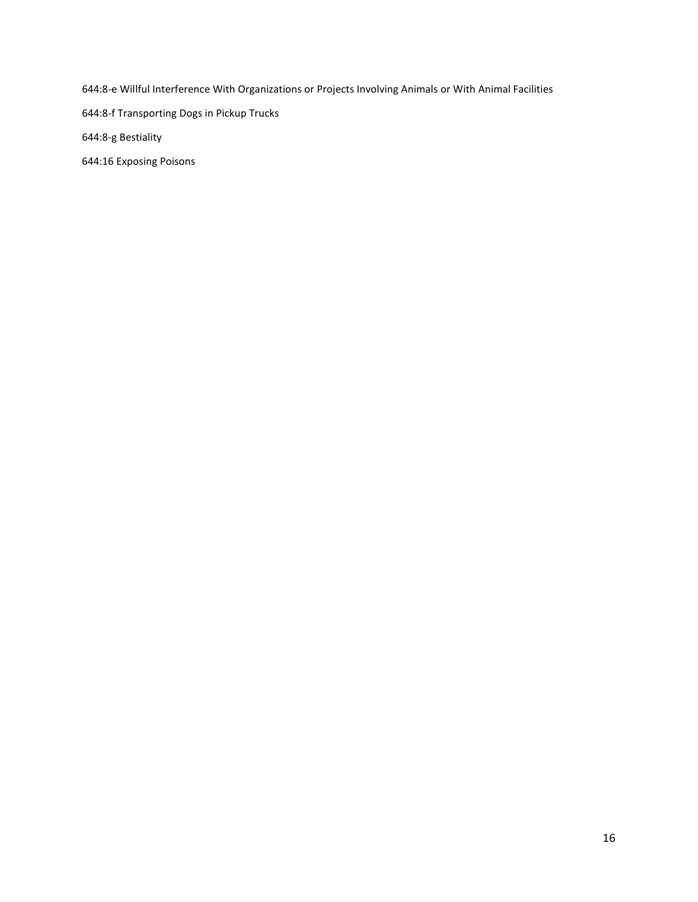644:8-e Willful Interference With Organizations or Projects Involving Animals or With Animal Facilities

644:8-f Transporting Dogs in Pickup Trucks

644:8-g Bestiality

644:16 Exposing Poisons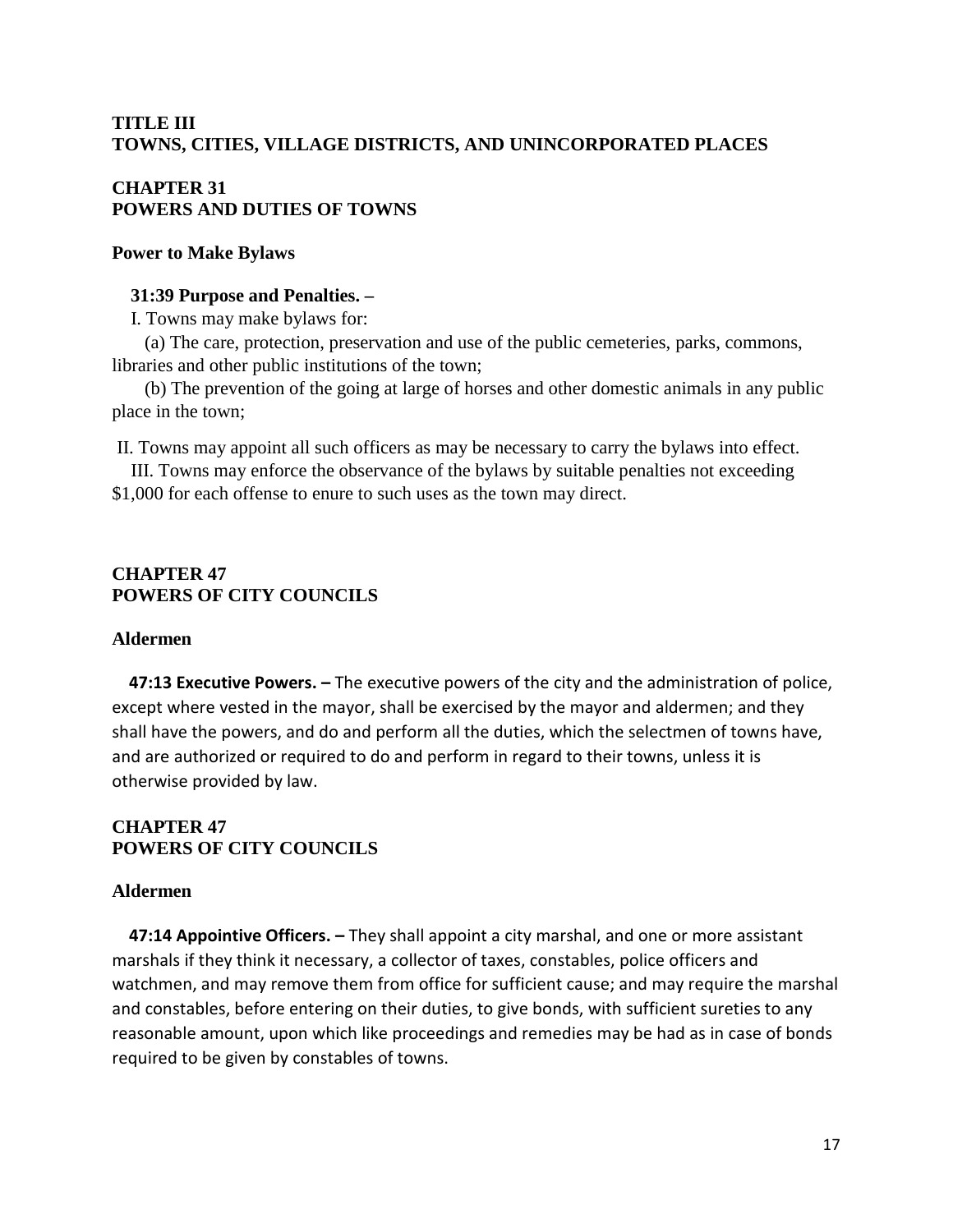## TITLE III
## TOWNS, CITIES, VILLAGE DISTRICTS, AND UNINCORPORATED PLACES

### CHAPTER 31
### POWERS AND DUTIES OF TOWNS

#### Power to Make Bylaws

**31:39 Purpose and Penalties. –**

I. Towns may make bylaws for:

(a) The care, protection, preservation and use of the public cemeteries, parks, commons, libraries and other public institutions of the town;

(b) The prevention of the going at large of horses and other domestic animals in any public place in the town;

II. Towns may appoint all such officers as may be necessary to carry the bylaws into effect.

III. Towns may enforce the observance of the bylaws by suitable penalties not exceeding $1,000 for each offense to enure to such uses as the town may direct.

### CHAPTER 47
### POWERS OF CITY COUNCILS

#### Aldermen

**47:13 Executive Powers. –** The executive powers of the city and the administration of police, except where vested in the mayor, shall be exercised by the mayor and aldermen; and they shall have the powers, and do and perform all the duties, which the selectmen of towns have, and are authorized or required to do and perform in regard to their towns, unless it is otherwise provided by law.

### CHAPTER 47
### POWERS OF CITY COUNCILS

#### Aldermen

**47:14 Appointive Officers. –** They shall appoint a city marshal, and one or more assistant marshals if they think it necessary, a collector of taxes, constables, police officers and watchmen, and may remove them from office for sufficient cause; and may require the marshal and constables, before entering on their duties, to give bonds, with sufficient sureties to any reasonable amount, upon which like proceedings and remedies may be had as in case of bonds required to be given by constables of towns.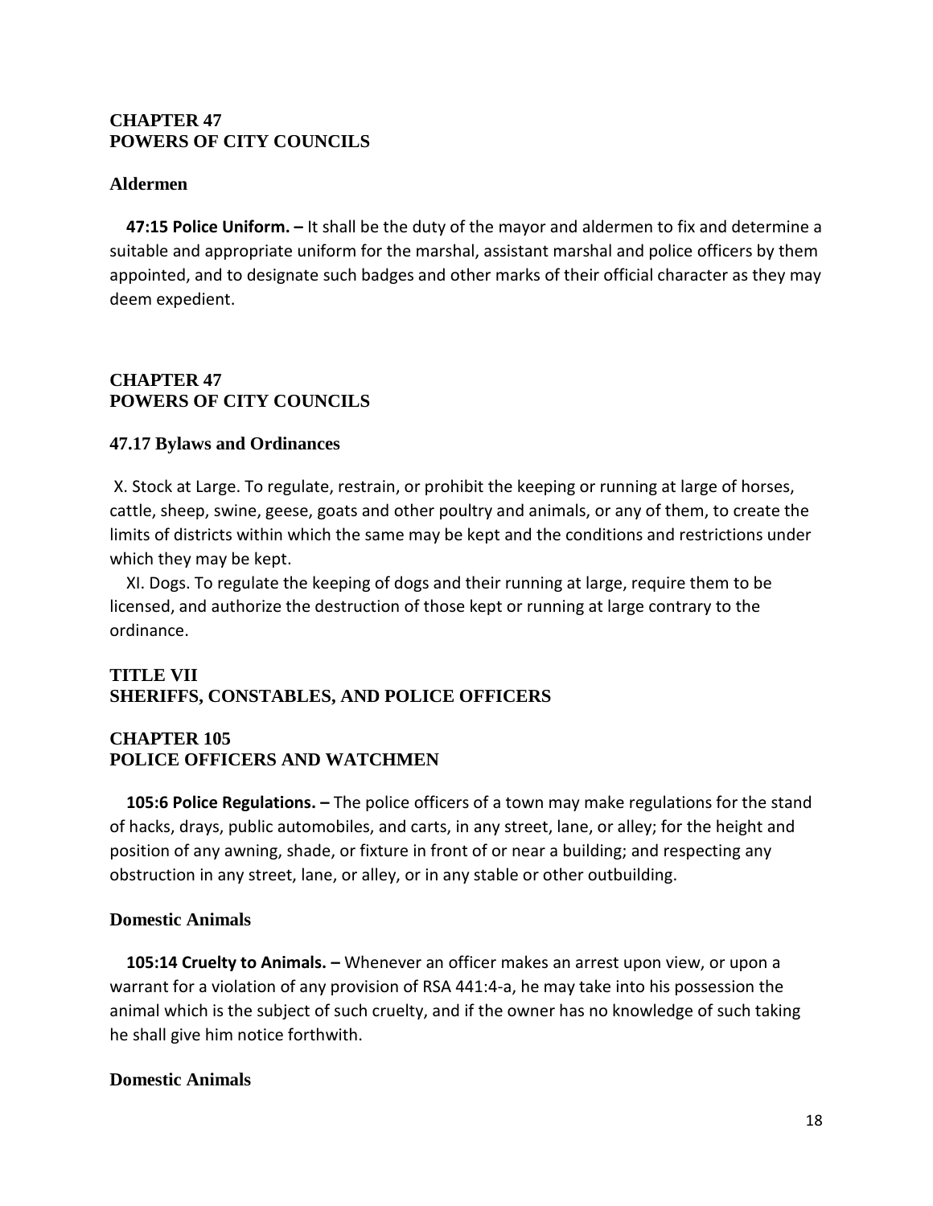## CHAPTER 47
## POWERS OF CITY COUNCILS

### Aldermen

**47:15 Police Uniform. –** It shall be the duty of the mayor and aldermen to fix and determine a suitable and appropriate uniform for the marshal, assistant marshal and police officers by them appointed, and to designate such badges and other marks of their official character as they may deem expedient.

## CHAPTER 47
## POWERS OF CITY COUNCILS

### 47.17 Bylaws and Ordinances

X. Stock at Large. To regulate, restrain, or prohibit the keeping or running at large of horses, cattle, sheep, swine, geese, goats and other poultry and animals, or any of them, to create the limits of districts within which the same may be kept and the conditions and restrictions under which they may be kept.

XI. Dogs. To regulate the keeping of dogs and their running at large, require them to be licensed, and authorize the destruction of those kept or running at large contrary to the ordinance.

## TITLE VII
## SHERIFFS, CONSTABLES, AND POLICE OFFICERS

## CHAPTER 105
## POLICE OFFICERS AND WATCHMEN

**105:6 Police Regulations. –** The police officers of a town may make regulations for the stand of hacks, drays, public automobiles, and carts, in any street, lane, or alley; for the height and position of any awning, shade, or fixture in front of or near a building; and respecting any obstruction in any street, lane, or alley, or in any stable or other outbuilding.

### Domestic Animals

**105:14 Cruelty to Animals. –** Whenever an officer makes an arrest upon view, or upon a warrant for a violation of any provision of RSA 441:4-a, he may take into his possession the animal which is the subject of such cruelty, and if the owner has no knowledge of such taking he shall give him notice forthwith.

### Domestic Animals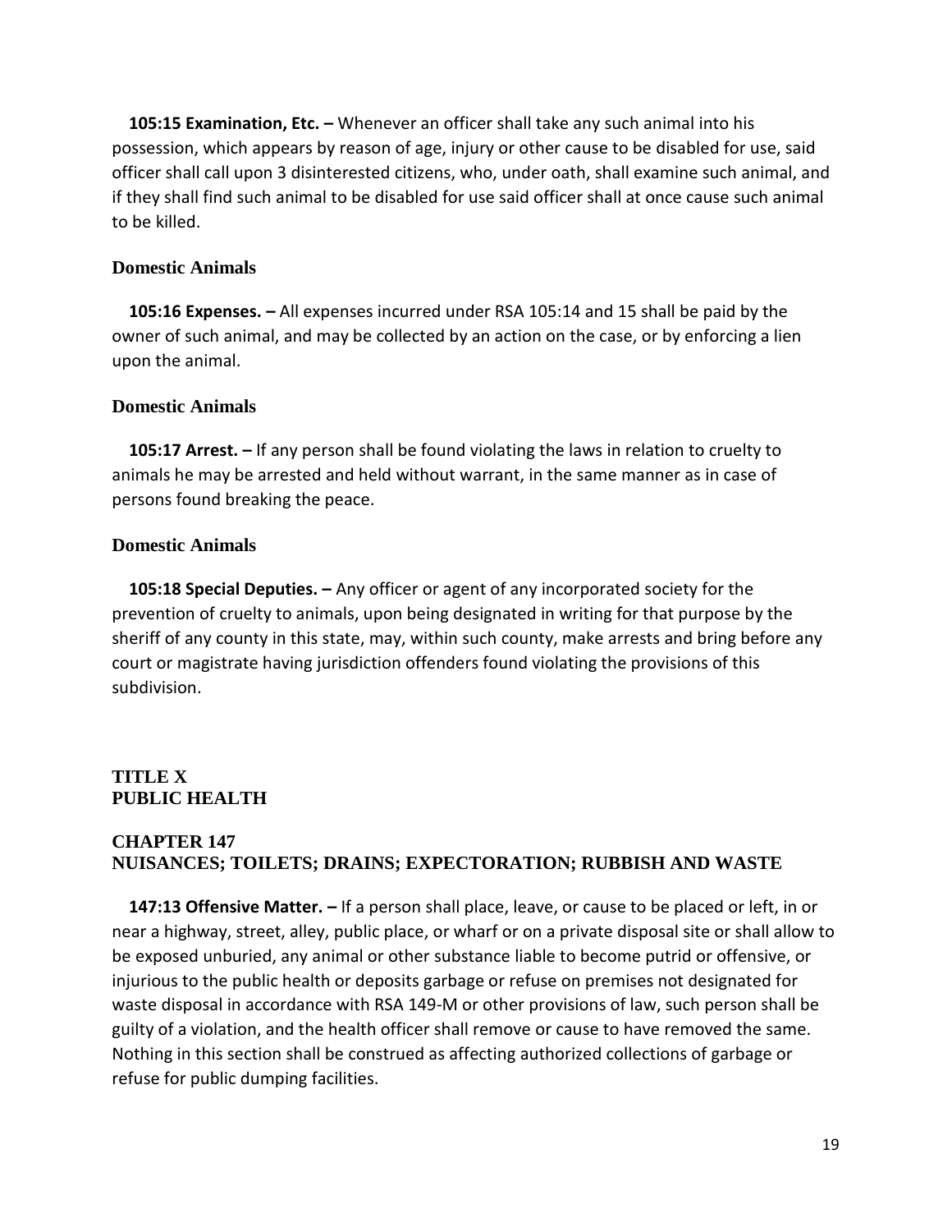**105:15 Examination, Etc. –** Whenever an officer shall take any such animal into his possession, which appears by reason of age, injury or other cause to be disabled for use, said officer shall call upon 3 disinterested citizens, who, under oath, shall examine such animal, and if they shall find such animal to be disabled for use said officer shall at once cause such animal to be killed.

**Domestic Animals**

**105:16 Expenses. –** All expenses incurred under RSA 105:14 and 15 shall be paid by the owner of such animal, and may be collected by an action on the case, or by enforcing a lien upon the animal.

**Domestic Animals**

**105:17 Arrest. –** If any person shall be found violating the laws in relation to cruelty to animals he may be arrested and held without warrant, in the same manner as in case of persons found breaking the peace.

**Domestic Animals**

**105:18 Special Deputies. –** Any officer or agent of any incorporated society for the prevention of cruelty to animals, upon being designated in writing for that purpose by the sheriff of any county in this state, may, within such county, make arrests and bring before any court or magistrate having jurisdiction offenders found violating the provisions of this subdivision.

## TITLE X
## PUBLIC HEALTH

### CHAPTER 147
### NUISANCES; TOILETS; DRAINS; EXPECTORATION; RUBBISH AND WASTE

**147:13 Offensive Matter. –** If a person shall place, leave, or cause to be placed or left, in or near a highway, street, alley, public place, or wharf or on a private disposal site or shall allow to be exposed unburied, any animal or other substance liable to become putrid or offensive, or injurious to the public health or deposits garbage or refuse on premises not designated for waste disposal in accordance with RSA 149-M or other provisions of law, such person shall be guilty of a violation, and the health officer shall remove or cause to have removed the same. Nothing in this section shall be construed as affecting authorized collections of garbage or refuse for public dumping facilities.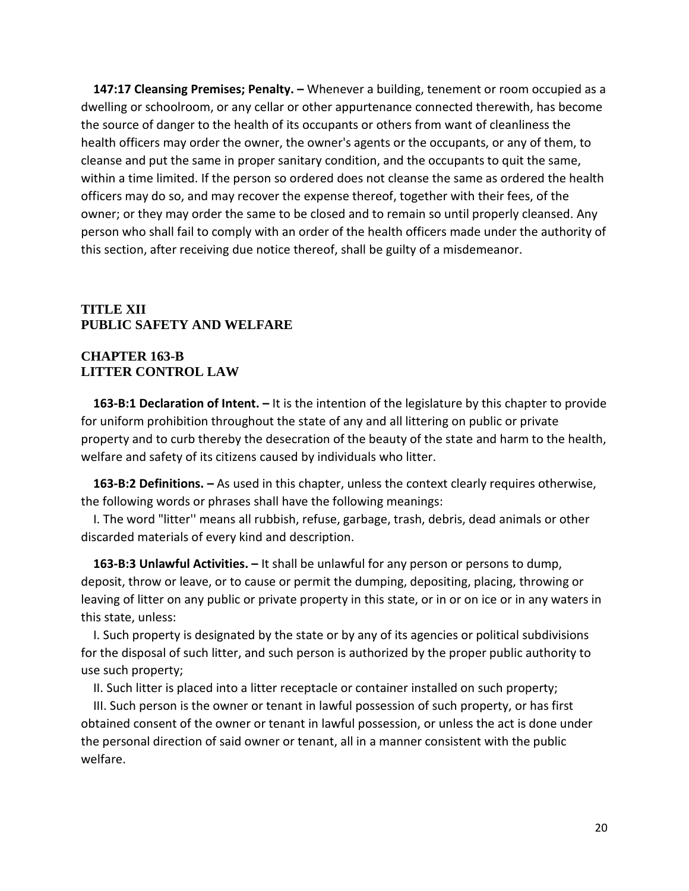**147:17 Cleansing Premises; Penalty. –** Whenever a building, tenement or room occupied as a dwelling or schoolroom, or any cellar or other appurtenance connected therewith, has become the source of danger to the health of its occupants or others from want of cleanliness the health officers may order the owner, the owner's agents or the occupants, or any of them, to cleanse and put the same in proper sanitary condition, and the occupants to quit the same, within a time limited. If the person so ordered does not cleanse the same as ordered the health officers may do so, and may recover the expense thereof, together with their fees, of the owner; or they may order the same to be closed and to remain so until properly cleansed. Any person who shall fail to comply with an order of the health officers made under the authority of this section, after receiving due notice thereof, shall be guilty of a misdemeanor.

## TITLE XII
## PUBLIC SAFETY AND WELFARE

### CHAPTER 163-B
### LITTER CONTROL LAW

**163-B:1 Declaration of Intent. –** It is the intention of the legislature by this chapter to provide for uniform prohibition throughout the state of any and all littering on public or private property and to curb thereby the desecration of the beauty of the state and harm to the health, welfare and safety of its citizens caused by individuals who litter.

**163-B:2 Definitions. –** As used in this chapter, unless the context clearly requires otherwise, the following words or phrases shall have the following meanings:

I. The word "litter'' means all rubbish, refuse, garbage, trash, debris, dead animals or other discarded materials of every kind and description.

**163-B:3 Unlawful Activities. –** It shall be unlawful for any person or persons to dump, deposit, throw or leave, or to cause or permit the dumping, depositing, placing, throwing or leaving of litter on any public or private property in this state, or in or on ice or in any waters in this state, unless:

I. Such property is designated by the state or by any of its agencies or political subdivisions for the disposal of such litter, and such person is authorized by the proper public authority to use such property;

II. Such litter is placed into a litter receptacle or container installed on such property;

III. Such person is the owner or tenant in lawful possession of such property, or has first obtained consent of the owner or tenant in lawful possession, or unless the act is done under the personal direction of said owner or tenant, all in a manner consistent with the public welfare.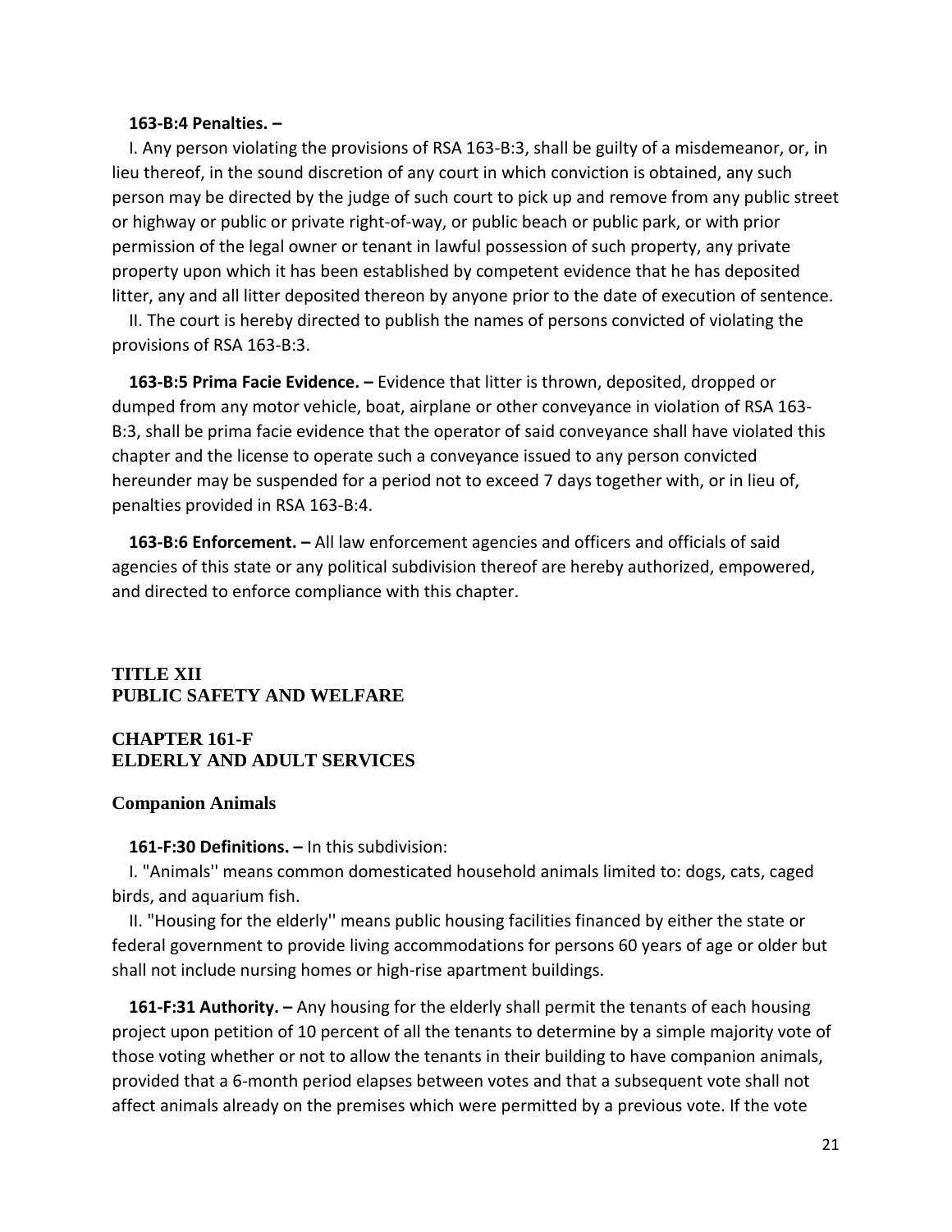**163-B:4 Penalties. –**

I. Any person violating the provisions of RSA 163-B:3, shall be guilty of a misdemeanor, or, in lieu thereof, in the sound discretion of any court in which conviction is obtained, any such person may be directed by the judge of such court to pick up and remove from any public street or highway or public or private right-of-way, or public beach or public park, or with prior permission of the legal owner or tenant in lawful possession of such property, any private property upon which it has been established by competent evidence that he has deposited litter, any and all litter deposited thereon by anyone prior to the date of execution of sentence.

II. The court is hereby directed to publish the names of persons convicted of violating the provisions of RSA 163-B:3.

**163-B:5 Prima Facie Evidence. –** Evidence that litter is thrown, deposited, dropped or dumped from any motor vehicle, boat, airplane or other conveyance in violation of RSA 163-B:3, shall be prima facie evidence that the operator of said conveyance shall have violated this chapter and the license to operate such a conveyance issued to any person convicted hereunder may be suspended for a period not to exceed 7 days together with, or in lieu of, penalties provided in RSA 163-B:4.

**163-B:6 Enforcement. –** All law enforcement agencies and officers and officials of said agencies of this state or any political subdivision thereof are hereby authorized, empowered, and directed to enforce compliance with this chapter.

## TITLE XII
## PUBLIC SAFETY AND WELFARE

## CHAPTER 161-F
## ELDERLY AND ADULT SERVICES

### Companion Animals

**161-F:30 Definitions. –** In this subdivision:

I. "Animals'' means common domesticated household animals limited to: dogs, cats, caged birds, and aquarium fish.

II. "Housing for the elderly'' means public housing facilities financed by either the state or federal government to provide living accommodations for persons 60 years of age or older but shall not include nursing homes or high-rise apartment buildings.

**161-F:31 Authority. –** Any housing for the elderly shall permit the tenants of each housing project upon petition of 10 percent of all the tenants to determine by a simple majority vote of those voting whether or not to allow the tenants in their building to have companion animals, provided that a 6-month period elapses between votes and that a subsequent vote shall not affect animals already on the premises which were permitted by a previous vote. If the vote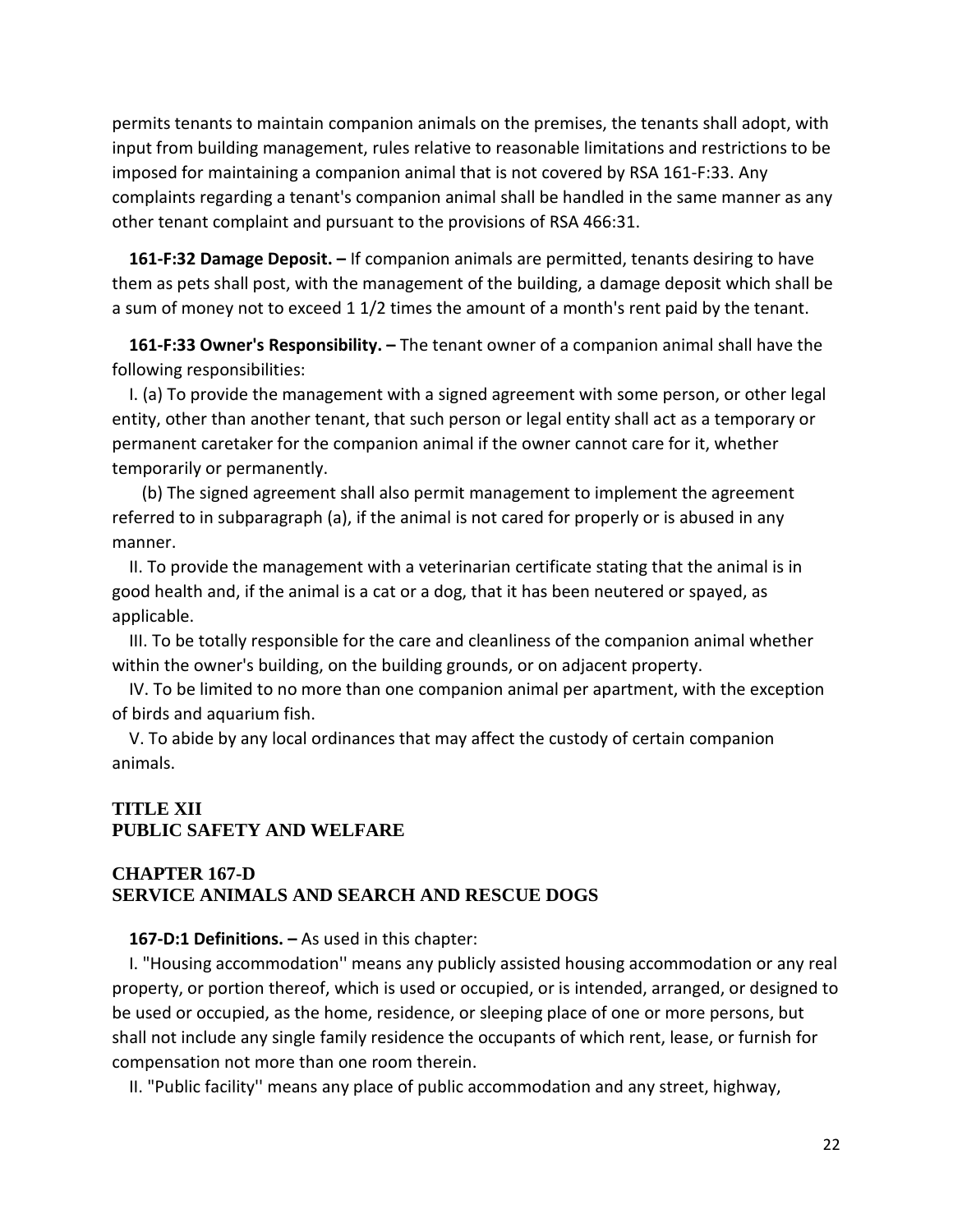permits tenants to maintain companion animals on the premises, the tenants shall adopt, with input from building management, rules relative to reasonable limitations and restrictions to be imposed for maintaining a companion animal that is not covered by RSA 161-F:33. Any complaints regarding a tenant's companion animal shall be handled in the same manner as any other tenant complaint and pursuant to the provisions of RSA 466:31.

**161-F:32 Damage Deposit. –** If companion animals are permitted, tenants desiring to have them as pets shall post, with the management of the building, a damage deposit which shall be a sum of money not to exceed 1 1/2 times the amount of a month's rent paid by the tenant.

**161-F:33 Owner's Responsibility. –** The tenant owner of a companion animal shall have the following responsibilities:

I. (a) To provide the management with a signed agreement with some person, or other legal entity, other than another tenant, that such person or legal entity shall act as a temporary or permanent caretaker for the companion animal if the owner cannot care for it, whether temporarily or permanently.

(b) The signed agreement shall also permit management to implement the agreement referred to in subparagraph (a), if the animal is not cared for properly or is abused in any manner.

II. To provide the management with a veterinarian certificate stating that the animal is in good health and, if the animal is a cat or a dog, that it has been neutered or spayed, as applicable.

III. To be totally responsible for the care and cleanliness of the companion animal whether within the owner's building, on the building grounds, or on adjacent property.

IV. To be limited to no more than one companion animal per apartment, with the exception of birds and aquarium fish.

V. To abide by any local ordinances that may affect the custody of certain companion animals.

## TITLE XII
## PUBLIC SAFETY AND WELFARE

## CHAPTER 167-D
## SERVICE ANIMALS AND SEARCH AND RESCUE DOGS

**167-D:1 Definitions. –** As used in this chapter:

I. "Housing accommodation'' means any publicly assisted housing accommodation or any real property, or portion thereof, which is used or occupied, or is intended, arranged, or designed to be used or occupied, as the home, residence, or sleeping place of one or more persons, but shall not include any single family residence the occupants of which rent, lease, or furnish for compensation not more than one room therein.

II. "Public facility'' means any place of public accommodation and any street, highway,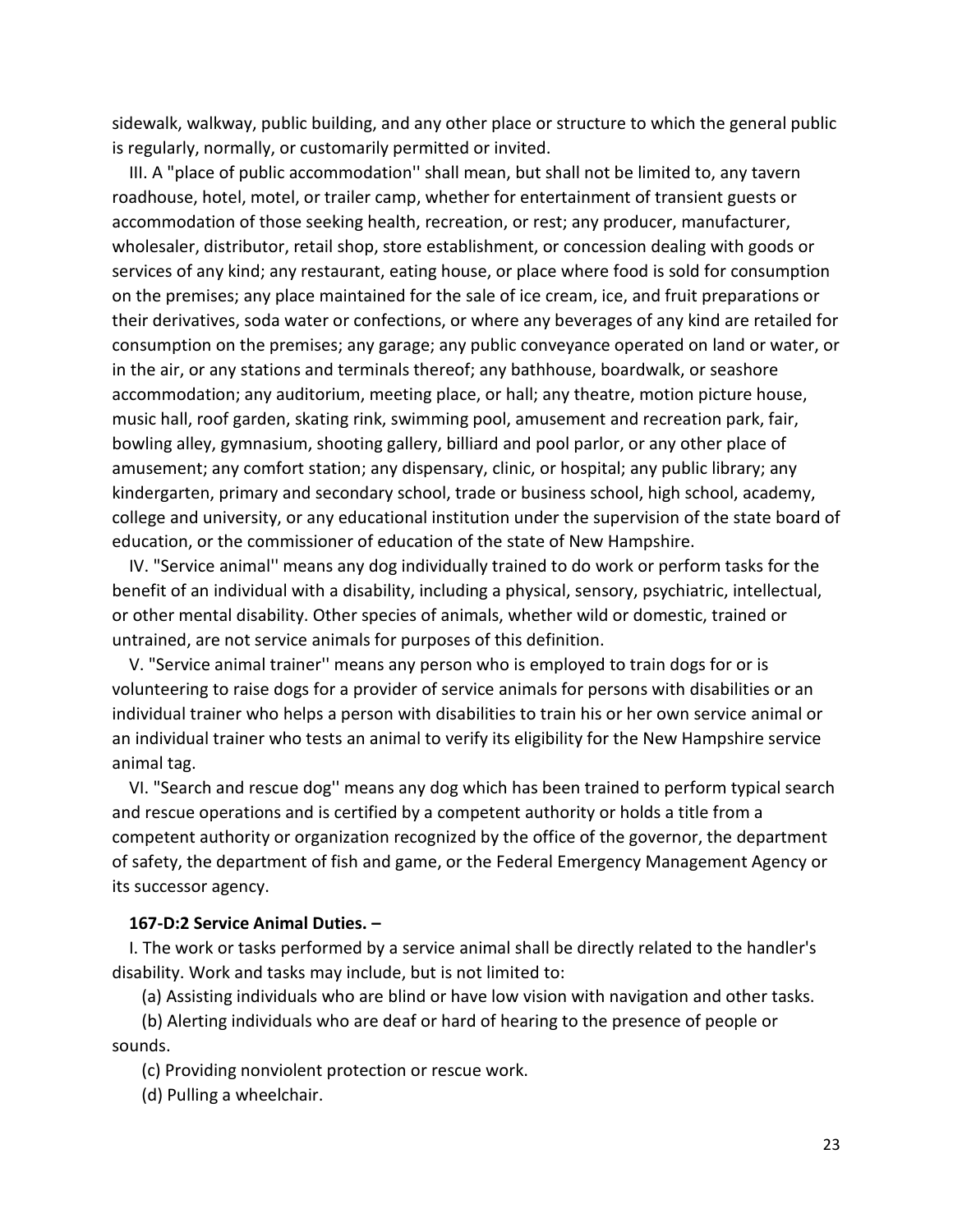sidewalk, walkway, public building, and any other place or structure to which the general public is regularly, normally, or customarily permitted or invited.

III. A "place of public accommodation'' shall mean, but shall not be limited to, any tavern roadhouse, hotel, motel, or trailer camp, whether for entertainment of transient guests or accommodation of those seeking health, recreation, or rest; any producer, manufacturer, wholesaler, distributor, retail shop, store establishment, or concession dealing with goods or services of any kind; any restaurant, eating house, or place where food is sold for consumption on the premises; any place maintained for the sale of ice cream, ice, and fruit preparations or their derivatives, soda water or confections, or where any beverages of any kind are retailed for consumption on the premises; any garage; any public conveyance operated on land or water, or in the air, or any stations and terminals thereof; any bathhouse, boardwalk, or seashore accommodation; any auditorium, meeting place, or hall; any theatre, motion picture house, music hall, roof garden, skating rink, swimming pool, amusement and recreation park, fair, bowling alley, gymnasium, shooting gallery, billiard and pool parlor, or any other place of amusement; any comfort station; any dispensary, clinic, or hospital; any public library; any kindergarten, primary and secondary school, trade or business school, high school, academy, college and university, or any educational institution under the supervision of the state board of education, or the commissioner of education of the state of New Hampshire.

IV. "Service animal'' means any dog individually trained to do work or perform tasks for the benefit of an individual with a disability, including a physical, sensory, psychiatric, intellectual, or other mental disability. Other species of animals, whether wild or domestic, trained or untrained, are not service animals for purposes of this definition.

V. "Service animal trainer'' means any person who is employed to train dogs for or is volunteering to raise dogs for a provider of service animals for persons with disabilities or an individual trainer who helps a person with disabilities to train his or her own service animal or an individual trainer who tests an animal to verify its eligibility for the New Hampshire service animal tag.

VI. "Search and rescue dog'' means any dog which has been trained to perform typical search and rescue operations and is certified by a competent authority or holds a title from a competent authority or organization recognized by the office of the governor, the department of safety, the department of fish and game, or the Federal Emergency Management Agency or its successor agency.

**167-D:2 Service Animal Duties. –**

I. The work or tasks performed by a service animal shall be directly related to the handler's disability. Work and tasks may include, but is not limited to:

(a) Assisting individuals who are blind or have low vision with navigation and other tasks.

(b) Alerting individuals who are deaf or hard of hearing to the presence of people or sounds.

(c) Providing nonviolent protection or rescue work.

(d) Pulling a wheelchair.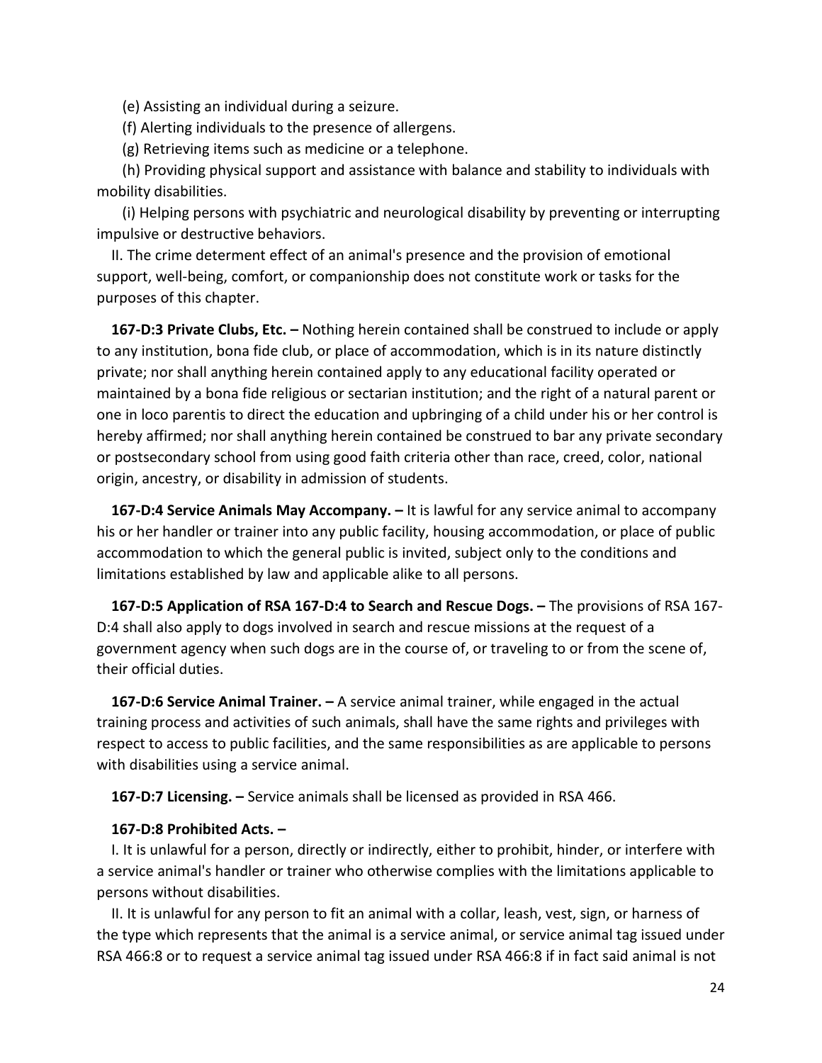(e) Assisting an individual during a seizure.

(f) Alerting individuals to the presence of allergens.

(g) Retrieving items such as medicine or a telephone.

(h) Providing physical support and assistance with balance and stability to individuals with mobility disabilities.

(i) Helping persons with psychiatric and neurological disability by preventing or interrupting impulsive or destructive behaviors.

II. The crime determent effect of an animal's presence and the provision of emotional support, well-being, comfort, or companionship does not constitute work or tasks for the purposes of this chapter.

**167-D:3 Private Clubs, Etc. –** Nothing herein contained shall be construed to include or apply to any institution, bona fide club, or place of accommodation, which is in its nature distinctly private; nor shall anything herein contained apply to any educational facility operated or maintained by a bona fide religious or sectarian institution; and the right of a natural parent or one in loco parentis to direct the education and upbringing of a child under his or her control is hereby affirmed; nor shall anything herein contained be construed to bar any private secondary or postsecondary school from using good faith criteria other than race, creed, color, national origin, ancestry, or disability in admission of students.

**167-D:4 Service Animals May Accompany. –** It is lawful for any service animal to accompany his or her handler or trainer into any public facility, housing accommodation, or place of public accommodation to which the general public is invited, subject only to the conditions and limitations established by law and applicable alike to all persons.

**167-D:5 Application of RSA 167-D:4 to Search and Rescue Dogs. –** The provisions of RSA 167-D:4 shall also apply to dogs involved in search and rescue missions at the request of a government agency when such dogs are in the course of, or traveling to or from the scene of, their official duties.

**167-D:6 Service Animal Trainer. –** A service animal trainer, while engaged in the actual training process and activities of such animals, shall have the same rights and privileges with respect to access to public facilities, and the same responsibilities as are applicable to persons with disabilities using a service animal.

**167-D:7 Licensing. –** Service animals shall be licensed as provided in RSA 466.

**167-D:8 Prohibited Acts. –**

I. It is unlawful for a person, directly or indirectly, either to prohibit, hinder, or interfere with a service animal's handler or trainer who otherwise complies with the limitations applicable to persons without disabilities.

II. It is unlawful for any person to fit an animal with a collar, leash, vest, sign, or harness of the type which represents that the animal is a service animal, or service animal tag issued under RSA 466:8 or to request a service animal tag issued under RSA 466:8 if in fact said animal is not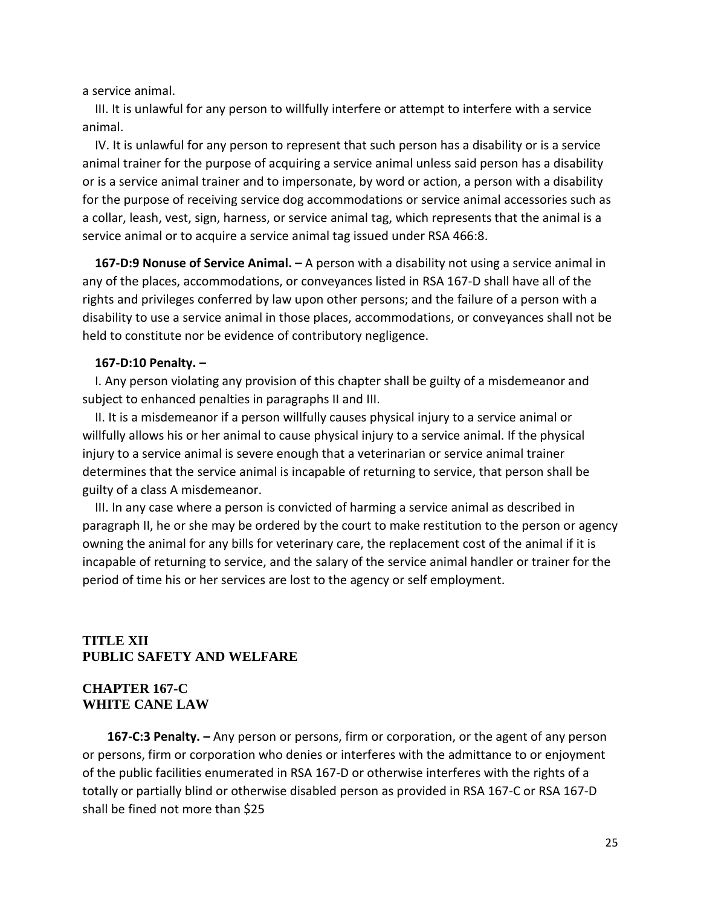a service animal.

III. It is unlawful for any person to willfully interfere or attempt to interfere with a service animal.

IV. It is unlawful for any person to represent that such person has a disability or is a service animal trainer for the purpose of acquiring a service animal unless said person has a disability or is a service animal trainer and to impersonate, by word or action, a person with a disability for the purpose of receiving service dog accommodations or service animal accessories such as a collar, leash, vest, sign, harness, or service animal tag, which represents that the animal is a service animal or to acquire a service animal tag issued under RSA 466:8.

**167-D:9 Nonuse of Service Animal. –** A person with a disability not using a service animal in any of the places, accommodations, or conveyances listed in RSA 167-D shall have all of the rights and privileges conferred by law upon other persons; and the failure of a person with a disability to use a service animal in those places, accommodations, or conveyances shall not be held to constitute nor be evidence of contributory negligence.

**167-D:10 Penalty. –**

I. Any person violating any provision of this chapter shall be guilty of a misdemeanor and subject to enhanced penalties in paragraphs II and III.

II. It is a misdemeanor if a person willfully causes physical injury to a service animal or willfully allows his or her animal to cause physical injury to a service animal. If the physical injury to a service animal is severe enough that a veterinarian or service animal trainer determines that the service animal is incapable of returning to service, that person shall be guilty of a class A misdemeanor.

III. In any case where a person is convicted of harming a service animal as described in paragraph II, he or she may be ordered by the court to make restitution to the person or agency owning the animal for any bills for veterinary care, the replacement cost of the animal if it is incapable of returning to service, and the salary of the service animal handler or trainer for the period of time his or her services are lost to the agency or self employment.

## TITLE XII
## PUBLIC SAFETY AND WELFARE

## CHAPTER 167-C
## WHITE CANE LAW

**167-C:3 Penalty. –** Any person or persons, firm or corporation, or the agent of any person or persons, firm or corporation who denies or interferes with the admittance to or enjoyment of the public facilities enumerated in RSA 167-D or otherwise interferes with the rights of a totally or partially blind or otherwise disabled person as provided in RSA 167-C or RSA 167-D shall be fined not more than $25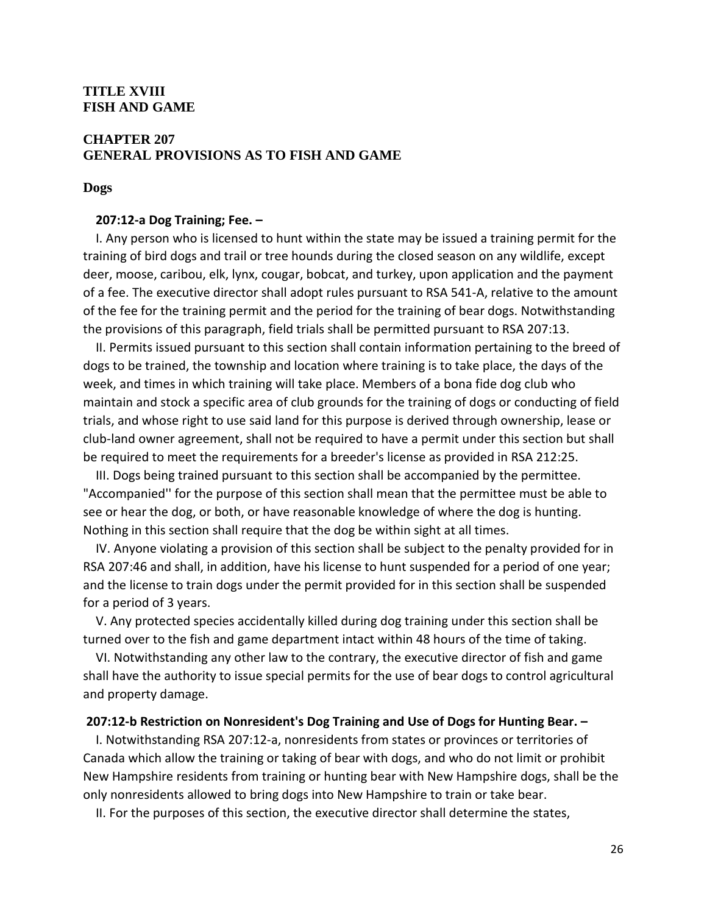## TITLE XVIII
## FISH AND GAME

## CHAPTER 207
## GENERAL PROVISIONS AS TO FISH AND GAME

### Dogs

**207:12-a Dog Training; Fee. –**

I. Any person who is licensed to hunt within the state may be issued a training permit for the training of bird dogs and trail or tree hounds during the closed season on any wildlife, except deer, moose, caribou, elk, lynx, cougar, bobcat, and turkey, upon application and the payment of a fee. The executive director shall adopt rules pursuant to RSA 541-A, relative to the amount of the fee for the training permit and the period for the training of bear dogs. Notwithstanding the provisions of this paragraph, field trials shall be permitted pursuant to RSA 207:13.

II. Permits issued pursuant to this section shall contain information pertaining to the breed of dogs to be trained, the township and location where training is to take place, the days of the week, and times in which training will take place. Members of a bona fide dog club who maintain and stock a specific area of club grounds for the training of dogs or conducting of field trials, and whose right to use said land for this purpose is derived through ownership, lease or club-land owner agreement, shall not be required to have a permit under this section but shall be required to meet the requirements for a breeder's license as provided in RSA 212:25.

III. Dogs being trained pursuant to this section shall be accompanied by the permittee. "Accompanied'' for the purpose of this section shall mean that the permittee must be able to see or hear the dog, or both, or have reasonable knowledge of where the dog is hunting. Nothing in this section shall require that the dog be within sight at all times.

IV. Anyone violating a provision of this section shall be subject to the penalty provided for in RSA 207:46 and shall, in addition, have his license to hunt suspended for a period of one year; and the license to train dogs under the permit provided for in this section shall be suspended for a period of 3 years.

V. Any protected species accidentally killed during dog training under this section shall be turned over to the fish and game department intact within 48 hours of the time of taking.

VI. Notwithstanding any other law to the contrary, the executive director of fish and game shall have the authority to issue special permits for the use of bear dogs to control agricultural and property damage.

**207:12-b Restriction on Nonresident's Dog Training and Use of Dogs for Hunting Bear. –**

I. Notwithstanding RSA 207:12-a, nonresidents from states or provinces or territories of Canada which allow the training or taking of bear with dogs, and who do not limit or prohibit New Hampshire residents from training or hunting bear with New Hampshire dogs, shall be the only nonresidents allowed to bring dogs into New Hampshire to train or take bear.

II. For the purposes of this section, the executive director shall determine the states,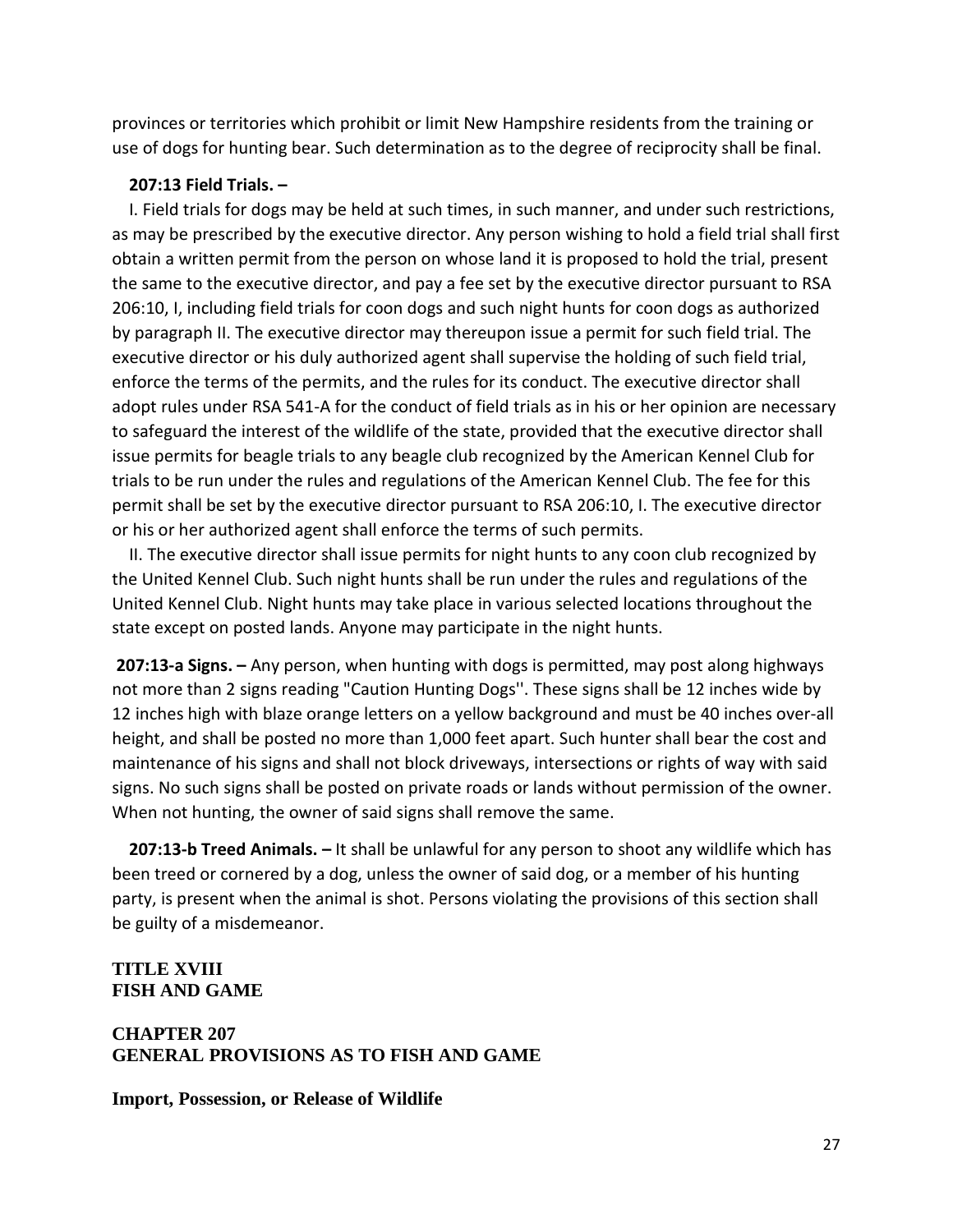provinces or territories which prohibit or limit New Hampshire residents from the training or use of dogs for hunting bear. Such determination as to the degree of reciprocity shall be final.

**207:13 Field Trials. –**

I. Field trials for dogs may be held at such times, in such manner, and under such restrictions, as may be prescribed by the executive director. Any person wishing to hold a field trial shall first obtain a written permit from the person on whose land it is proposed to hold the trial, present the same to the executive director, and pay a fee set by the executive director pursuant to RSA 206:10, I, including field trials for coon dogs and such night hunts for coon dogs as authorized by paragraph II. The executive director may thereupon issue a permit for such field trial. The executive director or his duly authorized agent shall supervise the holding of such field trial, enforce the terms of the permits, and the rules for its conduct. The executive director shall adopt rules under RSA 541-A for the conduct of field trials as in his or her opinion are necessary to safeguard the interest of the wildlife of the state, provided that the executive director shall issue permits for beagle trials to any beagle club recognized by the American Kennel Club for trials to be run under the rules and regulations of the American Kennel Club. The fee for this permit shall be set by the executive director pursuant to RSA 206:10, I. The executive director or his or her authorized agent shall enforce the terms of such permits.

II. The executive director shall issue permits for night hunts to any coon club recognized by the United Kennel Club. Such night hunts shall be run under the rules and regulations of the United Kennel Club. Night hunts may take place in various selected locations throughout the state except on posted lands. Anyone may participate in the night hunts.

**207:13-a Signs. –** Any person, when hunting with dogs is permitted, may post along highways not more than 2 signs reading "Caution Hunting Dogs''. These signs shall be 12 inches wide by 12 inches high with blaze orange letters on a yellow background and must be 40 inches over-all height, and shall be posted no more than 1,000 feet apart. Such hunter shall bear the cost and maintenance of his signs and shall not block driveways, intersections or rights of way with said signs. No such signs shall be posted on private roads or lands without permission of the owner. When not hunting, the owner of said signs shall remove the same.

**207:13-b Treed Animals. –** It shall be unlawful for any person to shoot any wildlife which has been treed or cornered by a dog, unless the owner of said dog, or a member of his hunting party, is present when the animal is shot. Persons violating the provisions of this section shall be guilty of a misdemeanor.

**TITLE XVIII**
**FISH AND GAME**

**CHAPTER 207**
**GENERAL PROVISIONS AS TO FISH AND GAME**

**Import, Possession, or Release of Wildlife**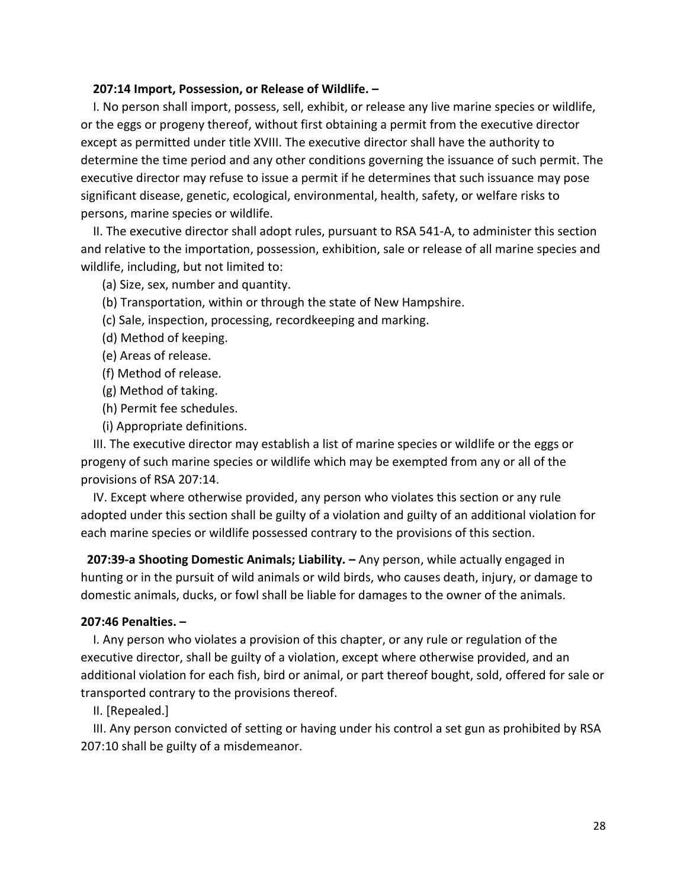**207:14 Import, Possession, or Release of Wildlife. –**

I. No person shall import, possess, sell, exhibit, or release any live marine species or wildlife, or the eggs or progeny thereof, without first obtaining a permit from the executive director except as permitted under title XVIII. The executive director shall have the authority to determine the time period and any other conditions governing the issuance of such permit. The executive director may refuse to issue a permit if he determines that such issuance may pose significant disease, genetic, ecological, environmental, health, safety, or welfare risks to persons, marine species or wildlife.

II. The executive director shall adopt rules, pursuant to RSA 541-A, to administer this section and relative to the importation, possession, exhibition, sale or release of all marine species and wildlife, including, but not limited to:

(a) Size, sex, number and quantity.

(b) Transportation, within or through the state of New Hampshire.

(c) Sale, inspection, processing, recordkeeping and marking.

(d) Method of keeping.

(e) Areas of release.

(f) Method of release.

(g) Method of taking.

(h) Permit fee schedules.

(i) Appropriate definitions.

III. The executive director may establish a list of marine species or wildlife or the eggs or progeny of such marine species or wildlife which may be exempted from any or all of the provisions of RSA 207:14.

IV. Except where otherwise provided, any person who violates this section or any rule adopted under this section shall be guilty of a violation and guilty of an additional violation for each marine species or wildlife possessed contrary to the provisions of this section.

**207:39-a Shooting Domestic Animals; Liability. –** Any person, while actually engaged in hunting or in the pursuit of wild animals or wild birds, who causes death, injury, or damage to domestic animals, ducks, or fowl shall be liable for damages to the owner of the animals.

**207:46 Penalties. –**

I. Any person who violates a provision of this chapter, or any rule or regulation of the executive director, shall be guilty of a violation, except where otherwise provided, and an additional violation for each fish, bird or animal, or part thereof bought, sold, offered for sale or transported contrary to the provisions thereof.

II. [Repealed.]

III. Any person convicted of setting or having under his control a set gun as prohibited by RSA 207:10 shall be guilty of a misdemeanor.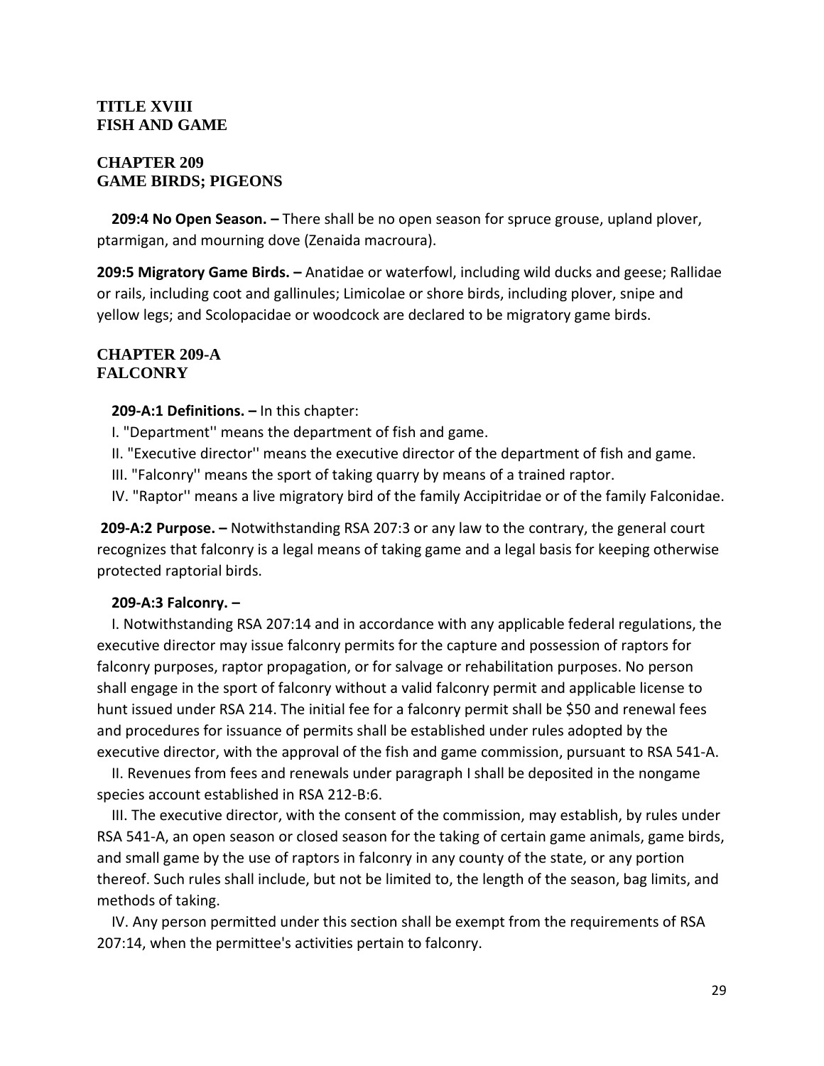## TITLE XVIII
## FISH AND GAME

## CHAPTER 209
## GAME BIRDS; PIGEONS

**209:4 No Open Season. –** There shall be no open season for spruce grouse, upland plover, ptarmigan, and mourning dove (Zenaida macroura).

**209:5 Migratory Game Birds. –** Anatidae or waterfowl, including wild ducks and geese; Rallidae or rails, including coot and gallinules; Limicolae or shore birds, including plover, snipe and yellow legs; and Scolopacidae or woodcock are declared to be migratory game birds.

## CHAPTER 209-A
## FALCONRY

**209-A:1 Definitions. –** In this chapter:

I. "Department'' means the department of fish and game.

II. "Executive director'' means the executive director of the department of fish and game.

III. "Falconry'' means the sport of taking quarry by means of a trained raptor.

IV. "Raptor'' means a live migratory bird of the family Accipitridae or of the family Falconidae.

**209-A:2 Purpose. –** Notwithstanding RSA 207:3 or any law to the contrary, the general court recognizes that falconry is a legal means of taking game and a legal basis for keeping otherwise protected raptorial birds.

**209-A:3 Falconry. –**

I. Notwithstanding RSA 207:14 and in accordance with any applicable federal regulations, the executive director may issue falconry permits for the capture and possession of raptors for falconry purposes, raptor propagation, or for salvage or rehabilitation purposes. No person shall engage in the sport of falconry without a valid falconry permit and applicable license to hunt issued under RSA 214. The initial fee for a falconry permit shall be $50 and renewal fees and procedures for issuance of permits shall be established under rules adopted by the executive director, with the approval of the fish and game commission, pursuant to RSA 541-A.

II. Revenues from fees and renewals under paragraph I shall be deposited in the nongame species account established in RSA 212-B:6.

III. The executive director, with the consent of the commission, may establish, by rules under RSA 541-A, an open season or closed season for the taking of certain game animals, game birds, and small game by the use of raptors in falconry in any county of the state, or any portion thereof. Such rules shall include, but not be limited to, the length of the season, bag limits, and methods of taking.

IV. Any person permitted under this section shall be exempt from the requirements of RSA 207:14, when the permittee's activities pertain to falconry.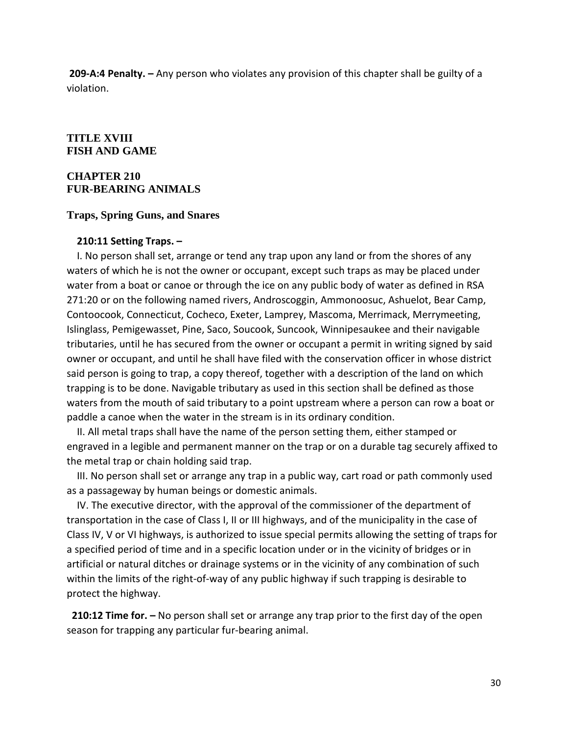**209-A:4 Penalty. –** Any person who violates any provision of this chapter shall be guilty of a violation.

# TITLE XVIII
# FISH AND GAME

## CHAPTER 210
## FUR-BEARING ANIMALS

### Traps, Spring Guns, and Snares

**210:11 Setting Traps. –**

I. No person shall set, arrange or tend any trap upon any land or from the shores of any waters of which he is not the owner or occupant, except such traps as may be placed under water from a boat or canoe or through the ice on any public body of water as defined in RSA 271:20 or on the following named rivers, Androscoggin, Ammonoosuc, Ashuelot, Bear Camp, Contoocook, Connecticut, Cocheco, Exeter, Lamprey, Mascoma, Merrimack, Merrymeeting, Islinglass, Pemigewasset, Pine, Saco, Soucook, Suncook, Winnipesaukee and their navigable tributaries, until he has secured from the owner or occupant a permit in writing signed by said owner or occupant, and until he shall have filed with the conservation officer in whose district said person is going to trap, a copy thereof, together with a description of the land on which trapping is to be done. Navigable tributary as used in this section shall be defined as those waters from the mouth of said tributary to a point upstream where a person can row a boat or paddle a canoe when the water in the stream is in its ordinary condition.

II. All metal traps shall have the name of the person setting them, either stamped or engraved in a legible and permanent manner on the trap or on a durable tag securely affixed to the metal trap or chain holding said trap.

III. No person shall set or arrange any trap in a public way, cart road or path commonly used as a passageway by human beings or domestic animals.

IV. The executive director, with the approval of the commissioner of the department of transportation in the case of Class I, II or III highways, and of the municipality in the case of Class IV, V or VI highways, is authorized to issue special permits allowing the setting of traps for a specified period of time and in a specific location under or in the vicinity of bridges or in artificial or natural ditches or drainage systems or in the vicinity of any combination of such within the limits of the right-of-way of any public highway if such trapping is desirable to protect the highway.

**210:12 Time for. –** No person shall set or arrange any trap prior to the first day of the open season for trapping any particular fur-bearing animal.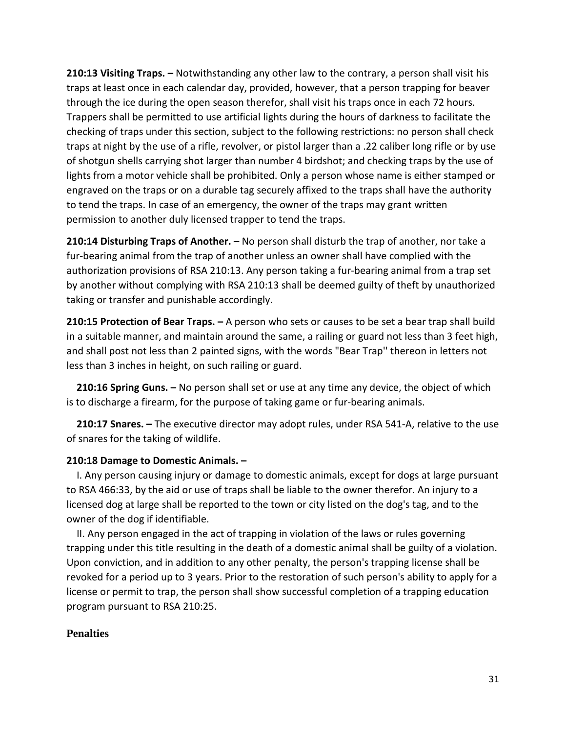**210:13 Visiting Traps. –** Notwithstanding any other law to the contrary, a person shall visit his traps at least once in each calendar day, provided, however, that a person trapping for beaver through the ice during the open season therefor, shall visit his traps once in each 72 hours. Trappers shall be permitted to use artificial lights during the hours of darkness to facilitate the checking of traps under this section, subject to the following restrictions: no person shall check traps at night by the use of a rifle, revolver, or pistol larger than a .22 caliber long rifle or by use of shotgun shells carrying shot larger than number 4 birdshot; and checking traps by the use of lights from a motor vehicle shall be prohibited. Only a person whose name is either stamped or engraved on the traps or on a durable tag securely affixed to the traps shall have the authority to tend the traps. In case of an emergency, the owner of the traps may grant written permission to another duly licensed trapper to tend the traps.

**210:14 Disturbing Traps of Another. –** No person shall disturb the trap of another, nor take a fur-bearing animal from the trap of another unless an owner shall have complied with the authorization provisions of RSA 210:13. Any person taking a fur-bearing animal from a trap set by another without complying with RSA 210:13 shall be deemed guilty of theft by unauthorized taking or transfer and punishable accordingly.

**210:15 Protection of Bear Traps. –** A person who sets or causes to be set a bear trap shall build in a suitable manner, and maintain around the same, a railing or guard not less than 3 feet high, and shall post not less than 2 painted signs, with the words "Bear Trap'' thereon in letters not less than 3 inches in height, on such railing or guard.

**210:16 Spring Guns. –** No person shall set or use at any time any device, the object of which is to discharge a firearm, for the purpose of taking game or fur-bearing animals.

**210:17 Snares. –** The executive director may adopt rules, under RSA 541-A, relative to the use of snares for the taking of wildlife.

**210:18 Damage to Domestic Animals. –**

I. Any person causing injury or damage to domestic animals, except for dogs at large pursuant to RSA 466:33, by the aid or use of traps shall be liable to the owner therefor. An injury to a licensed dog at large shall be reported to the town or city listed on the dog's tag, and to the owner of the dog if identifiable.

II. Any person engaged in the act of trapping in violation of the laws or rules governing trapping under this title resulting in the death of a domestic animal shall be guilty of a violation. Upon conviction, and in addition to any other penalty, the person's trapping license shall be revoked for a period up to 3 years. Prior to the restoration of such person's ability to apply for a license or permit to trap, the person shall show successful completion of a trapping education program pursuant to RSA 210:25.

**Penalties**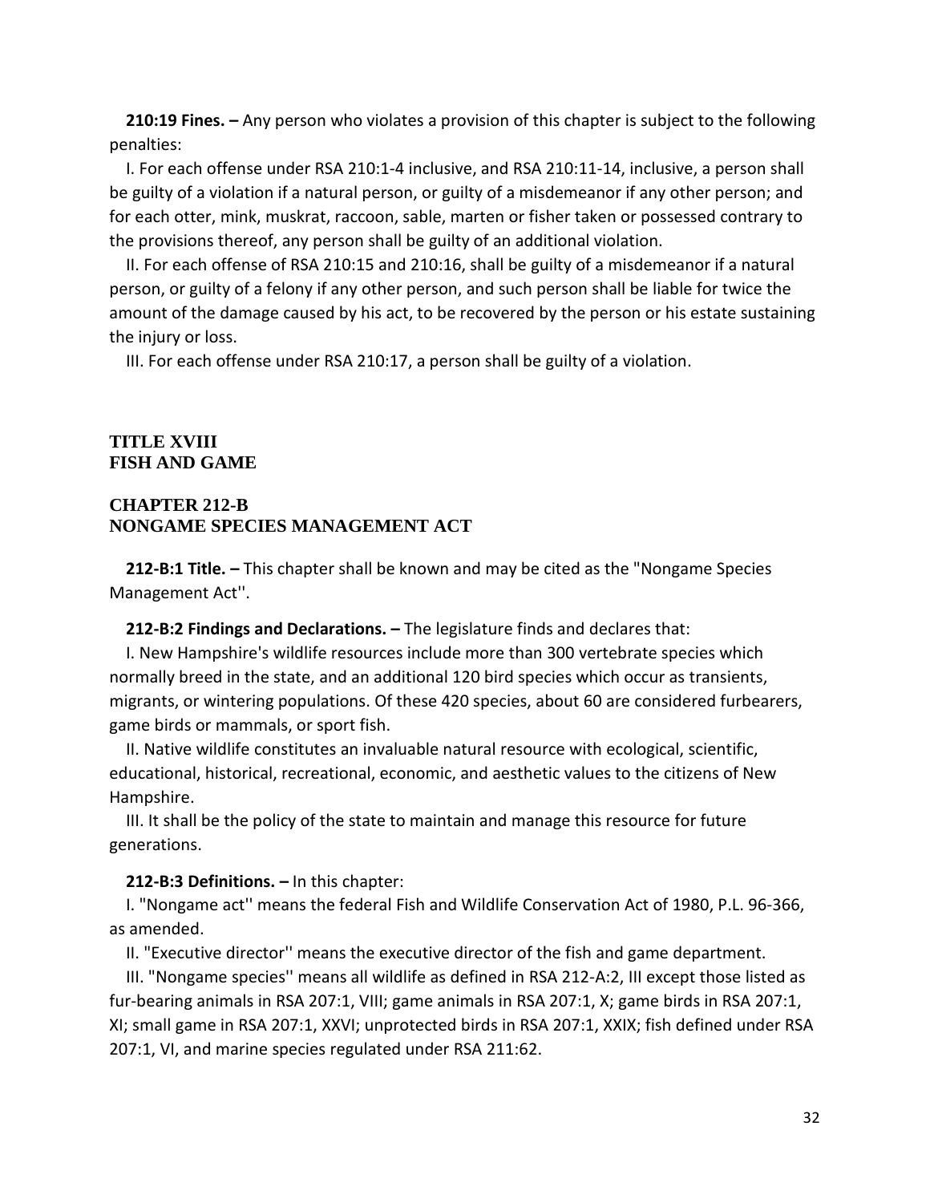**210:19 Fines. –** Any person who violates a provision of this chapter is subject to the following penalties:

I. For each offense under RSA 210:1-4 inclusive, and RSA 210:11-14, inclusive, a person shall be guilty of a violation if a natural person, or guilty of a misdemeanor if any other person; and for each otter, mink, muskrat, raccoon, sable, marten or fisher taken or possessed contrary to the provisions thereof, any person shall be guilty of an additional violation.

II. For each offense of RSA 210:15 and 210:16, shall be guilty of a misdemeanor if a natural person, or guilty of a felony if any other person, and such person shall be liable for twice the amount of the damage caused by his act, to be recovered by the person or his estate sustaining the injury or loss.

III. For each offense under RSA 210:17, a person shall be guilty of a violation.

## TITLE XVIII
## FISH AND GAME

### CHAPTER 212-B
### NONGAME SPECIES MANAGEMENT ACT

**212-B:1 Title. –** This chapter shall be known and may be cited as the "Nongame Species Management Act''.

**212-B:2 Findings and Declarations. –** The legislature finds and declares that:

I. New Hampshire's wildlife resources include more than 300 vertebrate species which normally breed in the state, and an additional 120 bird species which occur as transients, migrants, or wintering populations. Of these 420 species, about 60 are considered furbearers, game birds or mammals, or sport fish.

II. Native wildlife constitutes an invaluable natural resource with ecological, scientific, educational, historical, recreational, economic, and aesthetic values to the citizens of New Hampshire.

III. It shall be the policy of the state to maintain and manage this resource for future generations.

**212-B:3 Definitions. –** In this chapter:

I. "Nongame act'' means the federal Fish and Wildlife Conservation Act of 1980, P.L. 96-366, as amended.

II. "Executive director'' means the executive director of the fish and game department.

III. "Nongame species'' means all wildlife as defined in RSA 212-A:2, III except those listed as fur-bearing animals in RSA 207:1, VIII; game animals in RSA 207:1, X; game birds in RSA 207:1, XI; small game in RSA 207:1, XXVI; unprotected birds in RSA 207:1, XXIX; fish defined under RSA 207:1, VI, and marine species regulated under RSA 211:62.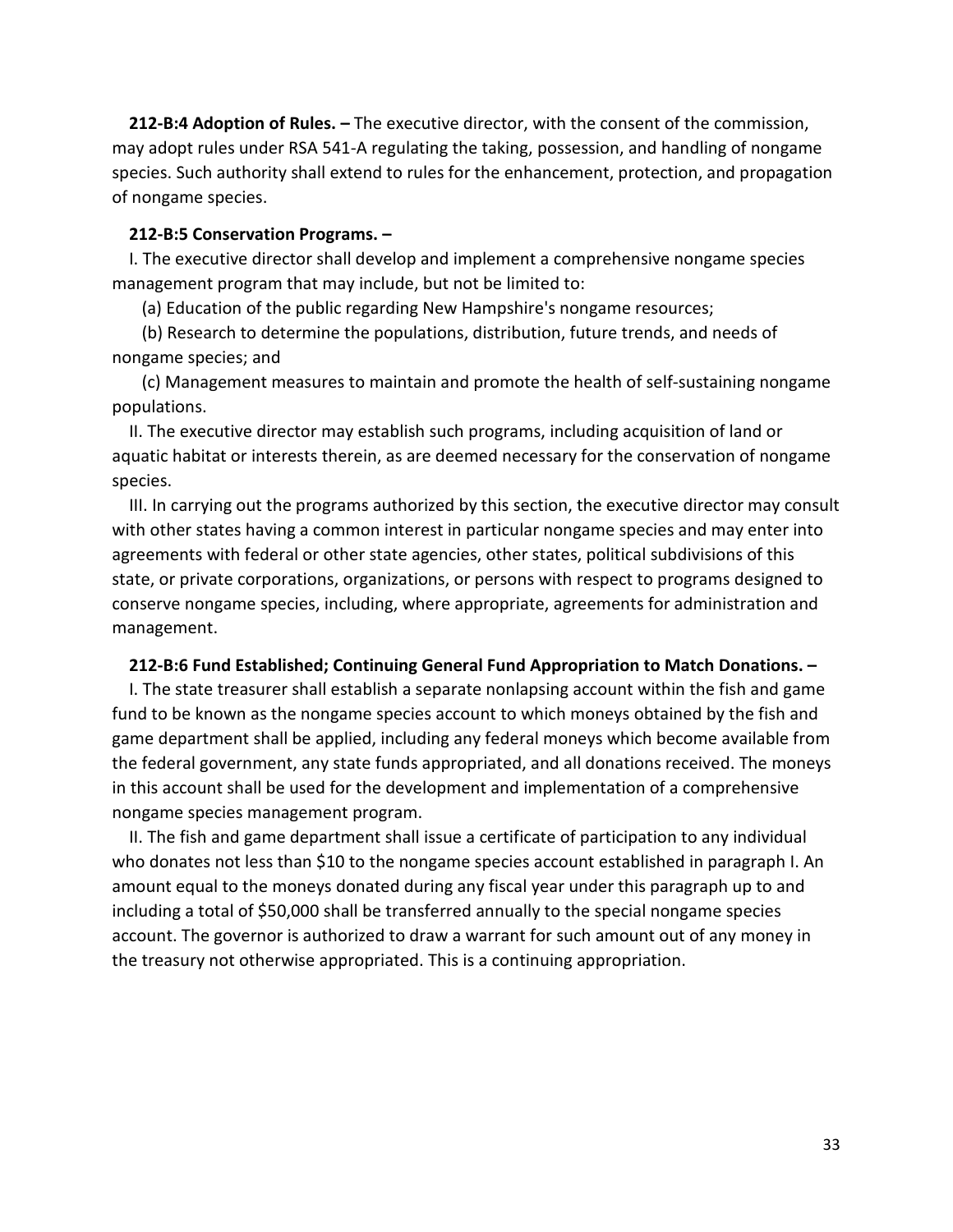**212-B:4 Adoption of Rules. –** The executive director, with the consent of the commission, may adopt rules under RSA 541-A regulating the taking, possession, and handling of nongame species. Such authority shall extend to rules for the enhancement, protection, and propagation of nongame species.

**212-B:5 Conservation Programs. –**

I. The executive director shall develop and implement a comprehensive nongame species management program that may include, but not be limited to:

(a) Education of the public regarding New Hampshire's nongame resources;

(b) Research to determine the populations, distribution, future trends, and needs of nongame species; and

(c) Management measures to maintain and promote the health of self-sustaining nongame populations.

II. The executive director may establish such programs, including acquisition of land or aquatic habitat or interests therein, as are deemed necessary for the conservation of nongame species.

III. In carrying out the programs authorized by this section, the executive director may consult with other states having a common interest in particular nongame species and may enter into agreements with federal or other state agencies, other states, political subdivisions of this state, or private corporations, organizations, or persons with respect to programs designed to conserve nongame species, including, where appropriate, agreements for administration and management.

**212-B:6 Fund Established; Continuing General Fund Appropriation to Match Donations. –**

I. The state treasurer shall establish a separate nonlapsing account within the fish and game fund to be known as the nongame species account to which moneys obtained by the fish and game department shall be applied, including any federal moneys which become available from the federal government, any state funds appropriated, and all donations received. The moneys in this account shall be used for the development and implementation of a comprehensive nongame species management program.

II. The fish and game department shall issue a certificate of participation to any individual who donates not less than $10 to the nongame species account established in paragraph I. An amount equal to the moneys donated during any fiscal year under this paragraph up to and including a total of $50,000 shall be transferred annually to the special nongame species account. The governor is authorized to draw a warrant for such amount out of any money in the treasury not otherwise appropriated. This is a continuing appropriation.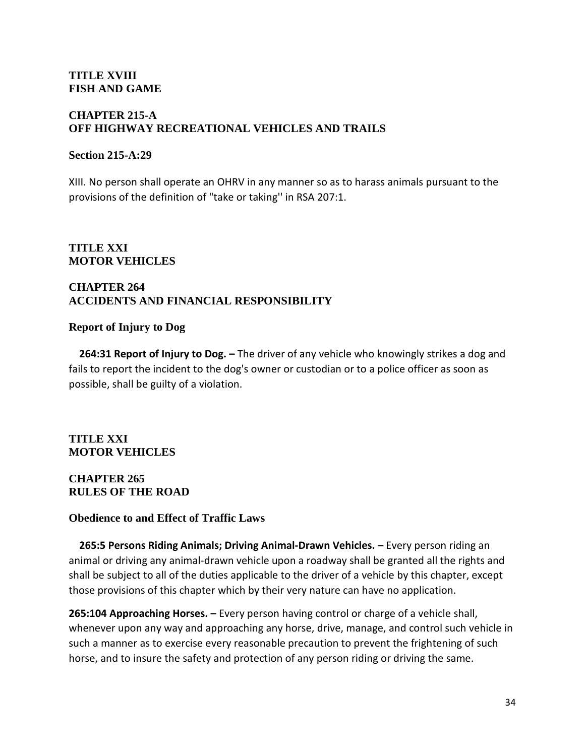**TITLE XVIII**
**FISH AND GAME**

**CHAPTER 215-A**
**OFF HIGHWAY RECREATIONAL VEHICLES AND TRAILS**

**Section 215-A:29**

XIII. No person shall operate an OHRV in any manner so as to harass animals pursuant to the provisions of the definition of "take or taking'' in RSA 207:1.

**TITLE XXI**
**MOTOR VEHICLES**

**CHAPTER 264**
**ACCIDENTS AND FINANCIAL RESPONSIBILITY**

**Report of Injury to Dog**

**264:31 Report of Injury to Dog. –** The driver of any vehicle who knowingly strikes a dog and fails to report the incident to the dog's owner or custodian or to a police officer as soon as possible, shall be guilty of a violation.

**TITLE XXI**
**MOTOR VEHICLES**

**CHAPTER 265**
**RULES OF THE ROAD**

**Obedience to and Effect of Traffic Laws**

**265:5 Persons Riding Animals; Driving Animal-Drawn Vehicles. –** Every person riding an animal or driving any animal-drawn vehicle upon a roadway shall be granted all the rights and shall be subject to all of the duties applicable to the driver of a vehicle by this chapter, except those provisions of this chapter which by their very nature can have no application.

**265:104 Approaching Horses. –** Every person having control or charge of a vehicle shall, whenever upon any way and approaching any horse, drive, manage, and control such vehicle in such a manner as to exercise every reasonable precaution to prevent the frightening of such horse, and to insure the safety and protection of any person riding or driving the same.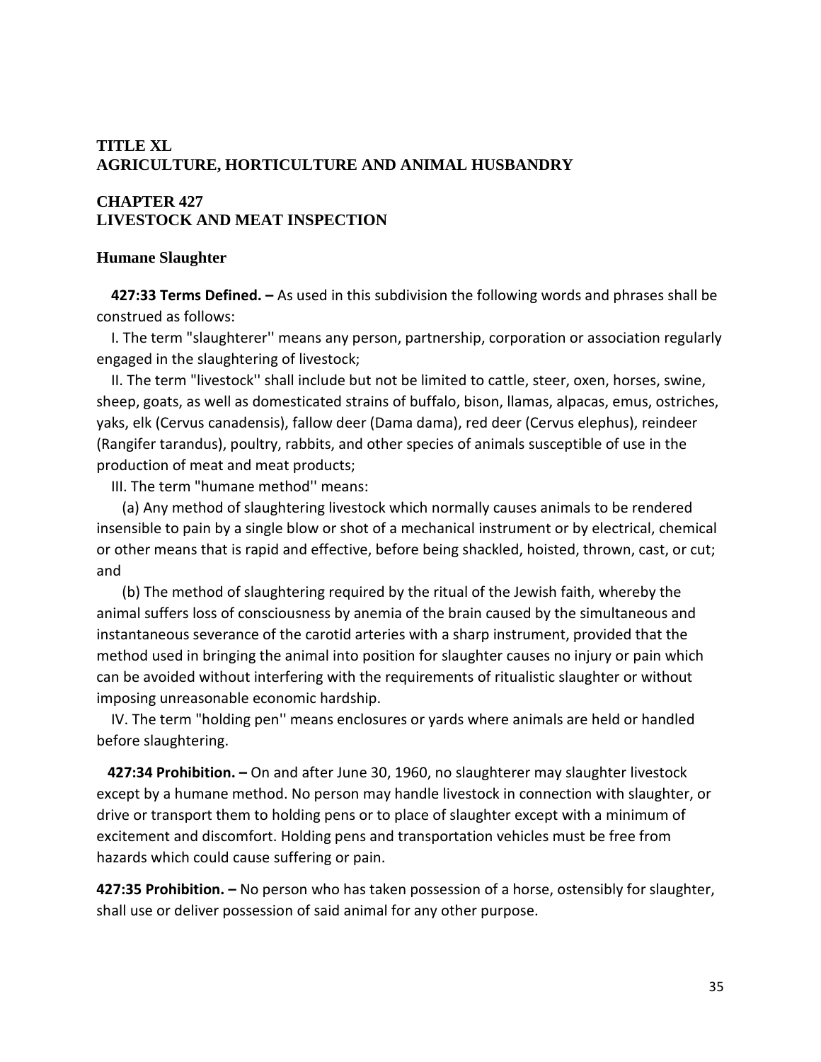## TITLE XL
## AGRICULTURE, HORTICULTURE AND ANIMAL HUSBANDRY

## CHAPTER 427
## LIVESTOCK AND MEAT INSPECTION

### Humane Slaughter

**427:33 Terms Defined. –** As used in this subdivision the following words and phrases shall be construed as follows:

I. The term "slaughterer'' means any person, partnership, corporation or association regularly engaged in the slaughtering of livestock;

II. The term "livestock'' shall include but not be limited to cattle, steer, oxen, horses, swine, sheep, goats, as well as domesticated strains of buffalo, bison, llamas, alpacas, emus, ostriches, yaks, elk (Cervus canadensis), fallow deer (Dama dama), red deer (Cervus elephus), reindeer (Rangifer tarandus), poultry, rabbits, and other species of animals susceptible of use in the production of meat and meat products;

III. The term "humane method'' means:

(a) Any method of slaughtering livestock which normally causes animals to be rendered insensible to pain by a single blow or shot of a mechanical instrument or by electrical, chemical or other means that is rapid and effective, before being shackled, hoisted, thrown, cast, or cut; and

(b) The method of slaughtering required by the ritual of the Jewish faith, whereby the animal suffers loss of consciousness by anemia of the brain caused by the simultaneous and instantaneous severance of the carotid arteries with a sharp instrument, provided that the method used in bringing the animal into position for slaughter causes no injury or pain which can be avoided without interfering with the requirements of ritualistic slaughter or without imposing unreasonable economic hardship.

IV. The term "holding pen'' means enclosures or yards where animals are held or handled before slaughtering.

**427:34 Prohibition. –** On and after June 30, 1960, no slaughterer may slaughter livestock except by a humane method. No person may handle livestock in connection with slaughter, or drive or transport them to holding pens or to place of slaughter except with a minimum of excitement and discomfort. Holding pens and transportation vehicles must be free from hazards which could cause suffering or pain.

**427:35 Prohibition. –** No person who has taken possession of a horse, ostensibly for slaughter, shall use or deliver possession of said animal for any other purpose.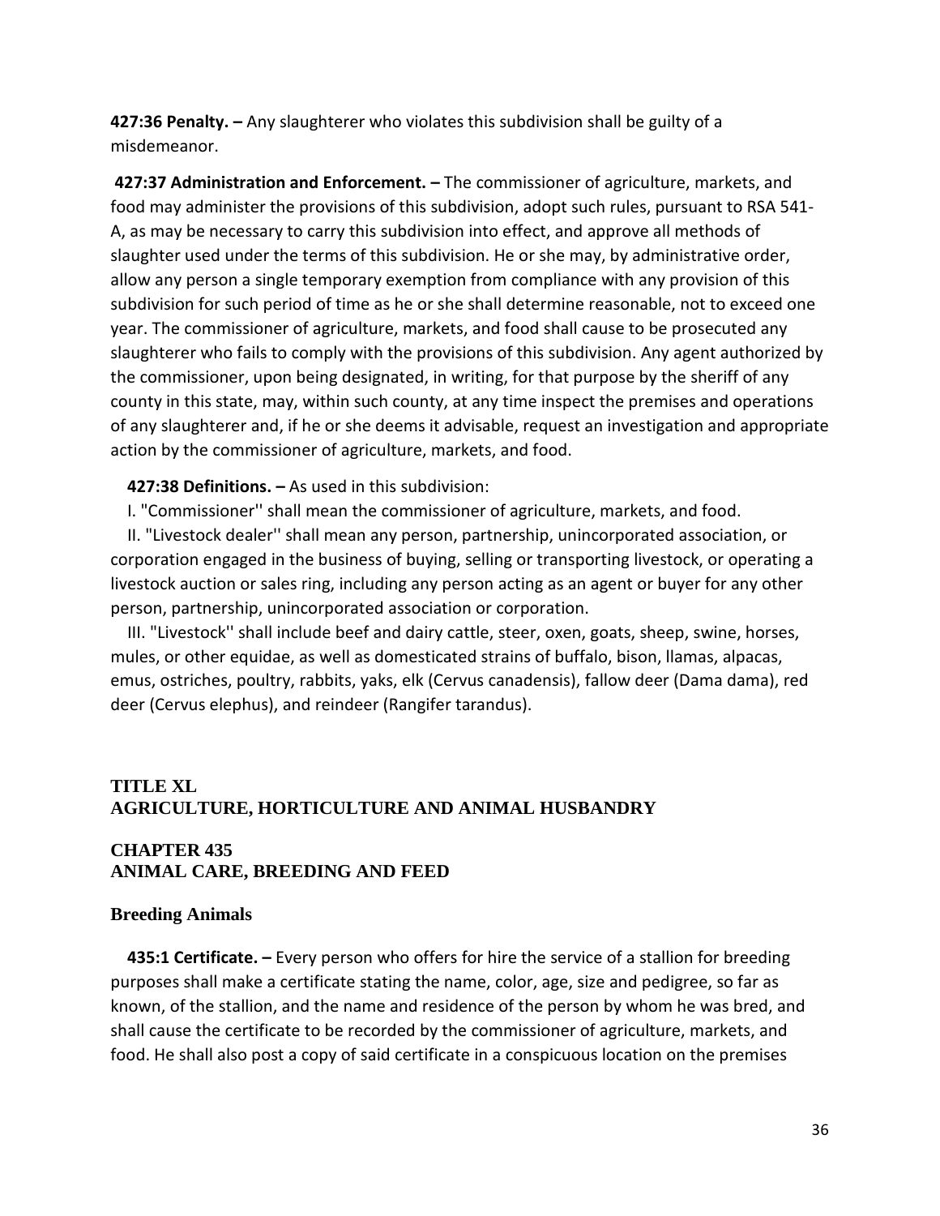**427:36 Penalty. –** Any slaughterer who violates this subdivision shall be guilty of a misdemeanor.

**427:37 Administration and Enforcement. –** The commissioner of agriculture, markets, and food may administer the provisions of this subdivision, adopt such rules, pursuant to RSA 541-A, as may be necessary to carry this subdivision into effect, and approve all methods of slaughter used under the terms of this subdivision. He or she may, by administrative order, allow any person a single temporary exemption from compliance with any provision of this subdivision for such period of time as he or she shall determine reasonable, not to exceed one year. The commissioner of agriculture, markets, and food shall cause to be prosecuted any slaughterer who fails to comply with the provisions of this subdivision. Any agent authorized by the commissioner, upon being designated, in writing, for that purpose by the sheriff of any county in this state, may, within such county, at any time inspect the premises and operations of any slaughterer and, if he or she deems it advisable, request an investigation and appropriate action by the commissioner of agriculture, markets, and food.

**427:38 Definitions. –** As used in this subdivision:

I. "Commissioner'' shall mean the commissioner of agriculture, markets, and food.

II. "Livestock dealer'' shall mean any person, partnership, unincorporated association, or corporation engaged in the business of buying, selling or transporting livestock, or operating a livestock auction or sales ring, including any person acting as an agent or buyer for any other person, partnership, unincorporated association or corporation.

III. "Livestock'' shall include beef and dairy cattle, steer, oxen, goats, sheep, swine, horses, mules, or other equidae, as well as domesticated strains of buffalo, bison, llamas, alpacas, emus, ostriches, poultry, rabbits, yaks, elk (Cervus canadensis), fallow deer (Dama dama), red deer (Cervus elephus), and reindeer (Rangifer tarandus).

## TITLE XL
## AGRICULTURE, HORTICULTURE AND ANIMAL HUSBANDRY

## CHAPTER 435
## ANIMAL CARE, BREEDING AND FEED

### Breeding Animals

**435:1 Certificate. –** Every person who offers for hire the service of a stallion for breeding purposes shall make a certificate stating the name, color, age, size and pedigree, so far as known, of the stallion, and the name and residence of the person by whom he was bred, and shall cause the certificate to be recorded by the commissioner of agriculture, markets, and food. He shall also post a copy of said certificate in a conspicuous location on the premises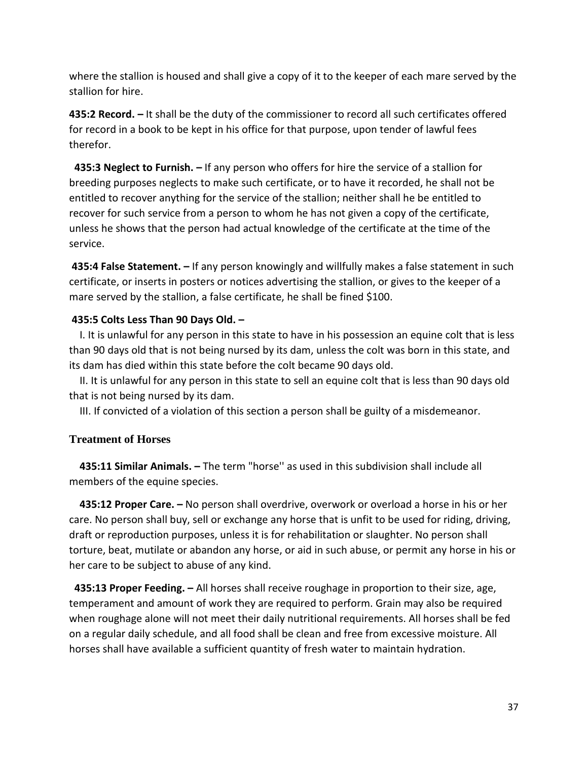where the stallion is housed and shall give a copy of it to the keeper of each mare served by the stallion for hire.

**435:2 Record. –** It shall be the duty of the commissioner to record all such certificates offered for record in a book to be kept in his office for that purpose, upon tender of lawful fees therefor.

**435:3 Neglect to Furnish. –** If any person who offers for hire the service of a stallion for breeding purposes neglects to make such certificate, or to have it recorded, he shall not be entitled to recover anything for the service of the stallion; neither shall he be entitled to recover for such service from a person to whom he has not given a copy of the certificate, unless he shows that the person had actual knowledge of the certificate at the time of the service.

**435:4 False Statement. –** If any person knowingly and willfully makes a false statement in such certificate, or inserts in posters or notices advertising the stallion, or gives to the keeper of a mare served by the stallion, a false certificate, he shall be fined $100.

**435:5 Colts Less Than 90 Days Old. –**

I. It is unlawful for any person in this state to have in his possession an equine colt that is less than 90 days old that is not being nursed by its dam, unless the colt was born in this state, and its dam has died within this state before the colt became 90 days old.

II. It is unlawful for any person in this state to sell an equine colt that is less than 90 days old that is not being nursed by its dam.

III. If convicted of a violation of this section a person shall be guilty of a misdemeanor.

### Treatment of Horses

**435:11 Similar Animals. –** The term "horse'' as used in this subdivision shall include all members of the equine species.

**435:12 Proper Care. –** No person shall overdrive, overwork or overload a horse in his or her care. No person shall buy, sell or exchange any horse that is unfit to be used for riding, driving, draft or reproduction purposes, unless it is for rehabilitation or slaughter. No person shall torture, beat, mutilate or abandon any horse, or aid in such abuse, or permit any horse in his or her care to be subject to abuse of any kind.

**435:13 Proper Feeding. –** All horses shall receive roughage in proportion to their size, age, temperament and amount of work they are required to perform. Grain may also be required when roughage alone will not meet their daily nutritional requirements. All horses shall be fed on a regular daily schedule, and all food shall be clean and free from excessive moisture. All horses shall have available a sufficient quantity of fresh water to maintain hydration.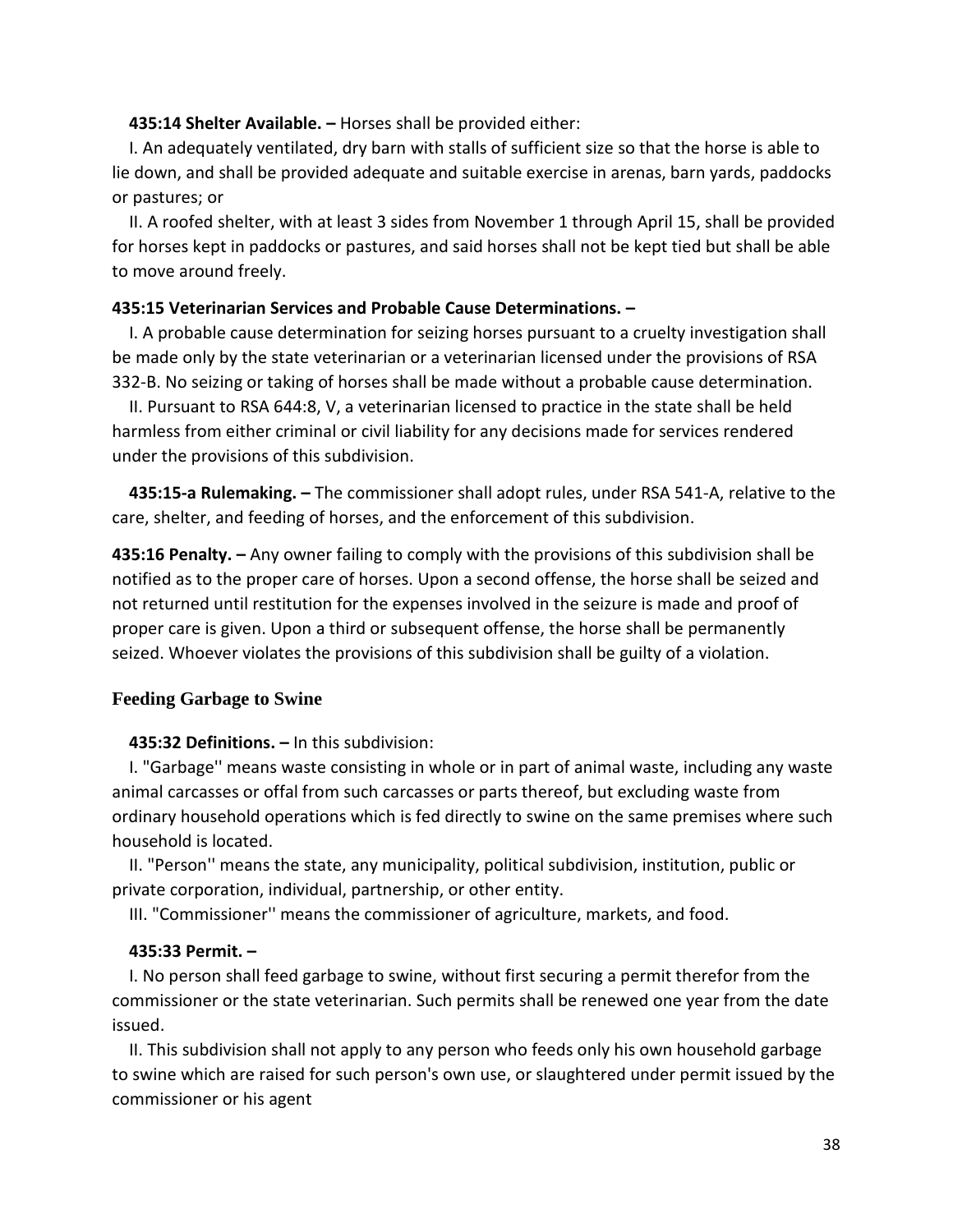**435:14 Shelter Available. –** Horses shall be provided either:

I. An adequately ventilated, dry barn with stalls of sufficient size so that the horse is able to lie down, and shall be provided adequate and suitable exercise in arenas, barn yards, paddocks or pastures; or

II. A roofed shelter, with at least 3 sides from November 1 through April 15, shall be provided for horses kept in paddocks or pastures, and said horses shall not be kept tied but shall be able to move around freely.

**435:15 Veterinarian Services and Probable Cause Determinations. –**

I. A probable cause determination for seizing horses pursuant to a cruelty investigation shall be made only by the state veterinarian or a veterinarian licensed under the provisions of RSA 332-B. No seizing or taking of horses shall be made without a probable cause determination.

II. Pursuant to RSA 644:8, V, a veterinarian licensed to practice in the state shall be held harmless from either criminal or civil liability for any decisions made for services rendered under the provisions of this subdivision.

**435:15-a Rulemaking. –** The commissioner shall adopt rules, under RSA 541-A, relative to the care, shelter, and feeding of horses, and the enforcement of this subdivision.

**435:16 Penalty. –** Any owner failing to comply with the provisions of this subdivision shall be notified as to the proper care of horses. Upon a second offense, the horse shall be seized and not returned until restitution for the expenses involved in the seizure is made and proof of proper care is given. Upon a third or subsequent offense, the horse shall be permanently seized. Whoever violates the provisions of this subdivision shall be guilty of a violation.

## Feeding Garbage to Swine

**435:32 Definitions. –** In this subdivision:

I. "Garbage'' means waste consisting in whole or in part of animal waste, including any waste animal carcasses or offal from such carcasses or parts thereof, but excluding waste from ordinary household operations which is fed directly to swine on the same premises where such household is located.

II. "Person'' means the state, any municipality, political subdivision, institution, public or private corporation, individual, partnership, or other entity.

III. "Commissioner'' means the commissioner of agriculture, markets, and food.

**435:33 Permit. –**

I. No person shall feed garbage to swine, without first securing a permit therefor from the commissioner or the state veterinarian. Such permits shall be renewed one year from the date issued.

II. This subdivision shall not apply to any person who feeds only his own household garbage to swine which are raised for such person's own use, or slaughtered under permit issued by the commissioner or his agent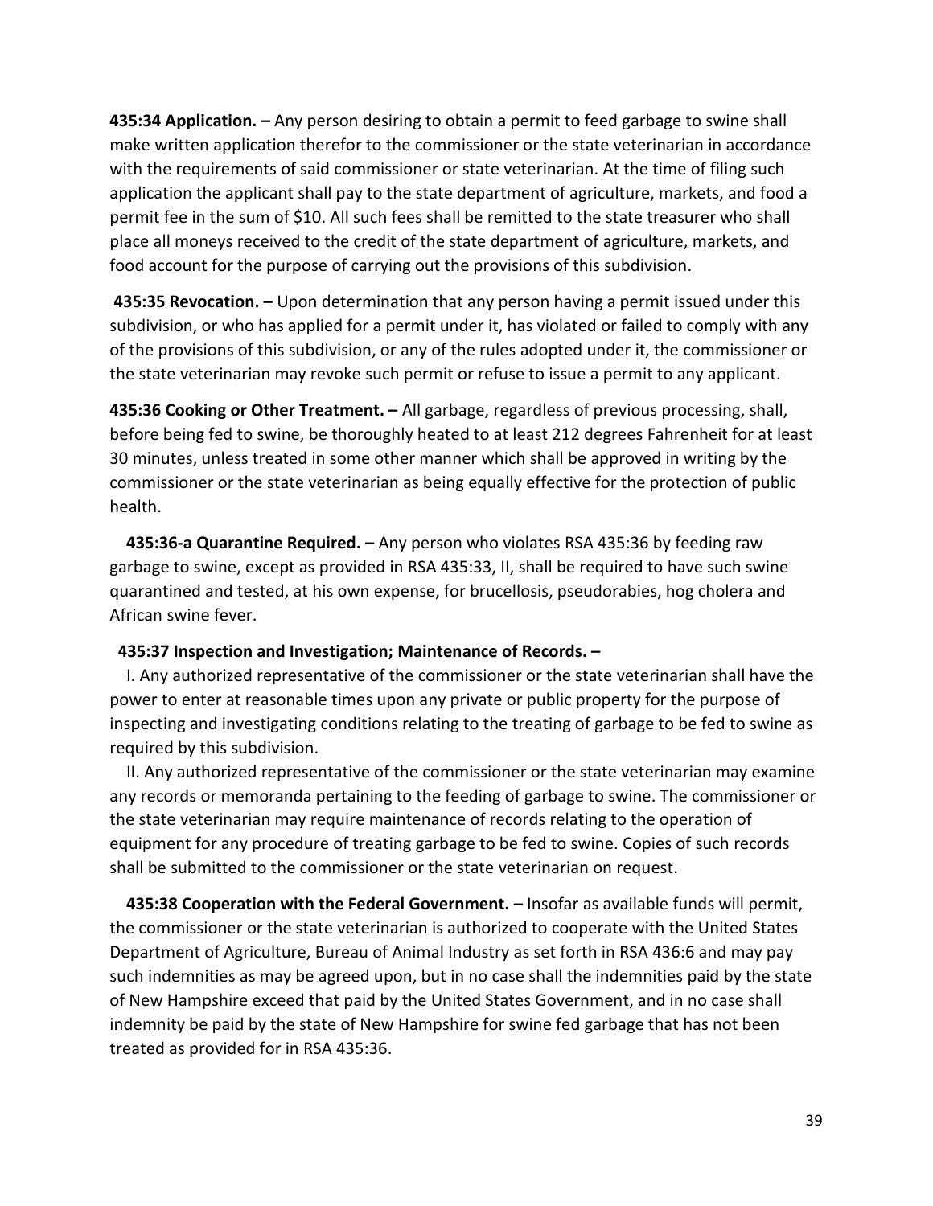**435:34 Application. –** Any person desiring to obtain a permit to feed garbage to swine shall make written application therefor to the commissioner or the state veterinarian in accordance with the requirements of said commissioner or state veterinarian. At the time of filing such application the applicant shall pay to the state department of agriculture, markets, and food a permit fee in the sum of $10. All such fees shall be remitted to the state treasurer who shall place all moneys received to the credit of the state department of agriculture, markets, and food account for the purpose of carrying out the provisions of this subdivision.

**435:35 Revocation. –** Upon determination that any person having a permit issued under this subdivision, or who has applied for a permit under it, has violated or failed to comply with any of the provisions of this subdivision, or any of the rules adopted under it, the commissioner or the state veterinarian may revoke such permit or refuse to issue a permit to any applicant.

**435:36 Cooking or Other Treatment. –** All garbage, regardless of previous processing, shall, before being fed to swine, be thoroughly heated to at least 212 degrees Fahrenheit for at least 30 minutes, unless treated in some other manner which shall be approved in writing by the commissioner or the state veterinarian as being equally effective for the protection of public health.

**435:36-a Quarantine Required. –** Any person who violates RSA 435:36 by feeding raw garbage to swine, except as provided in RSA 435:33, II, shall be required to have such swine quarantined and tested, at his own expense, for brucellosis, pseudorabies, hog cholera and African swine fever.

**435:37 Inspection and Investigation; Maintenance of Records. –**

I. Any authorized representative of the commissioner or the state veterinarian shall have the power to enter at reasonable times upon any private or public property for the purpose of inspecting and investigating conditions relating to the treating of garbage to be fed to swine as required by this subdivision.

II. Any authorized representative of the commissioner or the state veterinarian may examine any records or memoranda pertaining to the feeding of garbage to swine. The commissioner or the state veterinarian may require maintenance of records relating to the operation of equipment for any procedure of treating garbage to be fed to swine. Copies of such records shall be submitted to the commissioner or the state veterinarian on request.

**435:38 Cooperation with the Federal Government. –** Insofar as available funds will permit, the commissioner or the state veterinarian is authorized to cooperate with the United States Department of Agriculture, Bureau of Animal Industry as set forth in RSA 436:6 and may pay such indemnities as may be agreed upon, but in no case shall the indemnities paid by the state of New Hampshire exceed that paid by the United States Government, and in no case shall indemnity be paid by the state of New Hampshire for swine fed garbage that has not been treated as provided for in RSA 435:36.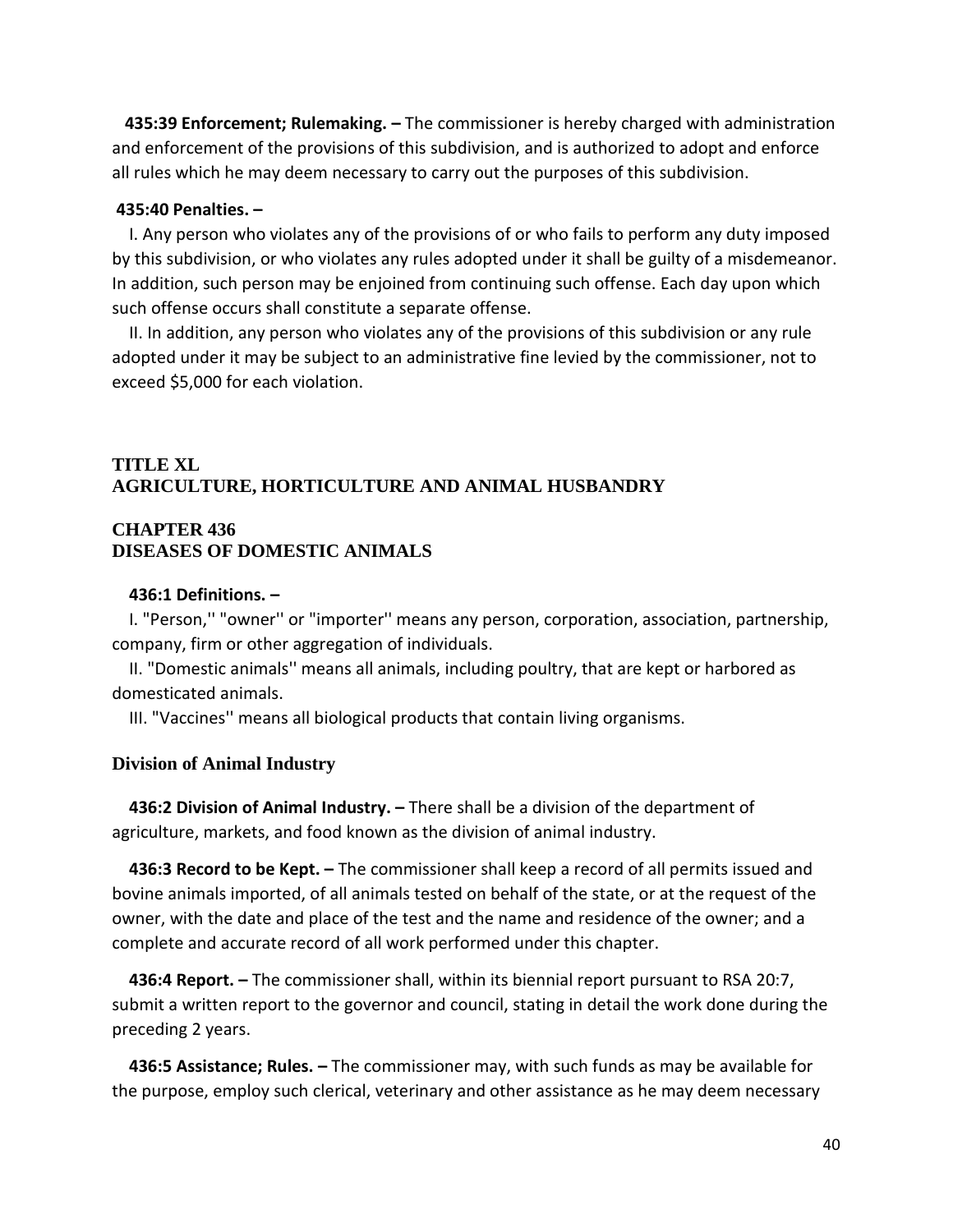**435:39 Enforcement; Rulemaking. –** The commissioner is hereby charged with administration and enforcement of the provisions of this subdivision, and is authorized to adopt and enforce all rules which he may deem necessary to carry out the purposes of this subdivision.

**435:40 Penalties. –**

I. Any person who violates any of the provisions of or who fails to perform any duty imposed by this subdivision, or who violates any rules adopted under it shall be guilty of a misdemeanor. In addition, such person may be enjoined from continuing such offense. Each day upon which such offense occurs shall constitute a separate offense.

II. In addition, any person who violates any of the provisions of this subdivision or any rule adopted under it may be subject to an administrative fine levied by the commissioner, not to exceed $5,000 for each violation.

## TITLE XL
## AGRICULTURE, HORTICULTURE AND ANIMAL HUSBANDRY

## CHAPTER 436
## DISEASES OF DOMESTIC ANIMALS

**436:1 Definitions. –**

I. "Person,'' "owner'' or "importer'' means any person, corporation, association, partnership, company, firm or other aggregation of individuals.

II. "Domestic animals'' means all animals, including poultry, that are kept or harbored as domesticated animals.

III. "Vaccines'' means all biological products that contain living organisms.

### Division of Animal Industry

**436:2 Division of Animal Industry. –** There shall be a division of the department of agriculture, markets, and food known as the division of animal industry.

**436:3 Record to be Kept. –** The commissioner shall keep a record of all permits issued and bovine animals imported, of all animals tested on behalf of the state, or at the request of the owner, with the date and place of the test and the name and residence of the owner; and a complete and accurate record of all work performed under this chapter.

**436:4 Report. –** The commissioner shall, within its biennial report pursuant to RSA 20:7, submit a written report to the governor and council, stating in detail the work done during the preceding 2 years.

**436:5 Assistance; Rules. –** The commissioner may, with such funds as may be available for the purpose, employ such clerical, veterinary and other assistance as he may deem necessary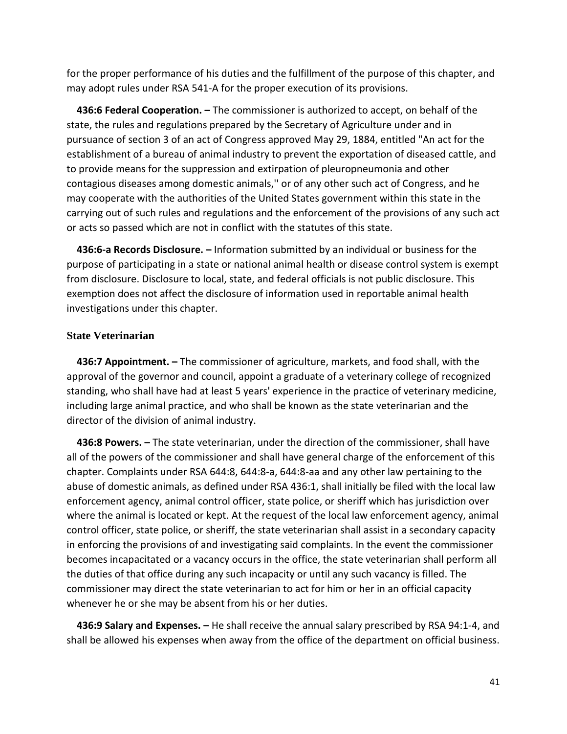for the proper performance of his duties and the fulfillment of the purpose of this chapter, and may adopt rules under RSA 541-A for the proper execution of its provisions.

**436:6 Federal Cooperation. –** The commissioner is authorized to accept, on behalf of the state, the rules and regulations prepared by the Secretary of Agriculture under and in pursuance of section 3 of an act of Congress approved May 29, 1884, entitled "An act for the establishment of a bureau of animal industry to prevent the exportation of diseased cattle, and to provide means for the suppression and extirpation of pleuropneumonia and other contagious diseases among domestic animals,'' or of any other such act of Congress, and he may cooperate with the authorities of the United States government within this state in the carrying out of such rules and regulations and the enforcement of the provisions of any such act or acts so passed which are not in conflict with the statutes of this state.

**436:6-a Records Disclosure. –** Information submitted by an individual or business for the purpose of participating in a state or national animal health or disease control system is exempt from disclosure. Disclosure to local, state, and federal officials is not public disclosure. This exemption does not affect the disclosure of information used in reportable animal health investigations under this chapter.

### State Veterinarian

**436:7 Appointment. –** The commissioner of agriculture, markets, and food shall, with the approval of the governor and council, appoint a graduate of a veterinary college of recognized standing, who shall have had at least 5 years' experience in the practice of veterinary medicine, including large animal practice, and who shall be known as the state veterinarian and the director of the division of animal industry.

**436:8 Powers. –** The state veterinarian, under the direction of the commissioner, shall have all of the powers of the commissioner and shall have general charge of the enforcement of this chapter. Complaints under RSA 644:8, 644:8-a, 644:8-aa and any other law pertaining to the abuse of domestic animals, as defined under RSA 436:1, shall initially be filed with the local law enforcement agency, animal control officer, state police, or sheriff which has jurisdiction over where the animal is located or kept. At the request of the local law enforcement agency, animal control officer, state police, or sheriff, the state veterinarian shall assist in a secondary capacity in enforcing the provisions of and investigating said complaints. In the event the commissioner becomes incapacitated or a vacancy occurs in the office, the state veterinarian shall perform all the duties of that office during any such incapacity or until any such vacancy is filled. The commissioner may direct the state veterinarian to act for him or her in an official capacity whenever he or she may be absent from his or her duties.

**436:9 Salary and Expenses. –** He shall receive the annual salary prescribed by RSA 94:1-4, and shall be allowed his expenses when away from the office of the department on official business.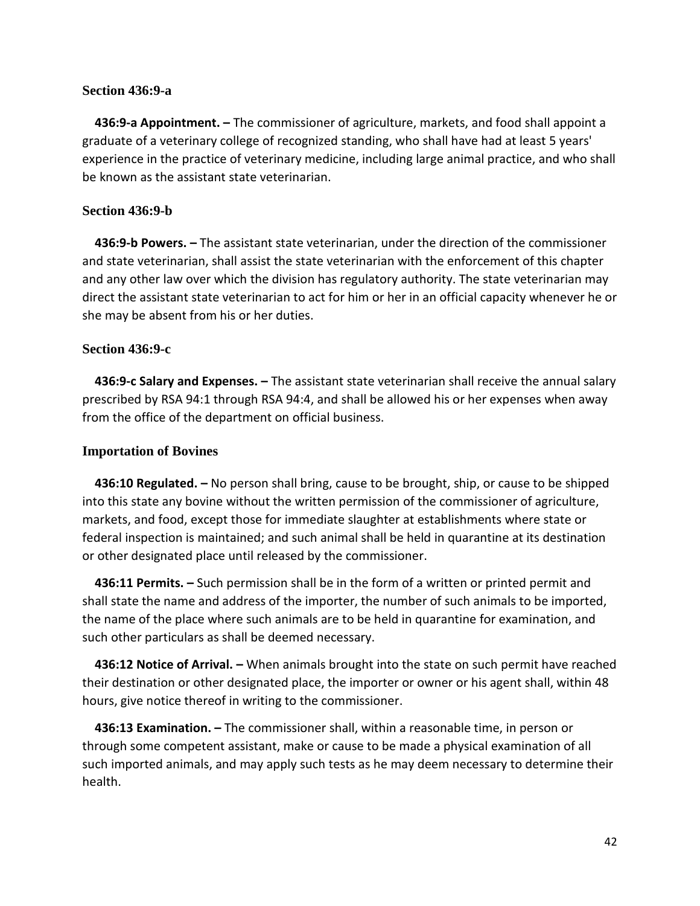### Section 436:9-a

**436:9-a Appointment. –** The commissioner of agriculture, markets, and food shall appoint a graduate of a veterinary college of recognized standing, who shall have had at least 5 years' experience in the practice of veterinary medicine, including large animal practice, and who shall be known as the assistant state veterinarian.

### Section 436:9-b

**436:9-b Powers. –** The assistant state veterinarian, under the direction of the commissioner and state veterinarian, shall assist the state veterinarian with the enforcement of this chapter and any other law over which the division has regulatory authority. The state veterinarian may direct the assistant state veterinarian to act for him or her in an official capacity whenever he or she may be absent from his or her duties.

### Section 436:9-c

**436:9-c Salary and Expenses. –** The assistant state veterinarian shall receive the annual salary prescribed by RSA 94:1 through RSA 94:4, and shall be allowed his or her expenses when away from the office of the department on official business.

### Importation of Bovines

**436:10 Regulated. –** No person shall bring, cause to be brought, ship, or cause to be shipped into this state any bovine without the written permission of the commissioner of agriculture, markets, and food, except those for immediate slaughter at establishments where state or federal inspection is maintained; and such animal shall be held in quarantine at its destination or other designated place until released by the commissioner.

**436:11 Permits. –** Such permission shall be in the form of a written or printed permit and shall state the name and address of the importer, the number of such animals to be imported, the name of the place where such animals are to be held in quarantine for examination, and such other particulars as shall be deemed necessary.

**436:12 Notice of Arrival. –** When animals brought into the state on such permit have reached their destination or other designated place, the importer or owner or his agent shall, within 48 hours, give notice thereof in writing to the commissioner.

**436:13 Examination. –** The commissioner shall, within a reasonable time, in person or through some competent assistant, make or cause to be made a physical examination of all such imported animals, and may apply such tests as he may deem necessary to determine their health.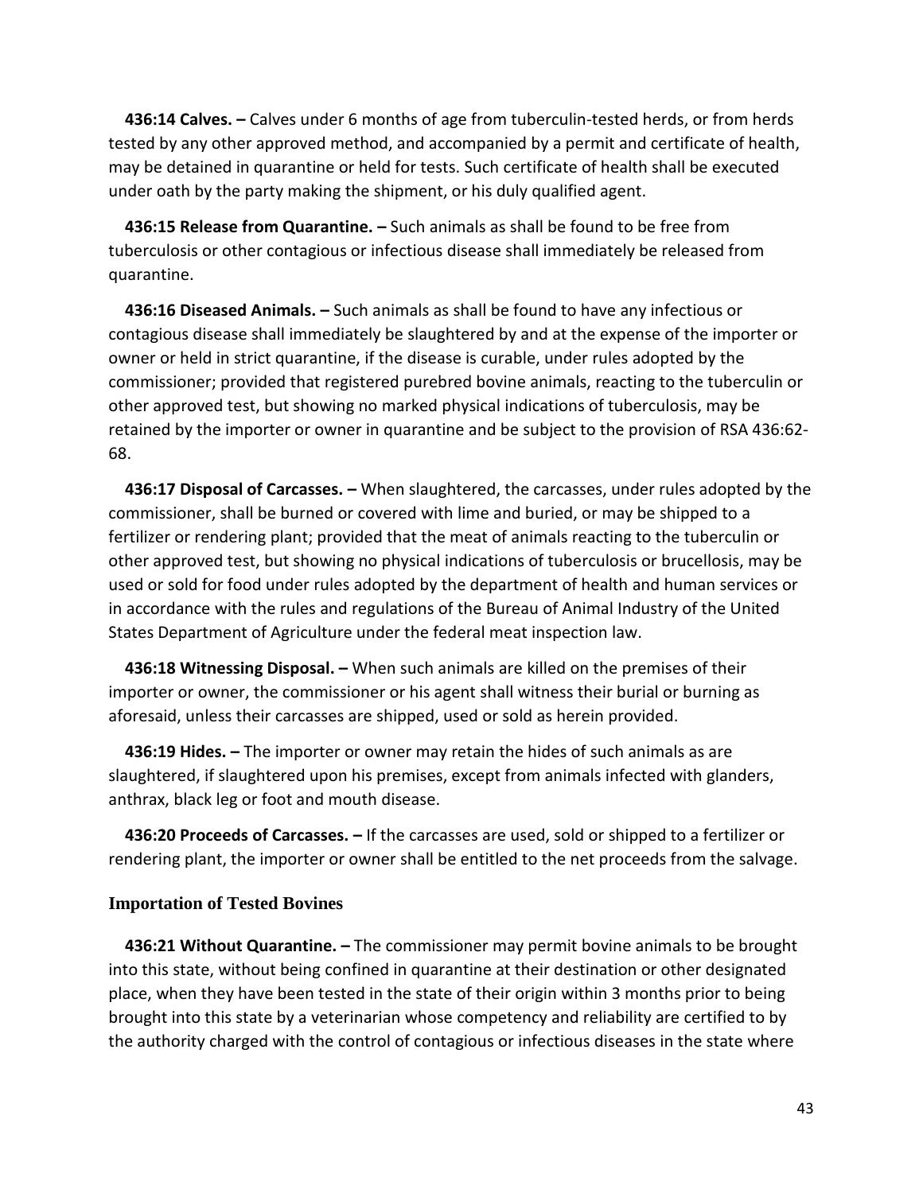**436:14 Calves. –** Calves under 6 months of age from tuberculin-tested herds, or from herds tested by any other approved method, and accompanied by a permit and certificate of health, may be detained in quarantine or held for tests. Such certificate of health shall be executed under oath by the party making the shipment, or his duly qualified agent.

**436:15 Release from Quarantine. –** Such animals as shall be found to be free from tuberculosis or other contagious or infectious disease shall immediately be released from quarantine.

**436:16 Diseased Animals. –** Such animals as shall be found to have any infectious or contagious disease shall immediately be slaughtered by and at the expense of the importer or owner or held in strict quarantine, if the disease is curable, under rules adopted by the commissioner; provided that registered purebred bovine animals, reacting to the tuberculin or other approved test, but showing no marked physical indications of tuberculosis, may be retained by the importer or owner in quarantine and be subject to the provision of RSA 436:62-68.

**436:17 Disposal of Carcasses. –** When slaughtered, the carcasses, under rules adopted by the commissioner, shall be burned or covered with lime and buried, or may be shipped to a fertilizer or rendering plant; provided that the meat of animals reacting to the tuberculin or other approved test, but showing no physical indications of tuberculosis or brucellosis, may be used or sold for food under rules adopted by the department of health and human services or in accordance with the rules and regulations of the Bureau of Animal Industry of the United States Department of Agriculture under the federal meat inspection law.

**436:18 Witnessing Disposal. –** When such animals are killed on the premises of their importer or owner, the commissioner or his agent shall witness their burial or burning as aforesaid, unless their carcasses are shipped, used or sold as herein provided.

**436:19 Hides. –** The importer or owner may retain the hides of such animals as are slaughtered, if slaughtered upon his premises, except from animals infected with glanders, anthrax, black leg or foot and mouth disease.

**436:20 Proceeds of Carcasses. –** If the carcasses are used, sold or shipped to a fertilizer or rendering plant, the importer or owner shall be entitled to the net proceeds from the salvage.

### Importation of Tested Bovines

**436:21 Without Quarantine. –** The commissioner may permit bovine animals to be brought into this state, without being confined in quarantine at their destination or other designated place, when they have been tested in the state of their origin within 3 months prior to being brought into this state by a veterinarian whose competency and reliability are certified to by the authority charged with the control of contagious or infectious diseases in the state where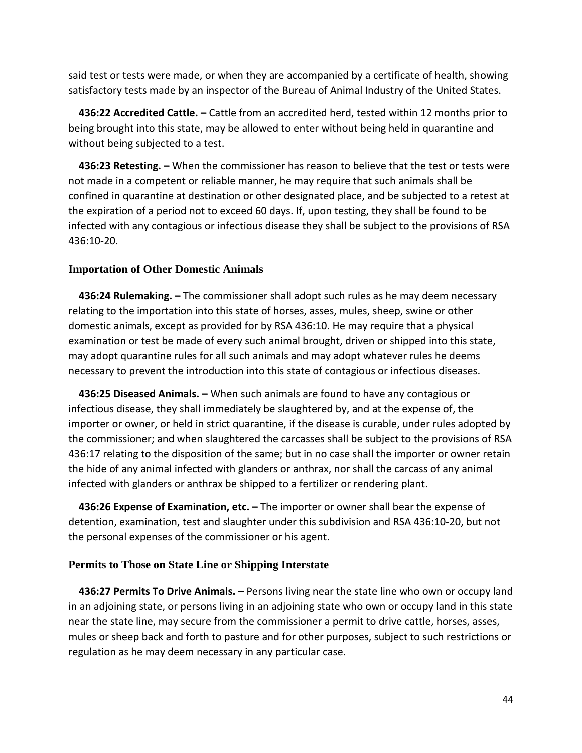said test or tests were made, or when they are accompanied by a certificate of health, showing satisfactory tests made by an inspector of the Bureau of Animal Industry of the United States.

**436:22 Accredited Cattle. –** Cattle from an accredited herd, tested within 12 months prior to being brought into this state, may be allowed to enter without being held in quarantine and without being subjected to a test.

**436:23 Retesting. –** When the commissioner has reason to believe that the test or tests were not made in a competent or reliable manner, he may require that such animals shall be confined in quarantine at destination or other designated place, and be subjected to a retest at the expiration of a period not to exceed 60 days. If, upon testing, they shall be found to be infected with any contagious or infectious disease they shall be subject to the provisions of RSA 436:10-20.

### Importation of Other Domestic Animals

**436:24 Rulemaking. –** The commissioner shall adopt such rules as he may deem necessary relating to the importation into this state of horses, asses, mules, sheep, swine or other domestic animals, except as provided for by RSA 436:10. He may require that a physical examination or test be made of every such animal brought, driven or shipped into this state, may adopt quarantine rules for all such animals and may adopt whatever rules he deems necessary to prevent the introduction into this state of contagious or infectious diseases.

**436:25 Diseased Animals. –** When such animals are found to have any contagious or infectious disease, they shall immediately be slaughtered by, and at the expense of, the importer or owner, or held in strict quarantine, if the disease is curable, under rules adopted by the commissioner; and when slaughtered the carcasses shall be subject to the provisions of RSA 436:17 relating to the disposition of the same; but in no case shall the importer or owner retain the hide of any animal infected with glanders or anthrax, nor shall the carcass of any animal infected with glanders or anthrax be shipped to a fertilizer or rendering plant.

**436:26 Expense of Examination, etc. –** The importer or owner shall bear the expense of detention, examination, test and slaughter under this subdivision and RSA 436:10-20, but not the personal expenses of the commissioner or his agent.

### Permits to Those on State Line or Shipping Interstate

**436:27 Permits To Drive Animals. –** Persons living near the state line who own or occupy land in an adjoining state, or persons living in an adjoining state who own or occupy land in this state near the state line, may secure from the commissioner a permit to drive cattle, horses, asses, mules or sheep back and forth to pasture and for other purposes, subject to such restrictions or regulation as he may deem necessary in any particular case.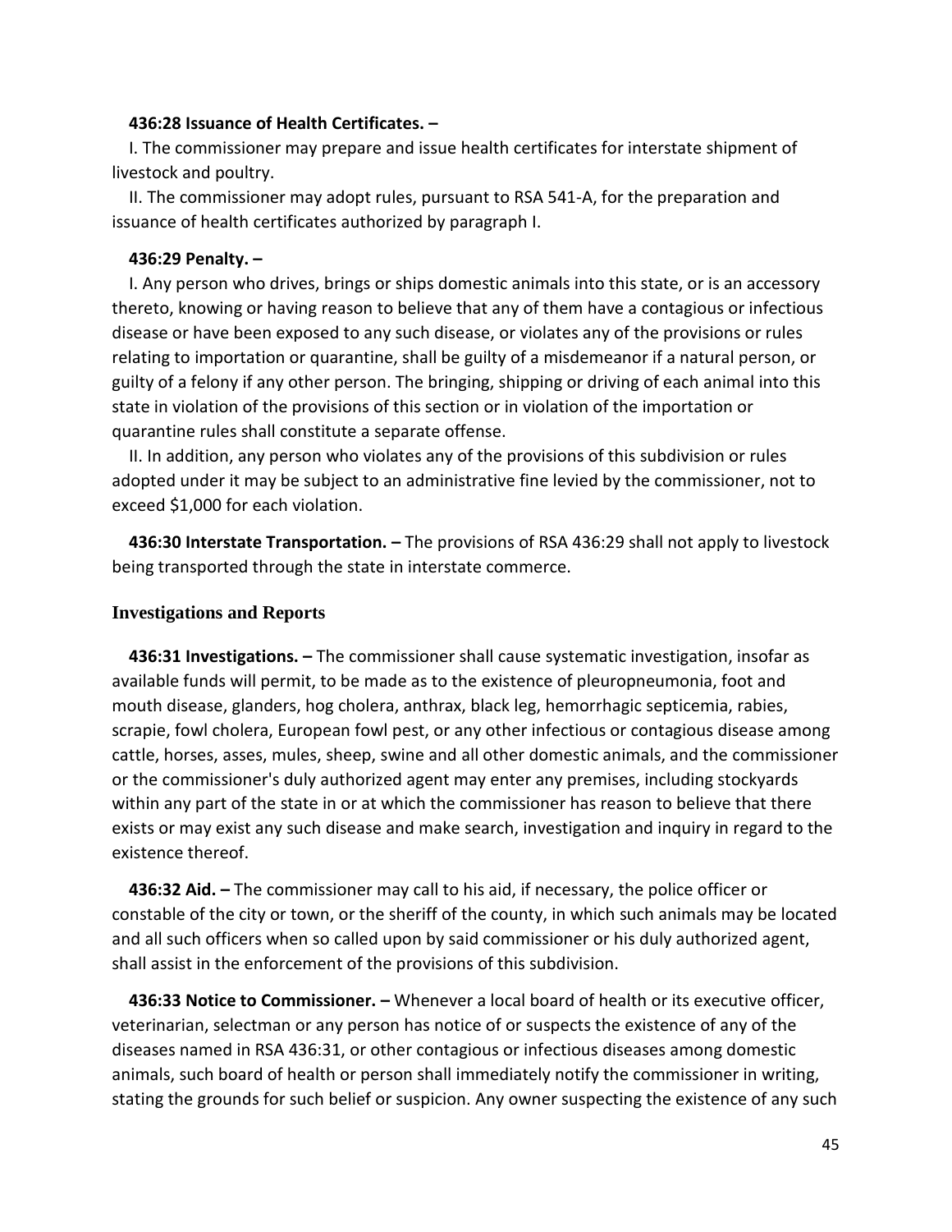**436:28 Issuance of Health Certificates. –**

I. The commissioner may prepare and issue health certificates for interstate shipment of livestock and poultry.

II. The commissioner may adopt rules, pursuant to RSA 541-A, for the preparation and issuance of health certificates authorized by paragraph I.

**436:29 Penalty. –**

I. Any person who drives, brings or ships domestic animals into this state, or is an accessory thereto, knowing or having reason to believe that any of them have a contagious or infectious disease or have been exposed to any such disease, or violates any of the provisions or rules relating to importation or quarantine, shall be guilty of a misdemeanor if a natural person, or guilty of a felony if any other person. The bringing, shipping or driving of each animal into this state in violation of the provisions of this section or in violation of the importation or quarantine rules shall constitute a separate offense.

II. In addition, any person who violates any of the provisions of this subdivision or rules adopted under it may be subject to an administrative fine levied by the commissioner, not to exceed $1,000 for each violation.

**436:30 Interstate Transportation. –** The provisions of RSA 436:29 shall not apply to livestock being transported through the state in interstate commerce.

## Investigations and Reports

**436:31 Investigations. –** The commissioner shall cause systematic investigation, insofar as available funds will permit, to be made as to the existence of pleuropneumonia, foot and mouth disease, glanders, hog cholera, anthrax, black leg, hemorrhagic septicemia, rabies, scrapie, fowl cholera, European fowl pest, or any other infectious or contagious disease among cattle, horses, asses, mules, sheep, swine and all other domestic animals, and the commissioner or the commissioner's duly authorized agent may enter any premises, including stockyards within any part of the state in or at which the commissioner has reason to believe that there exists or may exist any such disease and make search, investigation and inquiry in regard to the existence thereof.

**436:32 Aid. –** The commissioner may call to his aid, if necessary, the police officer or constable of the city or town, or the sheriff of the county, in which such animals may be located and all such officers when so called upon by said commissioner or his duly authorized agent, shall assist in the enforcement of the provisions of this subdivision.

**436:33 Notice to Commissioner. –** Whenever a local board of health or its executive officer, veterinarian, selectman or any person has notice of or suspects the existence of any of the diseases named in RSA 436:31, or other contagious or infectious diseases among domestic animals, such board of health or person shall immediately notify the commissioner in writing, stating the grounds for such belief or suspicion. Any owner suspecting the existence of any such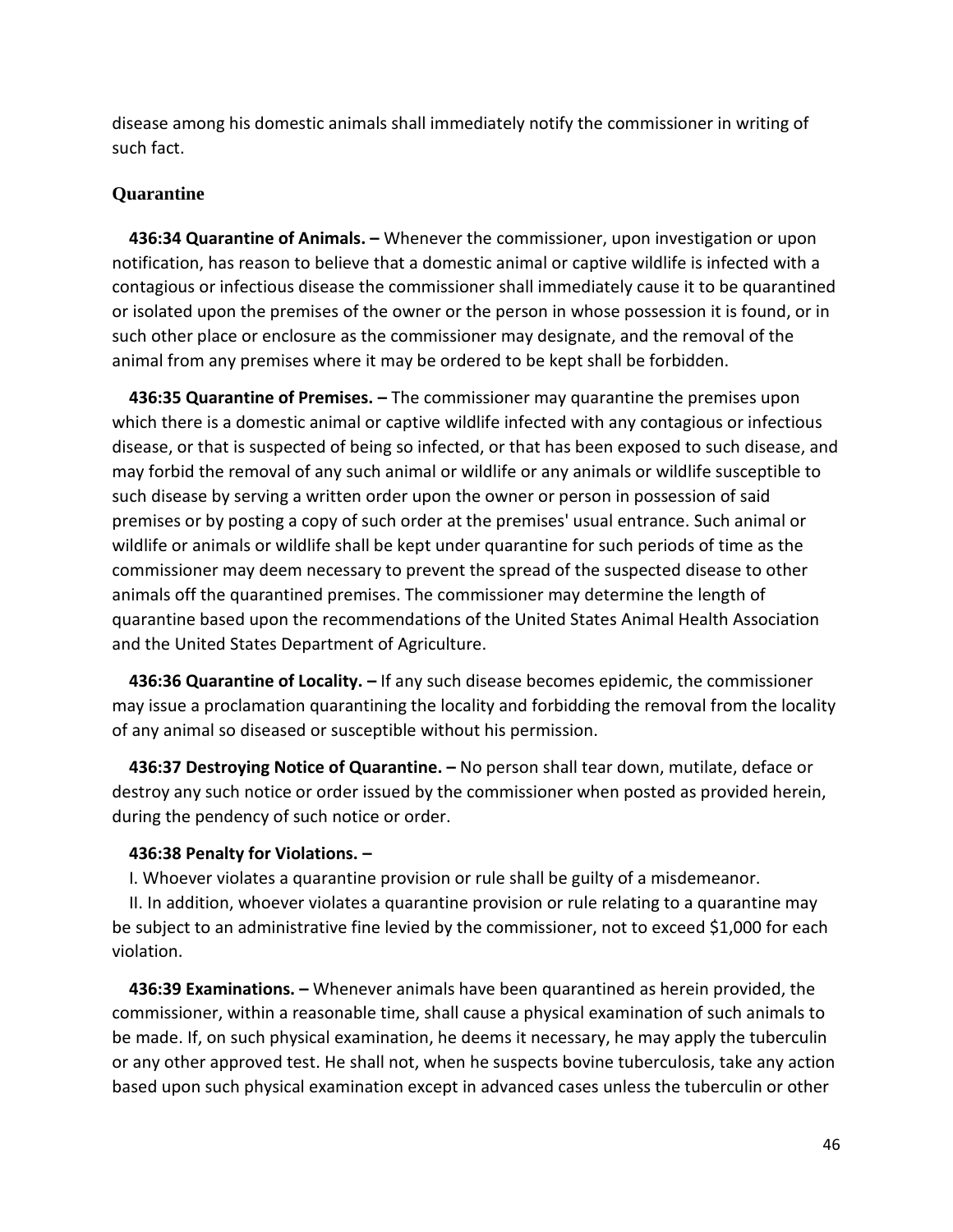disease among his domestic animals shall immediately notify the commissioner in writing of such fact.

## Quarantine

**436:34 Quarantine of Animals. –** Whenever the commissioner, upon investigation or upon notification, has reason to believe that a domestic animal or captive wildlife is infected with a contagious or infectious disease the commissioner shall immediately cause it to be quarantined or isolated upon the premises of the owner or the person in whose possession it is found, or in such other place or enclosure as the commissioner may designate, and the removal of the animal from any premises where it may be ordered to be kept shall be forbidden.

**436:35 Quarantine of Premises. –** The commissioner may quarantine the premises upon which there is a domestic animal or captive wildlife infected with any contagious or infectious disease, or that is suspected of being so infected, or that has been exposed to such disease, and may forbid the removal of any such animal or wildlife or any animals or wildlife susceptible to such disease by serving a written order upon the owner or person in possession of said premises or by posting a copy of such order at the premises' usual entrance. Such animal or wildlife or animals or wildlife shall be kept under quarantine for such periods of time as the commissioner may deem necessary to prevent the spread of the suspected disease to other animals off the quarantined premises. The commissioner may determine the length of quarantine based upon the recommendations of the United States Animal Health Association and the United States Department of Agriculture.

**436:36 Quarantine of Locality. –** If any such disease becomes epidemic, the commissioner may issue a proclamation quarantining the locality and forbidding the removal from the locality of any animal so diseased or susceptible without his permission.

**436:37 Destroying Notice of Quarantine. –** No person shall tear down, mutilate, deface or destroy any such notice or order issued by the commissioner when posted as provided herein, during the pendency of such notice or order.

**436:38 Penalty for Violations. –**

I. Whoever violates a quarantine provision or rule shall be guilty of a misdemeanor.

II. In addition, whoever violates a quarantine provision or rule relating to a quarantine may be subject to an administrative fine levied by the commissioner, not to exceed $1,000 for each violation.

**436:39 Examinations. –** Whenever animals have been quarantined as herein provided, the commissioner, within a reasonable time, shall cause a physical examination of such animals to be made. If, on such physical examination, he deems it necessary, he may apply the tuberculin or any other approved test. He shall not, when he suspects bovine tuberculosis, take any action based upon such physical examination except in advanced cases unless the tuberculin or other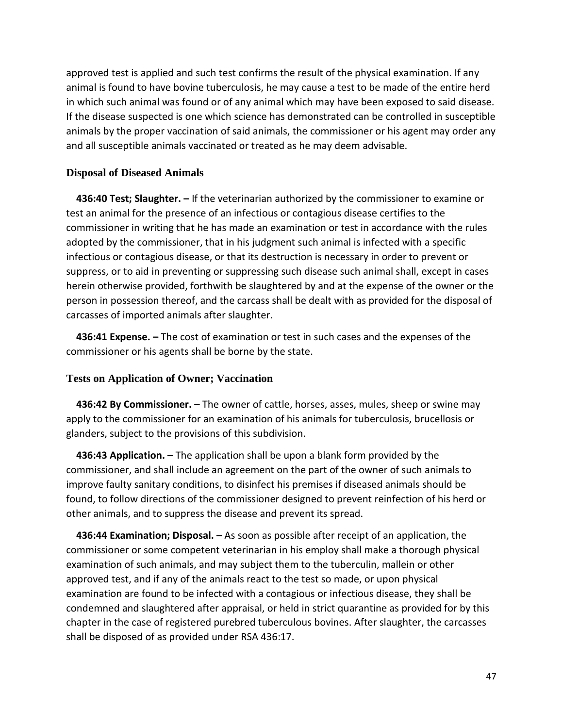approved test is applied and such test confirms the result of the physical examination. If any animal is found to have bovine tuberculosis, he may cause a test to be made of the entire herd in which such animal was found or of any animal which may have been exposed to said disease. If the disease suspected is one which science has demonstrated can be controlled in susceptible animals by the proper vaccination of said animals, the commissioner or his agent may order any and all susceptible animals vaccinated or treated as he may deem advisable.

### Disposal of Diseased Animals

**436:40 Test; Slaughter. –** If the veterinarian authorized by the commissioner to examine or test an animal for the presence of an infectious or contagious disease certifies to the commissioner in writing that he has made an examination or test in accordance with the rules adopted by the commissioner, that in his judgment such animal is infected with a specific infectious or contagious disease, or that its destruction is necessary in order to prevent or suppress, or to aid in preventing or suppressing such disease such animal shall, except in cases herein otherwise provided, forthwith be slaughtered by and at the expense of the owner or the person in possession thereof, and the carcass shall be dealt with as provided for the disposal of carcasses of imported animals after slaughter.

**436:41 Expense. –** The cost of examination or test in such cases and the expenses of the commissioner or his agents shall be borne by the state.

### Tests on Application of Owner; Vaccination

**436:42 By Commissioner. –** The owner of cattle, horses, asses, mules, sheep or swine may apply to the commissioner for an examination of his animals for tuberculosis, brucellosis or glanders, subject to the provisions of this subdivision.

**436:43 Application. –** The application shall be upon a blank form provided by the commissioner, and shall include an agreement on the part of the owner of such animals to improve faulty sanitary conditions, to disinfect his premises if diseased animals should be found, to follow directions of the commissioner designed to prevent reinfection of his herd or other animals, and to suppress the disease and prevent its spread.

**436:44 Examination; Disposal. –** As soon as possible after receipt of an application, the commissioner or some competent veterinarian in his employ shall make a thorough physical examination of such animals, and may subject them to the tuberculin, mallein or other approved test, and if any of the animals react to the test so made, or upon physical examination are found to be infected with a contagious or infectious disease, they shall be condemned and slaughtered after appraisal, or held in strict quarantine as provided for by this chapter in the case of registered purebred tuberculous bovines. After slaughter, the carcasses shall be disposed of as provided under RSA 436:17.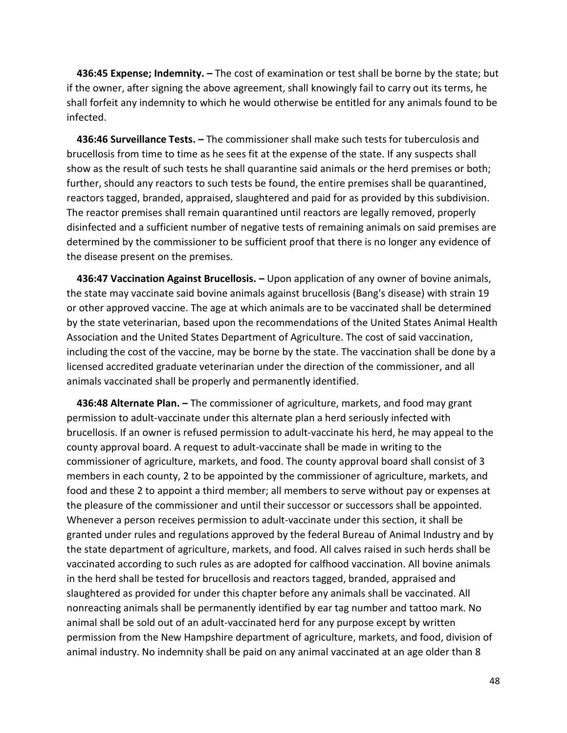**436:45 Expense; Indemnity. –** The cost of examination or test shall be borne by the state; but if the owner, after signing the above agreement, shall knowingly fail to carry out its terms, he shall forfeit any indemnity to which he would otherwise be entitled for any animals found to be infected.

**436:46 Surveillance Tests. –** The commissioner shall make such tests for tuberculosis and brucellosis from time to time as he sees fit at the expense of the state. If any suspects shall show as the result of such tests he shall quarantine said animals or the herd premises or both; further, should any reactors to such tests be found, the entire premises shall be quarantined, reactors tagged, branded, appraised, slaughtered and paid for as provided by this subdivision. The reactor premises shall remain quarantined until reactors are legally removed, properly disinfected and a sufficient number of negative tests of remaining animals on said premises are determined by the commissioner to be sufficient proof that there is no longer any evidence of the disease present on the premises.

**436:47 Vaccination Against Brucellosis. –** Upon application of any owner of bovine animals, the state may vaccinate said bovine animals against brucellosis (Bang's disease) with strain 19 or other approved vaccine. The age at which animals are to be vaccinated shall be determined by the state veterinarian, based upon the recommendations of the United States Animal Health Association and the United States Department of Agriculture. The cost of said vaccination, including the cost of the vaccine, may be borne by the state. The vaccination shall be done by a licensed accredited graduate veterinarian under the direction of the commissioner, and all animals vaccinated shall be properly and permanently identified.

**436:48 Alternate Plan. –** The commissioner of agriculture, markets, and food may grant permission to adult-vaccinate under this alternate plan a herd seriously infected with brucellosis. If an owner is refused permission to adult-vaccinate his herd, he may appeal to the county approval board. A request to adult-vaccinate shall be made in writing to the commissioner of agriculture, markets, and food. The county approval board shall consist of 3 members in each county, 2 to be appointed by the commissioner of agriculture, markets, and food and these 2 to appoint a third member; all members to serve without pay or expenses at the pleasure of the commissioner and until their successor or successors shall be appointed. Whenever a person receives permission to adult-vaccinate under this section, it shall be granted under rules and regulations approved by the federal Bureau of Animal Industry and by the state department of agriculture, markets, and food. All calves raised in such herds shall be vaccinated according to such rules as are adopted for calfhood vaccination. All bovine animals in the herd shall be tested for brucellosis and reactors tagged, branded, appraised and slaughtered as provided for under this chapter before any animals shall be vaccinated. All nonreacting animals shall be permanently identified by ear tag number and tattoo mark. No animal shall be sold out of an adult-vaccinated herd for any purpose except by written permission from the New Hampshire department of agriculture, markets, and food, division of animal industry. No indemnity shall be paid on any animal vaccinated at an age older than 8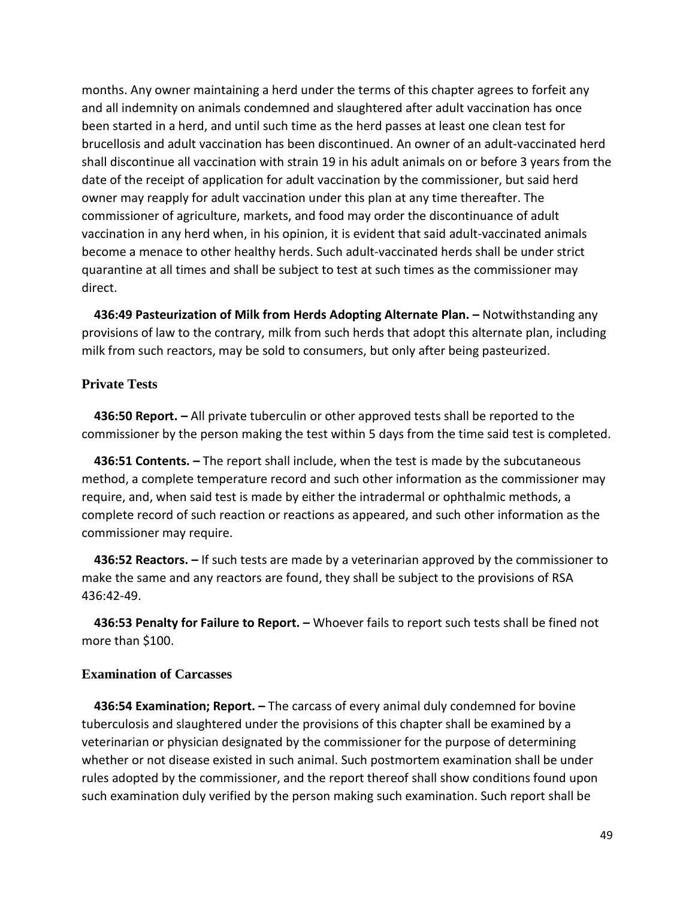months. Any owner maintaining a herd under the terms of this chapter agrees to forfeit any and all indemnity on animals condemned and slaughtered after adult vaccination has once been started in a herd, and until such time as the herd passes at least one clean test for brucellosis and adult vaccination has been discontinued. An owner of an adult-vaccinated herd shall discontinue all vaccination with strain 19 in his adult animals on or before 3 years from the date of the receipt of application for adult vaccination by the commissioner, but said herd owner may reapply for adult vaccination under this plan at any time thereafter. The commissioner of agriculture, markets, and food may order the discontinuance of adult vaccination in any herd when, in his opinion, it is evident that said adult-vaccinated animals become a menace to other healthy herds. Such adult-vaccinated herds shall be under strict quarantine at all times and shall be subject to test at such times as the commissioner may direct.

**436:49 Pasteurization of Milk from Herds Adopting Alternate Plan. –** Notwithstanding any provisions of law to the contrary, milk from such herds that adopt this alternate plan, including milk from such reactors, may be sold to consumers, but only after being pasteurized.

### Private Tests

**436:50 Report. –** All private tuberculin or other approved tests shall be reported to the commissioner by the person making the test within 5 days from the time said test is completed.

**436:51 Contents. –** The report shall include, when the test is made by the subcutaneous method, a complete temperature record and such other information as the commissioner may require, and, when said test is made by either the intradermal or ophthalmic methods, a complete record of such reaction or reactions as appeared, and such other information as the commissioner may require.

**436:52 Reactors. –** If such tests are made by a veterinarian approved by the commissioner to make the same and any reactors are found, they shall be subject to the provisions of RSA 436:42-49.

**436:53 Penalty for Failure to Report. –** Whoever fails to report such tests shall be fined not more than $100.

### Examination of Carcasses

**436:54 Examination; Report. –** The carcass of every animal duly condemned for bovine tuberculosis and slaughtered under the provisions of this chapter shall be examined by a veterinarian or physician designated by the commissioner for the purpose of determining whether or not disease existed in such animal. Such postmortem examination shall be under rules adopted by the commissioner, and the report thereof shall show conditions found upon such examination duly verified by the person making such examination. Such report shall be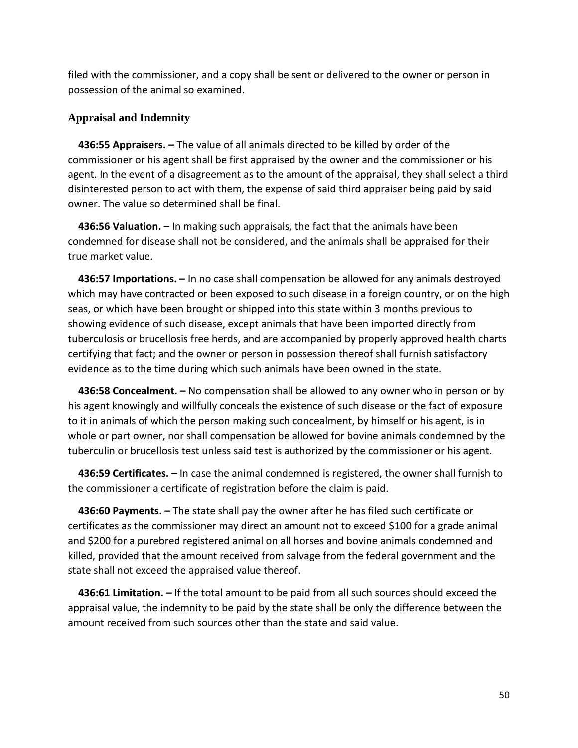filed with the commissioner, and a copy shall be sent or delivered to the owner or person in possession of the animal so examined.

### Appraisal and Indemnity

**436:55 Appraisers. –** The value of all animals directed to be killed by order of the commissioner or his agent shall be first appraised by the owner and the commissioner or his agent. In the event of a disagreement as to the amount of the appraisal, they shall select a third disinterested person to act with them, the expense of said third appraiser being paid by said owner. The value so determined shall be final.

**436:56 Valuation. –** In making such appraisals, the fact that the animals have been condemned for disease shall not be considered, and the animals shall be appraised for their true market value.

**436:57 Importations. –** In no case shall compensation be allowed for any animals destroyed which may have contracted or been exposed to such disease in a foreign country, or on the high seas, or which have been brought or shipped into this state within 3 months previous to showing evidence of such disease, except animals that have been imported directly from tuberculosis or brucellosis free herds, and are accompanied by properly approved health charts certifying that fact; and the owner or person in possession thereof shall furnish satisfactory evidence as to the time during which such animals have been owned in the state.

**436:58 Concealment. –** No compensation shall be allowed to any owner who in person or by his agent knowingly and willfully conceals the existence of such disease or the fact of exposure to it in animals of which the person making such concealment, by himself or his agent, is in whole or part owner, nor shall compensation be allowed for bovine animals condemned by the tuberculin or brucellosis test unless said test is authorized by the commissioner or his agent.

**436:59 Certificates. –** In case the animal condemned is registered, the owner shall furnish to the commissioner a certificate of registration before the claim is paid.

**436:60 Payments. –** The state shall pay the owner after he has filed such certificate or certificates as the commissioner may direct an amount not to exceed $100 for a grade animal and $200 for a purebred registered animal on all horses and bovine animals condemned and killed, provided that the amount received from salvage from the federal government and the state shall not exceed the appraised value thereof.

**436:61 Limitation. –** If the total amount to be paid from all such sources should exceed the appraisal value, the indemnity to be paid by the state shall be only the difference between the amount received from such sources other than the state and said value.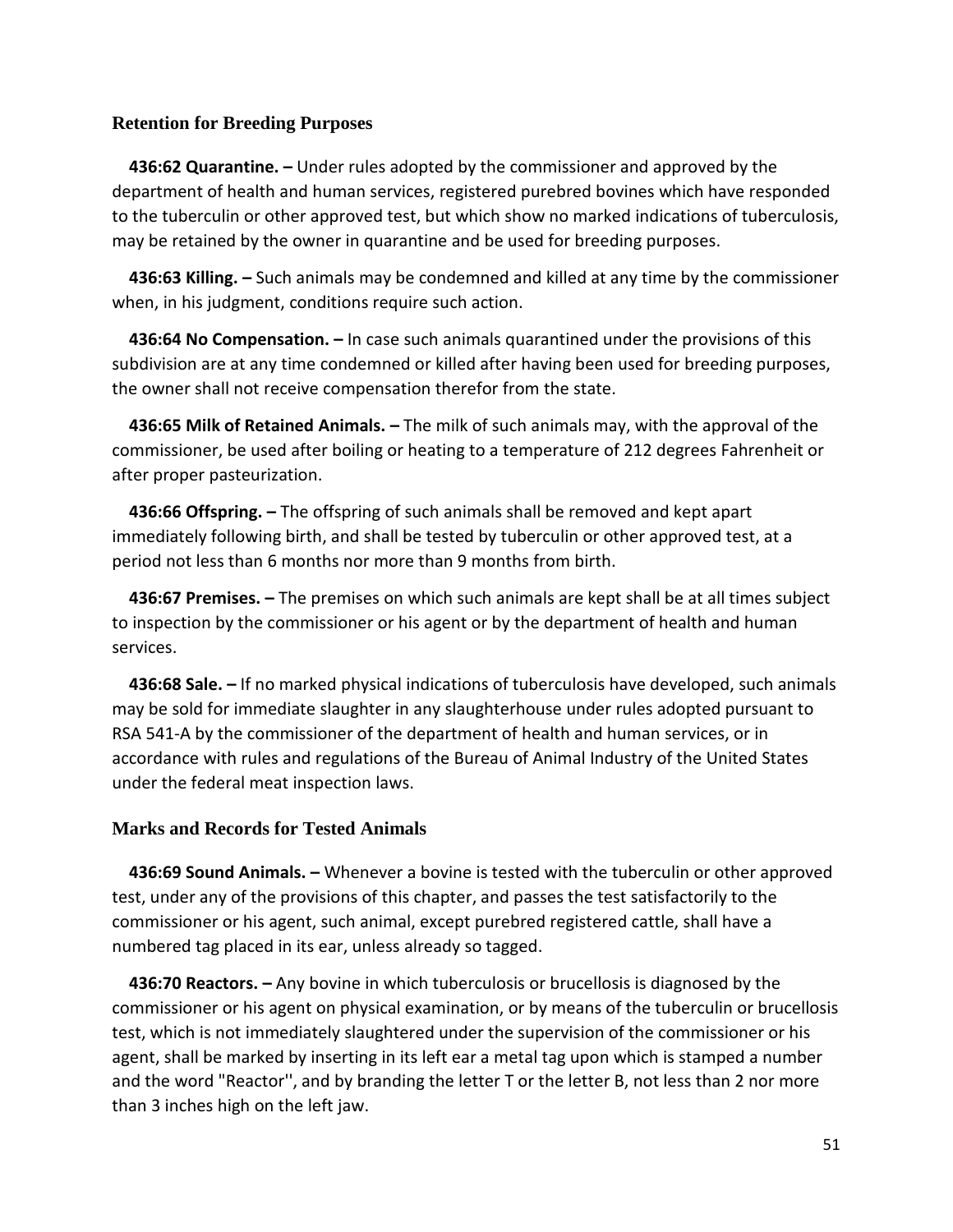### Retention for Breeding Purposes

**436:62 Quarantine. –** Under rules adopted by the commissioner and approved by the department of health and human services, registered purebred bovines which have responded to the tuberculin or other approved test, but which show no marked indications of tuberculosis, may be retained by the owner in quarantine and be used for breeding purposes.

**436:63 Killing. –** Such animals may be condemned and killed at any time by the commissioner when, in his judgment, conditions require such action.

**436:64 No Compensation. –** In case such animals quarantined under the provisions of this subdivision are at any time condemned or killed after having been used for breeding purposes, the owner shall not receive compensation therefor from the state.

**436:65 Milk of Retained Animals. –** The milk of such animals may, with the approval of the commissioner, be used after boiling or heating to a temperature of 212 degrees Fahrenheit or after proper pasteurization.

**436:66 Offspring. –** The offspring of such animals shall be removed and kept apart immediately following birth, and shall be tested by tuberculin or other approved test, at a period not less than 6 months nor more than 9 months from birth.

**436:67 Premises. –** The premises on which such animals are kept shall be at all times subject to inspection by the commissioner or his agent or by the department of health and human services.

**436:68 Sale. –** If no marked physical indications of tuberculosis have developed, such animals may be sold for immediate slaughter in any slaughterhouse under rules adopted pursuant to RSA 541-A by the commissioner of the department of health and human services, or in accordance with rules and regulations of the Bureau of Animal Industry of the United States under the federal meat inspection laws.

### Marks and Records for Tested Animals

**436:69 Sound Animals. –** Whenever a bovine is tested with the tuberculin or other approved test, under any of the provisions of this chapter, and passes the test satisfactorily to the commissioner or his agent, such animal, except purebred registered cattle, shall have a numbered tag placed in its ear, unless already so tagged.

**436:70 Reactors. –** Any bovine in which tuberculosis or brucellosis is diagnosed by the commissioner or his agent on physical examination, or by means of the tuberculin or brucellosis test, which is not immediately slaughtered under the supervision of the commissioner or his agent, shall be marked by inserting in its left ear a metal tag upon which is stamped a number and the word "Reactor'', and by branding the letter T or the letter B, not less than 2 nor more than 3 inches high on the left jaw.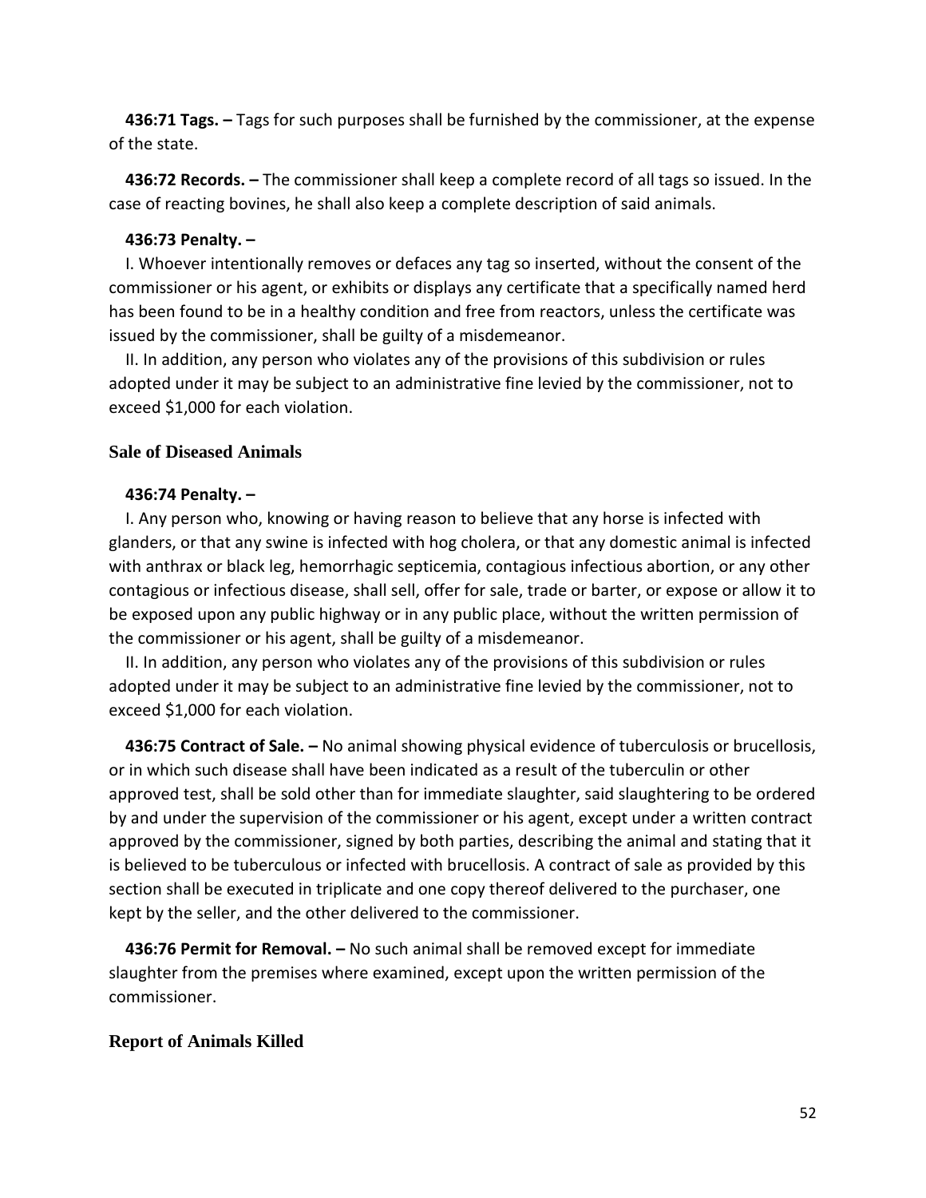**436:71 Tags. –** Tags for such purposes shall be furnished by the commissioner, at the expense of the state.

**436:72 Records. –** The commissioner shall keep a complete record of all tags so issued. In the case of reacting bovines, he shall also keep a complete description of said animals.

**436:73 Penalty. –**

I. Whoever intentionally removes or defaces any tag so inserted, without the consent of the commissioner or his agent, or exhibits or displays any certificate that a specifically named herd has been found to be in a healthy condition and free from reactors, unless the certificate was issued by the commissioner, shall be guilty of a misdemeanor.

II. In addition, any person who violates any of the provisions of this subdivision or rules adopted under it may be subject to an administrative fine levied by the commissioner, not to exceed $1,000 for each violation.

### Sale of Diseased Animals

**436:74 Penalty. –**

I. Any person who, knowing or having reason to believe that any horse is infected with glanders, or that any swine is infected with hog cholera, or that any domestic animal is infected with anthrax or black leg, hemorrhagic septicemia, contagious infectious abortion, or any other contagious or infectious disease, shall sell, offer for sale, trade or barter, or expose or allow it to be exposed upon any public highway or in any public place, without the written permission of the commissioner or his agent, shall be guilty of a misdemeanor.

II. In addition, any person who violates any of the provisions of this subdivision or rules adopted under it may be subject to an administrative fine levied by the commissioner, not to exceed $1,000 for each violation.

**436:75 Contract of Sale. –** No animal showing physical evidence of tuberculosis or brucellosis, or in which such disease shall have been indicated as a result of the tuberculin or other approved test, shall be sold other than for immediate slaughter, said slaughtering to be ordered by and under the supervision of the commissioner or his agent, except under a written contract approved by the commissioner, signed by both parties, describing the animal and stating that it is believed to be tuberculous or infected with brucellosis. A contract of sale as provided by this section shall be executed in triplicate and one copy thereof delivered to the purchaser, one kept by the seller, and the other delivered to the commissioner.

**436:76 Permit for Removal. –** No such animal shall be removed except for immediate slaughter from the premises where examined, except upon the written permission of the commissioner.

### Report of Animals Killed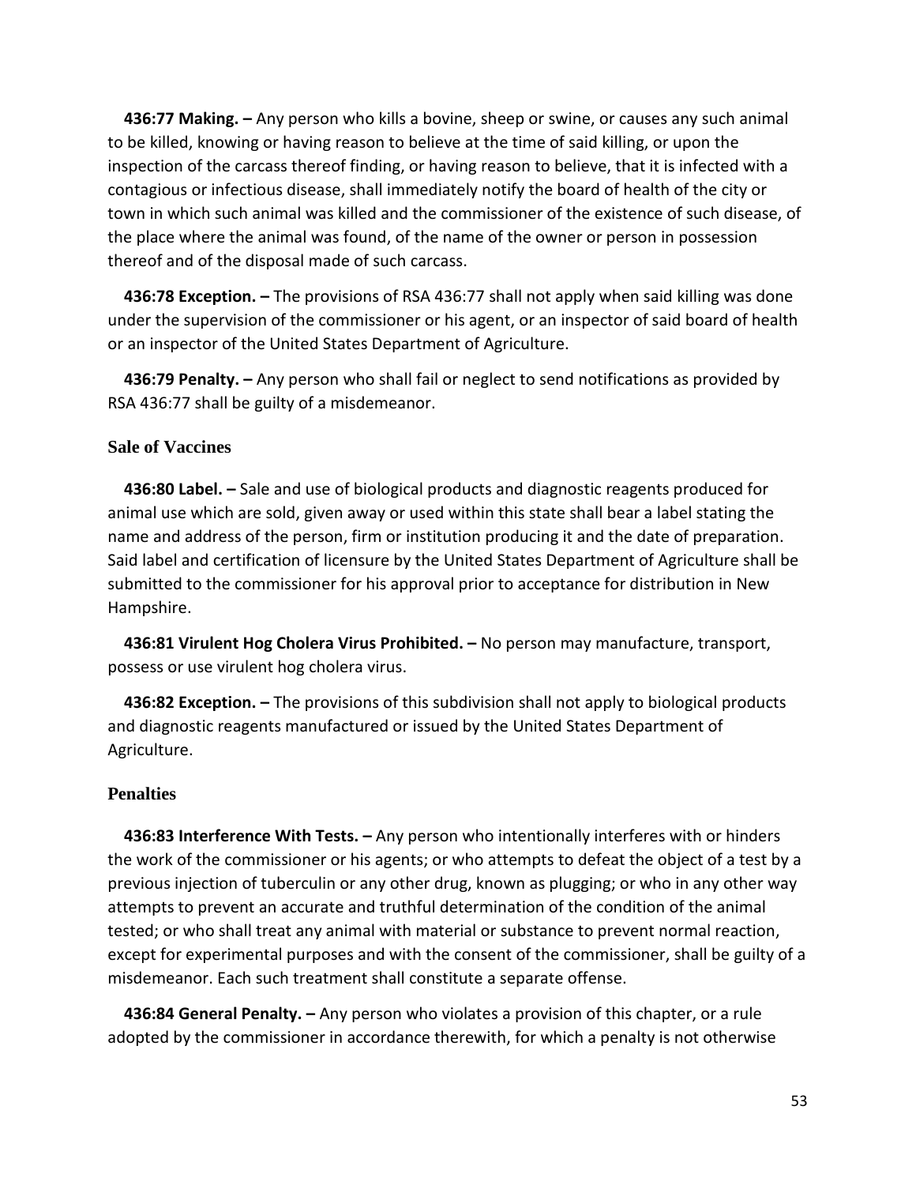**436:77 Making. –** Any person who kills a bovine, sheep or swine, or causes any such animal to be killed, knowing or having reason to believe at the time of said killing, or upon the inspection of the carcass thereof finding, or having reason to believe, that it is infected with a contagious or infectious disease, shall immediately notify the board of health of the city or town in which such animal was killed and the commissioner of the existence of such disease, of the place where the animal was found, of the name of the owner or person in possession thereof and of the disposal made of such carcass.

**436:78 Exception. –** The provisions of RSA 436:77 shall not apply when said killing was done under the supervision of the commissioner or his agent, or an inspector of said board of health or an inspector of the United States Department of Agriculture.

**436:79 Penalty. –** Any person who shall fail or neglect to send notifications as provided by RSA 436:77 shall be guilty of a misdemeanor.

### Sale of Vaccines

**436:80 Label. –** Sale and use of biological products and diagnostic reagents produced for animal use which are sold, given away or used within this state shall bear a label stating the name and address of the person, firm or institution producing it and the date of preparation. Said label and certification of licensure by the United States Department of Agriculture shall be submitted to the commissioner for his approval prior to acceptance for distribution in New Hampshire.

**436:81 Virulent Hog Cholera Virus Prohibited. –** No person may manufacture, transport, possess or use virulent hog cholera virus.

**436:82 Exception. –** The provisions of this subdivision shall not apply to biological products and diagnostic reagents manufactured or issued by the United States Department of Agriculture.

### Penalties

**436:83 Interference With Tests. –** Any person who intentionally interferes with or hinders the work of the commissioner or his agents; or who attempts to defeat the object of a test by a previous injection of tuberculin or any other drug, known as plugging; or who in any other way attempts to prevent an accurate and truthful determination of the condition of the animal tested; or who shall treat any animal with material or substance to prevent normal reaction, except for experimental purposes and with the consent of the commissioner, shall be guilty of a misdemeanor. Each such treatment shall constitute a separate offense.

**436:84 General Penalty. –** Any person who violates a provision of this chapter, or a rule adopted by the commissioner in accordance therewith, for which a penalty is not otherwise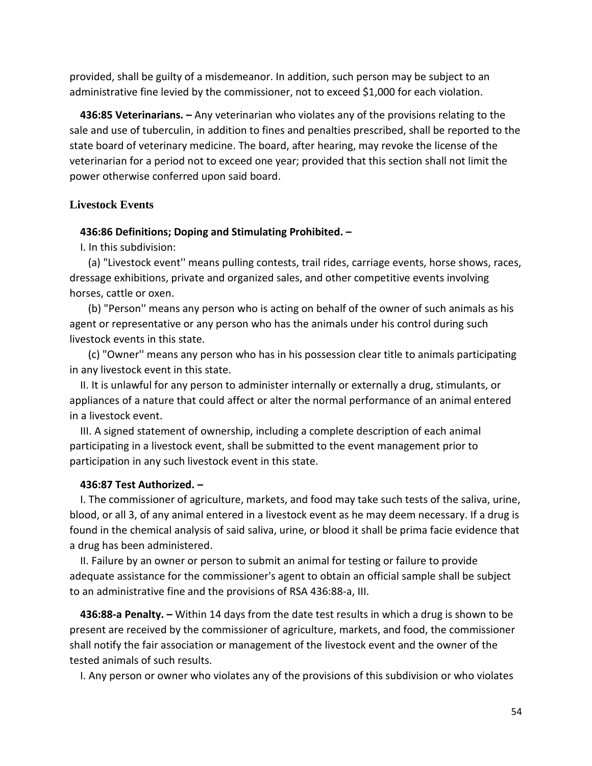provided, shall be guilty of a misdemeanor. In addition, such person may be subject to an administrative fine levied by the commissioner, not to exceed $1,000 for each violation.

**436:85 Veterinarians. –** Any veterinarian who violates any of the provisions relating to the sale and use of tuberculin, in addition to fines and penalties prescribed, shall be reported to the state board of veterinary medicine. The board, after hearing, may revoke the license of the veterinarian for a period not to exceed one year; provided that this section shall not limit the power otherwise conferred upon said board.

### Livestock Events

**436:86 Definitions; Doping and Stimulating Prohibited. –**

I. In this subdivision:

(a) "Livestock event'' means pulling contests, trail rides, carriage events, horse shows, races, dressage exhibitions, private and organized sales, and other competitive events involving horses, cattle or oxen.

(b) "Person'' means any person who is acting on behalf of the owner of such animals as his agent or representative or any person who has the animals under his control during such livestock events in this state.

(c) "Owner'' means any person who has in his possession clear title to animals participating in any livestock event in this state.

II. It is unlawful for any person to administer internally or externally a drug, stimulants, or appliances of a nature that could affect or alter the normal performance of an animal entered in a livestock event.

III. A signed statement of ownership, including a complete description of each animal participating in a livestock event, shall be submitted to the event management prior to participation in any such livestock event in this state.

**436:87 Test Authorized. –**

I. The commissioner of agriculture, markets, and food may take such tests of the saliva, urine, blood, or all 3, of any animal entered in a livestock event as he may deem necessary. If a drug is found in the chemical analysis of said saliva, urine, or blood it shall be prima facie evidence that a drug has been administered.

II. Failure by an owner or person to submit an animal for testing or failure to provide adequate assistance for the commissioner's agent to obtain an official sample shall be subject to an administrative fine and the provisions of RSA 436:88-a, III.

**436:88-a Penalty. –** Within 14 days from the date test results in which a drug is shown to be present are received by the commissioner of agriculture, markets, and food, the commissioner shall notify the fair association or management of the livestock event and the owner of the tested animals of such results.

I. Any person or owner who violates any of the provisions of this subdivision or who violates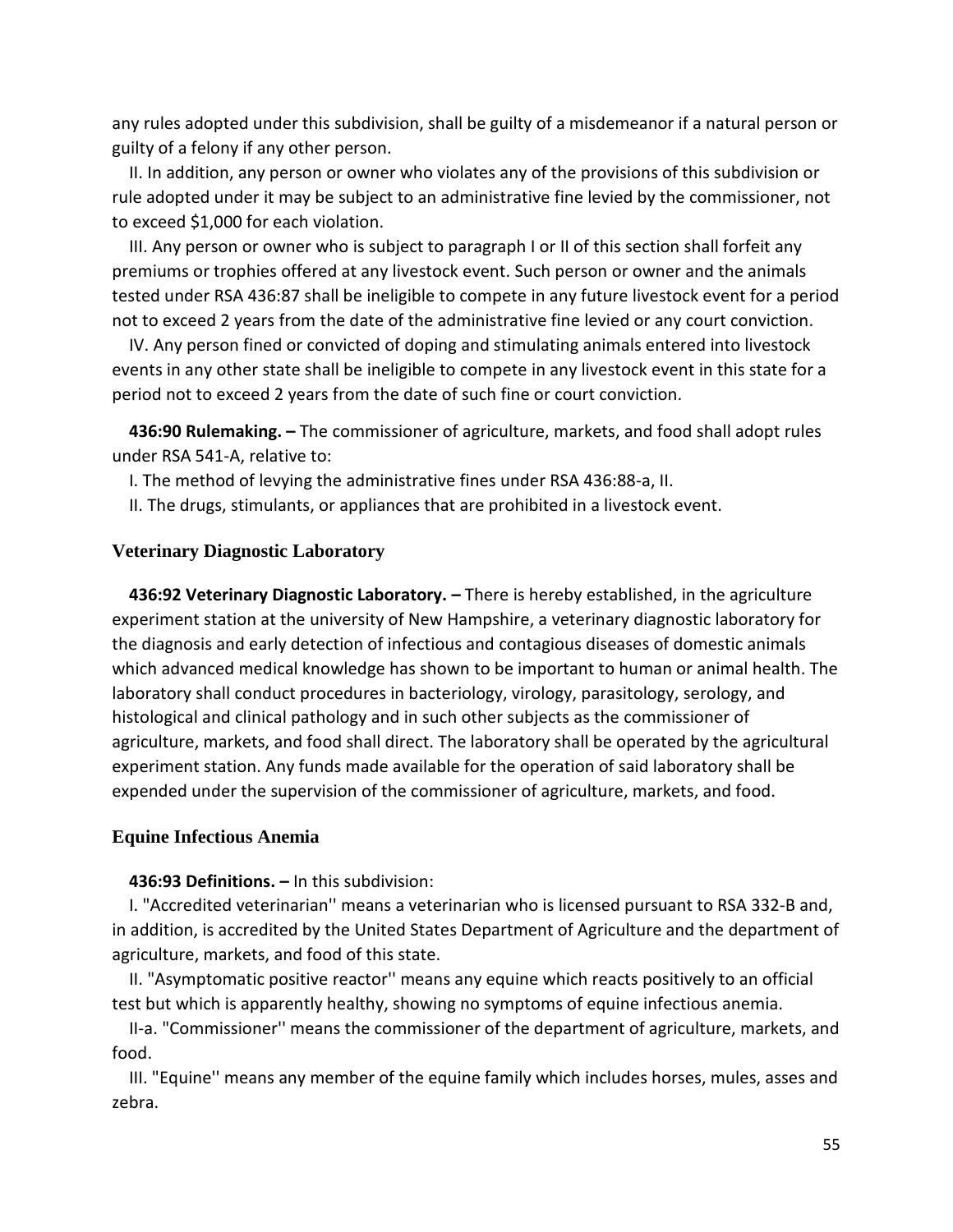any rules adopted under this subdivision, shall be guilty of a misdemeanor if a natural person or guilty of a felony if any other person.

II. In addition, any person or owner who violates any of the provisions of this subdivision or rule adopted under it may be subject to an administrative fine levied by the commissioner, not to exceed $1,000 for each violation.

III. Any person or owner who is subject to paragraph I or II of this section shall forfeit any premiums or trophies offered at any livestock event. Such person or owner and the animals tested under RSA 436:87 shall be ineligible to compete in any future livestock event for a period not to exceed 2 years from the date of the administrative fine levied or any court conviction.

IV. Any person fined or convicted of doping and stimulating animals entered into livestock events in any other state shall be ineligible to compete in any livestock event in this state for a period not to exceed 2 years from the date of such fine or court conviction.

**436:90 Rulemaking. –** The commissioner of agriculture, markets, and food shall adopt rules under RSA 541-A, relative to:

I. The method of levying the administrative fines under RSA 436:88-a, II.

II. The drugs, stimulants, or appliances that are prohibited in a livestock event.

### Veterinary Diagnostic Laboratory

**436:92 Veterinary Diagnostic Laboratory. –** There is hereby established, in the agriculture experiment station at the university of New Hampshire, a veterinary diagnostic laboratory for the diagnosis and early detection of infectious and contagious diseases of domestic animals which advanced medical knowledge has shown to be important to human or animal health. The laboratory shall conduct procedures in bacteriology, virology, parasitology, serology, and histological and clinical pathology and in such other subjects as the commissioner of agriculture, markets, and food shall direct. The laboratory shall be operated by the agricultural experiment station. Any funds made available for the operation of said laboratory shall be expended under the supervision of the commissioner of agriculture, markets, and food.

### Equine Infectious Anemia

**436:93 Definitions. –** In this subdivision:

I. "Accredited veterinarian'' means a veterinarian who is licensed pursuant to RSA 332-B and, in addition, is accredited by the United States Department of Agriculture and the department of agriculture, markets, and food of this state.

II. "Asymptomatic positive reactor'' means any equine which reacts positively to an official test but which is apparently healthy, showing no symptoms of equine infectious anemia.

II-a. "Commissioner'' means the commissioner of the department of agriculture, markets, and food.

III. "Equine'' means any member of the equine family which includes horses, mules, asses and zebra.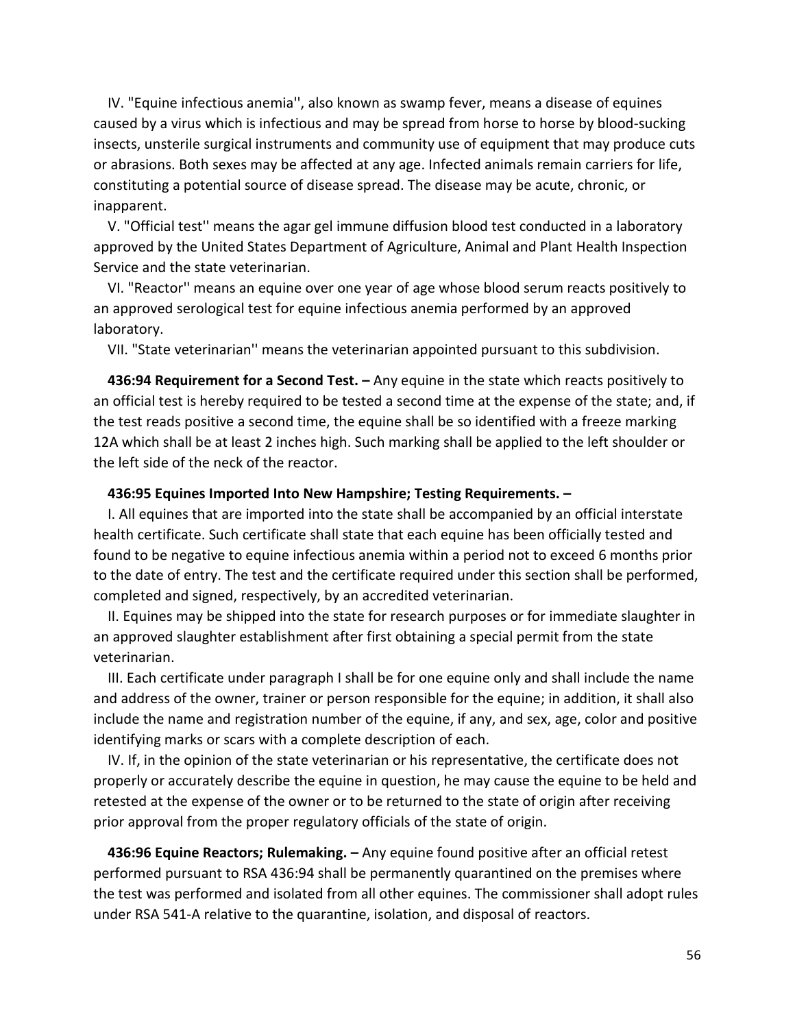IV. "Equine infectious anemia'', also known as swamp fever, means a disease of equines caused by a virus which is infectious and may be spread from horse to horse by blood-sucking insects, unsterile surgical instruments and community use of equipment that may produce cuts or abrasions. Both sexes may be affected at any age. Infected animals remain carriers for life, constituting a potential source of disease spread. The disease may be acute, chronic, or inapparent.

V. "Official test'' means the agar gel immune diffusion blood test conducted in a laboratory approved by the United States Department of Agriculture, Animal and Plant Health Inspection Service and the state veterinarian.

VI. "Reactor'' means an equine over one year of age whose blood serum reacts positively to an approved serological test for equine infectious anemia performed by an approved laboratory.

VII. "State veterinarian'' means the veterinarian appointed pursuant to this subdivision.

**436:94 Requirement for a Second Test. –** Any equine in the state which reacts positively to an official test is hereby required to be tested a second time at the expense of the state; and, if the test reads positive a second time, the equine shall be so identified with a freeze marking 12A which shall be at least 2 inches high. Such marking shall be applied to the left shoulder or the left side of the neck of the reactor.

**436:95 Equines Imported Into New Hampshire; Testing Requirements. –**

I. All equines that are imported into the state shall be accompanied by an official interstate health certificate. Such certificate shall state that each equine has been officially tested and found to be negative to equine infectious anemia within a period not to exceed 6 months prior to the date of entry. The test and the certificate required under this section shall be performed, completed and signed, respectively, by an accredited veterinarian.

II. Equines may be shipped into the state for research purposes or for immediate slaughter in an approved slaughter establishment after first obtaining a special permit from the state veterinarian.

III. Each certificate under paragraph I shall be for one equine only and shall include the name and address of the owner, trainer or person responsible for the equine; in addition, it shall also include the name and registration number of the equine, if any, and sex, age, color and positive identifying marks or scars with a complete description of each.

IV. If, in the opinion of the state veterinarian or his representative, the certificate does not properly or accurately describe the equine in question, he may cause the equine to be held and retested at the expense of the owner or to be returned to the state of origin after receiving prior approval from the proper regulatory officials of the state of origin.

**436:96 Equine Reactors; Rulemaking. –** Any equine found positive after an official retest performed pursuant to RSA 436:94 shall be permanently quarantined on the premises where the test was performed and isolated from all other equines. The commissioner shall adopt rules under RSA 541-A relative to the quarantine, isolation, and disposal of reactors.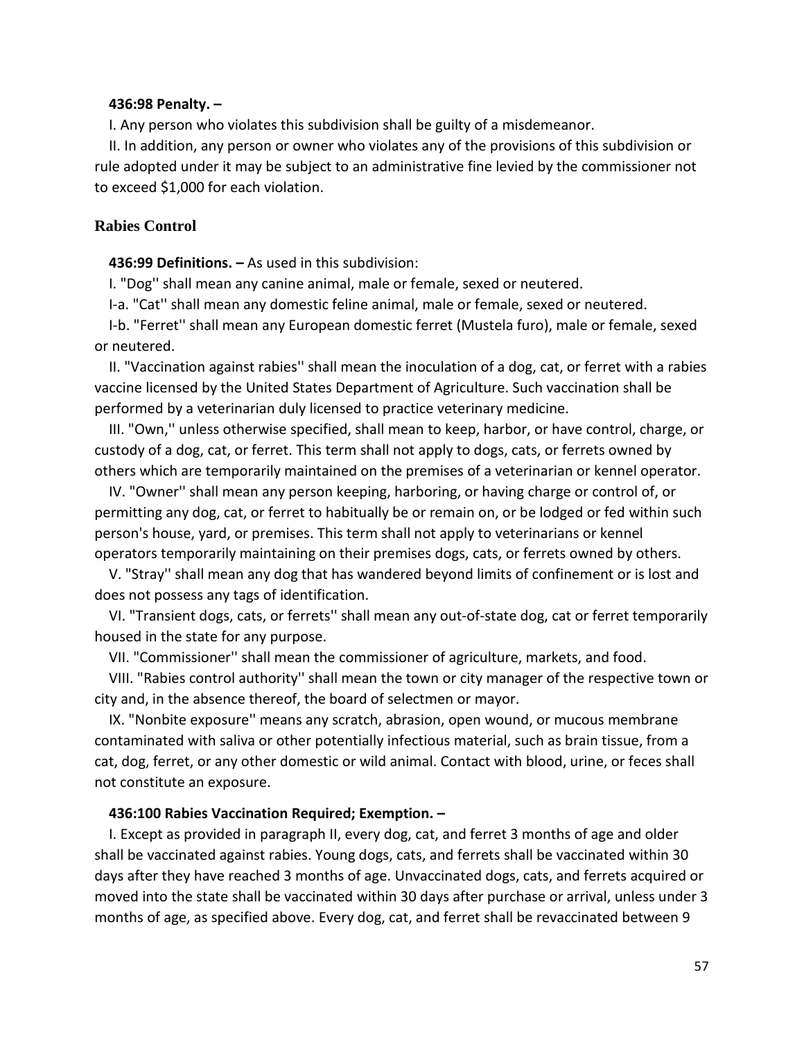**436:98 Penalty. –**

I. Any person who violates this subdivision shall be guilty of a misdemeanor.

II. In addition, any person or owner who violates any of the provisions of this subdivision or rule adopted under it may be subject to an administrative fine levied by the commissioner not to exceed $1,000 for each violation.

## Rabies Control

**436:99 Definitions. –** As used in this subdivision:

I. "Dog'' shall mean any canine animal, male or female, sexed or neutered.

I-a. "Cat'' shall mean any domestic feline animal, male or female, sexed or neutered.

I-b. "Ferret'' shall mean any European domestic ferret (Mustela furo), male or female, sexed or neutered.

II. "Vaccination against rabies'' shall mean the inoculation of a dog, cat, or ferret with a rabies vaccine licensed by the United States Department of Agriculture. Such vaccination shall be performed by a veterinarian duly licensed to practice veterinary medicine.

III. "Own,'' unless otherwise specified, shall mean to keep, harbor, or have control, charge, or custody of a dog, cat, or ferret. This term shall not apply to dogs, cats, or ferrets owned by others which are temporarily maintained on the premises of a veterinarian or kennel operator.

IV. "Owner'' shall mean any person keeping, harboring, or having charge or control of, or permitting any dog, cat, or ferret to habitually be or remain on, or be lodged or fed within such person's house, yard, or premises. This term shall not apply to veterinarians or kennel operators temporarily maintaining on their premises dogs, cats, or ferrets owned by others.

V. "Stray'' shall mean any dog that has wandered beyond limits of confinement or is lost and does not possess any tags of identification.

VI. "Transient dogs, cats, or ferrets'' shall mean any out-of-state dog, cat or ferret temporarily housed in the state for any purpose.

VII. "Commissioner'' shall mean the commissioner of agriculture, markets, and food.

VIII. "Rabies control authority'' shall mean the town or city manager of the respective town or city and, in the absence thereof, the board of selectmen or mayor.

IX. "Nonbite exposure'' means any scratch, abrasion, open wound, or mucous membrane contaminated with saliva or other potentially infectious material, such as brain tissue, from a cat, dog, ferret, or any other domestic or wild animal. Contact with blood, urine, or feces shall not constitute an exposure.

**436:100 Rabies Vaccination Required; Exemption. –**

I. Except as provided in paragraph II, every dog, cat, and ferret 3 months of age and older shall be vaccinated against rabies. Young dogs, cats, and ferrets shall be vaccinated within 30 days after they have reached 3 months of age. Unvaccinated dogs, cats, and ferrets acquired or moved into the state shall be vaccinated within 30 days after purchase or arrival, unless under 3 months of age, as specified above. Every dog, cat, and ferret shall be revaccinated between 9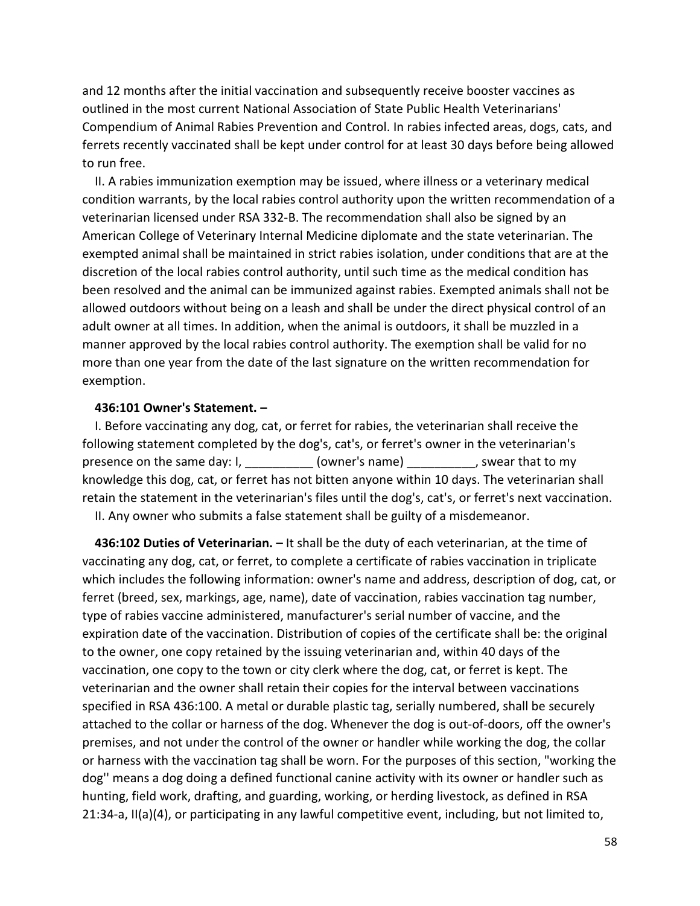and 12 months after the initial vaccination and subsequently receive booster vaccines as outlined in the most current National Association of State Public Health Veterinarians' Compendium of Animal Rabies Prevention and Control. In rabies infected areas, dogs, cats, and ferrets recently vaccinated shall be kept under control for at least 30 days before being allowed to run free.

II. A rabies immunization exemption may be issued, where illness or a veterinary medical condition warrants, by the local rabies control authority upon the written recommendation of a veterinarian licensed under RSA 332-B. The recommendation shall also be signed by an American College of Veterinary Internal Medicine diplomate and the state veterinarian. The exempted animal shall be maintained in strict rabies isolation, under conditions that are at the discretion of the local rabies control authority, until such time as the medical condition has been resolved and the animal can be immunized against rabies. Exempted animals shall not be allowed outdoors without being on a leash and shall be under the direct physical control of an adult owner at all times. In addition, when the animal is outdoors, it shall be muzzled in a manner approved by the local rabies control authority. The exemption shall be valid for no more than one year from the date of the last signature on the written recommendation for exemption.

**436:101 Owner's Statement. –**

I. Before vaccinating any dog, cat, or ferret for rabies, the veterinarian shall receive the following statement completed by the dog's, cat's, or ferret's owner in the veterinarian's presence on the same day: I, __________ (owner's name) __________, swear that to my knowledge this dog, cat, or ferret has not bitten anyone within 10 days. The veterinarian shall retain the statement in the veterinarian's files until the dog's, cat's, or ferret's next vaccination.

II. Any owner who submits a false statement shall be guilty of a misdemeanor.

**436:102 Duties of Veterinarian. –** It shall be the duty of each veterinarian, at the time of vaccinating any dog, cat, or ferret, to complete a certificate of rabies vaccination in triplicate which includes the following information: owner's name and address, description of dog, cat, or ferret (breed, sex, markings, age, name), date of vaccination, rabies vaccination tag number, type of rabies vaccine administered, manufacturer's serial number of vaccine, and the expiration date of the vaccination. Distribution of copies of the certificate shall be: the original to the owner, one copy retained by the issuing veterinarian and, within 40 days of the vaccination, one copy to the town or city clerk where the dog, cat, or ferret is kept. The veterinarian and the owner shall retain their copies for the interval between vaccinations specified in RSA 436:100. A metal or durable plastic tag, serially numbered, shall be securely attached to the collar or harness of the dog. Whenever the dog is out-of-doors, off the owner's premises, and not under the control of the owner or handler while working the dog, the collar or harness with the vaccination tag shall be worn. For the purposes of this section, "working the dog'' means a dog doing a defined functional canine activity with its owner or handler such as hunting, field work, drafting, and guarding, working, or herding livestock, as defined in RSA 21:34-a, II(a)(4), or participating in any lawful competitive event, including, but not limited to,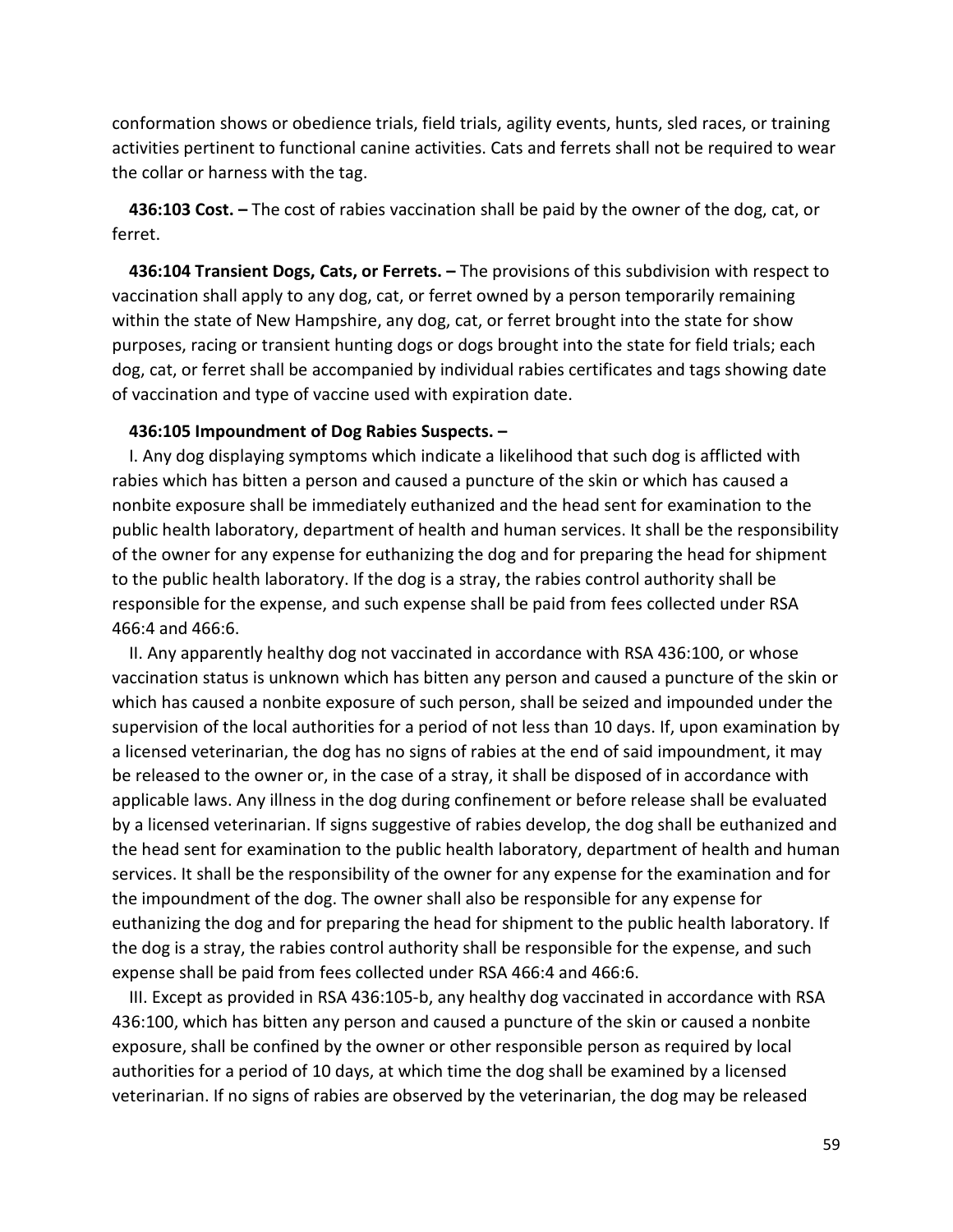conformation shows or obedience trials, field trials, agility events, hunts, sled races, or training activities pertinent to functional canine activities. Cats and ferrets shall not be required to wear the collar or harness with the tag.

**436:103 Cost. –** The cost of rabies vaccination shall be paid by the owner of the dog, cat, or ferret.

**436:104 Transient Dogs, Cats, or Ferrets. –** The provisions of this subdivision with respect to vaccination shall apply to any dog, cat, or ferret owned by a person temporarily remaining within the state of New Hampshire, any dog, cat, or ferret brought into the state for show purposes, racing or transient hunting dogs or dogs brought into the state for field trials; each dog, cat, or ferret shall be accompanied by individual rabies certificates and tags showing date of vaccination and type of vaccine used with expiration date.

**436:105 Impoundment of Dog Rabies Suspects. –**

I. Any dog displaying symptoms which indicate a likelihood that such dog is afflicted with rabies which has bitten a person and caused a puncture of the skin or which has caused a nonbite exposure shall be immediately euthanized and the head sent for examination to the public health laboratory, department of health and human services. It shall be the responsibility of the owner for any expense for euthanizing the dog and for preparing the head for shipment to the public health laboratory. If the dog is a stray, the rabies control authority shall be responsible for the expense, and such expense shall be paid from fees collected under RSA 466:4 and 466:6.

II. Any apparently healthy dog not vaccinated in accordance with RSA 436:100, or whose vaccination status is unknown which has bitten any person and caused a puncture of the skin or which has caused a nonbite exposure of such person, shall be seized and impounded under the supervision of the local authorities for a period of not less than 10 days. If, upon examination by a licensed veterinarian, the dog has no signs of rabies at the end of said impoundment, it may be released to the owner or, in the case of a stray, it shall be disposed of in accordance with applicable laws. Any illness in the dog during confinement or before release shall be evaluated by a licensed veterinarian. If signs suggestive of rabies develop, the dog shall be euthanized and the head sent for examination to the public health laboratory, department of health and human services. It shall be the responsibility of the owner for any expense for the examination and for the impoundment of the dog. The owner shall also be responsible for any expense for euthanizing the dog and for preparing the head for shipment to the public health laboratory. If the dog is a stray, the rabies control authority shall be responsible for the expense, and such expense shall be paid from fees collected under RSA 466:4 and 466:6.

III. Except as provided in RSA 436:105-b, any healthy dog vaccinated in accordance with RSA 436:100, which has bitten any person and caused a puncture of the skin or caused a nonbite exposure, shall be confined by the owner or other responsible person as required by local authorities for a period of 10 days, at which time the dog shall be examined by a licensed veterinarian. If no signs of rabies are observed by the veterinarian, the dog may be released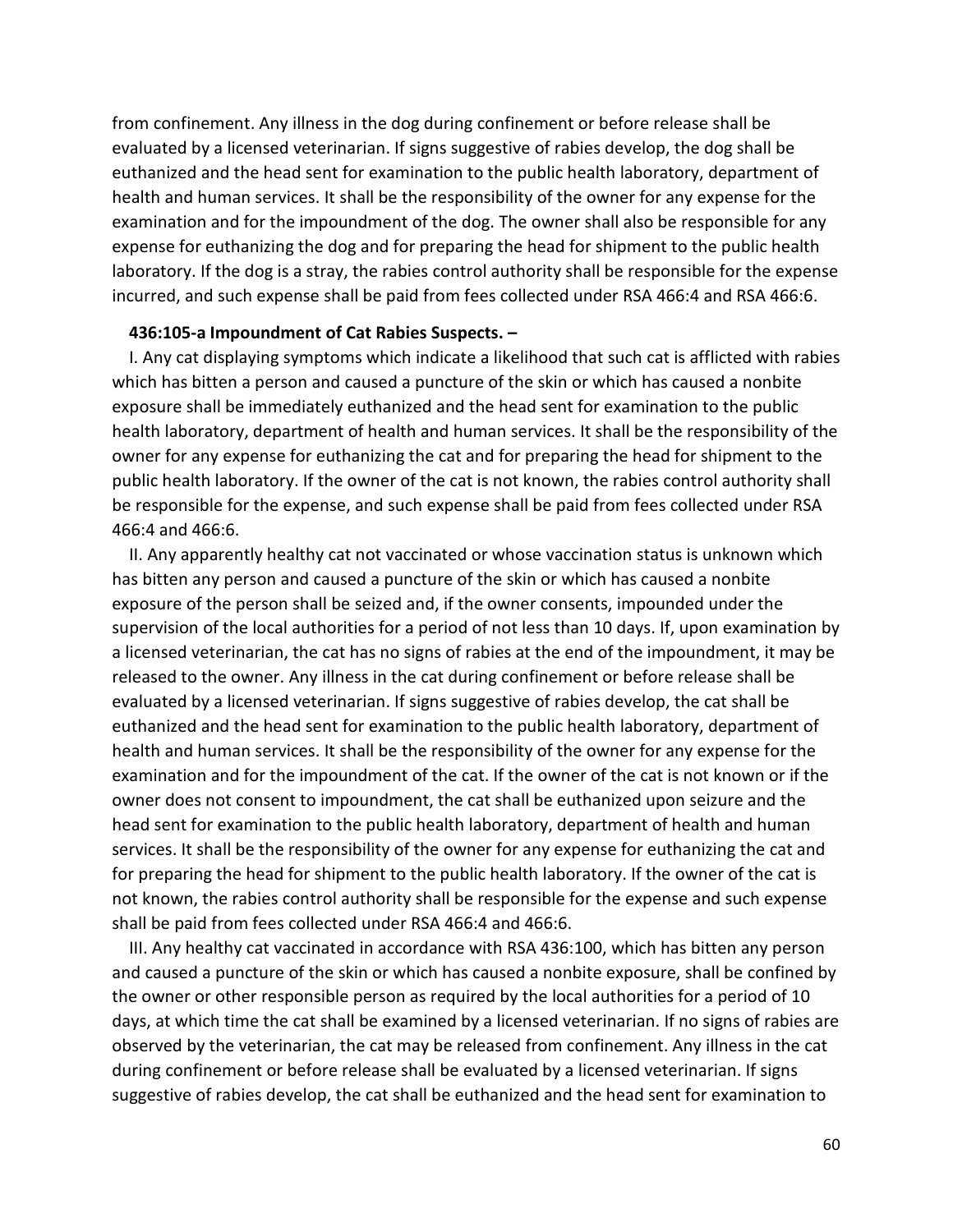from confinement. Any illness in the dog during confinement or before release shall be evaluated by a licensed veterinarian. If signs suggestive of rabies develop, the dog shall be euthanized and the head sent for examination to the public health laboratory, department of health and human services. It shall be the responsibility of the owner for any expense for the examination and for the impoundment of the dog. The owner shall also be responsible for any expense for euthanizing the dog and for preparing the head for shipment to the public health laboratory. If the dog is a stray, the rabies control authority shall be responsible for the expense incurred, and such expense shall be paid from fees collected under RSA 466:4 and RSA 466:6.

**436:105-a Impoundment of Cat Rabies Suspects. –**

I. Any cat displaying symptoms which indicate a likelihood that such cat is afflicted with rabies which has bitten a person and caused a puncture of the skin or which has caused a nonbite exposure shall be immediately euthanized and the head sent for examination to the public health laboratory, department of health and human services. It shall be the responsibility of the owner for any expense for euthanizing the cat and for preparing the head for shipment to the public health laboratory. If the owner of the cat is not known, the rabies control authority shall be responsible for the expense, and such expense shall be paid from fees collected under RSA 466:4 and 466:6.

II. Any apparently healthy cat not vaccinated or whose vaccination status is unknown which has bitten any person and caused a puncture of the skin or which has caused a nonbite exposure of the person shall be seized and, if the owner consents, impounded under the supervision of the local authorities for a period of not less than 10 days. If, upon examination by a licensed veterinarian, the cat has no signs of rabies at the end of the impoundment, it may be released to the owner. Any illness in the cat during confinement or before release shall be evaluated by a licensed veterinarian. If signs suggestive of rabies develop, the cat shall be euthanized and the head sent for examination to the public health laboratory, department of health and human services. It shall be the responsibility of the owner for any expense for the examination and for the impoundment of the cat. If the owner of the cat is not known or if the owner does not consent to impoundment, the cat shall be euthanized upon seizure and the head sent for examination to the public health laboratory, department of health and human services. It shall be the responsibility of the owner for any expense for euthanizing the cat and for preparing the head for shipment to the public health laboratory. If the owner of the cat is not known, the rabies control authority shall be responsible for the expense and such expense shall be paid from fees collected under RSA 466:4 and 466:6.

III. Any healthy cat vaccinated in accordance with RSA 436:100, which has bitten any person and caused a puncture of the skin or which has caused a nonbite exposure, shall be confined by the owner or other responsible person as required by the local authorities for a period of 10 days, at which time the cat shall be examined by a licensed veterinarian. If no signs of rabies are observed by the veterinarian, the cat may be released from confinement. Any illness in the cat during confinement or before release shall be evaluated by a licensed veterinarian. If signs suggestive of rabies develop, the cat shall be euthanized and the head sent for examination to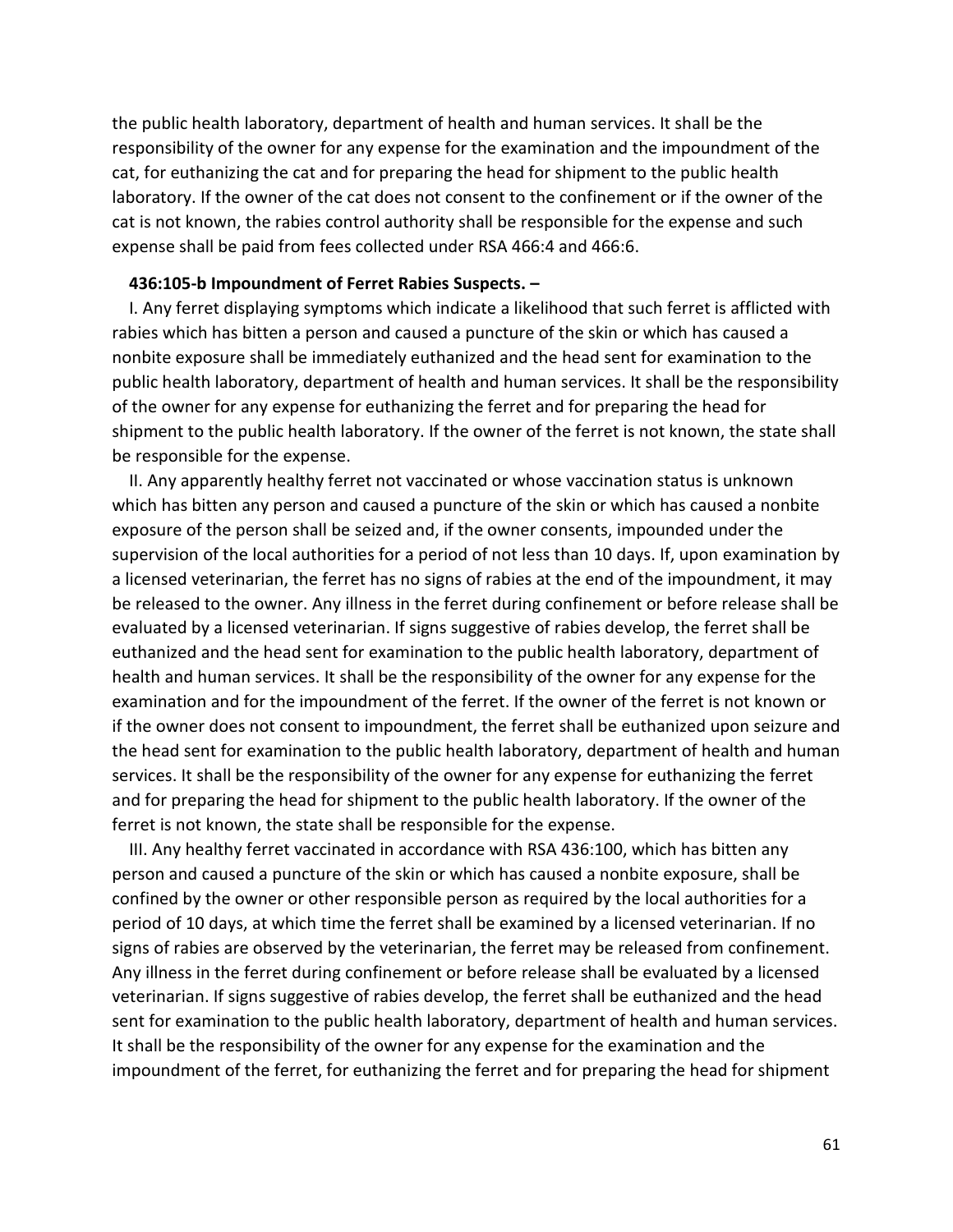the public health laboratory, department of health and human services. It shall be the responsibility of the owner for any expense for the examination and the impoundment of the cat, for euthanizing the cat and for preparing the head for shipment to the public health laboratory. If the owner of the cat does not consent to the confinement or if the owner of the cat is not known, the rabies control authority shall be responsible for the expense and such expense shall be paid from fees collected under RSA 466:4 and 466:6.

**436:105-b Impoundment of Ferret Rabies Suspects. –**

I. Any ferret displaying symptoms which indicate a likelihood that such ferret is afflicted with rabies which has bitten a person and caused a puncture of the skin or which has caused a nonbite exposure shall be immediately euthanized and the head sent for examination to the public health laboratory, department of health and human services. It shall be the responsibility of the owner for any expense for euthanizing the ferret and for preparing the head for shipment to the public health laboratory. If the owner of the ferret is not known, the state shall be responsible for the expense.

II. Any apparently healthy ferret not vaccinated or whose vaccination status is unknown which has bitten any person and caused a puncture of the skin or which has caused a nonbite exposure of the person shall be seized and, if the owner consents, impounded under the supervision of the local authorities for a period of not less than 10 days. If, upon examination by a licensed veterinarian, the ferret has no signs of rabies at the end of the impoundment, it may be released to the owner. Any illness in the ferret during confinement or before release shall be evaluated by a licensed veterinarian. If signs suggestive of rabies develop, the ferret shall be euthanized and the head sent for examination to the public health laboratory, department of health and human services. It shall be the responsibility of the owner for any expense for the examination and for the impoundment of the ferret. If the owner of the ferret is not known or if the owner does not consent to impoundment, the ferret shall be euthanized upon seizure and the head sent for examination to the public health laboratory, department of health and human services. It shall be the responsibility of the owner for any expense for euthanizing the ferret and for preparing the head for shipment to the public health laboratory. If the owner of the ferret is not known, the state shall be responsible for the expense.

III. Any healthy ferret vaccinated in accordance with RSA 436:100, which has bitten any person and caused a puncture of the skin or which has caused a nonbite exposure, shall be confined by the owner or other responsible person as required by the local authorities for a period of 10 days, at which time the ferret shall be examined by a licensed veterinarian. If no signs of rabies are observed by the veterinarian, the ferret may be released from confinement. Any illness in the ferret during confinement or before release shall be evaluated by a licensed veterinarian. If signs suggestive of rabies develop, the ferret shall be euthanized and the head sent for examination to the public health laboratory, department of health and human services. It shall be the responsibility of the owner for any expense for the examination and the impoundment of the ferret, for euthanizing the ferret and for preparing the head for shipment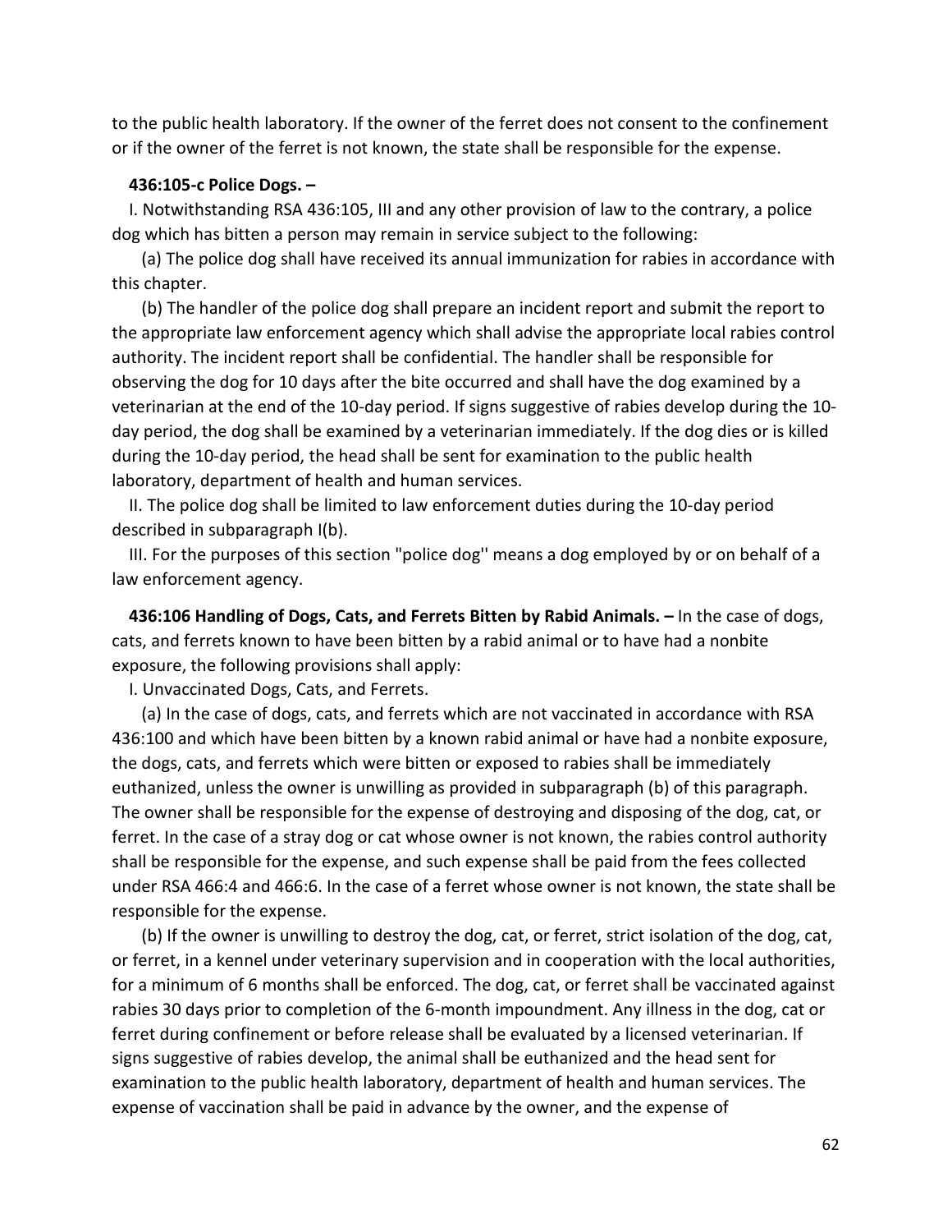to the public health laboratory. If the owner of the ferret does not consent to the confinement or if the owner of the ferret is not known, the state shall be responsible for the expense.

**436:105-c Police Dogs. –**

I. Notwithstanding RSA 436:105, III and any other provision of law to the contrary, a police dog which has bitten a person may remain in service subject to the following:

(a) The police dog shall have received its annual immunization for rabies in accordance with this chapter.

(b) The handler of the police dog shall prepare an incident report and submit the report to the appropriate law enforcement agency which shall advise the appropriate local rabies control authority. The incident report shall be confidential. The handler shall be responsible for observing the dog for 10 days after the bite occurred and shall have the dog examined by a veterinarian at the end of the 10-day period. If signs suggestive of rabies develop during the 10-day period, the dog shall be examined by a veterinarian immediately. If the dog dies or is killed during the 10-day period, the head shall be sent for examination to the public health laboratory, department of health and human services.

II. The police dog shall be limited to law enforcement duties during the 10-day period described in subparagraph I(b).

III. For the purposes of this section "police dog'' means a dog employed by or on behalf of a law enforcement agency.

**436:106 Handling of Dogs, Cats, and Ferrets Bitten by Rabid Animals. –** In the case of dogs, cats, and ferrets known to have been bitten by a rabid animal or to have had a nonbite exposure, the following provisions shall apply:

I. Unvaccinated Dogs, Cats, and Ferrets.

(a) In the case of dogs, cats, and ferrets which are not vaccinated in accordance with RSA 436:100 and which have been bitten by a known rabid animal or have had a nonbite exposure, the dogs, cats, and ferrets which were bitten or exposed to rabies shall be immediately euthanized, unless the owner is unwilling as provided in subparagraph (b) of this paragraph. The owner shall be responsible for the expense of destroying and disposing of the dog, cat, or ferret. In the case of a stray dog or cat whose owner is not known, the rabies control authority shall be responsible for the expense, and such expense shall be paid from the fees collected under RSA 466:4 and 466:6. In the case of a ferret whose owner is not known, the state shall be responsible for the expense.

(b) If the owner is unwilling to destroy the dog, cat, or ferret, strict isolation of the dog, cat, or ferret, in a kennel under veterinary supervision and in cooperation with the local authorities, for a minimum of 6 months shall be enforced. The dog, cat, or ferret shall be vaccinated against rabies 30 days prior to completion of the 6-month impoundment. Any illness in the dog, cat or ferret during confinement or before release shall be evaluated by a licensed veterinarian. If signs suggestive of rabies develop, the animal shall be euthanized and the head sent for examination to the public health laboratory, department of health and human services. The expense of vaccination shall be paid in advance by the owner, and the expense of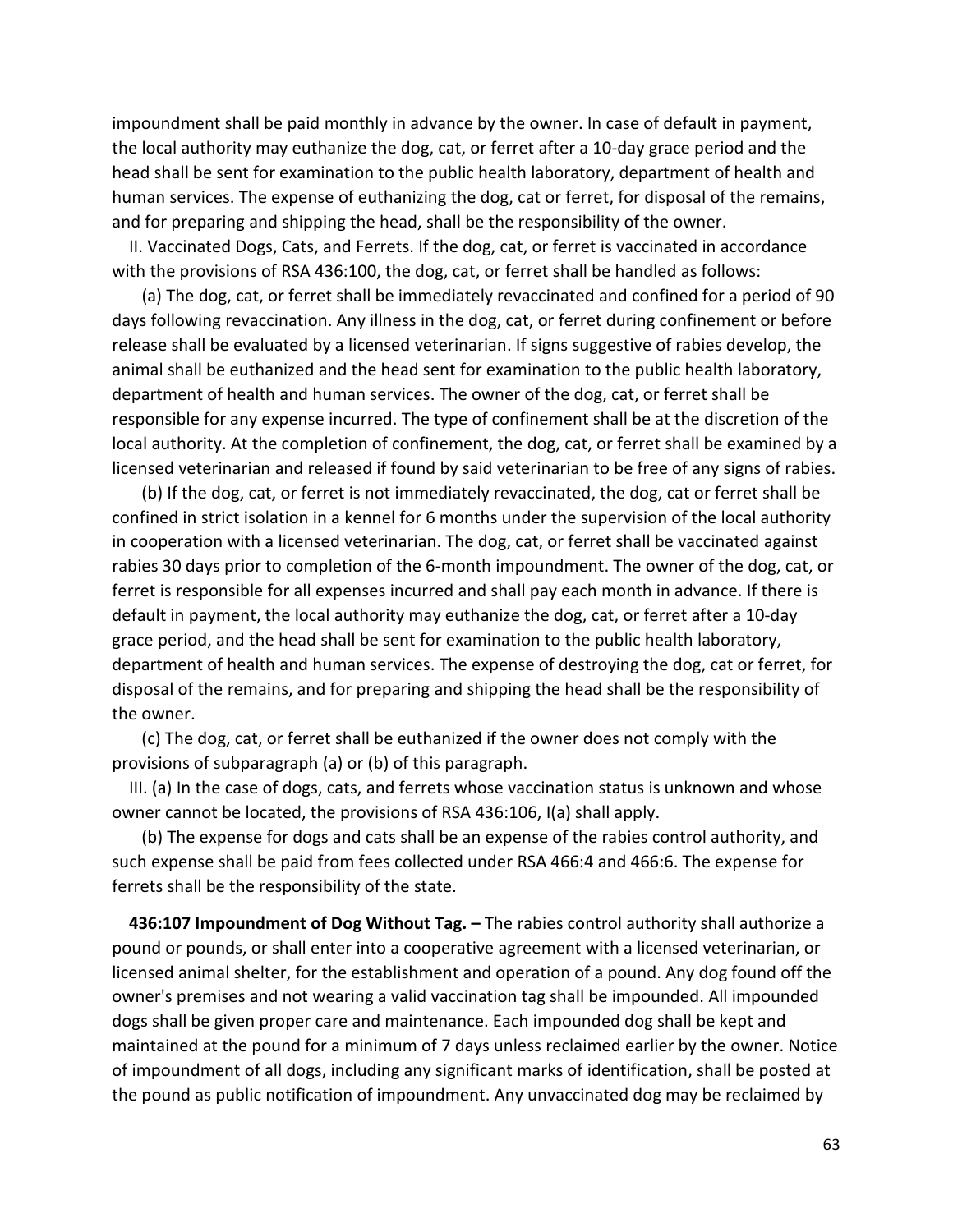impoundment shall be paid monthly in advance by the owner. In case of default in payment, the local authority may euthanize the dog, cat, or ferret after a 10-day grace period and the head shall be sent for examination to the public health laboratory, department of health and human services. The expense of euthanizing the dog, cat or ferret, for disposal of the remains, and for preparing and shipping the head, shall be the responsibility of the owner.

II. Vaccinated Dogs, Cats, and Ferrets. If the dog, cat, or ferret is vaccinated in accordance with the provisions of RSA 436:100, the dog, cat, or ferret shall be handled as follows:

(a) The dog, cat, or ferret shall be immediately revaccinated and confined for a period of 90 days following revaccination. Any illness in the dog, cat, or ferret during confinement or before release shall be evaluated by a licensed veterinarian. If signs suggestive of rabies develop, the animal shall be euthanized and the head sent for examination to the public health laboratory, department of health and human services. The owner of the dog, cat, or ferret shall be responsible for any expense incurred. The type of confinement shall be at the discretion of the local authority. At the completion of confinement, the dog, cat, or ferret shall be examined by a licensed veterinarian and released if found by said veterinarian to be free of any signs of rabies.

(b) If the dog, cat, or ferret is not immediately revaccinated, the dog, cat or ferret shall be confined in strict isolation in a kennel for 6 months under the supervision of the local authority in cooperation with a licensed veterinarian. The dog, cat, or ferret shall be vaccinated against rabies 30 days prior to completion of the 6-month impoundment. The owner of the dog, cat, or ferret is responsible for all expenses incurred and shall pay each month in advance. If there is default in payment, the local authority may euthanize the dog, cat, or ferret after a 10-day grace period, and the head shall be sent for examination to the public health laboratory, department of health and human services. The expense of destroying the dog, cat or ferret, for disposal of the remains, and for preparing and shipping the head shall be the responsibility of the owner.

(c) The dog, cat, or ferret shall be euthanized if the owner does not comply with the provisions of subparagraph (a) or (b) of this paragraph.

III. (a) In the case of dogs, cats, and ferrets whose vaccination status is unknown and whose owner cannot be located, the provisions of RSA 436:106, I(a) shall apply.

(b) The expense for dogs and cats shall be an expense of the rabies control authority, and such expense shall be paid from fees collected under RSA 466:4 and 466:6. The expense for ferrets shall be the responsibility of the state.

**436:107 Impoundment of Dog Without Tag. –** The rabies control authority shall authorize a pound or pounds, or shall enter into a cooperative agreement with a licensed veterinarian, or licensed animal shelter, for the establishment and operation of a pound. Any dog found off the owner's premises and not wearing a valid vaccination tag shall be impounded. All impounded dogs shall be given proper care and maintenance. Each impounded dog shall be kept and maintained at the pound for a minimum of 7 days unless reclaimed earlier by the owner. Notice of impoundment of all dogs, including any significant marks of identification, shall be posted at the pound as public notification of impoundment. Any unvaccinated dog may be reclaimed by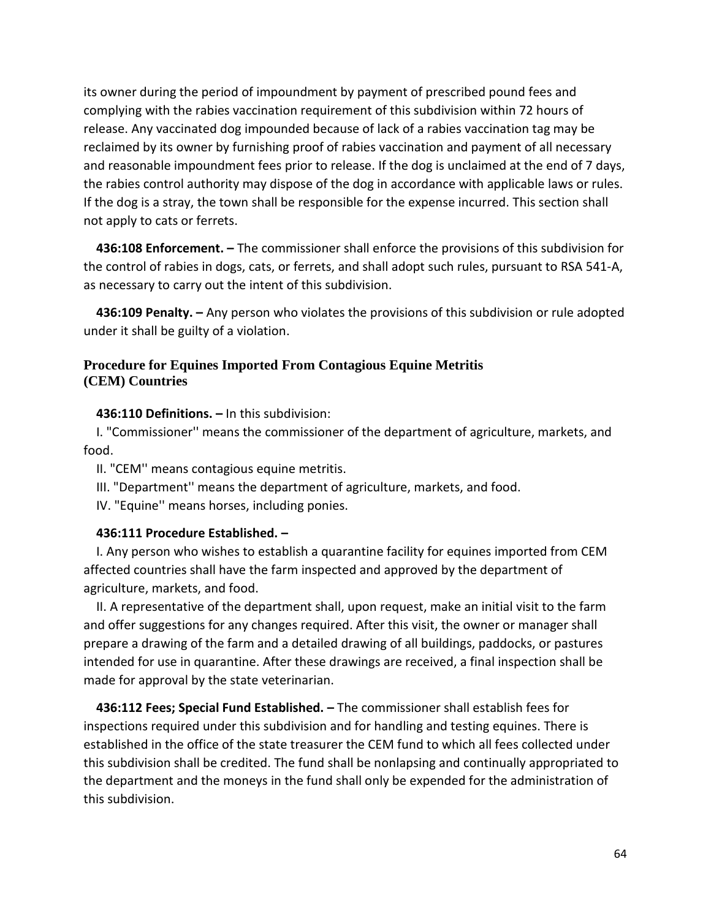its owner during the period of impoundment by payment of prescribed pound fees and complying with the rabies vaccination requirement of this subdivision within 72 hours of release. Any vaccinated dog impounded because of lack of a rabies vaccination tag may be reclaimed by its owner by furnishing proof of rabies vaccination and payment of all necessary and reasonable impoundment fees prior to release. If the dog is unclaimed at the end of 7 days, the rabies control authority may dispose of the dog in accordance with applicable laws or rules. If the dog is a stray, the town shall be responsible for the expense incurred. This section shall not apply to cats or ferrets.

**436:108 Enforcement. –** The commissioner shall enforce the provisions of this subdivision for the control of rabies in dogs, cats, or ferrets, and shall adopt such rules, pursuant to RSA 541-A, as necessary to carry out the intent of this subdivision.

**436:109 Penalty. –** Any person who violates the provisions of this subdivision or rule adopted under it shall be guilty of a violation.

### Procedure for Equines Imported From Contagious Equine Metritis (CEM) Countries

**436:110 Definitions. –** In this subdivision:

I. "Commissioner'' means the commissioner of the department of agriculture, markets, and food.

II. "CEM'' means contagious equine metritis.

III. "Department'' means the department of agriculture, markets, and food.

IV. "Equine'' means horses, including ponies.

**436:111 Procedure Established. –**

I. Any person who wishes to establish a quarantine facility for equines imported from CEM affected countries shall have the farm inspected and approved by the department of agriculture, markets, and food.

II. A representative of the department shall, upon request, make an initial visit to the farm and offer suggestions for any changes required. After this visit, the owner or manager shall prepare a drawing of the farm and a detailed drawing of all buildings, paddocks, or pastures intended for use in quarantine. After these drawings are received, a final inspection shall be made for approval by the state veterinarian.

**436:112 Fees; Special Fund Established. –** The commissioner shall establish fees for inspections required under this subdivision and for handling and testing equines. There is established in the office of the state treasurer the CEM fund to which all fees collected under this subdivision shall be credited. The fund shall be nonlapsing and continually appropriated to the department and the moneys in the fund shall only be expended for the administration of this subdivision.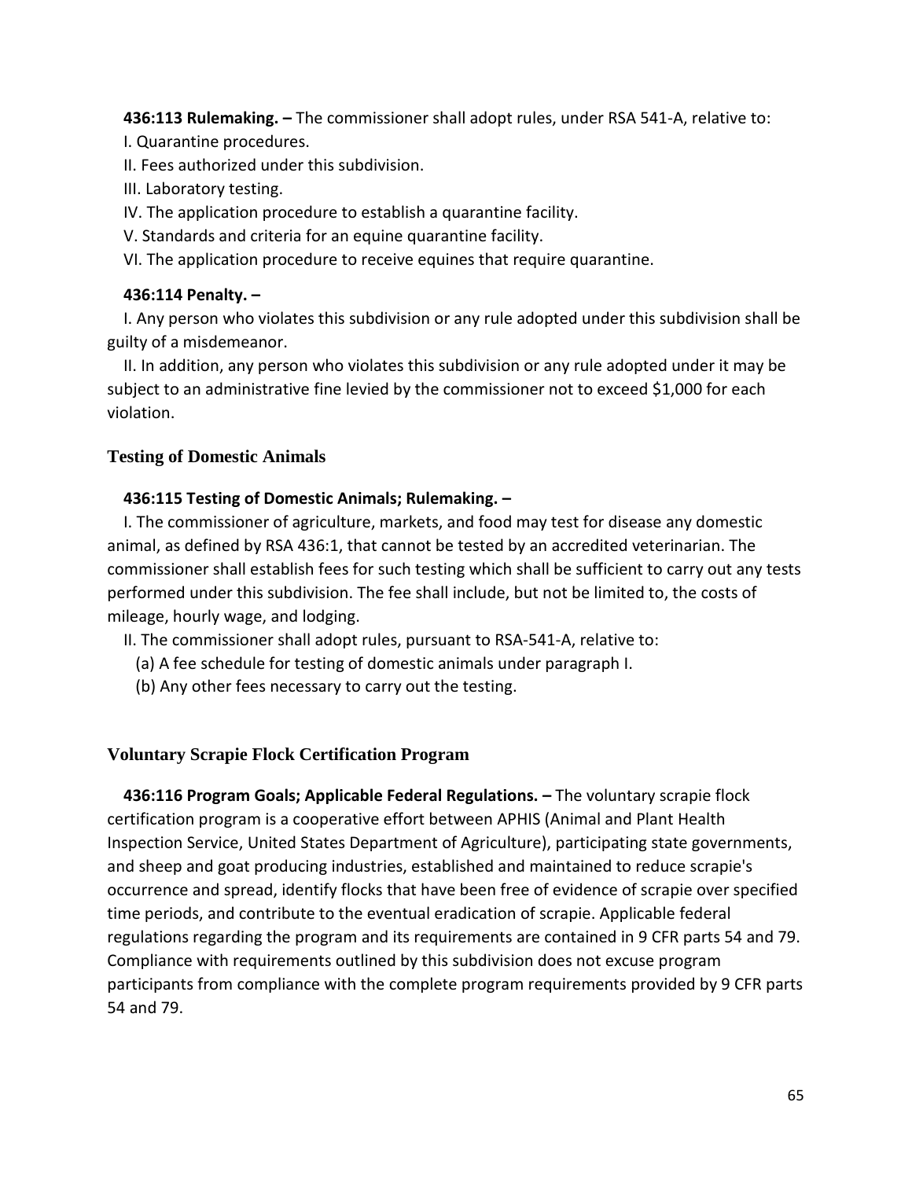**436:113 Rulemaking. –** The commissioner shall adopt rules, under RSA 541-A, relative to:

I. Quarantine procedures.

II. Fees authorized under this subdivision.

III. Laboratory testing.

IV. The application procedure to establish a quarantine facility.

V. Standards and criteria for an equine quarantine facility.

VI. The application procedure to receive equines that require quarantine.

**436:114 Penalty. –**

I. Any person who violates this subdivision or any rule adopted under this subdivision shall be guilty of a misdemeanor.

II. In addition, any person who violates this subdivision or any rule adopted under it may be subject to an administrative fine levied by the commissioner not to exceed $1,000 for each violation.

## Testing of Domestic Animals

**436:115 Testing of Domestic Animals; Rulemaking. –**

I. The commissioner of agriculture, markets, and food may test for disease any domestic animal, as defined by RSA 436:1, that cannot be tested by an accredited veterinarian. The commissioner shall establish fees for such testing which shall be sufficient to carry out any tests performed under this subdivision. The fee shall include, but not be limited to, the costs of mileage, hourly wage, and lodging.

II. The commissioner shall adopt rules, pursuant to RSA-541-A, relative to:

(a) A fee schedule for testing of domestic animals under paragraph I.

(b) Any other fees necessary to carry out the testing.

## Voluntary Scrapie Flock Certification Program

**436:116 Program Goals; Applicable Federal Regulations. –** The voluntary scrapie flock certification program is a cooperative effort between APHIS (Animal and Plant Health Inspection Service, United States Department of Agriculture), participating state governments, and sheep and goat producing industries, established and maintained to reduce scrapie's occurrence and spread, identify flocks that have been free of evidence of scrapie over specified time periods, and contribute to the eventual eradication of scrapie. Applicable federal regulations regarding the program and its requirements are contained in 9 CFR parts 54 and 79. Compliance with requirements outlined by this subdivision does not excuse program participants from compliance with the complete program requirements provided by 9 CFR parts 54 and 79.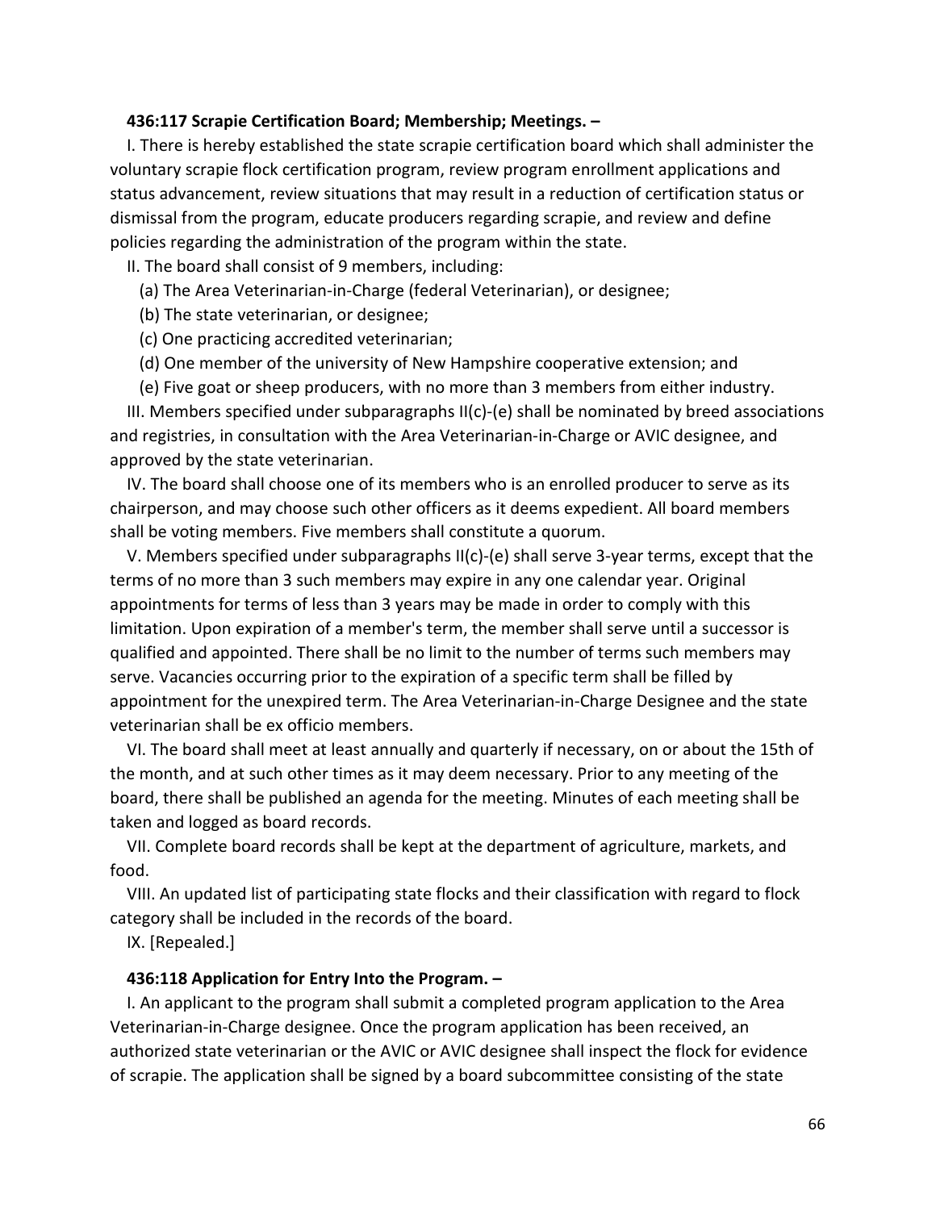**436:117 Scrapie Certification Board; Membership; Meetings. –**

I. There is hereby established the state scrapie certification board which shall administer the voluntary scrapie flock certification program, review program enrollment applications and status advancement, review situations that may result in a reduction of certification status or dismissal from the program, educate producers regarding scrapie, and review and define policies regarding the administration of the program within the state.

II. The board shall consist of 9 members, including:

(a) The Area Veterinarian-in-Charge (federal Veterinarian), or designee;

(b) The state veterinarian, or designee;

(c) One practicing accredited veterinarian;

(d) One member of the university of New Hampshire cooperative extension; and

(e) Five goat or sheep producers, with no more than 3 members from either industry.

III. Members specified under subparagraphs II(c)-(e) shall be nominated by breed associations and registries, in consultation with the Area Veterinarian-in-Charge or AVIC designee, and approved by the state veterinarian.

IV. The board shall choose one of its members who is an enrolled producer to serve as its chairperson, and may choose such other officers as it deems expedient. All board members shall be voting members. Five members shall constitute a quorum.

V. Members specified under subparagraphs II(c)-(e) shall serve 3-year terms, except that the terms of no more than 3 such members may expire in any one calendar year. Original appointments for terms of less than 3 years may be made in order to comply with this limitation. Upon expiration of a member's term, the member shall serve until a successor is qualified and appointed. There shall be no limit to the number of terms such members may serve. Vacancies occurring prior to the expiration of a specific term shall be filled by appointment for the unexpired term. The Area Veterinarian-in-Charge Designee and the state veterinarian shall be ex officio members.

VI. The board shall meet at least annually and quarterly if necessary, on or about the 15th of the month, and at such other times as it may deem necessary. Prior to any meeting of the board, there shall be published an agenda for the meeting. Minutes of each meeting shall be taken and logged as board records.

VII. Complete board records shall be kept at the department of agriculture, markets, and food.

VIII. An updated list of participating state flocks and their classification with regard to flock category shall be included in the records of the board.

IX. [Repealed.]

**436:118 Application for Entry Into the Program. –**

I. An applicant to the program shall submit a completed program application to the Area Veterinarian-in-Charge designee. Once the program application has been received, an authorized state veterinarian or the AVIC or AVIC designee shall inspect the flock for evidence of scrapie. The application shall be signed by a board subcommittee consisting of the state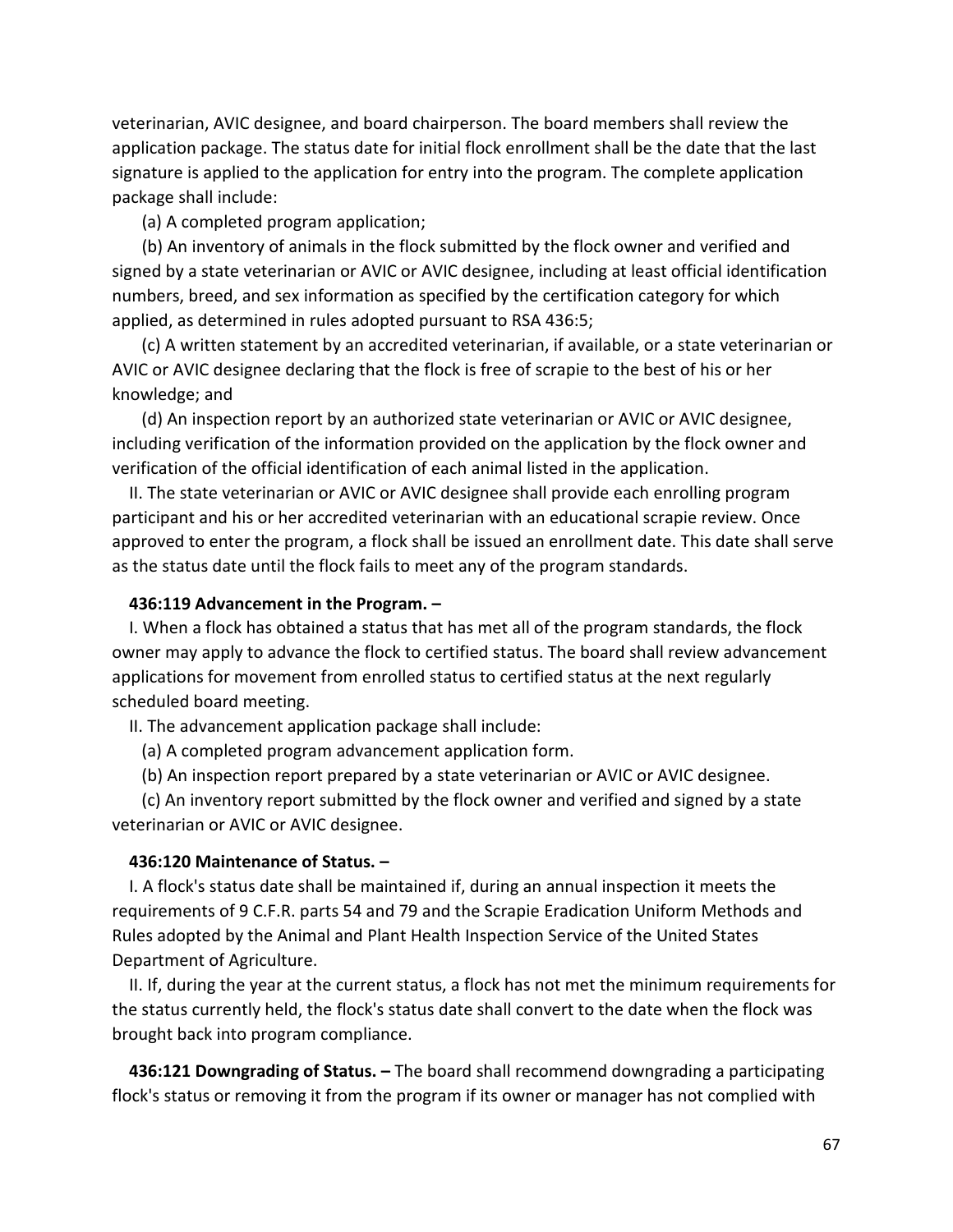veterinarian, AVIC designee, and board chairperson. The board members shall review the application package. The status date for initial flock enrollment shall be the date that the last signature is applied to the application for entry into the program. The complete application package shall include:

(a) A completed program application;

(b) An inventory of animals in the flock submitted by the flock owner and verified and signed by a state veterinarian or AVIC or AVIC designee, including at least official identification numbers, breed, and sex information as specified by the certification category for which applied, as determined in rules adopted pursuant to RSA 436:5;

(c) A written statement by an accredited veterinarian, if available, or a state veterinarian or AVIC or AVIC designee declaring that the flock is free of scrapie to the best of his or her knowledge; and

(d) An inspection report by an authorized state veterinarian or AVIC or AVIC designee, including verification of the information provided on the application by the flock owner and verification of the official identification of each animal listed in the application.

II. The state veterinarian or AVIC or AVIC designee shall provide each enrolling program participant and his or her accredited veterinarian with an educational scrapie review. Once approved to enter the program, a flock shall be issued an enrollment date. This date shall serve as the status date until the flock fails to meet any of the program standards.

**436:119 Advancement in the Program. –**

I. When a flock has obtained a status that has met all of the program standards, the flock owner may apply to advance the flock to certified status. The board shall review advancement applications for movement from enrolled status to certified status at the next regularly scheduled board meeting.

II. The advancement application package shall include:

(a) A completed program advancement application form.

(b) An inspection report prepared by a state veterinarian or AVIC or AVIC designee.

(c) An inventory report submitted by the flock owner and verified and signed by a state veterinarian or AVIC or AVIC designee.

**436:120 Maintenance of Status. –**

I. A flock's status date shall be maintained if, during an annual inspection it meets the requirements of 9 C.F.R. parts 54 and 79 and the Scrapie Eradication Uniform Methods and Rules adopted by the Animal and Plant Health Inspection Service of the United States Department of Agriculture.

II. If, during the year at the current status, a flock has not met the minimum requirements for the status currently held, the flock's status date shall convert to the date when the flock was brought back into program compliance.

**436:121 Downgrading of Status. –** The board shall recommend downgrading a participating flock's status or removing it from the program if its owner or manager has not complied with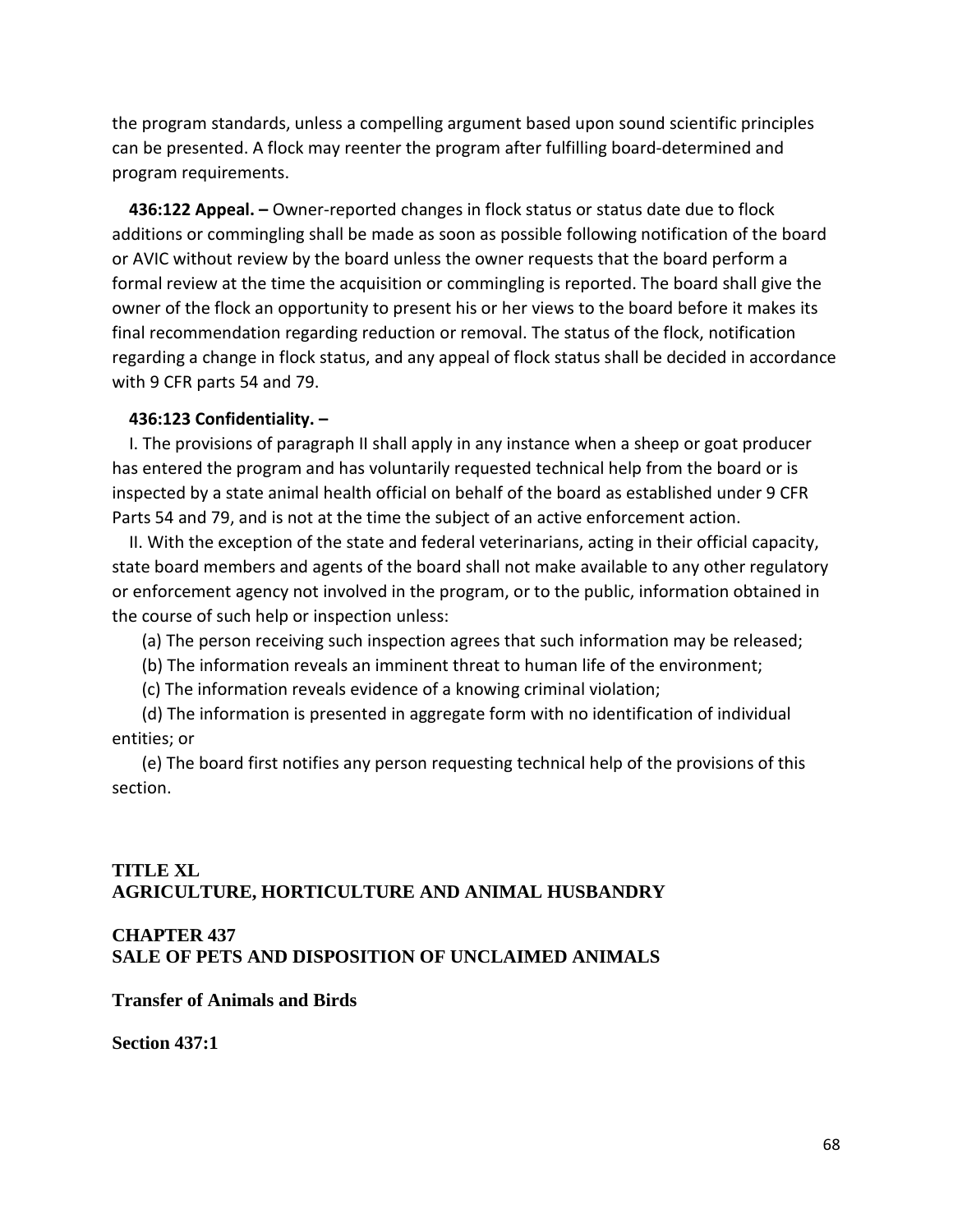the program standards, unless a compelling argument based upon sound scientific principles can be presented. A flock may reenter the program after fulfilling board-determined and program requirements.

**436:122 Appeal. –** Owner-reported changes in flock status or status date due to flock additions or commingling shall be made as soon as possible following notification of the board or AVIC without review by the board unless the owner requests that the board perform a formal review at the time the acquisition or commingling is reported. The board shall give the owner of the flock an opportunity to present his or her views to the board before it makes its final recommendation regarding reduction or removal. The status of the flock, notification regarding a change in flock status, and any appeal of flock status shall be decided in accordance with 9 CFR parts 54 and 79.

**436:123 Confidentiality. –**

I. The provisions of paragraph II shall apply in any instance when a sheep or goat producer has entered the program and has voluntarily requested technical help from the board or is inspected by a state animal health official on behalf of the board as established under 9 CFR Parts 54 and 79, and is not at the time the subject of an active enforcement action.

II. With the exception of the state and federal veterinarians, acting in their official capacity, state board members and agents of the board shall not make available to any other regulatory or enforcement agency not involved in the program, or to the public, information obtained in the course of such help or inspection unless:

(a) The person receiving such inspection agrees that such information may be released;

(b) The information reveals an imminent threat to human life of the environment;

(c) The information reveals evidence of a knowing criminal violation;

(d) The information is presented in aggregate form with no identification of individual entities; or

(e) The board first notifies any person requesting technical help of the provisions of this section.

## TITLE XL
## AGRICULTURE, HORTICULTURE AND ANIMAL HUSBANDRY

## CHAPTER 437
## SALE OF PETS AND DISPOSITION OF UNCLAIMED ANIMALS

### Transfer of Animals and Birds

**Section 437:1**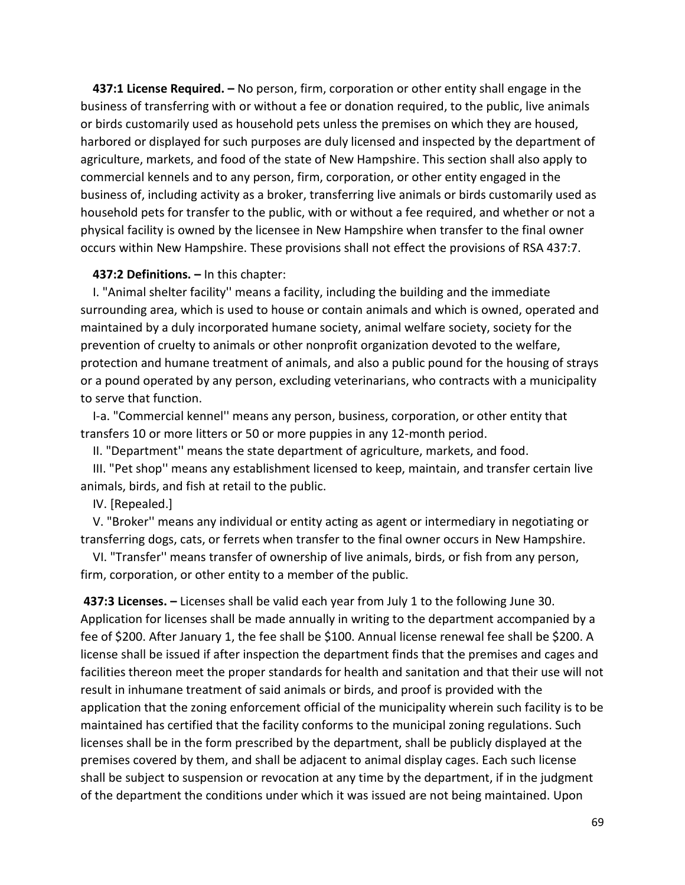**437:1 License Required. –** No person, firm, corporation or other entity shall engage in the business of transferring with or without a fee or donation required, to the public, live animals or birds customarily used as household pets unless the premises on which they are housed, harbored or displayed for such purposes are duly licensed and inspected by the department of agriculture, markets, and food of the state of New Hampshire. This section shall also apply to commercial kennels and to any person, firm, corporation, or other entity engaged in the business of, including activity as a broker, transferring live animals or birds customarily used as household pets for transfer to the public, with or without a fee required, and whether or not a physical facility is owned by the licensee in New Hampshire when transfer to the final owner occurs within New Hampshire. These provisions shall not effect the provisions of RSA 437:7.

**437:2 Definitions. –** In this chapter:

I. "Animal shelter facility'' means a facility, including the building and the immediate surrounding area, which is used to house or contain animals and which is owned, operated and maintained by a duly incorporated humane society, animal welfare society, society for the prevention of cruelty to animals or other nonprofit organization devoted to the welfare, protection and humane treatment of animals, and also a public pound for the housing of strays or a pound operated by any person, excluding veterinarians, who contracts with a municipality to serve that function.

I-a. "Commercial kennel'' means any person, business, corporation, or other entity that transfers 10 or more litters or 50 or more puppies in any 12-month period.

II. "Department'' means the state department of agriculture, markets, and food.

III. "Pet shop'' means any establishment licensed to keep, maintain, and transfer certain live animals, birds, and fish at retail to the public.

IV. [Repealed.]

V. "Broker'' means any individual or entity acting as agent or intermediary in negotiating or transferring dogs, cats, or ferrets when transfer to the final owner occurs in New Hampshire.

VI. "Transfer'' means transfer of ownership of live animals, birds, or fish from any person, firm, corporation, or other entity to a member of the public.

**437:3 Licenses. –** Licenses shall be valid each year from July 1 to the following June 30. Application for licenses shall be made annually in writing to the department accompanied by a fee of $200. After January 1, the fee shall be $100. Annual license renewal fee shall be $200. A license shall be issued if after inspection the department finds that the premises and cages and facilities thereon meet the proper standards for health and sanitation and that their use will not result in inhumane treatment of said animals or birds, and proof is provided with the application that the zoning enforcement official of the municipality wherein such facility is to be maintained has certified that the facility conforms to the municipal zoning regulations. Such licenses shall be in the form prescribed by the department, shall be publicly displayed at the premises covered by them, and shall be adjacent to animal display cages. Each such license shall be subject to suspension or revocation at any time by the department, if in the judgment of the department the conditions under which it was issued are not being maintained. Upon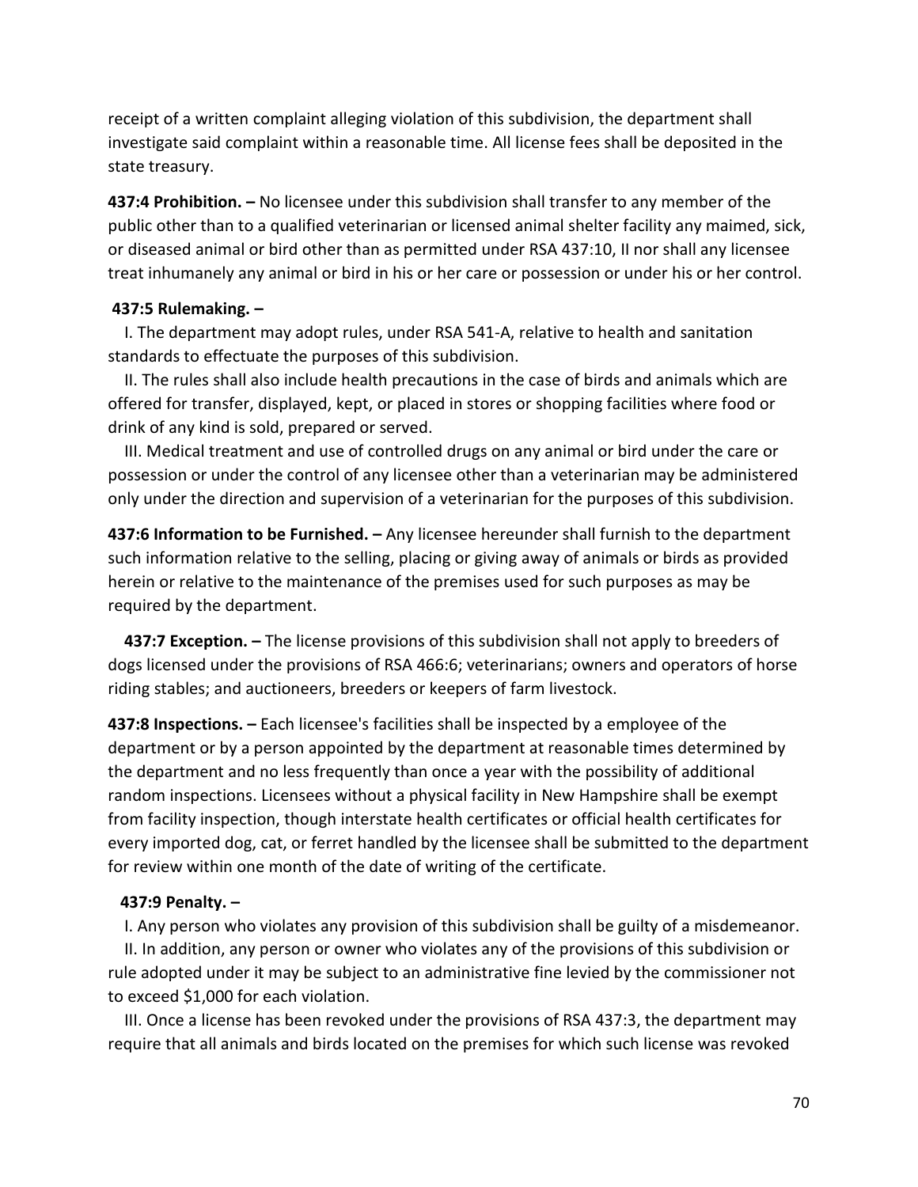receipt of a written complaint alleging violation of this subdivision, the department shall investigate said complaint within a reasonable time. All license fees shall be deposited in the state treasury.

**437:4 Prohibition. –** No licensee under this subdivision shall transfer to any member of the public other than to a qualified veterinarian or licensed animal shelter facility any maimed, sick, or diseased animal or bird other than as permitted under RSA 437:10, II nor shall any licensee treat inhumanely any animal or bird in his or her care or possession or under his or her control.

**437:5 Rulemaking. –**

I. The department may adopt rules, under RSA 541-A, relative to health and sanitation standards to effectuate the purposes of this subdivision.

II. The rules shall also include health precautions in the case of birds and animals which are offered for transfer, displayed, kept, or placed in stores or shopping facilities where food or drink of any kind is sold, prepared or served.

III. Medical treatment and use of controlled drugs on any animal or bird under the care or possession or under the control of any licensee other than a veterinarian may be administered only under the direction and supervision of a veterinarian for the purposes of this subdivision.

**437:6 Information to be Furnished. –** Any licensee hereunder shall furnish to the department such information relative to the selling, placing or giving away of animals or birds as provided herein or relative to the maintenance of the premises used for such purposes as may be required by the department.

**437:7 Exception. –** The license provisions of this subdivision shall not apply to breeders of dogs licensed under the provisions of RSA 466:6; veterinarians; owners and operators of horse riding stables; and auctioneers, breeders or keepers of farm livestock.

**437:8 Inspections. –** Each licensee's facilities shall be inspected by a employee of the department or by a person appointed by the department at reasonable times determined by the department and no less frequently than once a year with the possibility of additional random inspections. Licensees without a physical facility in New Hampshire shall be exempt from facility inspection, though interstate health certificates or official health certificates for every imported dog, cat, or ferret handled by the licensee shall be submitted to the department for review within one month of the date of writing of the certificate.

**437:9 Penalty. –**

I. Any person who violates any provision of this subdivision shall be guilty of a misdemeanor.

II. In addition, any person or owner who violates any of the provisions of this subdivision or rule adopted under it may be subject to an administrative fine levied by the commissioner not to exceed $1,000 for each violation.

III. Once a license has been revoked under the provisions of RSA 437:3, the department may require that all animals and birds located on the premises for which such license was revoked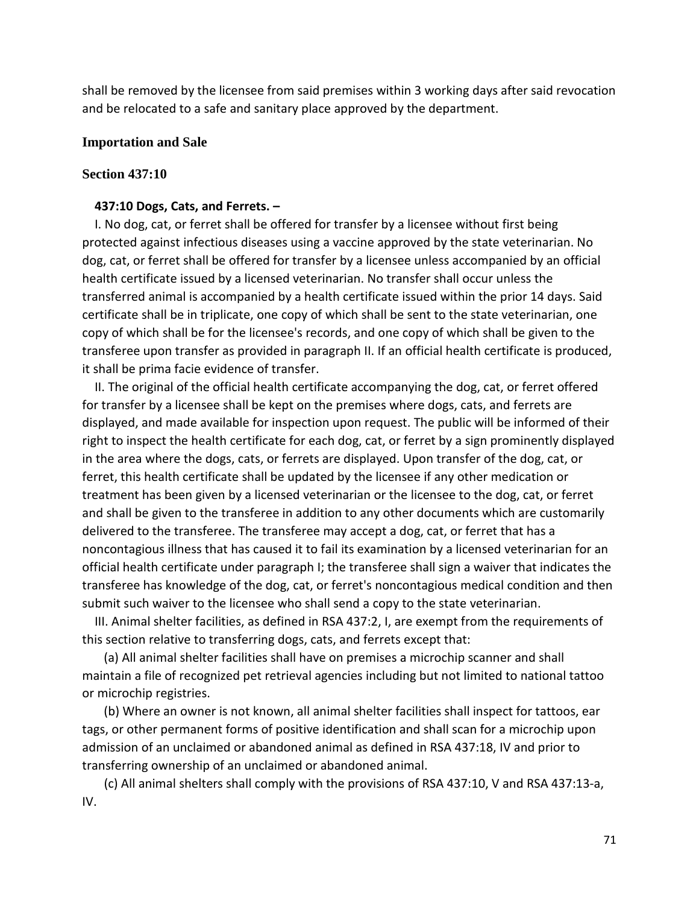shall be removed by the licensee from said premises within 3 working days after said revocation and be relocated to a safe and sanitary place approved by the department.

### Importation and Sale

#### Section 437:10

**437:10 Dogs, Cats, and Ferrets. –**

I. No dog, cat, or ferret shall be offered for transfer by a licensee without first being protected against infectious diseases using a vaccine approved by the state veterinarian. No dog, cat, or ferret shall be offered for transfer by a licensee unless accompanied by an official health certificate issued by a licensed veterinarian. No transfer shall occur unless the transferred animal is accompanied by a health certificate issued within the prior 14 days. Said certificate shall be in triplicate, one copy of which shall be sent to the state veterinarian, one copy of which shall be for the licensee's records, and one copy of which shall be given to the transferee upon transfer as provided in paragraph II. If an official health certificate is produced, it shall be prima facie evidence of transfer.

II. The original of the official health certificate accompanying the dog, cat, or ferret offered for transfer by a licensee shall be kept on the premises where dogs, cats, and ferrets are displayed, and made available for inspection upon request. The public will be informed of their right to inspect the health certificate for each dog, cat, or ferret by a sign prominently displayed in the area where the dogs, cats, or ferrets are displayed. Upon transfer of the dog, cat, or ferret, this health certificate shall be updated by the licensee if any other medication or treatment has been given by a licensed veterinarian or the licensee to the dog, cat, or ferret and shall be given to the transferee in addition to any other documents which are customarily delivered to the transferee. The transferee may accept a dog, cat, or ferret that has a noncontagious illness that has caused it to fail its examination by a licensed veterinarian for an official health certificate under paragraph I; the transferee shall sign a waiver that indicates the transferee has knowledge of the dog, cat, or ferret's noncontagious medical condition and then submit such waiver to the licensee who shall send a copy to the state veterinarian.

III. Animal shelter facilities, as defined in RSA 437:2, I, are exempt from the requirements of this section relative to transferring dogs, cats, and ferrets except that:

(a) All animal shelter facilities shall have on premises a microchip scanner and shall maintain a file of recognized pet retrieval agencies including but not limited to national tattoo or microchip registries.

(b) Where an owner is not known, all animal shelter facilities shall inspect for tattoos, ear tags, or other permanent forms of positive identification and shall scan for a microchip upon admission of an unclaimed or abandoned animal as defined in RSA 437:18, IV and prior to transferring ownership of an unclaimed or abandoned animal.

(c) All animal shelters shall comply with the provisions of RSA 437:10, V and RSA 437:13-a, IV.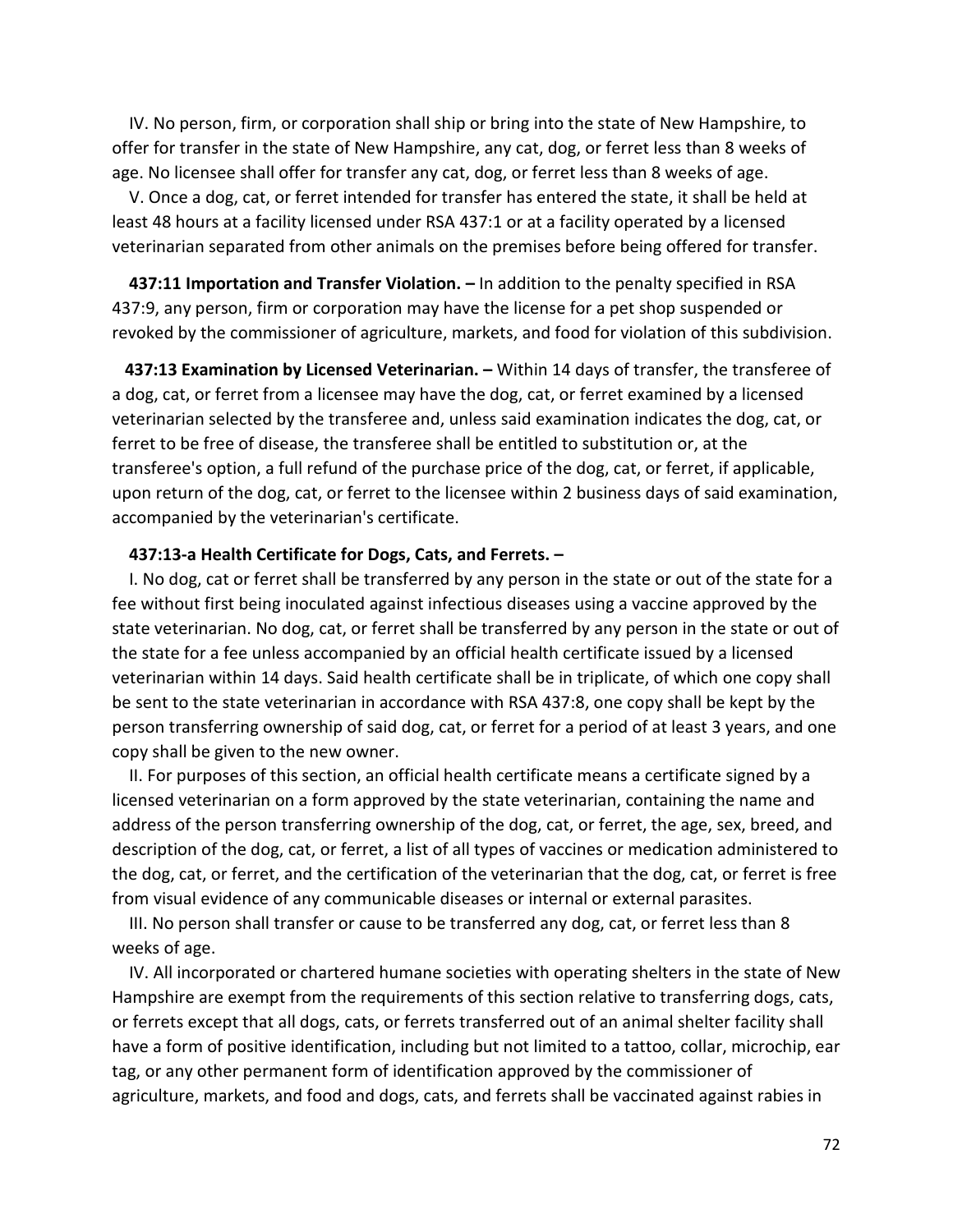IV. No person, firm, or corporation shall ship or bring into the state of New Hampshire, to offer for transfer in the state of New Hampshire, any cat, dog, or ferret less than 8 weeks of age. No licensee shall offer for transfer any cat, dog, or ferret less than 8 weeks of age.

V. Once a dog, cat, or ferret intended for transfer has entered the state, it shall be held at least 48 hours at a facility licensed under RSA 437:1 or at a facility operated by a licensed veterinarian separated from other animals on the premises before being offered for transfer.

**437:11 Importation and Transfer Violation. –** In addition to the penalty specified in RSA 437:9, any person, firm or corporation may have the license for a pet shop suspended or revoked by the commissioner of agriculture, markets, and food for violation of this subdivision.

**437:13 Examination by Licensed Veterinarian. –** Within 14 days of transfer, the transferee of a dog, cat, or ferret from a licensee may have the dog, cat, or ferret examined by a licensed veterinarian selected by the transferee and, unless said examination indicates the dog, cat, or ferret to be free of disease, the transferee shall be entitled to substitution or, at the transferee's option, a full refund of the purchase price of the dog, cat, or ferret, if applicable, upon return of the dog, cat, or ferret to the licensee within 2 business days of said examination, accompanied by the veterinarian's certificate.

**437:13-a Health Certificate for Dogs, Cats, and Ferrets. –**

I. No dog, cat or ferret shall be transferred by any person in the state or out of the state for a fee without first being inoculated against infectious diseases using a vaccine approved by the state veterinarian. No dog, cat, or ferret shall be transferred by any person in the state or out of the state for a fee unless accompanied by an official health certificate issued by a licensed veterinarian within 14 days. Said health certificate shall be in triplicate, of which one copy shall be sent to the state veterinarian in accordance with RSA 437:8, one copy shall be kept by the person transferring ownership of said dog, cat, or ferret for a period of at least 3 years, and one copy shall be given to the new owner.

II. For purposes of this section, an official health certificate means a certificate signed by a licensed veterinarian on a form approved by the state veterinarian, containing the name and address of the person transferring ownership of the dog, cat, or ferret, the age, sex, breed, and description of the dog, cat, or ferret, a list of all types of vaccines or medication administered to the dog, cat, or ferret, and the certification of the veterinarian that the dog, cat, or ferret is free from visual evidence of any communicable diseases or internal or external parasites.

III. No person shall transfer or cause to be transferred any dog, cat, or ferret less than 8 weeks of age.

IV. All incorporated or chartered humane societies with operating shelters in the state of New Hampshire are exempt from the requirements of this section relative to transferring dogs, cats, or ferrets except that all dogs, cats, or ferrets transferred out of an animal shelter facility shall have a form of positive identification, including but not limited to a tattoo, collar, microchip, ear tag, or any other permanent form of identification approved by the commissioner of agriculture, markets, and food and dogs, cats, and ferrets shall be vaccinated against rabies in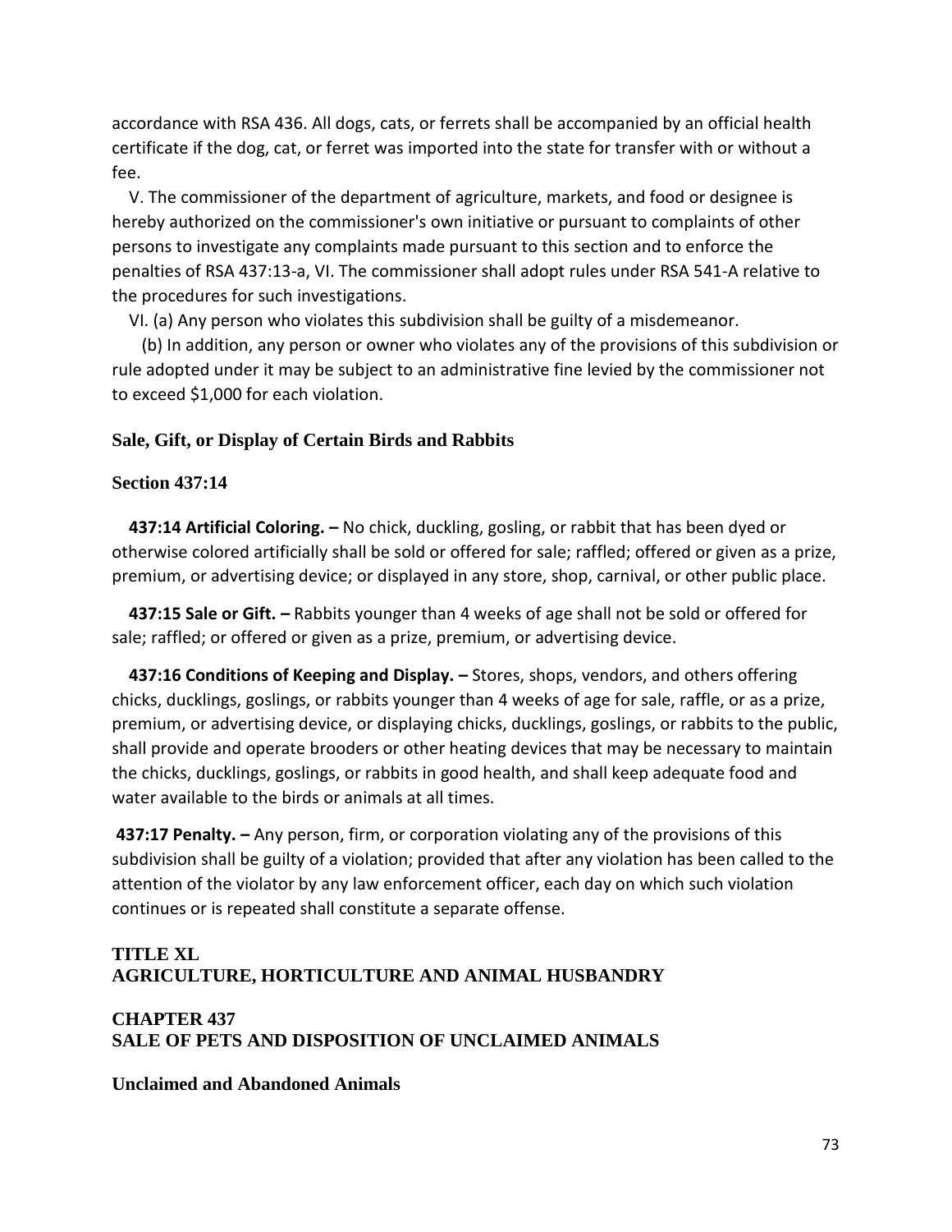accordance with RSA 436. All dogs, cats, or ferrets shall be accompanied by an official health certificate if the dog, cat, or ferret was imported into the state for transfer with or without a fee.

V. The commissioner of the department of agriculture, markets, and food or designee is hereby authorized on the commissioner's own initiative or pursuant to complaints of other persons to investigate any complaints made pursuant to this section and to enforce the penalties of RSA 437:13-a, VI. The commissioner shall adopt rules under RSA 541-A relative to the procedures for such investigations.

VI. (a) Any person who violates this subdivision shall be guilty of a misdemeanor.

(b) In addition, any person or owner who violates any of the provisions of this subdivision or rule adopted under it may be subject to an administrative fine levied by the commissioner not to exceed $1,000 for each violation.

### Sale, Gift, or Display of Certain Birds and Rabbits

### Section 437:14

**437:14 Artificial Coloring. –** No chick, duckling, gosling, or rabbit that has been dyed or otherwise colored artificially shall be sold or offered for sale; raffled; offered or given as a prize, premium, or advertising device; or displayed in any store, shop, carnival, or other public place.

**437:15 Sale or Gift. –** Rabbits younger than 4 weeks of age shall not be sold or offered for sale; raffled; or offered or given as a prize, premium, or advertising device.

**437:16 Conditions of Keeping and Display. –** Stores, shops, vendors, and others offering chicks, ducklings, goslings, or rabbits younger than 4 weeks of age for sale, raffle, or as a prize, premium, or advertising device, or displaying chicks, ducklings, goslings, or rabbits to the public, shall provide and operate brooders or other heating devices that may be necessary to maintain the chicks, ducklings, goslings, or rabbits in good health, and shall keep adequate food and water available to the birds or animals at all times.

**437:17 Penalty. –** Any person, firm, or corporation violating any of the provisions of this subdivision shall be guilty of a violation; provided that after any violation has been called to the attention of the violator by any law enforcement officer, each day on which such violation continues or is repeated shall constitute a separate offense.

## TITLE XL
## AGRICULTURE, HORTICULTURE AND ANIMAL HUSBANDRY

## CHAPTER 437
## SALE OF PETS AND DISPOSITION OF UNCLAIMED ANIMALS

### Unclaimed and Abandoned Animals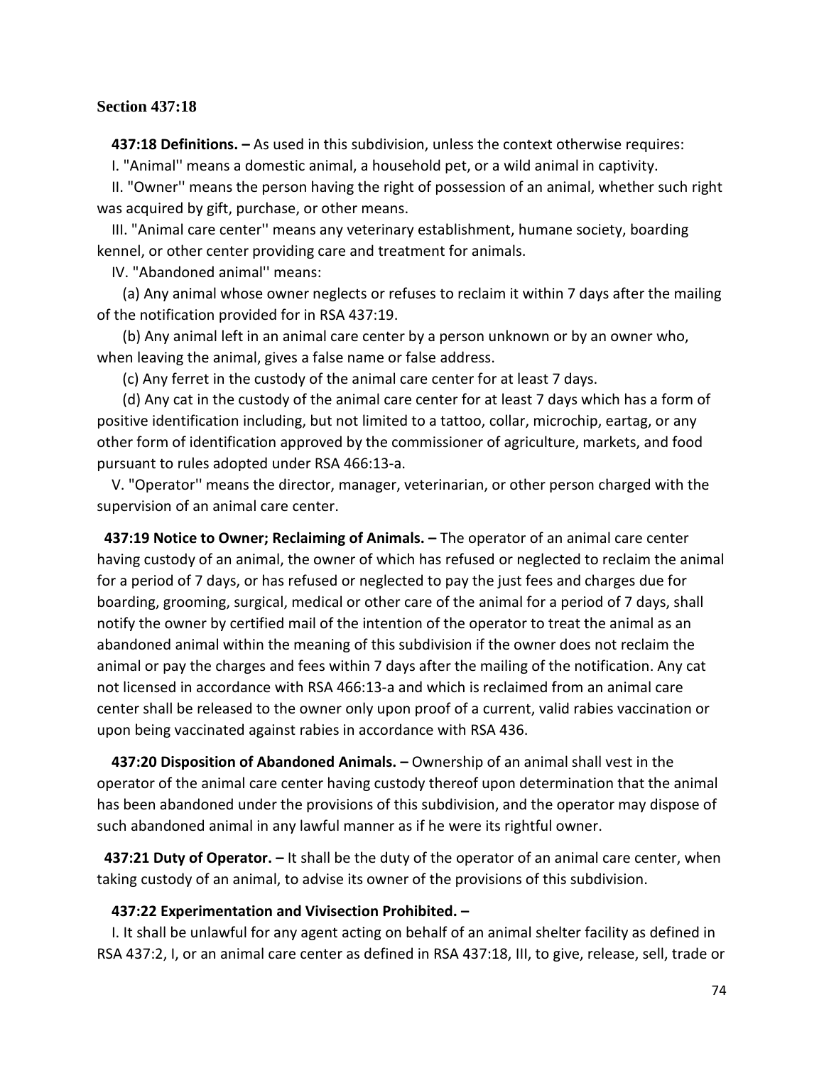**Section 437:18**

**437:18 Definitions. –** As used in this subdivision, unless the context otherwise requires:

I. "Animal'' means a domestic animal, a household pet, or a wild animal in captivity.

II. "Owner'' means the person having the right of possession of an animal, whether such right was acquired by gift, purchase, or other means.

III. "Animal care center'' means any veterinary establishment, humane society, boarding kennel, or other center providing care and treatment for animals.

IV. "Abandoned animal'' means:

(a) Any animal whose owner neglects or refuses to reclaim it within 7 days after the mailing of the notification provided for in RSA 437:19.

(b) Any animal left in an animal care center by a person unknown or by an owner who, when leaving the animal, gives a false name or false address.

(c) Any ferret in the custody of the animal care center for at least 7 days.

(d) Any cat in the custody of the animal care center for at least 7 days which has a form of positive identification including, but not limited to a tattoo, collar, microchip, eartag, or any other form of identification approved by the commissioner of agriculture, markets, and food pursuant to rules adopted under RSA 466:13-a.

V. "Operator'' means the director, manager, veterinarian, or other person charged with the supervision of an animal care center.

**437:19 Notice to Owner; Reclaiming of Animals. –** The operator of an animal care center having custody of an animal, the owner of which has refused or neglected to reclaim the animal for a period of 7 days, or has refused or neglected to pay the just fees and charges due for boarding, grooming, surgical, medical or other care of the animal for a period of 7 days, shall notify the owner by certified mail of the intention of the operator to treat the animal as an abandoned animal within the meaning of this subdivision if the owner does not reclaim the animal or pay the charges and fees within 7 days after the mailing of the notification. Any cat not licensed in accordance with RSA 466:13-a and which is reclaimed from an animal care center shall be released to the owner only upon proof of a current, valid rabies vaccination or upon being vaccinated against rabies in accordance with RSA 436.

**437:20 Disposition of Abandoned Animals. –** Ownership of an animal shall vest in the operator of the animal care center having custody thereof upon determination that the animal has been abandoned under the provisions of this subdivision, and the operator may dispose of such abandoned animal in any lawful manner as if he were its rightful owner.

**437:21 Duty of Operator. –** It shall be the duty of the operator of an animal care center, when taking custody of an animal, to advise its owner of the provisions of this subdivision.

**437:22 Experimentation and Vivisection Prohibited. –**

I. It shall be unlawful for any agent acting on behalf of an animal shelter facility as defined in RSA 437:2, I, or an animal care center as defined in RSA 437:18, III, to give, release, sell, trade or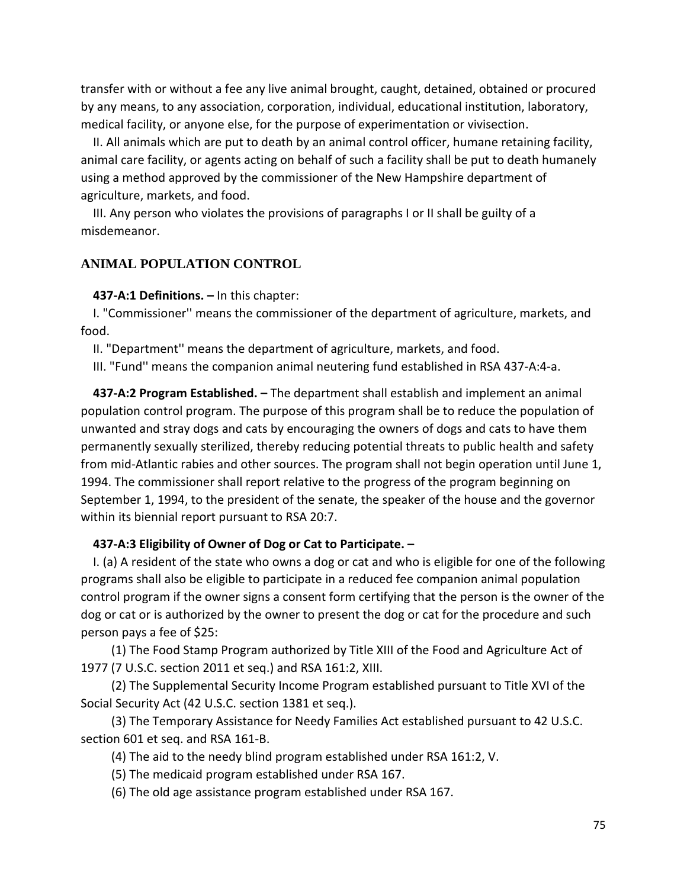transfer with or without a fee any live animal brought, caught, detained, obtained or procured by any means, to any association, corporation, individual, educational institution, laboratory, medical facility, or anyone else, for the purpose of experimentation or vivisection.

II. All animals which are put to death by an animal control officer, humane retaining facility, animal care facility, or agents acting on behalf of such a facility shall be put to death humanely using a method approved by the commissioner of the New Hampshire department of agriculture, markets, and food.

III. Any person who violates the provisions of paragraphs I or II shall be guilty of a misdemeanor.

## ANIMAL POPULATION CONTROL

**437-A:1 Definitions. –** In this chapter:

I. "Commissioner'' means the commissioner of the department of agriculture, markets, and food.

II. "Department'' means the department of agriculture, markets, and food.

III. "Fund'' means the companion animal neutering fund established in RSA 437-A:4-a.

**437-A:2 Program Established. –** The department shall establish and implement an animal population control program. The purpose of this program shall be to reduce the population of unwanted and stray dogs and cats by encouraging the owners of dogs and cats to have them permanently sexually sterilized, thereby reducing potential threats to public health and safety from mid-Atlantic rabies and other sources. The program shall not begin operation until June 1, 1994. The commissioner shall report relative to the progress of the program beginning on September 1, 1994, to the president of the senate, the speaker of the house and the governor within its biennial report pursuant to RSA 20:7.

**437-A:3 Eligibility of Owner of Dog or Cat to Participate. –**

I. (a) A resident of the state who owns a dog or cat and who is eligible for one of the following programs shall also be eligible to participate in a reduced fee companion animal population control program if the owner signs a consent form certifying that the person is the owner of the dog or cat or is authorized by the owner to present the dog or cat for the procedure and such person pays a fee of $25:

(1) The Food Stamp Program authorized by Title XIII of the Food and Agriculture Act of 1977 (7 U.S.C. section 2011 et seq.) and RSA 161:2, XIII.

(2) The Supplemental Security Income Program established pursuant to Title XVI of the Social Security Act (42 U.S.C. section 1381 et seq.).

(3) The Temporary Assistance for Needy Families Act established pursuant to 42 U.S.C. section 601 et seq. and RSA 161-B.

(4) The aid to the needy blind program established under RSA 161:2, V.

(5) The medicaid program established under RSA 167.

(6) The old age assistance program established under RSA 167.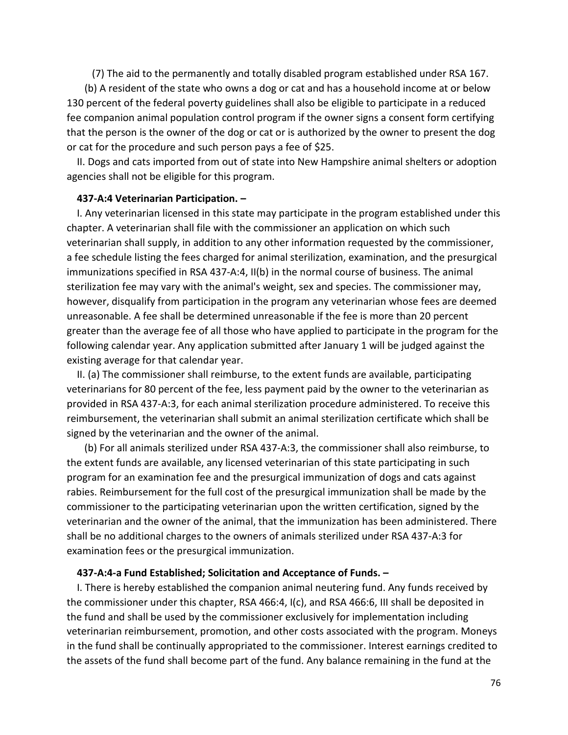(7) The aid to the permanently and totally disabled program established under RSA 167.

(b) A resident of the state who owns a dog or cat and has a household income at or below 130 percent of the federal poverty guidelines shall also be eligible to participate in a reduced fee companion animal population control program if the owner signs a consent form certifying that the person is the owner of the dog or cat or is authorized by the owner to present the dog or cat for the procedure and such person pays a fee of $25.

II. Dogs and cats imported from out of state into New Hampshire animal shelters or adoption agencies shall not be eligible for this program.

**437-A:4 Veterinarian Participation. –**

I. Any veterinarian licensed in this state may participate in the program established under this chapter. A veterinarian shall file with the commissioner an application on which such veterinarian shall supply, in addition to any other information requested by the commissioner, a fee schedule listing the fees charged for animal sterilization, examination, and the presurgical immunizations specified in RSA 437-A:4, II(b) in the normal course of business. The animal sterilization fee may vary with the animal's weight, sex and species. The commissioner may, however, disqualify from participation in the program any veterinarian whose fees are deemed unreasonable. A fee shall be determined unreasonable if the fee is more than 20 percent greater than the average fee of all those who have applied to participate in the program for the following calendar year. Any application submitted after January 1 will be judged against the existing average for that calendar year.

II. (a) The commissioner shall reimburse, to the extent funds are available, participating veterinarians for 80 percent of the fee, less payment paid by the owner to the veterinarian as provided in RSA 437-A:3, for each animal sterilization procedure administered. To receive this reimbursement, the veterinarian shall submit an animal sterilization certificate which shall be signed by the veterinarian and the owner of the animal.

(b) For all animals sterilized under RSA 437-A:3, the commissioner shall also reimburse, to the extent funds are available, any licensed veterinarian of this state participating in such program for an examination fee and the presurgical immunization of dogs and cats against rabies. Reimbursement for the full cost of the presurgical immunization shall be made by the commissioner to the participating veterinarian upon the written certification, signed by the veterinarian and the owner of the animal, that the immunization has been administered. There shall be no additional charges to the owners of animals sterilized under RSA 437-A:3 for examination fees or the presurgical immunization.

**437-A:4-a Fund Established; Solicitation and Acceptance of Funds. –**

I. There is hereby established the companion animal neutering fund. Any funds received by the commissioner under this chapter, RSA 466:4, I(c), and RSA 466:6, III shall be deposited in the fund and shall be used by the commissioner exclusively for implementation including veterinarian reimbursement, promotion, and other costs associated with the program. Moneys in the fund shall be continually appropriated to the commissioner. Interest earnings credited to the assets of the fund shall become part of the fund. Any balance remaining in the fund at the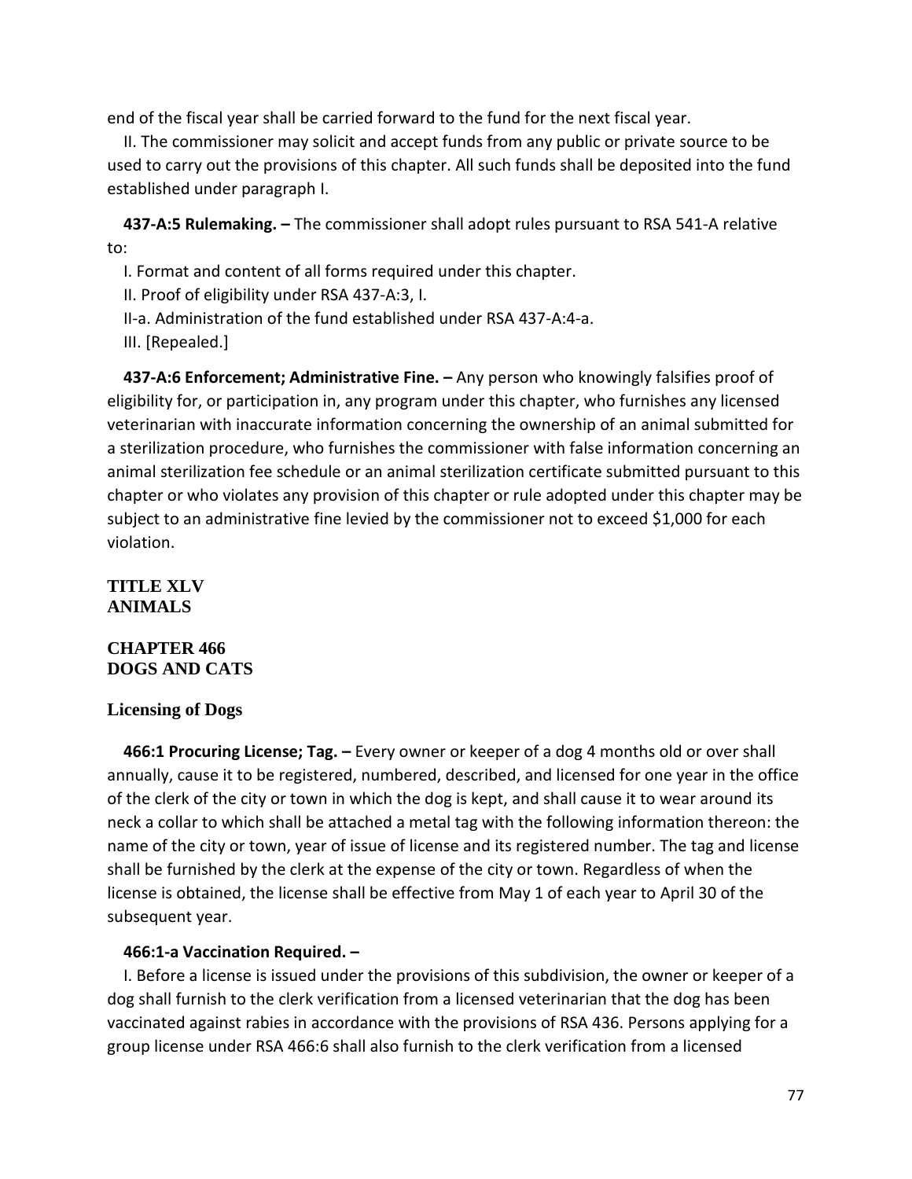end of the fiscal year shall be carried forward to the fund for the next fiscal year.

II. The commissioner may solicit and accept funds from any public or private source to be used to carry out the provisions of this chapter. All such funds shall be deposited into the fund established under paragraph I.

**437-A:5 Rulemaking. –** The commissioner shall adopt rules pursuant to RSA 541-A relative to:

I. Format and content of all forms required under this chapter.

II. Proof of eligibility under RSA 437-A:3, I.

II-a. Administration of the fund established under RSA 437-A:4-a.

III. [Repealed.]

**437-A:6 Enforcement; Administrative Fine. –** Any person who knowingly falsifies proof of eligibility for, or participation in, any program under this chapter, who furnishes any licensed veterinarian with inaccurate information concerning the ownership of an animal submitted for a sterilization procedure, who furnishes the commissioner with false information concerning an animal sterilization fee schedule or an animal sterilization certificate submitted pursuant to this chapter or who violates any provision of this chapter or rule adopted under this chapter may be subject to an administrative fine levied by the commissioner not to exceed $1,000 for each violation.

## TITLE XLV
## ANIMALS

## CHAPTER 466
## DOGS AND CATS

### Licensing of Dogs

**466:1 Procuring License; Tag. –** Every owner or keeper of a dog 4 months old or over shall annually, cause it to be registered, numbered, described, and licensed for one year in the office of the clerk of the city or town in which the dog is kept, and shall cause it to wear around its neck a collar to which shall be attached a metal tag with the following information thereon: the name of the city or town, year of issue of license and its registered number. The tag and license shall be furnished by the clerk at the expense of the city or town. Regardless of when the license is obtained, the license shall be effective from May 1 of each year to April 30 of the subsequent year.

**466:1-a Vaccination Required. –**

I. Before a license is issued under the provisions of this subdivision, the owner or keeper of a dog shall furnish to the clerk verification from a licensed veterinarian that the dog has been vaccinated against rabies in accordance with the provisions of RSA 436. Persons applying for a group license under RSA 466:6 shall also furnish to the clerk verification from a licensed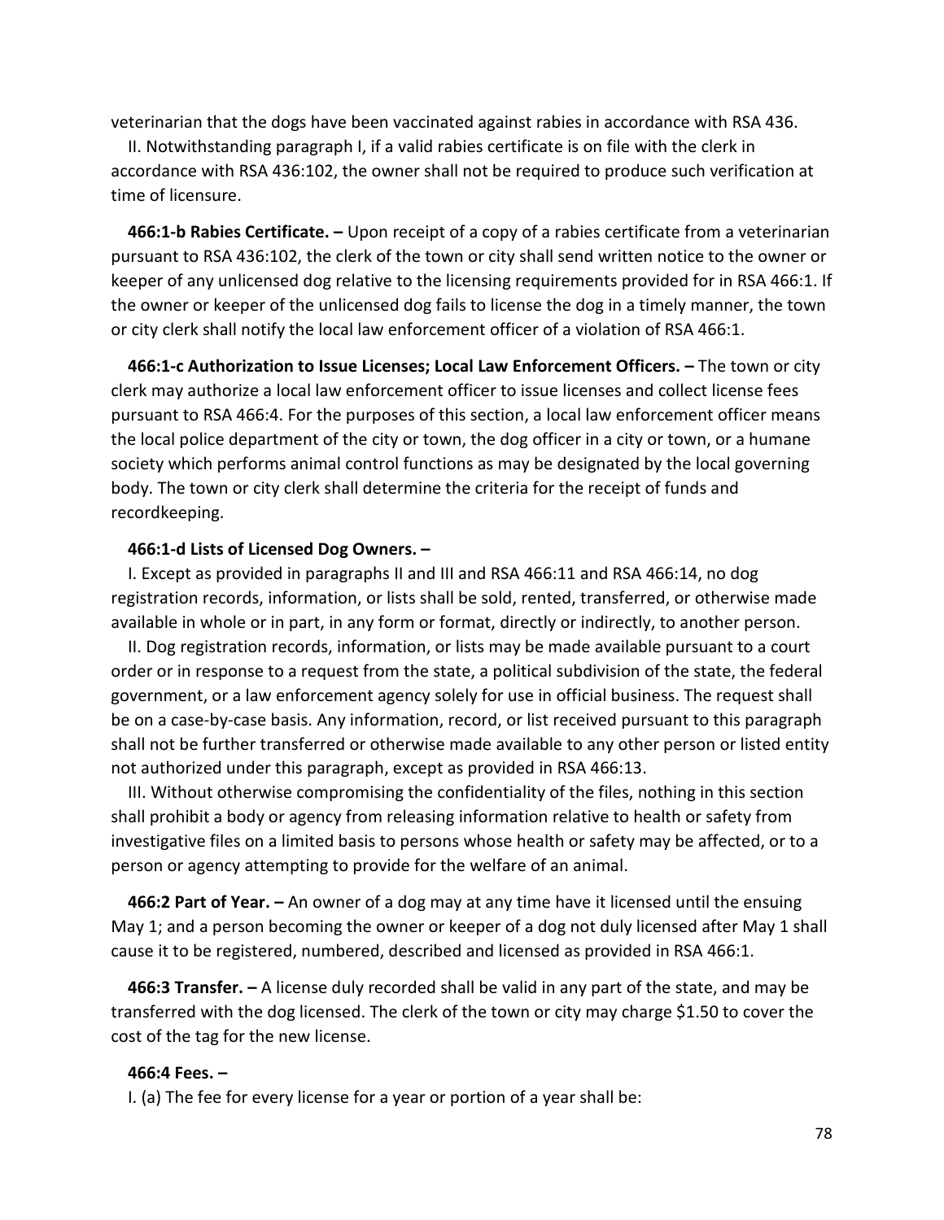veterinarian that the dogs have been vaccinated against rabies in accordance with RSA 436.

II. Notwithstanding paragraph I, if a valid rabies certificate is on file with the clerk in accordance with RSA 436:102, the owner shall not be required to produce such verification at time of licensure.

**466:1-b Rabies Certificate. –** Upon receipt of a copy of a rabies certificate from a veterinarian pursuant to RSA 436:102, the clerk of the town or city shall send written notice to the owner or keeper of any unlicensed dog relative to the licensing requirements provided for in RSA 466:1. If the owner or keeper of the unlicensed dog fails to license the dog in a timely manner, the town or city clerk shall notify the local law enforcement officer of a violation of RSA 466:1.

**466:1-c Authorization to Issue Licenses; Local Law Enforcement Officers. –** The town or city clerk may authorize a local law enforcement officer to issue licenses and collect license fees pursuant to RSA 466:4. For the purposes of this section, a local law enforcement officer means the local police department of the city or town, the dog officer in a city or town, or a humane society which performs animal control functions as may be designated by the local governing body. The town or city clerk shall determine the criteria for the receipt of funds and recordkeeping.

**466:1-d Lists of Licensed Dog Owners. –**

I. Except as provided in paragraphs II and III and RSA 466:11 and RSA 466:14, no dog registration records, information, or lists shall be sold, rented, transferred, or otherwise made available in whole or in part, in any form or format, directly or indirectly, to another person.

II. Dog registration records, information, or lists may be made available pursuant to a court order or in response to a request from the state, a political subdivision of the state, the federal government, or a law enforcement agency solely for use in official business. The request shall be on a case-by-case basis. Any information, record, or list received pursuant to this paragraph shall not be further transferred or otherwise made available to any other person or listed entity not authorized under this paragraph, except as provided in RSA 466:13.

III. Without otherwise compromising the confidentiality of the files, nothing in this section shall prohibit a body or agency from releasing information relative to health or safety from investigative files on a limited basis to persons whose health or safety may be affected, or to a person or agency attempting to provide for the welfare of an animal.

**466:2 Part of Year. –** An owner of a dog may at any time have it licensed until the ensuing May 1; and a person becoming the owner or keeper of a dog not duly licensed after May 1 shall cause it to be registered, numbered, described and licensed as provided in RSA 466:1.

**466:3 Transfer. –** A license duly recorded shall be valid in any part of the state, and may be transferred with the dog licensed. The clerk of the town or city may charge $1.50 to cover the cost of the tag for the new license.

**466:4 Fees. –**

I. (a) The fee for every license for a year or portion of a year shall be: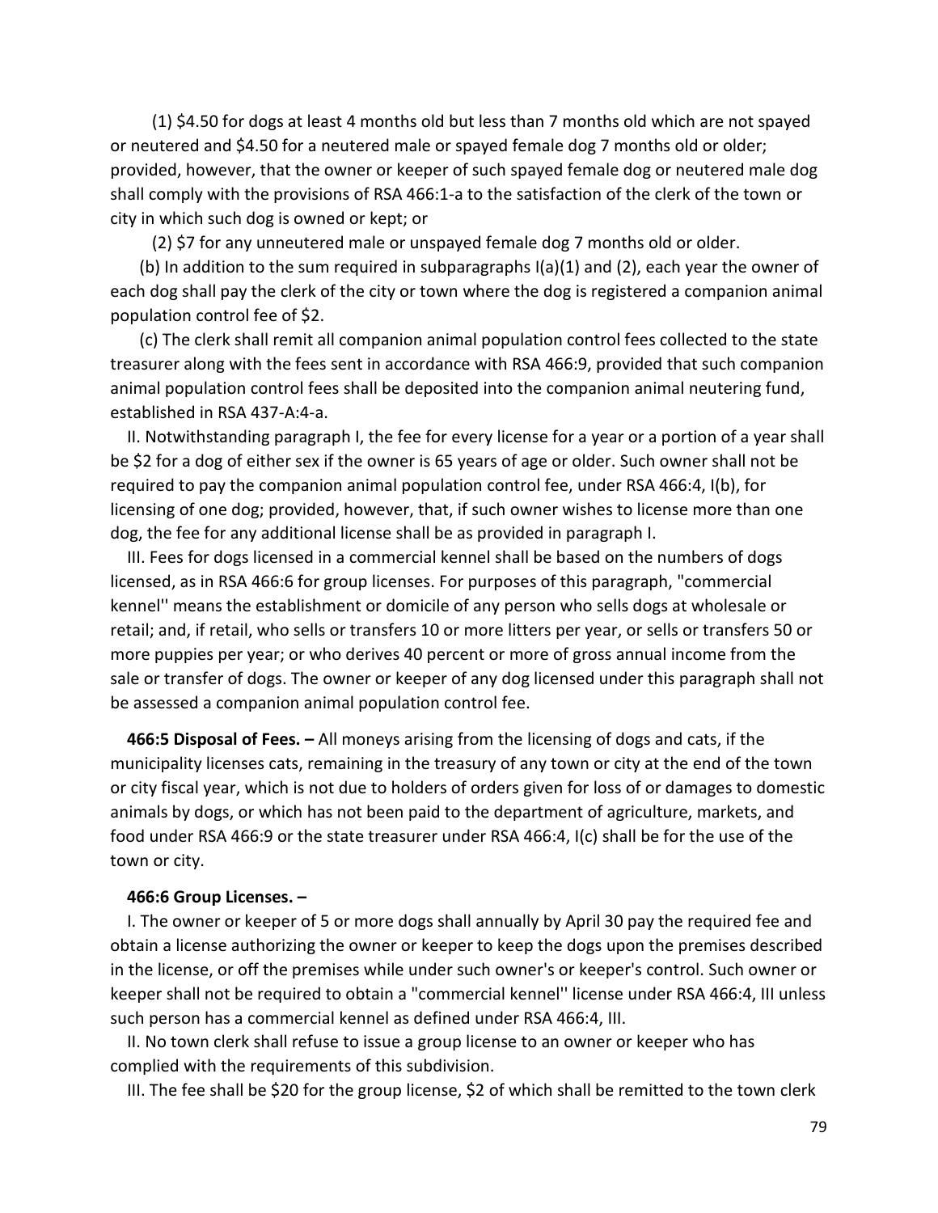(1) $4.50 for dogs at least 4 months old but less than 7 months old which are not spayed or neutered and $4.50 for a neutered male or spayed female dog 7 months old or older; provided, however, that the owner or keeper of such spayed female dog or neutered male dog shall comply with the provisions of RSA 466:1-a to the satisfaction of the clerk of the town or city in which such dog is owned or kept; or

(2) $7 for any unneutered male or unspayed female dog 7 months old or older.

(b) In addition to the sum required in subparagraphs I(a)(1) and (2), each year the owner of each dog shall pay the clerk of the city or town where the dog is registered a companion animal population control fee of $2.

(c) The clerk shall remit all companion animal population control fees collected to the state treasurer along with the fees sent in accordance with RSA 466:9, provided that such companion animal population control fees shall be deposited into the companion animal neutering fund, established in RSA 437-A:4-a.

II. Notwithstanding paragraph I, the fee for every license for a year or a portion of a year shall be $2 for a dog of either sex if the owner is 65 years of age or older. Such owner shall not be required to pay the companion animal population control fee, under RSA 466:4, I(b), for licensing of one dog; provided, however, that, if such owner wishes to license more than one dog, the fee for any additional license shall be as provided in paragraph I.

III. Fees for dogs licensed in a commercial kennel shall be based on the numbers of dogs licensed, as in RSA 466:6 for group licenses. For purposes of this paragraph, "commercial kennel'' means the establishment or domicile of any person who sells dogs at wholesale or retail; and, if retail, who sells or transfers 10 or more litters per year, or sells or transfers 50 or more puppies per year; or who derives 40 percent or more of gross annual income from the sale or transfer of dogs. The owner or keeper of any dog licensed under this paragraph shall not be assessed a companion animal population control fee.

**466:5 Disposal of Fees. –** All moneys arising from the licensing of dogs and cats, if the municipality licenses cats, remaining in the treasury of any town or city at the end of the town or city fiscal year, which is not due to holders of orders given for loss of or damages to domestic animals by dogs, or which has not been paid to the department of agriculture, markets, and food under RSA 466:9 or the state treasurer under RSA 466:4, I(c) shall be for the use of the town or city.

**466:6 Group Licenses. –**

I. The owner or keeper of 5 or more dogs shall annually by April 30 pay the required fee and obtain a license authorizing the owner or keeper to keep the dogs upon the premises described in the license, or off the premises while under such owner's or keeper's control. Such owner or keeper shall not be required to obtain a "commercial kennel'' license under RSA 466:4, III unless such person has a commercial kennel as defined under RSA 466:4, III.

II. No town clerk shall refuse to issue a group license to an owner or keeper who has complied with the requirements of this subdivision.

III. The fee shall be $20 for the group license, $2 of which shall be remitted to the town clerk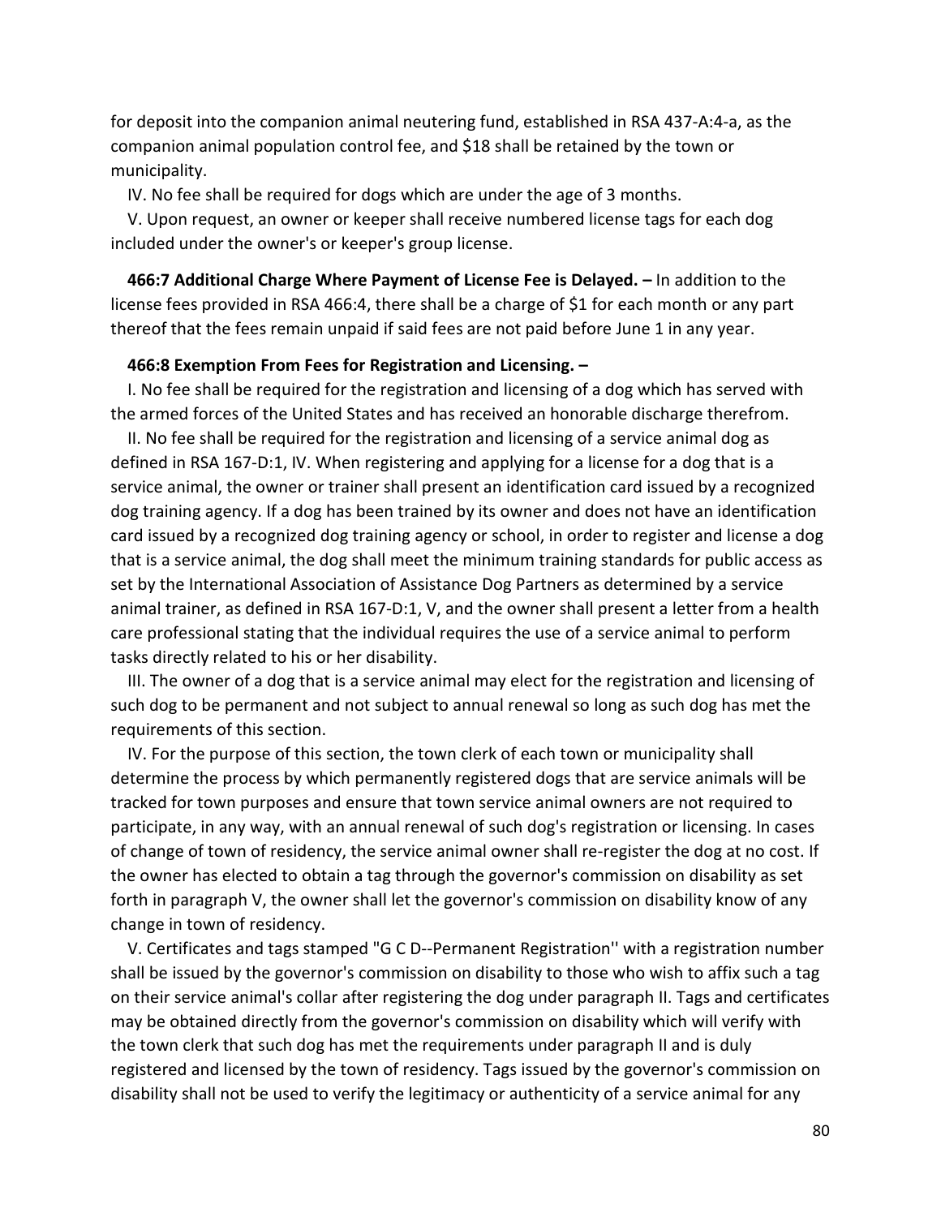for deposit into the companion animal neutering fund, established in RSA 437-A:4-a, as the companion animal population control fee, and $18 shall be retained by the town or municipality.

IV. No fee shall be required for dogs which are under the age of 3 months.

V. Upon request, an owner or keeper shall receive numbered license tags for each dog included under the owner's or keeper's group license.

**466:7 Additional Charge Where Payment of License Fee is Delayed. –** In addition to the license fees provided in RSA 466:4, there shall be a charge of $1 for each month or any part thereof that the fees remain unpaid if said fees are not paid before June 1 in any year.

**466:8 Exemption From Fees for Registration and Licensing. –**

I. No fee shall be required for the registration and licensing of a dog which has served with the armed forces of the United States and has received an honorable discharge therefrom.

II. No fee shall be required for the registration and licensing of a service animal dog as defined in RSA 167-D:1, IV. When registering and applying for a license for a dog that is a service animal, the owner or trainer shall present an identification card issued by a recognized dog training agency. If a dog has been trained by its owner and does not have an identification card issued by a recognized dog training agency or school, in order to register and license a dog that is a service animal, the dog shall meet the minimum training standards for public access as set by the International Association of Assistance Dog Partners as determined by a service animal trainer, as defined in RSA 167-D:1, V, and the owner shall present a letter from a health care professional stating that the individual requires the use of a service animal to perform tasks directly related to his or her disability.

III. The owner of a dog that is a service animal may elect for the registration and licensing of such dog to be permanent and not subject to annual renewal so long as such dog has met the requirements of this section.

IV. For the purpose of this section, the town clerk of each town or municipality shall determine the process by which permanently registered dogs that are service animals will be tracked for town purposes and ensure that town service animal owners are not required to participate, in any way, with an annual renewal of such dog's registration or licensing. In cases of change of town of residency, the service animal owner shall re-register the dog at no cost. If the owner has elected to obtain a tag through the governor's commission on disability as set forth in paragraph V, the owner shall let the governor's commission on disability know of any change in town of residency.

V. Certificates and tags stamped "G C D--Permanent Registration'' with a registration number shall be issued by the governor's commission on disability to those who wish to affix such a tag on their service animal's collar after registering the dog under paragraph II. Tags and certificates may be obtained directly from the governor's commission on disability which will verify with the town clerk that such dog has met the requirements under paragraph II and is duly registered and licensed by the town of residency. Tags issued by the governor's commission on disability shall not be used to verify the legitimacy or authenticity of a service animal for any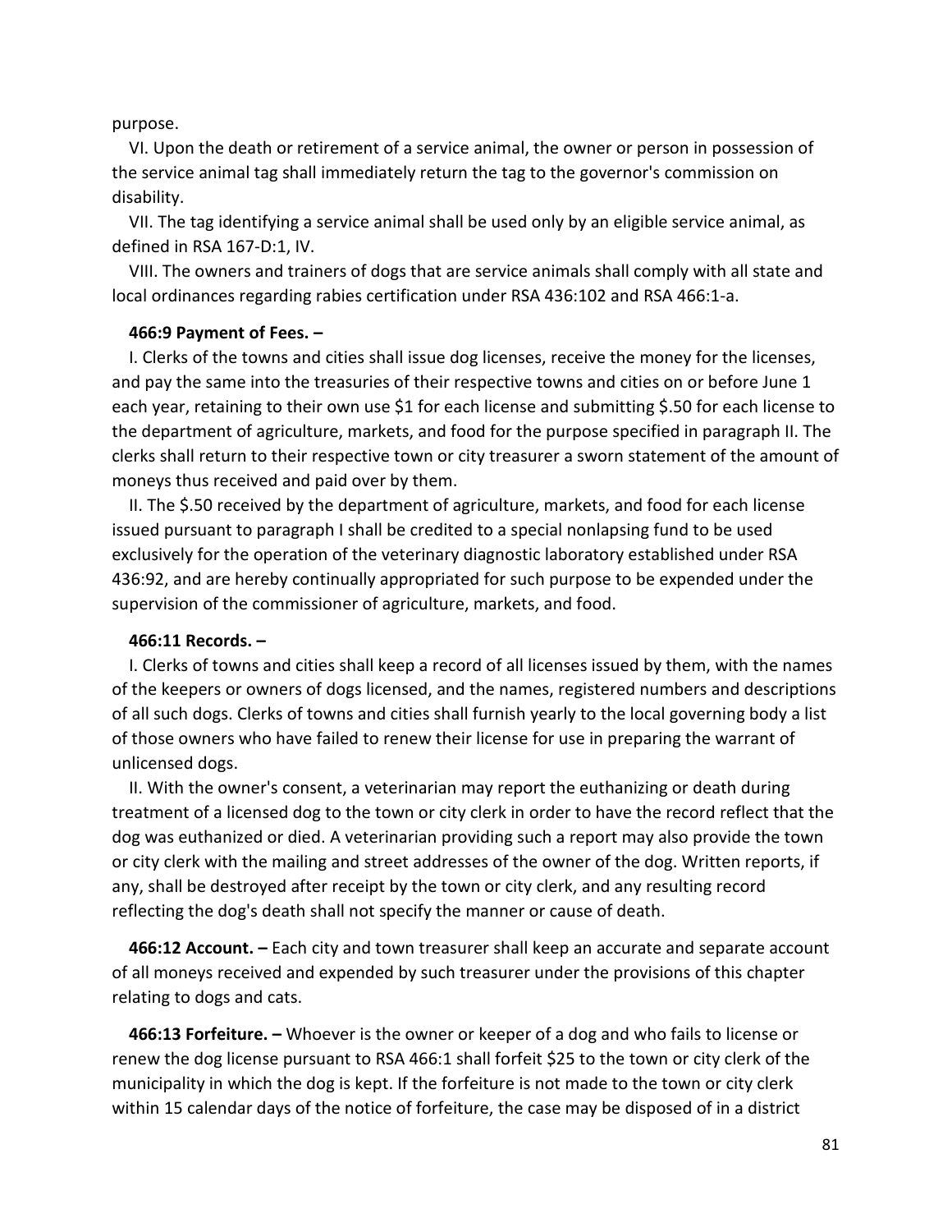purpose.

VI. Upon the death or retirement of a service animal, the owner or person in possession of the service animal tag shall immediately return the tag to the governor's commission on disability.

VII. The tag identifying a service animal shall be used only by an eligible service animal, as defined in RSA 167-D:1, IV.

VIII. The owners and trainers of dogs that are service animals shall comply with all state and local ordinances regarding rabies certification under RSA 436:102 and RSA 466:1-a.

**466:9 Payment of Fees. –**

I. Clerks of the towns and cities shall issue dog licenses, receive the money for the licenses, and pay the same into the treasuries of their respective towns and cities on or before June 1 each year, retaining to their own use $1 for each license and submitting $.50 for each license to the department of agriculture, markets, and food for the purpose specified in paragraph II. The clerks shall return to their respective town or city treasurer a sworn statement of the amount of moneys thus received and paid over by them.

II. The $.50 received by the department of agriculture, markets, and food for each license issued pursuant to paragraph I shall be credited to a special nonlapsing fund to be used exclusively for the operation of the veterinary diagnostic laboratory established under RSA 436:92, and are hereby continually appropriated for such purpose to be expended under the supervision of the commissioner of agriculture, markets, and food.

**466:11 Records. –**

I. Clerks of towns and cities shall keep a record of all licenses issued by them, with the names of the keepers or owners of dogs licensed, and the names, registered numbers and descriptions of all such dogs. Clerks of towns and cities shall furnish yearly to the local governing body a list of those owners who have failed to renew their license for use in preparing the warrant of unlicensed dogs.

II. With the owner's consent, a veterinarian may report the euthanizing or death during treatment of a licensed dog to the town or city clerk in order to have the record reflect that the dog was euthanized or died. A veterinarian providing such a report may also provide the town or city clerk with the mailing and street addresses of the owner of the dog. Written reports, if any, shall be destroyed after receipt by the town or city clerk, and any resulting record reflecting the dog's death shall not specify the manner or cause of death.

**466:12 Account. –** Each city and town treasurer shall keep an accurate and separate account of all moneys received and expended by such treasurer under the provisions of this chapter relating to dogs and cats.

**466:13 Forfeiture. –** Whoever is the owner or keeper of a dog and who fails to license or renew the dog license pursuant to RSA 466:1 shall forfeit $25 to the town or city clerk of the municipality in which the dog is kept. If the forfeiture is not made to the town or city clerk within 15 calendar days of the notice of forfeiture, the case may be disposed of in a district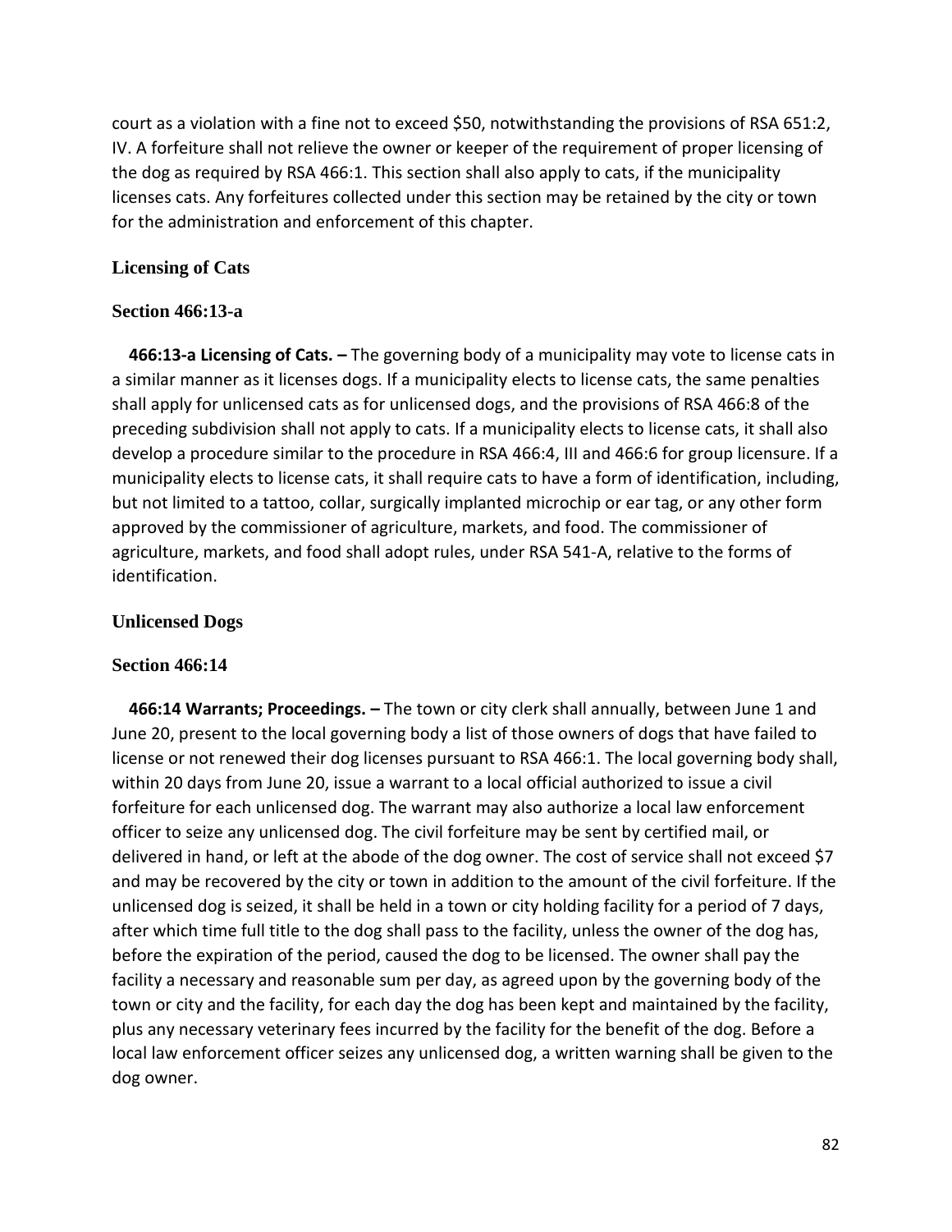court as a violation with a fine not to exceed $50, notwithstanding the provisions of RSA 651:2, IV. A forfeiture shall not relieve the owner or keeper of the requirement of proper licensing of the dog as required by RSA 466:1. This section shall also apply to cats, if the municipality licenses cats. Any forfeitures collected under this section may be retained by the city or town for the administration and enforcement of this chapter.

### Licensing of Cats

#### Section 466:13-a

**466:13-a Licensing of Cats. –** The governing body of a municipality may vote to license cats in a similar manner as it licenses dogs. If a municipality elects to license cats, the same penalties shall apply for unlicensed cats as for unlicensed dogs, and the provisions of RSA 466:8 of the preceding subdivision shall not apply to cats. If a municipality elects to license cats, it shall also develop a procedure similar to the procedure in RSA 466:4, III and 466:6 for group licensure. If a municipality elects to license cats, it shall require cats to have a form of identification, including, but not limited to a tattoo, collar, surgically implanted microchip or ear tag, or any other form approved by the commissioner of agriculture, markets, and food. The commissioner of agriculture, markets, and food shall adopt rules, under RSA 541-A, relative to the forms of identification.

### Unlicensed Dogs

#### Section 466:14

**466:14 Warrants; Proceedings. –** The town or city clerk shall annually, between June 1 and June 20, present to the local governing body a list of those owners of dogs that have failed to license or not renewed their dog licenses pursuant to RSA 466:1. The local governing body shall, within 20 days from June 20, issue a warrant to a local official authorized to issue a civil forfeiture for each unlicensed dog. The warrant may also authorize a local law enforcement officer to seize any unlicensed dog. The civil forfeiture may be sent by certified mail, or delivered in hand, or left at the abode of the dog owner. The cost of service shall not exceed $7 and may be recovered by the city or town in addition to the amount of the civil forfeiture. If the unlicensed dog is seized, it shall be held in a town or city holding facility for a period of 7 days, after which time full title to the dog shall pass to the facility, unless the owner of the dog has, before the expiration of the period, caused the dog to be licensed. The owner shall pay the facility a necessary and reasonable sum per day, as agreed upon by the governing body of the town or city and the facility, for each day the dog has been kept and maintained by the facility, plus any necessary veterinary fees incurred by the facility for the benefit of the dog. Before a local law enforcement officer seizes any unlicensed dog, a written warning shall be given to the dog owner.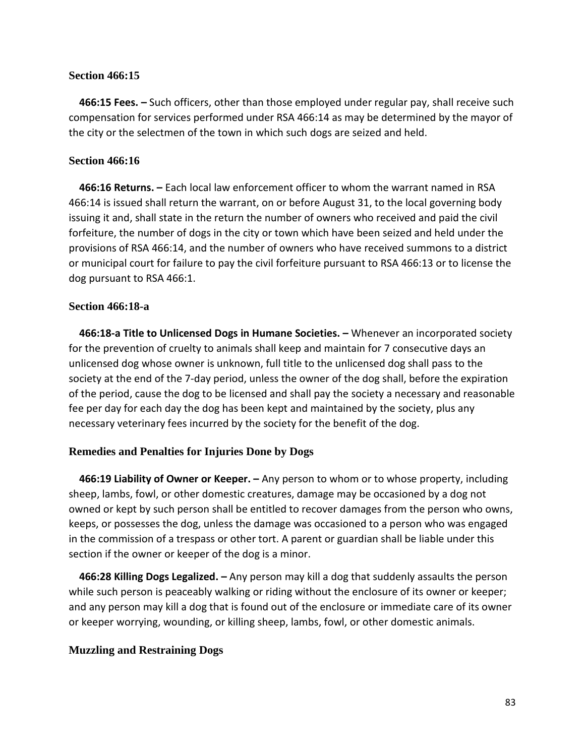### Section 466:15

**466:15 Fees. –** Such officers, other than those employed under regular pay, shall receive such compensation for services performed under RSA 466:14 as may be determined by the mayor of the city or the selectmen of the town in which such dogs are seized and held.

### Section 466:16

**466:16 Returns. –** Each local law enforcement officer to whom the warrant named in RSA 466:14 is issued shall return the warrant, on or before August 31, to the local governing body issuing it and, shall state in the return the number of owners who received and paid the civil forfeiture, the number of dogs in the city or town which have been seized and held under the provisions of RSA 466:14, and the number of owners who have received summons to a district or municipal court for failure to pay the civil forfeiture pursuant to RSA 466:13 or to license the dog pursuant to RSA 466:1.

### Section 466:18-a

**466:18-a Title to Unlicensed Dogs in Humane Societies. –** Whenever an incorporated society for the prevention of cruelty to animals shall keep and maintain for 7 consecutive days an unlicensed dog whose owner is unknown, full title to the unlicensed dog shall pass to the society at the end of the 7-day period, unless the owner of the dog shall, before the expiration of the period, cause the dog to be licensed and shall pay the society a necessary and reasonable fee per day for each day the dog has been kept and maintained by the society, plus any necessary veterinary fees incurred by the society for the benefit of the dog.

### Remedies and Penalties for Injuries Done by Dogs

**466:19 Liability of Owner or Keeper. –** Any person to whom or to whose property, including sheep, lambs, fowl, or other domestic creatures, damage may be occasioned by a dog not owned or kept by such person shall be entitled to recover damages from the person who owns, keeps, or possesses the dog, unless the damage was occasioned to a person who was engaged in the commission of a trespass or other tort. A parent or guardian shall be liable under this section if the owner or keeper of the dog is a minor.

**466:28 Killing Dogs Legalized. –** Any person may kill a dog that suddenly assaults the person while such person is peaceably walking or riding without the enclosure of its owner or keeper; and any person may kill a dog that is found out of the enclosure or immediate care of its owner or keeper worrying, wounding, or killing sheep, lambs, fowl, or other domestic animals.

### Muzzling and Restraining Dogs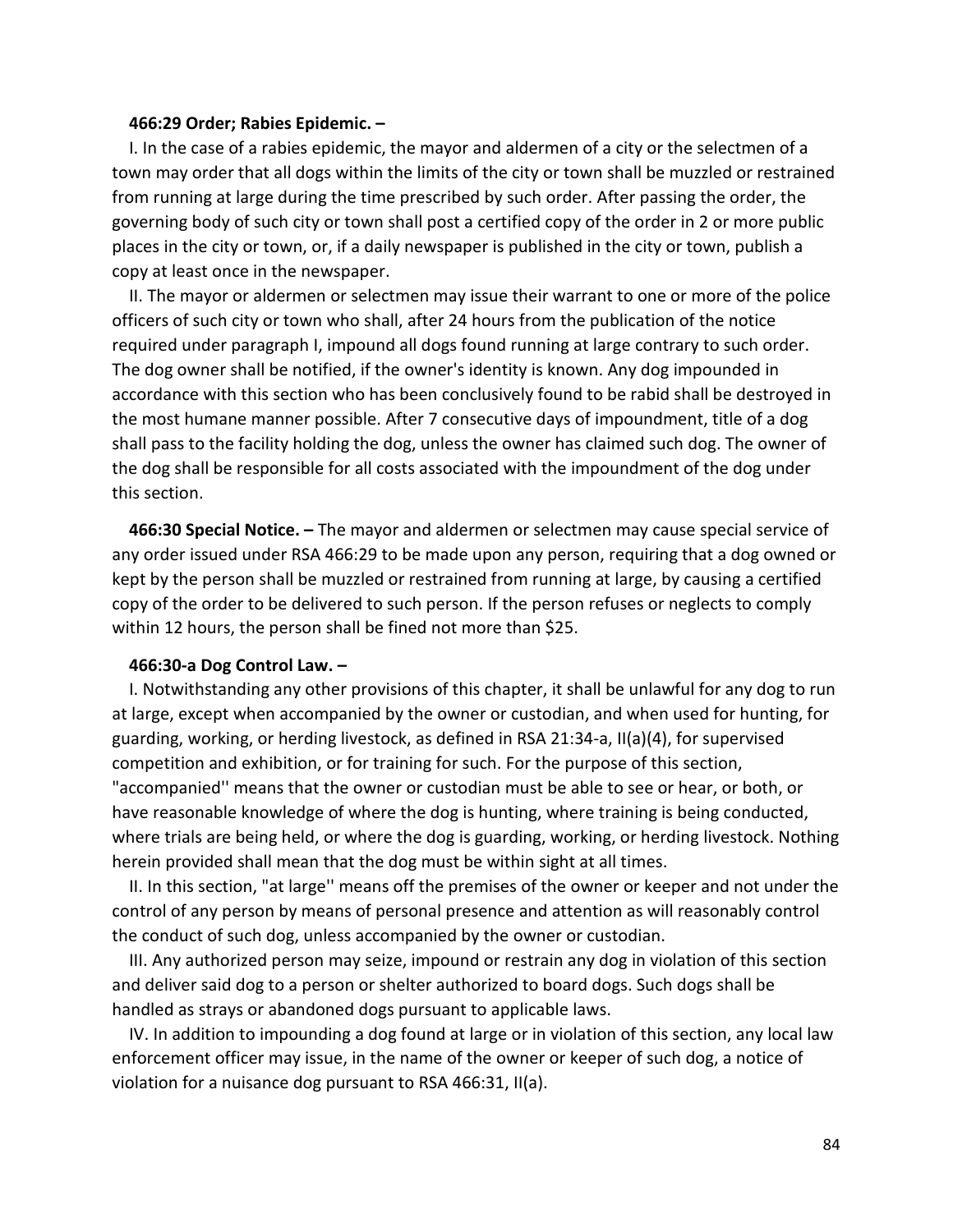**466:29 Order; Rabies Epidemic. –**

I. In the case of a rabies epidemic, the mayor and aldermen of a city or the selectmen of a town may order that all dogs within the limits of the city or town shall be muzzled or restrained from running at large during the time prescribed by such order. After passing the order, the governing body of such city or town shall post a certified copy of the order in 2 or more public places in the city or town, or, if a daily newspaper is published in the city or town, publish a copy at least once in the newspaper.

II. The mayor or aldermen or selectmen may issue their warrant to one or more of the police officers of such city or town who shall, after 24 hours from the publication of the notice required under paragraph I, impound all dogs found running at large contrary to such order. The dog owner shall be notified, if the owner's identity is known. Any dog impounded in accordance with this section who has been conclusively found to be rabid shall be destroyed in the most humane manner possible. After 7 consecutive days of impoundment, title of a dog shall pass to the facility holding the dog, unless the owner has claimed such dog. The owner of the dog shall be responsible for all costs associated with the impoundment of the dog under this section.

**466:30 Special Notice. –** The mayor and aldermen or selectmen may cause special service of any order issued under RSA 466:29 to be made upon any person, requiring that a dog owned or kept by the person shall be muzzled or restrained from running at large, by causing a certified copy of the order to be delivered to such person. If the person refuses or neglects to comply within 12 hours, the person shall be fined not more than $25.

**466:30-a Dog Control Law. –**

I. Notwithstanding any other provisions of this chapter, it shall be unlawful for any dog to run at large, except when accompanied by the owner or custodian, and when used for hunting, for guarding, working, or herding livestock, as defined in RSA 21:34-a, II(a)(4), for supervised competition and exhibition, or for training for such. For the purpose of this section, "accompanied'' means that the owner or custodian must be able to see or hear, or both, or have reasonable knowledge of where the dog is hunting, where training is being conducted, where trials are being held, or where the dog is guarding, working, or herding livestock. Nothing herein provided shall mean that the dog must be within sight at all times.

II. In this section, "at large'' means off the premises of the owner or keeper and not under the control of any person by means of personal presence and attention as will reasonably control the conduct of such dog, unless accompanied by the owner or custodian.

III. Any authorized person may seize, impound or restrain any dog in violation of this section and deliver said dog to a person or shelter authorized to board dogs. Such dogs shall be handled as strays or abandoned dogs pursuant to applicable laws.

IV. In addition to impounding a dog found at large or in violation of this section, any local law enforcement officer may issue, in the name of the owner or keeper of such dog, a notice of violation for a nuisance dog pursuant to RSA 466:31, II(a).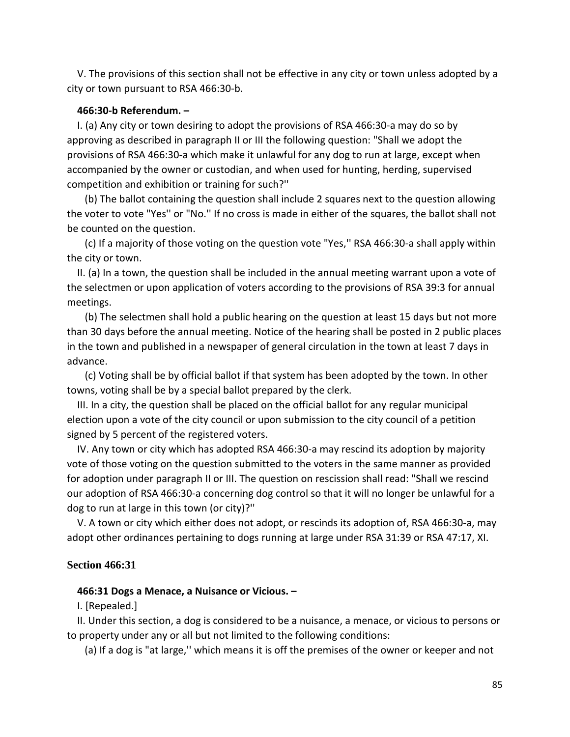V. The provisions of this section shall not be effective in any city or town unless adopted by a city or town pursuant to RSA 466:30-b.

**466:30-b Referendum. –**

I. (a) Any city or town desiring to adopt the provisions of RSA 466:30-a may do so by approving as described in paragraph II or III the following question: "Shall we adopt the provisions of RSA 466:30-a which make it unlawful for any dog to run at large, except when accompanied by the owner or custodian, and when used for hunting, herding, supervised competition and exhibition or training for such?''

(b) The ballot containing the question shall include 2 squares next to the question allowing the voter to vote "Yes'' or "No.'' If no cross is made in either of the squares, the ballot shall not be counted on the question.

(c) If a majority of those voting on the question vote "Yes,'' RSA 466:30-a shall apply within the city or town.

II. (a) In a town, the question shall be included in the annual meeting warrant upon a vote of the selectmen or upon application of voters according to the provisions of RSA 39:3 for annual meetings.

(b) The selectmen shall hold a public hearing on the question at least 15 days but not more than 30 days before the annual meeting. Notice of the hearing shall be posted in 2 public places in the town and published in a newspaper of general circulation in the town at least 7 days in advance.

(c) Voting shall be by official ballot if that system has been adopted by the town. In other towns, voting shall be by a special ballot prepared by the clerk.

III. In a city, the question shall be placed on the official ballot for any regular municipal election upon a vote of the city council or upon submission to the city council of a petition signed by 5 percent of the registered voters.

IV. Any town or city which has adopted RSA 466:30-a may rescind its adoption by majority vote of those voting on the question submitted to the voters in the same manner as provided for adoption under paragraph II or III. The question on rescission shall read: "Shall we rescind our adoption of RSA 466:30-a concerning dog control so that it will no longer be unlawful for a dog to run at large in this town (or city)?''

V. A town or city which either does not adopt, or rescinds its adoption of, RSA 466:30-a, may adopt other ordinances pertaining to dogs running at large under RSA 31:39 or RSA 47:17, XI.

### Section 466:31

**466:31 Dogs a Menace, a Nuisance or Vicious. –**

I. [Repealed.]

II. Under this section, a dog is considered to be a nuisance, a menace, or vicious to persons or to property under any or all but not limited to the following conditions:

(a) If a dog is "at large,'' which means it is off the premises of the owner or keeper and not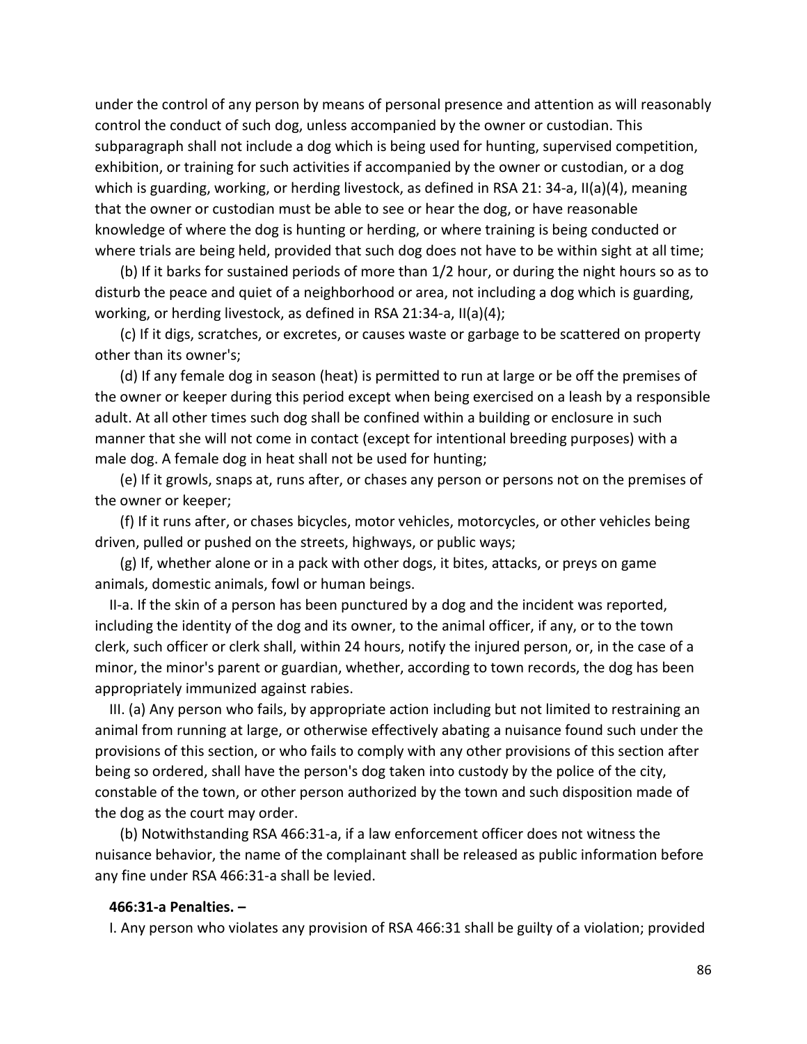under the control of any person by means of personal presence and attention as will reasonably control the conduct of such dog, unless accompanied by the owner or custodian. This subparagraph shall not include a dog which is being used for hunting, supervised competition, exhibition, or training for such activities if accompanied by the owner or custodian, or a dog which is guarding, working, or herding livestock, as defined in RSA 21: 34-a, II(a)(4), meaning that the owner or custodian must be able to see or hear the dog, or have reasonable knowledge of where the dog is hunting or herding, or where training is being conducted or where trials are being held, provided that such dog does not have to be within sight at all time;

(b) If it barks for sustained periods of more than 1/2 hour, or during the night hours so as to disturb the peace and quiet of a neighborhood or area, not including a dog which is guarding, working, or herding livestock, as defined in RSA 21:34-a, II(a)(4);

(c) If it digs, scratches, or excretes, or causes waste or garbage to be scattered on property other than its owner's;

(d) If any female dog in season (heat) is permitted to run at large or be off the premises of the owner or keeper during this period except when being exercised on a leash by a responsible adult. At all other times such dog shall be confined within a building or enclosure in such manner that she will not come in contact (except for intentional breeding purposes) with a male dog. A female dog in heat shall not be used for hunting;

(e) If it growls, snaps at, runs after, or chases any person or persons not on the premises of the owner or keeper;

(f) If it runs after, or chases bicycles, motor vehicles, motorcycles, or other vehicles being driven, pulled or pushed on the streets, highways, or public ways;

(g) If, whether alone or in a pack with other dogs, it bites, attacks, or preys on game animals, domestic animals, fowl or human beings.

II-a. If the skin of a person has been punctured by a dog and the incident was reported, including the identity of the dog and its owner, to the animal officer, if any, or to the town clerk, such officer or clerk shall, within 24 hours, notify the injured person, or, in the case of a minor, the minor's parent or guardian, whether, according to town records, the dog has been appropriately immunized against rabies.

III. (a) Any person who fails, by appropriate action including but not limited to restraining an animal from running at large, or otherwise effectively abating a nuisance found such under the provisions of this section, or who fails to comply with any other provisions of this section after being so ordered, shall have the person's dog taken into custody by the police of the city, constable of the town, or other person authorized by the town and such disposition made of the dog as the court may order.

(b) Notwithstanding RSA 466:31-a, if a law enforcement officer does not witness the nuisance behavior, the name of the complainant shall be released as public information before any fine under RSA 466:31-a shall be levied.

**466:31-a Penalties. –**

I. Any person who violates any provision of RSA 466:31 shall be guilty of a violation; provided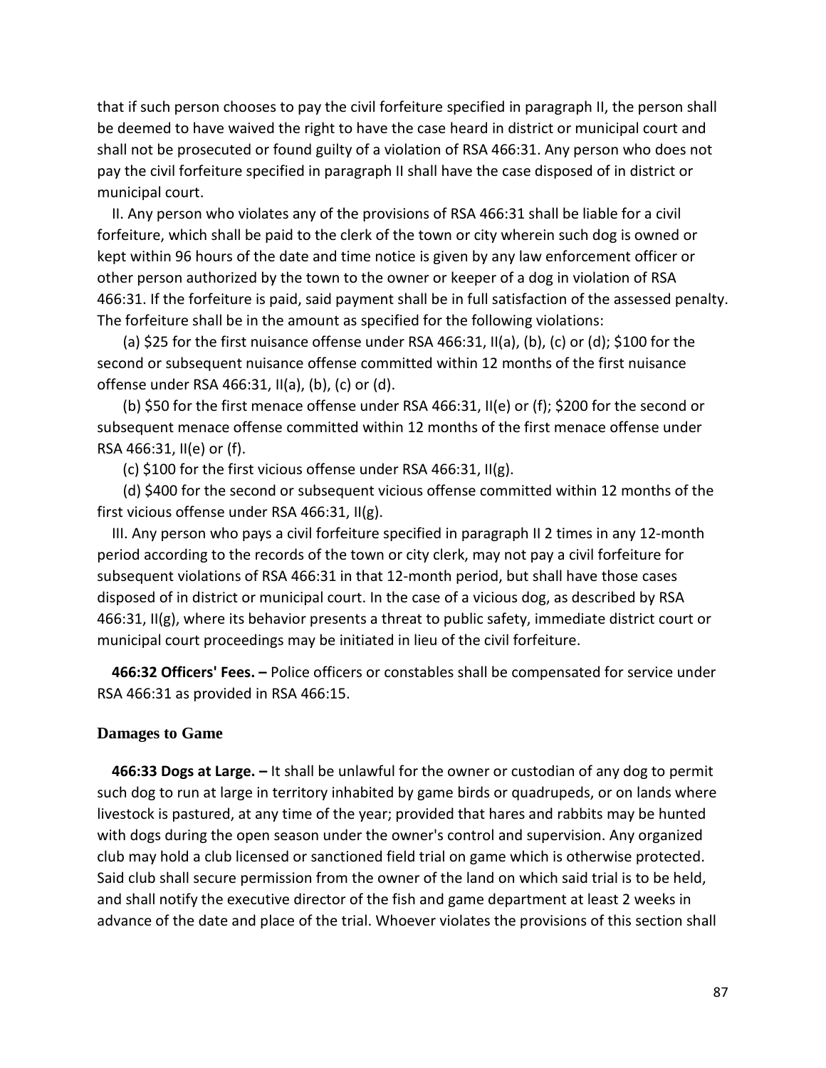that if such person chooses to pay the civil forfeiture specified in paragraph II, the person shall be deemed to have waived the right to have the case heard in district or municipal court and shall not be prosecuted or found guilty of a violation of RSA 466:31. Any person who does not pay the civil forfeiture specified in paragraph II shall have the case disposed of in district or municipal court.

II. Any person who violates any of the provisions of RSA 466:31 shall be liable for a civil forfeiture, which shall be paid to the clerk of the town or city wherein such dog is owned or kept within 96 hours of the date and time notice is given by any law enforcement officer or other person authorized by the town to the owner or keeper of a dog in violation of RSA 466:31. If the forfeiture is paid, said payment shall be in full satisfaction of the assessed penalty. The forfeiture shall be in the amount as specified for the following violations:

(a) $25 for the first nuisance offense under RSA 466:31, II(a), (b), (c) or (d); $100 for the second or subsequent nuisance offense committed within 12 months of the first nuisance offense under RSA 466:31, II(a), (b), (c) or (d).

(b) $50 for the first menace offense under RSA 466:31, II(e) or (f); $200 for the second or subsequent menace offense committed within 12 months of the first menace offense under RSA 466:31, II(e) or (f).

(c) $100 for the first vicious offense under RSA 466:31, II(g).

(d) $400 for the second or subsequent vicious offense committed within 12 months of the first vicious offense under RSA 466:31, II(g).

III. Any person who pays a civil forfeiture specified in paragraph II 2 times in any 12-month period according to the records of the town or city clerk, may not pay a civil forfeiture for subsequent violations of RSA 466:31 in that 12-month period, but shall have those cases disposed of in district or municipal court. In the case of a vicious dog, as described by RSA 466:31, II(g), where its behavior presents a threat to public safety, immediate district court or municipal court proceedings may be initiated in lieu of the civil forfeiture.

**466:32 Officers' Fees. –** Police officers or constables shall be compensated for service under RSA 466:31 as provided in RSA 466:15.

### Damages to Game

**466:33 Dogs at Large. –** It shall be unlawful for the owner or custodian of any dog to permit such dog to run at large in territory inhabited by game birds or quadrupeds, or on lands where livestock is pastured, at any time of the year; provided that hares and rabbits may be hunted with dogs during the open season under the owner's control and supervision. Any organized club may hold a club licensed or sanctioned field trial on game which is otherwise protected. Said club shall secure permission from the owner of the land on which said trial is to be held, and shall notify the executive director of the fish and game department at least 2 weeks in advance of the date and place of the trial. Whoever violates the provisions of this section shall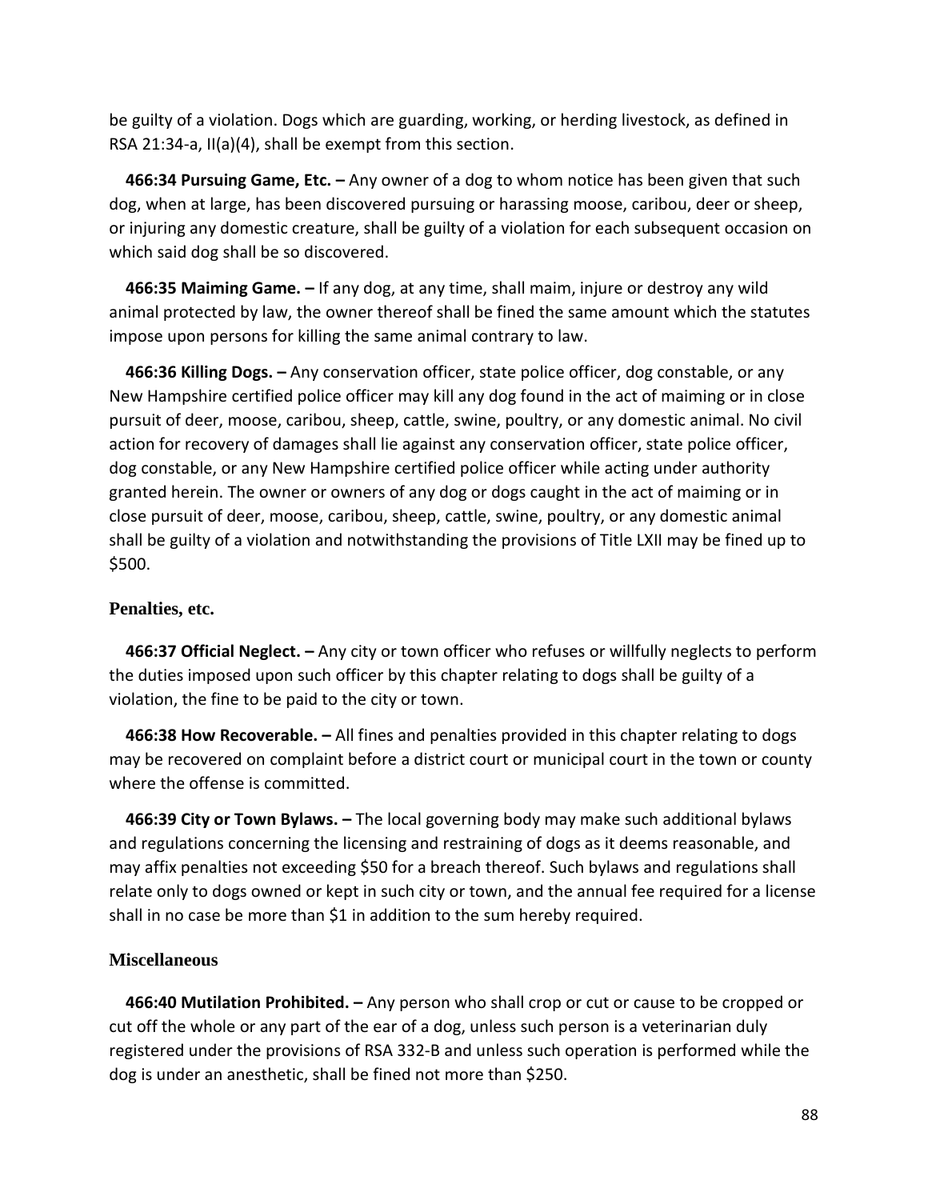be guilty of a violation. Dogs which are guarding, working, or herding livestock, as defined in RSA 21:34-a, II(a)(4), shall be exempt from this section.

**466:34 Pursuing Game, Etc. –** Any owner of a dog to whom notice has been given that such dog, when at large, has been discovered pursuing or harassing moose, caribou, deer or sheep, or injuring any domestic creature, shall be guilty of a violation for each subsequent occasion on which said dog shall be so discovered.

**466:35 Maiming Game. –** If any dog, at any time, shall maim, injure or destroy any wild animal protected by law, the owner thereof shall be fined the same amount which the statutes impose upon persons for killing the same animal contrary to law.

**466:36 Killing Dogs. –** Any conservation officer, state police officer, dog constable, or any New Hampshire certified police officer may kill any dog found in the act of maiming or in close pursuit of deer, moose, caribou, sheep, cattle, swine, poultry, or any domestic animal. No civil action for recovery of damages shall lie against any conservation officer, state police officer, dog constable, or any New Hampshire certified police officer while acting under authority granted herein. The owner or owners of any dog or dogs caught in the act of maiming or in close pursuit of deer, moose, caribou, sheep, cattle, swine, poultry, or any domestic animal shall be guilty of a violation and notwithstanding the provisions of Title LXII may be fined up to $500.

### Penalties, etc.

**466:37 Official Neglect. –** Any city or town officer who refuses or willfully neglects to perform the duties imposed upon such officer by this chapter relating to dogs shall be guilty of a violation, the fine to be paid to the city or town.

**466:38 How Recoverable. –** All fines and penalties provided in this chapter relating to dogs may be recovered on complaint before a district court or municipal court in the town or county where the offense is committed.

**466:39 City or Town Bylaws. –** The local governing body may make such additional bylaws and regulations concerning the licensing and restraining of dogs as it deems reasonable, and may affix penalties not exceeding $50 for a breach thereof. Such bylaws and regulations shall relate only to dogs owned or kept in such city or town, and the annual fee required for a license shall in no case be more than $1 in addition to the sum hereby required.

### Miscellaneous

**466:40 Mutilation Prohibited. –** Any person who shall crop or cut or cause to be cropped or cut off the whole or any part of the ear of a dog, unless such person is a veterinarian duly registered under the provisions of RSA 332-B and unless such operation is performed while the dog is under an anesthetic, shall be fined not more than $250.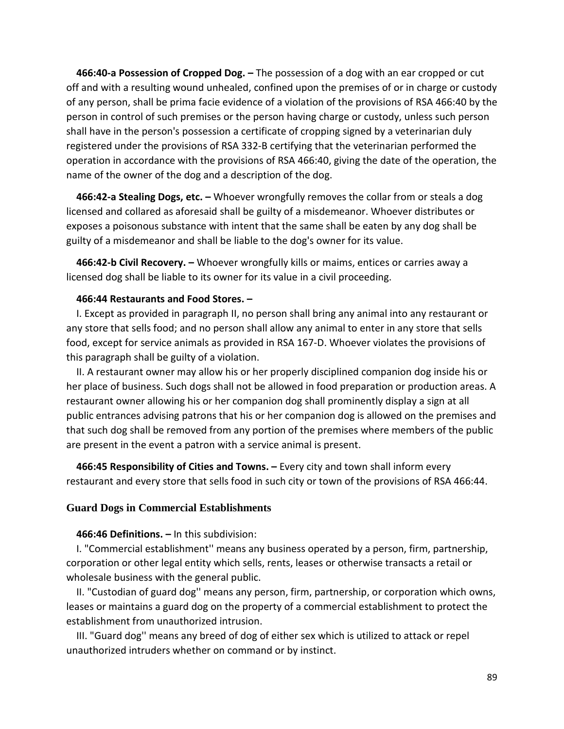**466:40-a Possession of Cropped Dog. –** The possession of a dog with an ear cropped or cut off and with a resulting wound unhealed, confined upon the premises of or in charge or custody of any person, shall be prima facie evidence of a violation of the provisions of RSA 466:40 by the person in control of such premises or the person having charge or custody, unless such person shall have in the person's possession a certificate of cropping signed by a veterinarian duly registered under the provisions of RSA 332-B certifying that the veterinarian performed the operation in accordance with the provisions of RSA 466:40, giving the date of the operation, the name of the owner of the dog and a description of the dog.

**466:42-a Stealing Dogs, etc. –** Whoever wrongfully removes the collar from or steals a dog licensed and collared as aforesaid shall be guilty of a misdemeanor. Whoever distributes or exposes a poisonous substance with intent that the same shall be eaten by any dog shall be guilty of a misdemeanor and shall be liable to the dog's owner for its value.

**466:42-b Civil Recovery. –** Whoever wrongfully kills or maims, entices or carries away a licensed dog shall be liable to its owner for its value in a civil proceeding.

**466:44 Restaurants and Food Stores. –**

I. Except as provided in paragraph II, no person shall bring any animal into any restaurant or any store that sells food; and no person shall allow any animal to enter in any store that sells food, except for service animals as provided in RSA 167-D. Whoever violates the provisions of this paragraph shall be guilty of a violation.

II. A restaurant owner may allow his or her properly disciplined companion dog inside his or her place of business. Such dogs shall not be allowed in food preparation or production areas. A restaurant owner allowing his or her companion dog shall prominently display a sign at all public entrances advising patrons that his or her companion dog is allowed on the premises and that such dog shall be removed from any portion of the premises where members of the public are present in the event a patron with a service animal is present.

**466:45 Responsibility of Cities and Towns. –** Every city and town shall inform every restaurant and every store that sells food in such city or town of the provisions of RSA 466:44.

## Guard Dogs in Commercial Establishments

**466:46 Definitions. –** In this subdivision:

I. "Commercial establishment'' means any business operated by a person, firm, partnership, corporation or other legal entity which sells, rents, leases or otherwise transacts a retail or wholesale business with the general public.

II. "Custodian of guard dog'' means any person, firm, partnership, or corporation which owns, leases or maintains a guard dog on the property of a commercial establishment to protect the establishment from unauthorized intrusion.

III. "Guard dog'' means any breed of dog of either sex which is utilized to attack or repel unauthorized intruders whether on command or by instinct.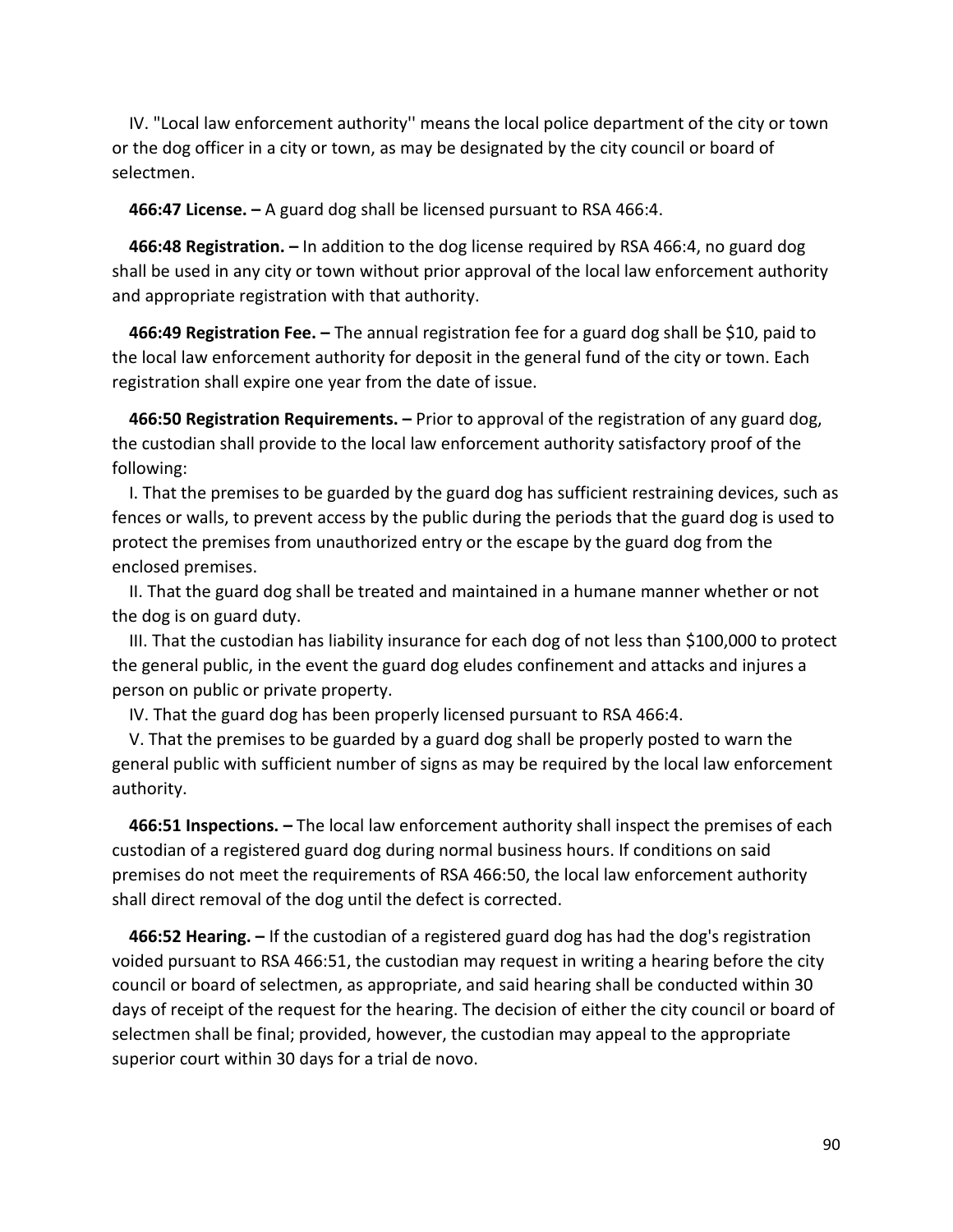IV. "Local law enforcement authority'' means the local police department of the city or town or the dog officer in a city or town, as may be designated by the city council or board of selectmen.

**466:47 License. –** A guard dog shall be licensed pursuant to RSA 466:4.

**466:48 Registration. –** In addition to the dog license required by RSA 466:4, no guard dog shall be used in any city or town without prior approval of the local law enforcement authority and appropriate registration with that authority.

**466:49 Registration Fee. –** The annual registration fee for a guard dog shall be $10, paid to the local law enforcement authority for deposit in the general fund of the city or town. Each registration shall expire one year from the date of issue.

**466:50 Registration Requirements. –** Prior to approval of the registration of any guard dog, the custodian shall provide to the local law enforcement authority satisfactory proof of the following:

I. That the premises to be guarded by the guard dog has sufficient restraining devices, such as fences or walls, to prevent access by the public during the periods that the guard dog is used to protect the premises from unauthorized entry or the escape by the guard dog from the enclosed premises.

II. That the guard dog shall be treated and maintained in a humane manner whether or not the dog is on guard duty.

III. That the custodian has liability insurance for each dog of not less than $100,000 to protect the general public, in the event the guard dog eludes confinement and attacks and injures a person on public or private property.

IV. That the guard dog has been properly licensed pursuant to RSA 466:4.

V. That the premises to be guarded by a guard dog shall be properly posted to warn the general public with sufficient number of signs as may be required by the local law enforcement authority.

**466:51 Inspections. –** The local law enforcement authority shall inspect the premises of each custodian of a registered guard dog during normal business hours. If conditions on said premises do not meet the requirements of RSA 466:50, the local law enforcement authority shall direct removal of the dog until the defect is corrected.

**466:52 Hearing. –** If the custodian of a registered guard dog has had the dog's registration voided pursuant to RSA 466:51, the custodian may request in writing a hearing before the city council or board of selectmen, as appropriate, and said hearing shall be conducted within 30 days of receipt of the request for the hearing. The decision of either the city council or board of selectmen shall be final; provided, however, the custodian may appeal to the appropriate superior court within 30 days for a trial de novo.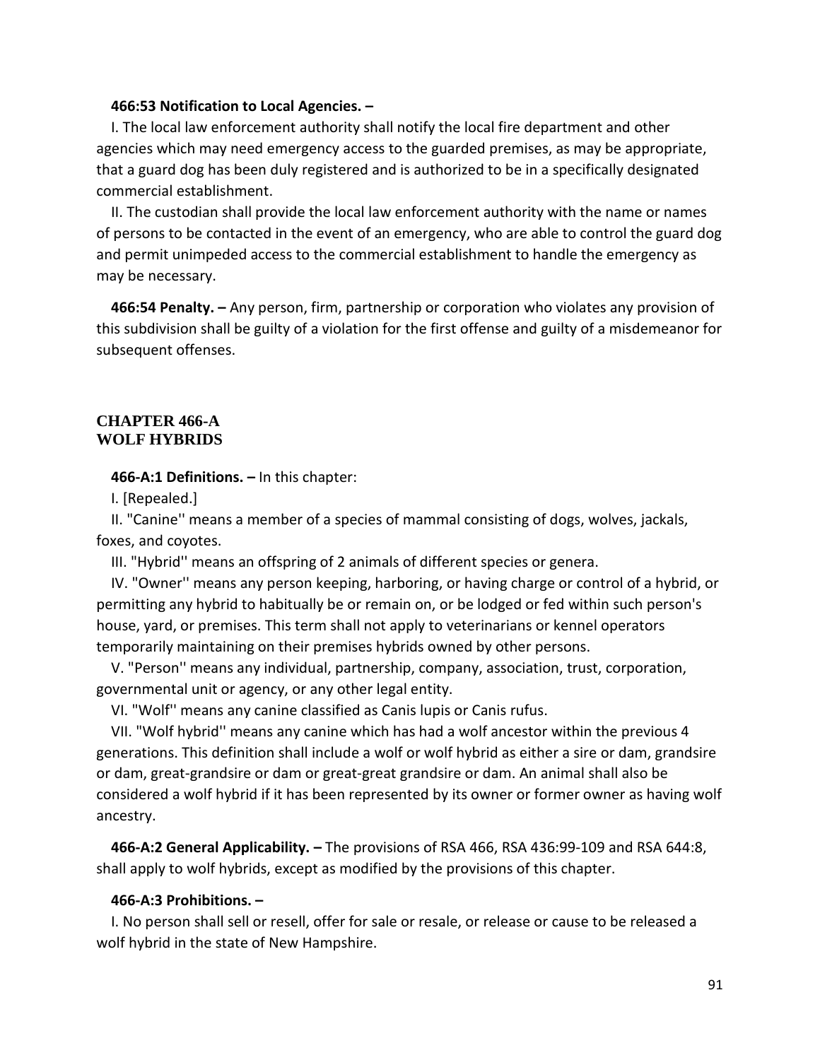**466:53 Notification to Local Agencies. –**

I. The local law enforcement authority shall notify the local fire department and other agencies which may need emergency access to the guarded premises, as may be appropriate, that a guard dog has been duly registered and is authorized to be in a specifically designated commercial establishment.

II. The custodian shall provide the local law enforcement authority with the name or names of persons to be contacted in the event of an emergency, who are able to control the guard dog and permit unimpeded access to the commercial establishment to handle the emergency as may be necessary.

**466:54 Penalty. –** Any person, firm, partnership or corporation who violates any provision of this subdivision shall be guilty of a violation for the first offense and guilty of a misdemeanor for subsequent offenses.

## CHAPTER 466-A
## WOLF HYBRIDS

**466-A:1 Definitions. –** In this chapter:

I. [Repealed.]

II. "Canine'' means a member of a species of mammal consisting of dogs, wolves, jackals, foxes, and coyotes.

III. "Hybrid'' means an offspring of 2 animals of different species or genera.

IV. "Owner'' means any person keeping, harboring, or having charge or control of a hybrid, or permitting any hybrid to habitually be or remain on, or be lodged or fed within such person's house, yard, or premises. This term shall not apply to veterinarians or kennel operators temporarily maintaining on their premises hybrids owned by other persons.

V. "Person'' means any individual, partnership, company, association, trust, corporation, governmental unit or agency, or any other legal entity.

VI. "Wolf'' means any canine classified as Canis lupis or Canis rufus.

VII. "Wolf hybrid'' means any canine which has had a wolf ancestor within the previous 4 generations. This definition shall include a wolf or wolf hybrid as either a sire or dam, grandsire or dam, great-grandsire or dam or great-great grandsire or dam. An animal shall also be considered a wolf hybrid if it has been represented by its owner or former owner as having wolf ancestry.

**466-A:2 General Applicability. –** The provisions of RSA 466, RSA 436:99-109 and RSA 644:8, shall apply to wolf hybrids, except as modified by the provisions of this chapter.

**466-A:3 Prohibitions. –**

I. No person shall sell or resell, offer for sale or resale, or release or cause to be released a wolf hybrid in the state of New Hampshire.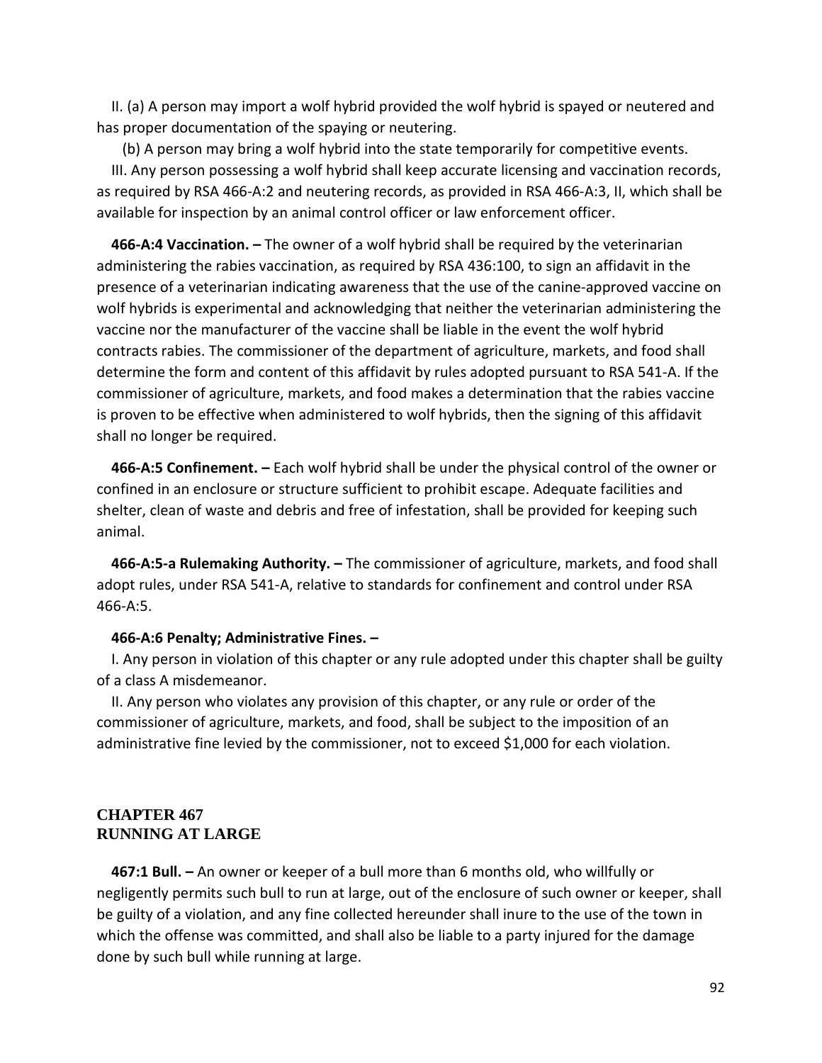II. (a) A person may import a wolf hybrid provided the wolf hybrid is spayed or neutered and has proper documentation of the spaying or neutering.

(b) A person may bring a wolf hybrid into the state temporarily for competitive events.

III. Any person possessing a wolf hybrid shall keep accurate licensing and vaccination records, as required by RSA 466-A:2 and neutering records, as provided in RSA 466-A:3, II, which shall be available for inspection by an animal control officer or law enforcement officer.

**466-A:4 Vaccination. –** The owner of a wolf hybrid shall be required by the veterinarian administering the rabies vaccination, as required by RSA 436:100, to sign an affidavit in the presence of a veterinarian indicating awareness that the use of the canine-approved vaccine on wolf hybrids is experimental and acknowledging that neither the veterinarian administering the vaccine nor the manufacturer of the vaccine shall be liable in the event the wolf hybrid contracts rabies. The commissioner of the department of agriculture, markets, and food shall determine the form and content of this affidavit by rules adopted pursuant to RSA 541-A. If the commissioner of agriculture, markets, and food makes a determination that the rabies vaccine is proven to be effective when administered to wolf hybrids, then the signing of this affidavit shall no longer be required.

**466-A:5 Confinement. –** Each wolf hybrid shall be under the physical control of the owner or confined in an enclosure or structure sufficient to prohibit escape. Adequate facilities and shelter, clean of waste and debris and free of infestation, shall be provided for keeping such animal.

**466-A:5-a Rulemaking Authority. –** The commissioner of agriculture, markets, and food shall adopt rules, under RSA 541-A, relative to standards for confinement and control under RSA 466-A:5.

**466-A:6 Penalty; Administrative Fines. –**

I. Any person in violation of this chapter or any rule adopted under this chapter shall be guilty of a class A misdemeanor.

II. Any person who violates any provision of this chapter, or any rule or order of the commissioner of agriculture, markets, and food, shall be subject to the imposition of an administrative fine levied by the commissioner, not to exceed $1,000 for each violation.

## CHAPTER 467
## RUNNING AT LARGE

**467:1 Bull. –** An owner or keeper of a bull more than 6 months old, who willfully or negligently permits such bull to run at large, out of the enclosure of such owner or keeper, shall be guilty of a violation, and any fine collected hereunder shall inure to the use of the town in which the offense was committed, and shall also be liable to a party injured for the damage done by such bull while running at large.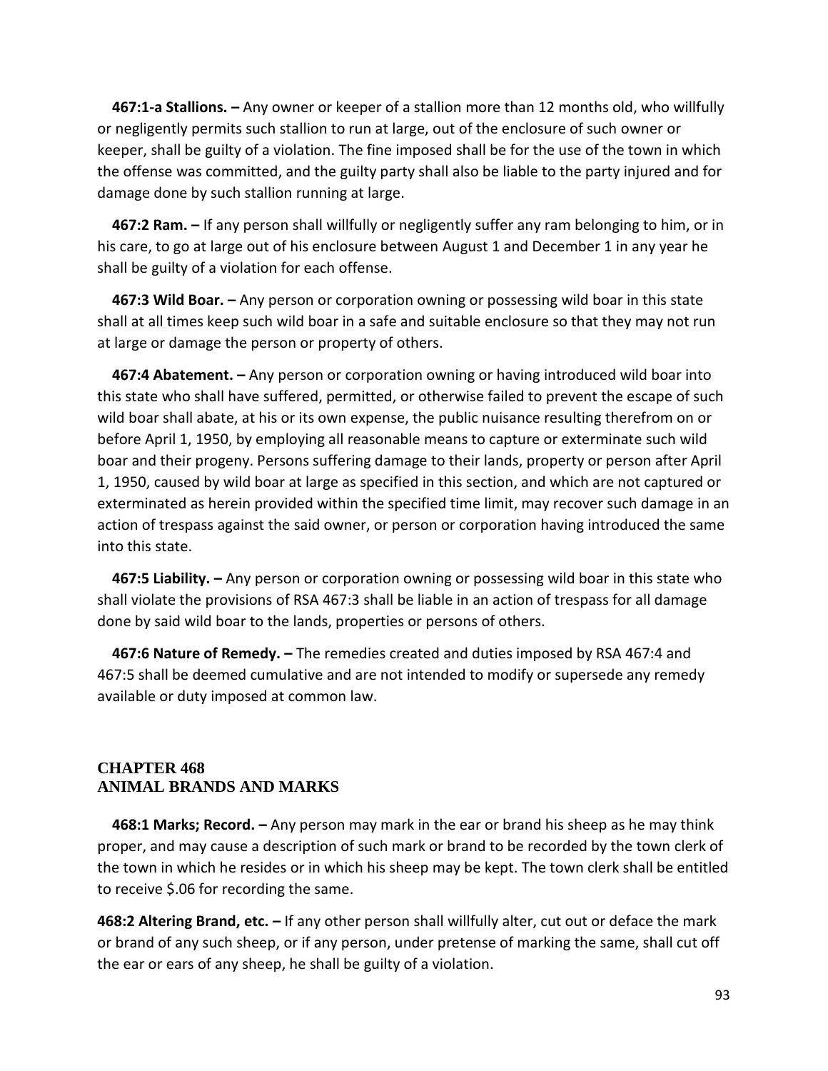**467:1-a Stallions. –** Any owner or keeper of a stallion more than 12 months old, who willfully or negligently permits such stallion to run at large, out of the enclosure of such owner or keeper, shall be guilty of a violation. The fine imposed shall be for the use of the town in which the offense was committed, and the guilty party shall also be liable to the party injured and for damage done by such stallion running at large.

**467:2 Ram. –** If any person shall willfully or negligently suffer any ram belonging to him, or in his care, to go at large out of his enclosure between August 1 and December 1 in any year he shall be guilty of a violation for each offense.

**467:3 Wild Boar. –** Any person or corporation owning or possessing wild boar in this state shall at all times keep such wild boar in a safe and suitable enclosure so that they may not run at large or damage the person or property of others.

**467:4 Abatement. –** Any person or corporation owning or having introduced wild boar into this state who shall have suffered, permitted, or otherwise failed to prevent the escape of such wild boar shall abate, at his or its own expense, the public nuisance resulting therefrom on or before April 1, 1950, by employing all reasonable means to capture or exterminate such wild boar and their progeny. Persons suffering damage to their lands, property or person after April 1, 1950, caused by wild boar at large as specified in this section, and which are not captured or exterminated as herein provided within the specified time limit, may recover such damage in an action of trespass against the said owner, or person or corporation having introduced the same into this state.

**467:5 Liability. –** Any person or corporation owning or possessing wild boar in this state who shall violate the provisions of RSA 467:3 shall be liable in an action of trespass for all damage done by said wild boar to the lands, properties or persons of others.

**467:6 Nature of Remedy. –** The remedies created and duties imposed by RSA 467:4 and 467:5 shall be deemed cumulative and are not intended to modify or supersede any remedy available or duty imposed at common law.

## CHAPTER 468
## ANIMAL BRANDS AND MARKS

**468:1 Marks; Record. –** Any person may mark in the ear or brand his sheep as he may think proper, and may cause a description of such mark or brand to be recorded by the town clerk of the town in which he resides or in which his sheep may be kept. The town clerk shall be entitled to receive $.06 for recording the same.

**468:2 Altering Brand, etc. –** If any other person shall willfully alter, cut out or deface the mark or brand of any such sheep, or if any person, under pretense of marking the same, shall cut off the ear or ears of any sheep, he shall be guilty of a violation.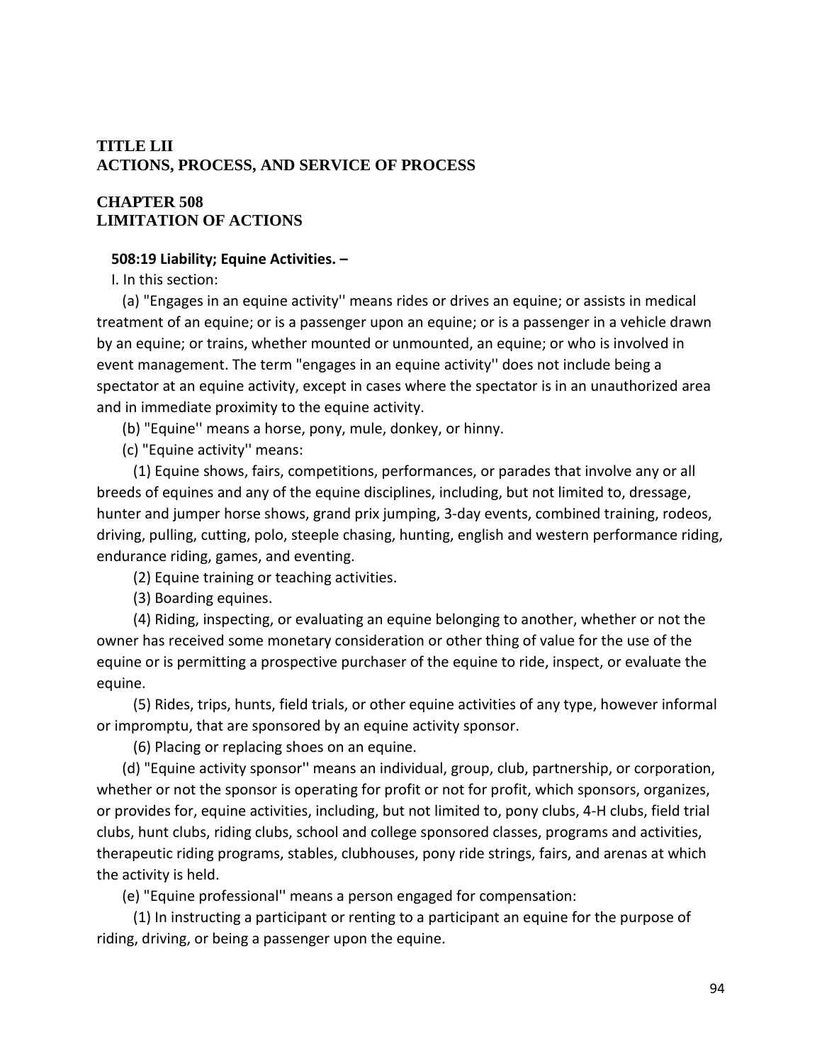## TITLE LII
## ACTIONS, PROCESS, AND SERVICE OF PROCESS

## CHAPTER 508
## LIMITATION OF ACTIONS

**508:19 Liability; Equine Activities. –**

I. In this section:

(a) "Engages in an equine activity'' means rides or drives an equine; or assists in medical treatment of an equine; or is a passenger upon an equine; or is a passenger in a vehicle drawn by an equine; or trains, whether mounted or unmounted, an equine; or who is involved in event management. The term "engages in an equine activity'' does not include being a spectator at an equine activity, except in cases where the spectator is in an unauthorized area and in immediate proximity to the equine activity.

(b) "Equine'' means a horse, pony, mule, donkey, or hinny.

(c) "Equine activity'' means:

(1) Equine shows, fairs, competitions, performances, or parades that involve any or all breeds of equines and any of the equine disciplines, including, but not limited to, dressage, hunter and jumper horse shows, grand prix jumping, 3-day events, combined training, rodeos, driving, pulling, cutting, polo, steeple chasing, hunting, english and western performance riding, endurance riding, games, and eventing.

(2) Equine training or teaching activities.

(3) Boarding equines.

(4) Riding, inspecting, or evaluating an equine belonging to another, whether or not the owner has received some monetary consideration or other thing of value for the use of the equine or is permitting a prospective purchaser of the equine to ride, inspect, or evaluate the equine.

(5) Rides, trips, hunts, field trials, or other equine activities of any type, however informal or impromptu, that are sponsored by an equine activity sponsor.

(6) Placing or replacing shoes on an equine.

(d) "Equine activity sponsor'' means an individual, group, club, partnership, or corporation, whether or not the sponsor is operating for profit or not for profit, which sponsors, organizes, or provides for, equine activities, including, but not limited to, pony clubs, 4-H clubs, field trial clubs, hunt clubs, riding clubs, school and college sponsored classes, programs and activities, therapeutic riding programs, stables, clubhouses, pony ride strings, fairs, and arenas at which the activity is held.

(e) "Equine professional'' means a person engaged for compensation:

(1) In instructing a participant or renting to a participant an equine for the purpose of riding, driving, or being a passenger upon the equine.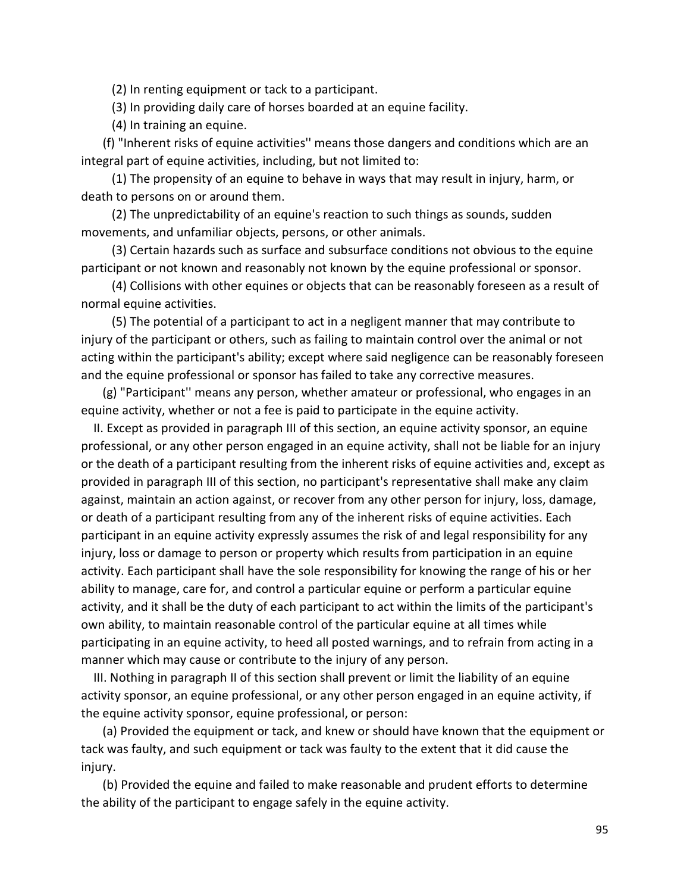(2) In renting equipment or tack to a participant.

(3) In providing daily care of horses boarded at an equine facility.

(4) In training an equine.

(f) "Inherent risks of equine activities'' means those dangers and conditions which are an integral part of equine activities, including, but not limited to:

(1) The propensity of an equine to behave in ways that may result in injury, harm, or death to persons on or around them.

(2) The unpredictability of an equine's reaction to such things as sounds, sudden movements, and unfamiliar objects, persons, or other animals.

(3) Certain hazards such as surface and subsurface conditions not obvious to the equine participant or not known and reasonably not known by the equine professional or sponsor.

(4) Collisions with other equines or objects that can be reasonably foreseen as a result of normal equine activities.

(5) The potential of a participant to act in a negligent manner that may contribute to injury of the participant or others, such as failing to maintain control over the animal or not acting within the participant's ability; except where said negligence can be reasonably foreseen and the equine professional or sponsor has failed to take any corrective measures.

(g) "Participant'' means any person, whether amateur or professional, who engages in an equine activity, whether or not a fee is paid to participate in the equine activity.

II. Except as provided in paragraph III of this section, an equine activity sponsor, an equine professional, or any other person engaged in an equine activity, shall not be liable for an injury or the death of a participant resulting from the inherent risks of equine activities and, except as provided in paragraph III of this section, no participant's representative shall make any claim against, maintain an action against, or recover from any other person for injury, loss, damage, or death of a participant resulting from any of the inherent risks of equine activities. Each participant in an equine activity expressly assumes the risk of and legal responsibility for any injury, loss or damage to person or property which results from participation in an equine activity. Each participant shall have the sole responsibility for knowing the range of his or her ability to manage, care for, and control a particular equine or perform a particular equine activity, and it shall be the duty of each participant to act within the limits of the participant's own ability, to maintain reasonable control of the particular equine at all times while participating in an equine activity, to heed all posted warnings, and to refrain from acting in a manner which may cause or contribute to the injury of any person.

III. Nothing in paragraph II of this section shall prevent or limit the liability of an equine activity sponsor, an equine professional, or any other person engaged in an equine activity, if the equine activity sponsor, equine professional, or person:

(a) Provided the equipment or tack, and knew or should have known that the equipment or tack was faulty, and such equipment or tack was faulty to the extent that it did cause the injury.

(b) Provided the equine and failed to make reasonable and prudent efforts to determine the ability of the participant to engage safely in the equine activity.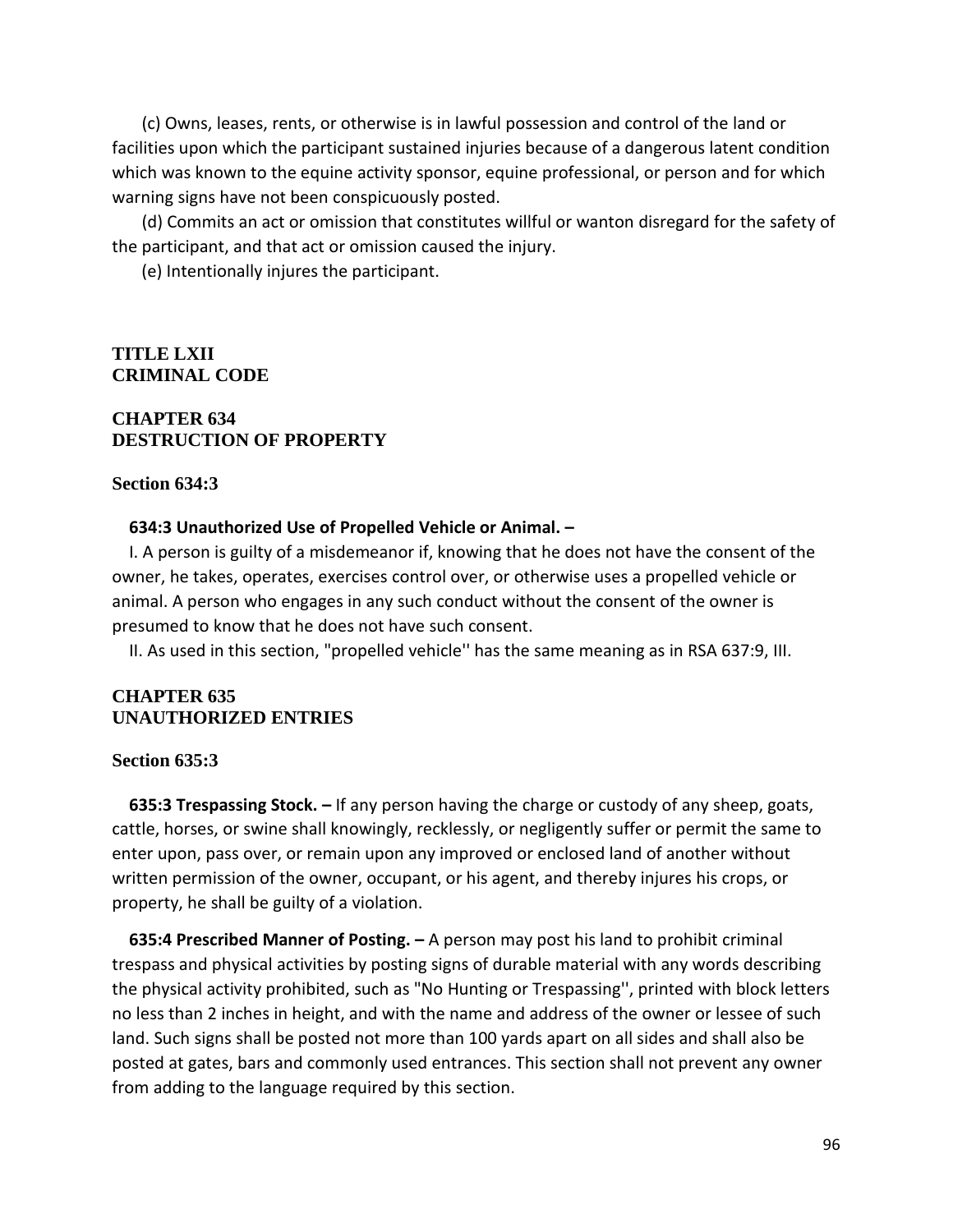(c) Owns, leases, rents, or otherwise is in lawful possession and control of the land or facilities upon which the participant sustained injuries because of a dangerous latent condition which was known to the equine activity sponsor, equine professional, or person and for which warning signs have not been conspicuously posted.

(d) Commits an act or omission that constitutes willful or wanton disregard for the safety of the participant, and that act or omission caused the injury.

(e) Intentionally injures the participant.

## TITLE LXII
## CRIMINAL CODE

### CHAPTER 634
### DESTRUCTION OF PROPERTY

#### Section 634:3

**634:3 Unauthorized Use of Propelled Vehicle or Animal. –**

I. A person is guilty of a misdemeanor if, knowing that he does not have the consent of the owner, he takes, operates, exercises control over, or otherwise uses a propelled vehicle or animal. A person who engages in any such conduct without the consent of the owner is presumed to know that he does not have such consent.

II. As used in this section, "propelled vehicle'' has the same meaning as in RSA 637:9, III.

### CHAPTER 635
### UNAUTHORIZED ENTRIES

#### Section 635:3

**635:3 Trespassing Stock. –** If any person having the charge or custody of any sheep, goats, cattle, horses, or swine shall knowingly, recklessly, or negligently suffer or permit the same to enter upon, pass over, or remain upon any improved or enclosed land of another without written permission of the owner, occupant, or his agent, and thereby injures his crops, or property, he shall be guilty of a violation.

**635:4 Prescribed Manner of Posting. –** A person may post his land to prohibit criminal trespass and physical activities by posting signs of durable material with any words describing the physical activity prohibited, such as "No Hunting or Trespassing'', printed with block letters no less than 2 inches in height, and with the name and address of the owner or lessee of such land. Such signs shall be posted not more than 100 yards apart on all sides and shall also be posted at gates, bars and commonly used entrances. This section shall not prevent any owner from adding to the language required by this section.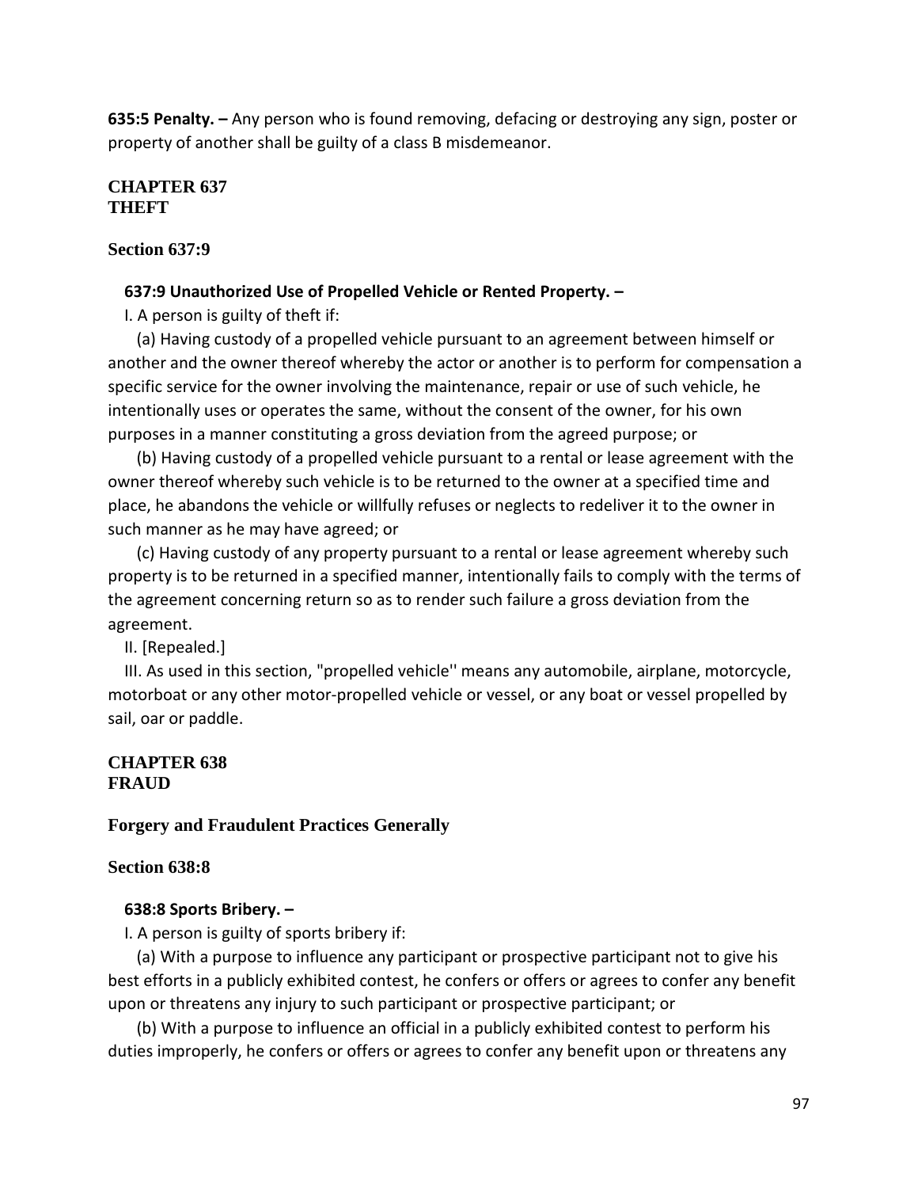**635:5 Penalty. –** Any person who is found removing, defacing or destroying any sign, poster or property of another shall be guilty of a class B misdemeanor.

## CHAPTER 637
## THEFT

### Section 637:9

**637:9 Unauthorized Use of Propelled Vehicle or Rented Property. –**

I. A person is guilty of theft if:

(a) Having custody of a propelled vehicle pursuant to an agreement between himself or another and the owner thereof whereby the actor or another is to perform for compensation a specific service for the owner involving the maintenance, repair or use of such vehicle, he intentionally uses or operates the same, without the consent of the owner, for his own purposes in a manner constituting a gross deviation from the agreed purpose; or

(b) Having custody of a propelled vehicle pursuant to a rental or lease agreement with the owner thereof whereby such vehicle is to be returned to the owner at a specified time and place, he abandons the vehicle or willfully refuses or neglects to redeliver it to the owner in such manner as he may have agreed; or

(c) Having custody of any property pursuant to a rental or lease agreement whereby such property is to be returned in a specified manner, intentionally fails to comply with the terms of the agreement concerning return so as to render such failure a gross deviation from the agreement.

II. [Repealed.]

III. As used in this section, "propelled vehicle'' means any automobile, airplane, motorcycle, motorboat or any other motor-propelled vehicle or vessel, or any boat or vessel propelled by sail, oar or paddle.

## CHAPTER 638
## FRAUD

### Forgery and Fraudulent Practices Generally

### Section 638:8

**638:8 Sports Bribery. –**

I. A person is guilty of sports bribery if:

(a) With a purpose to influence any participant or prospective participant not to give his best efforts in a publicly exhibited contest, he confers or offers or agrees to confer any benefit upon or threatens any injury to such participant or prospective participant; or

(b) With a purpose to influence an official in a publicly exhibited contest to perform his duties improperly, he confers or offers or agrees to confer any benefit upon or threatens any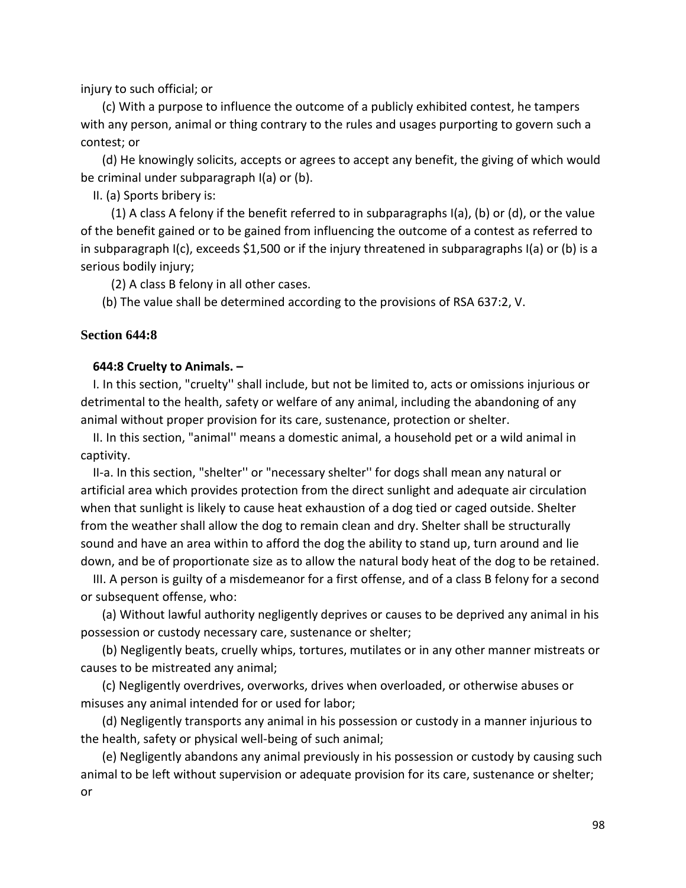injury to such official; or

(c) With a purpose to influence the outcome of a publicly exhibited contest, he tampers with any person, animal or thing contrary to the rules and usages purporting to govern such a contest; or

(d) He knowingly solicits, accepts or agrees to accept any benefit, the giving of which would be criminal under subparagraph I(a) or (b).

II. (a) Sports bribery is:

(1) A class A felony if the benefit referred to in subparagraphs I(a), (b) or (d), or the value of the benefit gained or to be gained from influencing the outcome of a contest as referred to in subparagraph I(c), exceeds $1,500 or if the injury threatened in subparagraphs I(a) or (b) is a serious bodily injury;

(2) A class B felony in all other cases.

(b) The value shall be determined according to the provisions of RSA 637:2, V.

### Section 644:8

**644:8 Cruelty to Animals. –**

I. In this section, "cruelty'' shall include, but not be limited to, acts or omissions injurious or detrimental to the health, safety or welfare of any animal, including the abandoning of any animal without proper provision for its care, sustenance, protection or shelter.

II. In this section, "animal'' means a domestic animal, a household pet or a wild animal in captivity.

II-a. In this section, "shelter'' or "necessary shelter'' for dogs shall mean any natural or artificial area which provides protection from the direct sunlight and adequate air circulation when that sunlight is likely to cause heat exhaustion of a dog tied or caged outside. Shelter from the weather shall allow the dog to remain clean and dry. Shelter shall be structurally sound and have an area within to afford the dog the ability to stand up, turn around and lie down, and be of proportionate size as to allow the natural body heat of the dog to be retained.

III. A person is guilty of a misdemeanor for a first offense, and of a class B felony for a second or subsequent offense, who:

(a) Without lawful authority negligently deprives or causes to be deprived any animal in his possession or custody necessary care, sustenance or shelter;

(b) Negligently beats, cruelly whips, tortures, mutilates or in any other manner mistreats or causes to be mistreated any animal;

(c) Negligently overdrives, overworks, drives when overloaded, or otherwise abuses or misuses any animal intended for or used for labor;

(d) Negligently transports any animal in his possession or custody in a manner injurious to the health, safety or physical well-being of such animal;

(e) Negligently abandons any animal previously in his possession or custody by causing such animal to be left without supervision or adequate provision for its care, sustenance or shelter; or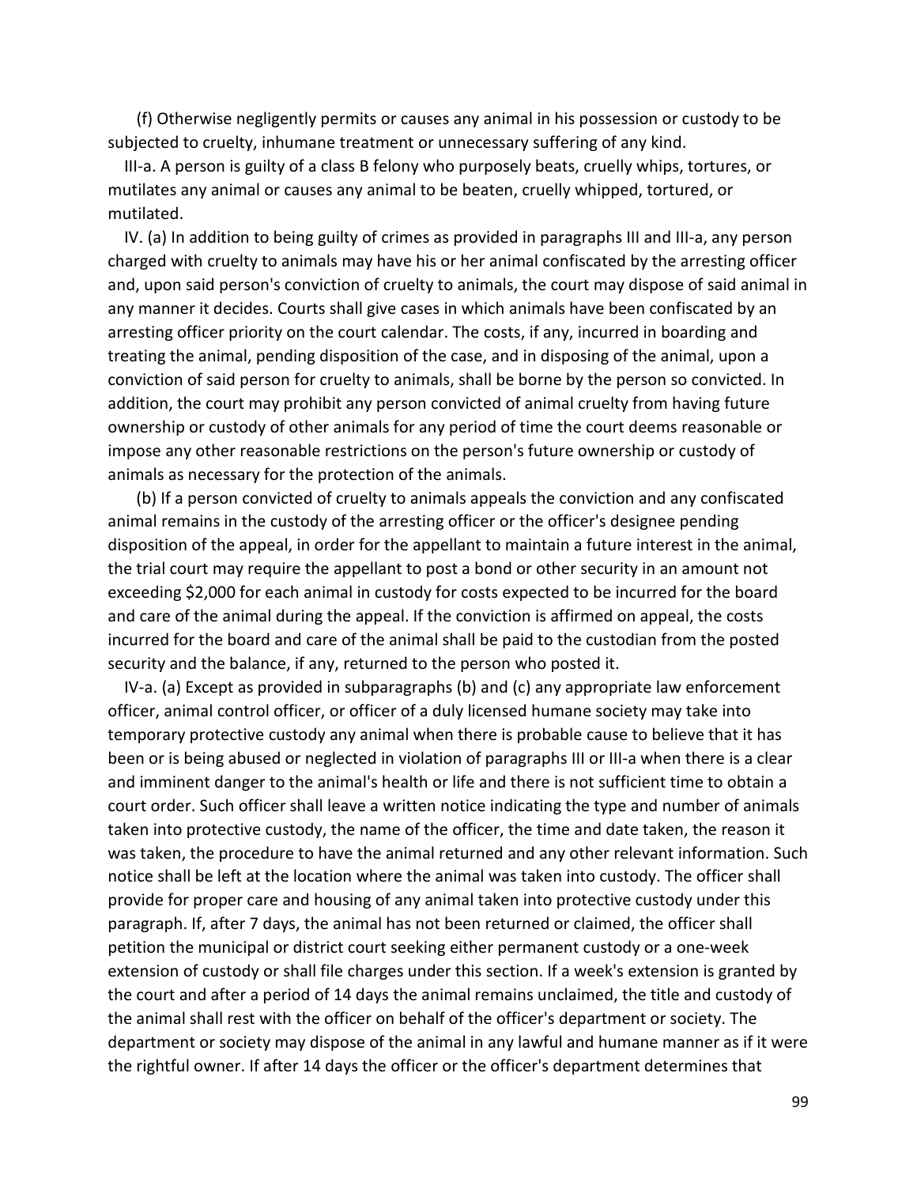(f) Otherwise negligently permits or causes any animal in his possession or custody to be subjected to cruelty, inhumane treatment or unnecessary suffering of any kind.

III-a. A person is guilty of a class B felony who purposely beats, cruelly whips, tortures, or mutilates any animal or causes any animal to be beaten, cruelly whipped, tortured, or mutilated.

IV. (a) In addition to being guilty of crimes as provided in paragraphs III and III-a, any person charged with cruelty to animals may have his or her animal confiscated by the arresting officer and, upon said person's conviction of cruelty to animals, the court may dispose of said animal in any manner it decides. Courts shall give cases in which animals have been confiscated by an arresting officer priority on the court calendar. The costs, if any, incurred in boarding and treating the animal, pending disposition of the case, and in disposing of the animal, upon a conviction of said person for cruelty to animals, shall be borne by the person so convicted. In addition, the court may prohibit any person convicted of animal cruelty from having future ownership or custody of other animals for any period of time the court deems reasonable or impose any other reasonable restrictions on the person's future ownership or custody of animals as necessary for the protection of the animals.

(b) If a person convicted of cruelty to animals appeals the conviction and any confiscated animal remains in the custody of the arresting officer or the officer's designee pending disposition of the appeal, in order for the appellant to maintain a future interest in the animal, the trial court may require the appellant to post a bond or other security in an amount not exceeding $2,000 for each animal in custody for costs expected to be incurred for the board and care of the animal during the appeal. If the conviction is affirmed on appeal, the costs incurred for the board and care of the animal shall be paid to the custodian from the posted security and the balance, if any, returned to the person who posted it.

IV-a. (a) Except as provided in subparagraphs (b) and (c) any appropriate law enforcement officer, animal control officer, or officer of a duly licensed humane society may take into temporary protective custody any animal when there is probable cause to believe that it has been or is being abused or neglected in violation of paragraphs III or III-a when there is a clear and imminent danger to the animal's health or life and there is not sufficient time to obtain a court order. Such officer shall leave a written notice indicating the type and number of animals taken into protective custody, the name of the officer, the time and date taken, the reason it was taken, the procedure to have the animal returned and any other relevant information. Such notice shall be left at the location where the animal was taken into custody. The officer shall provide for proper care and housing of any animal taken into protective custody under this paragraph. If, after 7 days, the animal has not been returned or claimed, the officer shall petition the municipal or district court seeking either permanent custody or a one-week extension of custody or shall file charges under this section. If a week's extension is granted by the court and after a period of 14 days the animal remains unclaimed, the title and custody of the animal shall rest with the officer on behalf of the officer's department or society. The department or society may dispose of the animal in any lawful and humane manner as if it were the rightful owner. If after 14 days the officer or the officer's department determines that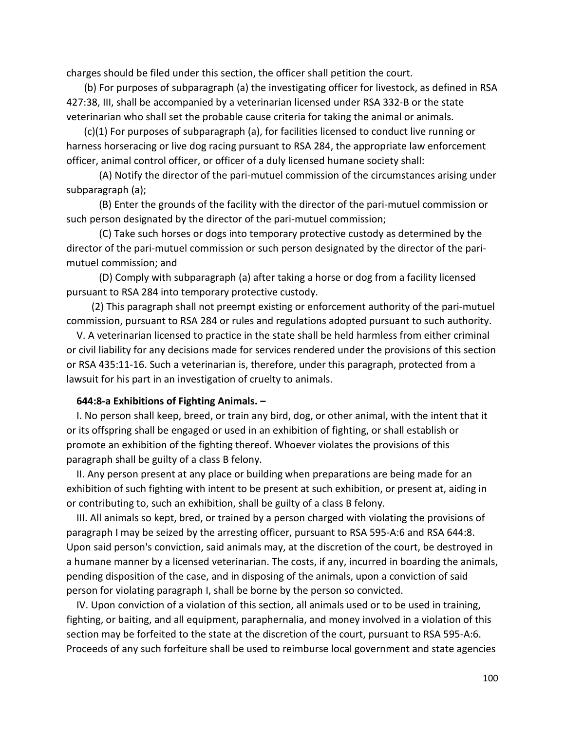charges should be filed under this section, the officer shall petition the court.

(b) For purposes of subparagraph (a) the investigating officer for livestock, as defined in RSA 427:38, III, shall be accompanied by a veterinarian licensed under RSA 332-B or the state veterinarian who shall set the probable cause criteria for taking the animal or animals.

(c)(1) For purposes of subparagraph (a), for facilities licensed to conduct live running or harness horseracing or live dog racing pursuant to RSA 284, the appropriate law enforcement officer, animal control officer, or officer of a duly licensed humane society shall:

(A) Notify the director of the pari-mutuel commission of the circumstances arising under subparagraph (a);

(B) Enter the grounds of the facility with the director of the pari-mutuel commission or such person designated by the director of the pari-mutuel commission;

(C) Take such horses or dogs into temporary protective custody as determined by the director of the pari-mutuel commission or such person designated by the director of the pari-mutuel commission; and

(D) Comply with subparagraph (a) after taking a horse or dog from a facility licensed pursuant to RSA 284 into temporary protective custody.

(2) This paragraph shall not preempt existing or enforcement authority of the pari-mutuel commission, pursuant to RSA 284 or rules and regulations adopted pursuant to such authority.

V. A veterinarian licensed to practice in the state shall be held harmless from either criminal or civil liability for any decisions made for services rendered under the provisions of this section or RSA 435:11-16. Such a veterinarian is, therefore, under this paragraph, protected from a lawsuit for his part in an investigation of cruelty to animals.

**644:8-a Exhibitions of Fighting Animals. –**

I. No person shall keep, breed, or train any bird, dog, or other animal, with the intent that it or its offspring shall be engaged or used in an exhibition of fighting, or shall establish or promote an exhibition of the fighting thereof. Whoever violates the provisions of this paragraph shall be guilty of a class B felony.

II. Any person present at any place or building when preparations are being made for an exhibition of such fighting with intent to be present at such exhibition, or present at, aiding in or contributing to, such an exhibition, shall be guilty of a class B felony.

III. All animals so kept, bred, or trained by a person charged with violating the provisions of paragraph I may be seized by the arresting officer, pursuant to RSA 595-A:6 and RSA 644:8. Upon said person's conviction, said animals may, at the discretion of the court, be destroyed in a humane manner by a licensed veterinarian. The costs, if any, incurred in boarding the animals, pending disposition of the case, and in disposing of the animals, upon a conviction of said person for violating paragraph I, shall be borne by the person so convicted.

IV. Upon conviction of a violation of this section, all animals used or to be used in training, fighting, or baiting, and all equipment, paraphernalia, and money involved in a violation of this section may be forfeited to the state at the discretion of the court, pursuant to RSA 595-A:6. Proceeds of any such forfeiture shall be used to reimburse local government and state agencies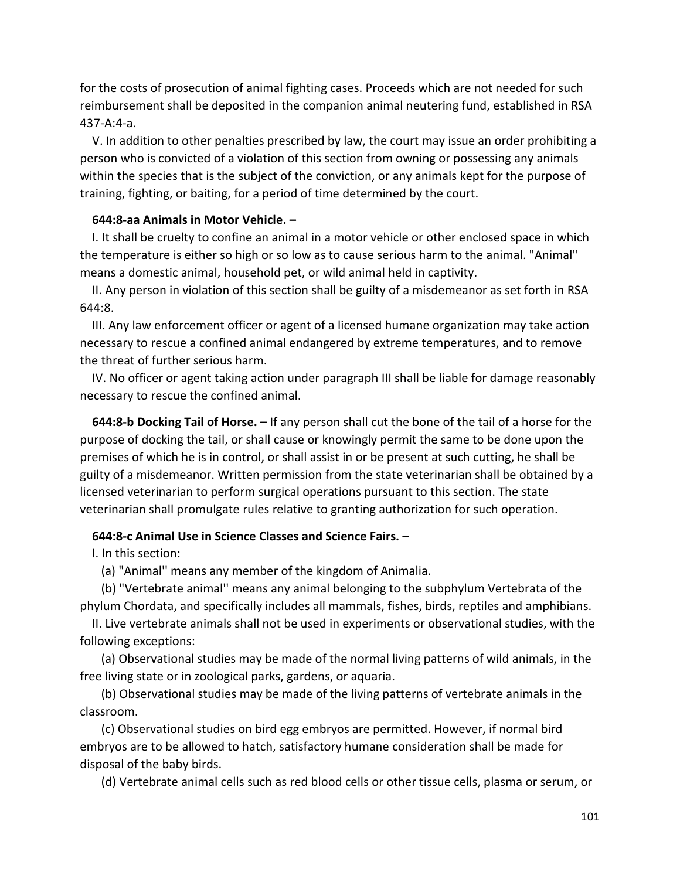for the costs of prosecution of animal fighting cases. Proceeds which are not needed for such reimbursement shall be deposited in the companion animal neutering fund, established in RSA 437-A:4-a.

V. In addition to other penalties prescribed by law, the court may issue an order prohibiting a person who is convicted of a violation of this section from owning or possessing any animals within the species that is the subject of the conviction, or any animals kept for the purpose of training, fighting, or baiting, for a period of time determined by the court.

**644:8-aa Animals in Motor Vehicle. –**

I. It shall be cruelty to confine an animal in a motor vehicle or other enclosed space in which the temperature is either so high or so low as to cause serious harm to the animal. "Animal'' means a domestic animal, household pet, or wild animal held in captivity.

II. Any person in violation of this section shall be guilty of a misdemeanor as set forth in RSA 644:8.

III. Any law enforcement officer or agent of a licensed humane organization may take action necessary to rescue a confined animal endangered by extreme temperatures, and to remove the threat of further serious harm.

IV. No officer or agent taking action under paragraph III shall be liable for damage reasonably necessary to rescue the confined animal.

**644:8-b Docking Tail of Horse. –** If any person shall cut the bone of the tail of a horse for the purpose of docking the tail, or shall cause or knowingly permit the same to be done upon the premises of which he is in control, or shall assist in or be present at such cutting, he shall be guilty of a misdemeanor. Written permission from the state veterinarian shall be obtained by a licensed veterinarian to perform surgical operations pursuant to this section. The state veterinarian shall promulgate rules relative to granting authorization for such operation.

**644:8-c Animal Use in Science Classes and Science Fairs. –**

I. In this section:

(a) "Animal'' means any member of the kingdom of Animalia.

(b) "Vertebrate animal'' means any animal belonging to the subphylum Vertebrata of the phylum Chordata, and specifically includes all mammals, fishes, birds, reptiles and amphibians.

II. Live vertebrate animals shall not be used in experiments or observational studies, with the following exceptions:

(a) Observational studies may be made of the normal living patterns of wild animals, in the free living state or in zoological parks, gardens, or aquaria.

(b) Observational studies may be made of the living patterns of vertebrate animals in the classroom.

(c) Observational studies on bird egg embryos are permitted. However, if normal bird embryos are to be allowed to hatch, satisfactory humane consideration shall be made for disposal of the baby birds.

(d) Vertebrate animal cells such as red blood cells or other tissue cells, plasma or serum, or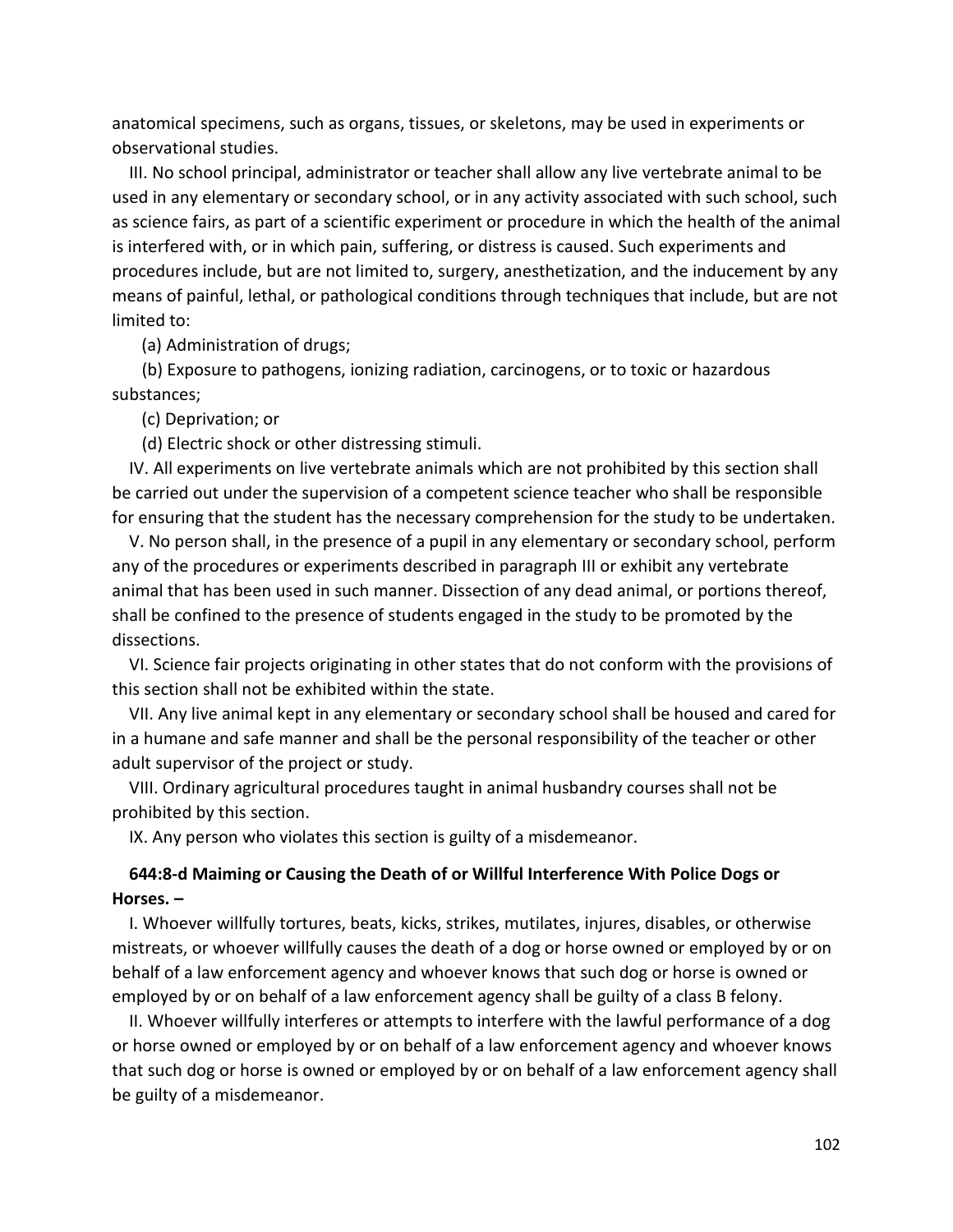anatomical specimens, such as organs, tissues, or skeletons, may be used in experiments or observational studies.

III. No school principal, administrator or teacher shall allow any live vertebrate animal to be used in any elementary or secondary school, or in any activity associated with such school, such as science fairs, as part of a scientific experiment or procedure in which the health of the animal is interfered with, or in which pain, suffering, or distress is caused. Such experiments and procedures include, but are not limited to, surgery, anesthetization, and the inducement by any means of painful, lethal, or pathological conditions through techniques that include, but are not limited to:

(a) Administration of drugs;

(b) Exposure to pathogens, ionizing radiation, carcinogens, or to toxic or hazardous substances;

(c) Deprivation; or

(d) Electric shock or other distressing stimuli.

IV. All experiments on live vertebrate animals which are not prohibited by this section shall be carried out under the supervision of a competent science teacher who shall be responsible for ensuring that the student has the necessary comprehension for the study to be undertaken.

V. No person shall, in the presence of a pupil in any elementary or secondary school, perform any of the procedures or experiments described in paragraph III or exhibit any vertebrate animal that has been used in such manner. Dissection of any dead animal, or portions thereof, shall be confined to the presence of students engaged in the study to be promoted by the dissections.

VI. Science fair projects originating in other states that do not conform with the provisions of this section shall not be exhibited within the state.

VII. Any live animal kept in any elementary or secondary school shall be housed and cared for in a humane and safe manner and shall be the personal responsibility of the teacher or other adult supervisor of the project or study.

VIII. Ordinary agricultural procedures taught in animal husbandry courses shall not be prohibited by this section.

IX. Any person who violates this section is guilty of a misdemeanor.

**644:8-d Maiming or Causing the Death of or Willful Interference With Police Dogs or Horses. –**

I. Whoever willfully tortures, beats, kicks, strikes, mutilates, injures, disables, or otherwise mistreats, or whoever willfully causes the death of a dog or horse owned or employed by or on behalf of a law enforcement agency and whoever knows that such dog or horse is owned or employed by or on behalf of a law enforcement agency shall be guilty of a class B felony.

II. Whoever willfully interferes or attempts to interfere with the lawful performance of a dog or horse owned or employed by or on behalf of a law enforcement agency and whoever knows that such dog or horse is owned or employed by or on behalf of a law enforcement agency shall be guilty of a misdemeanor.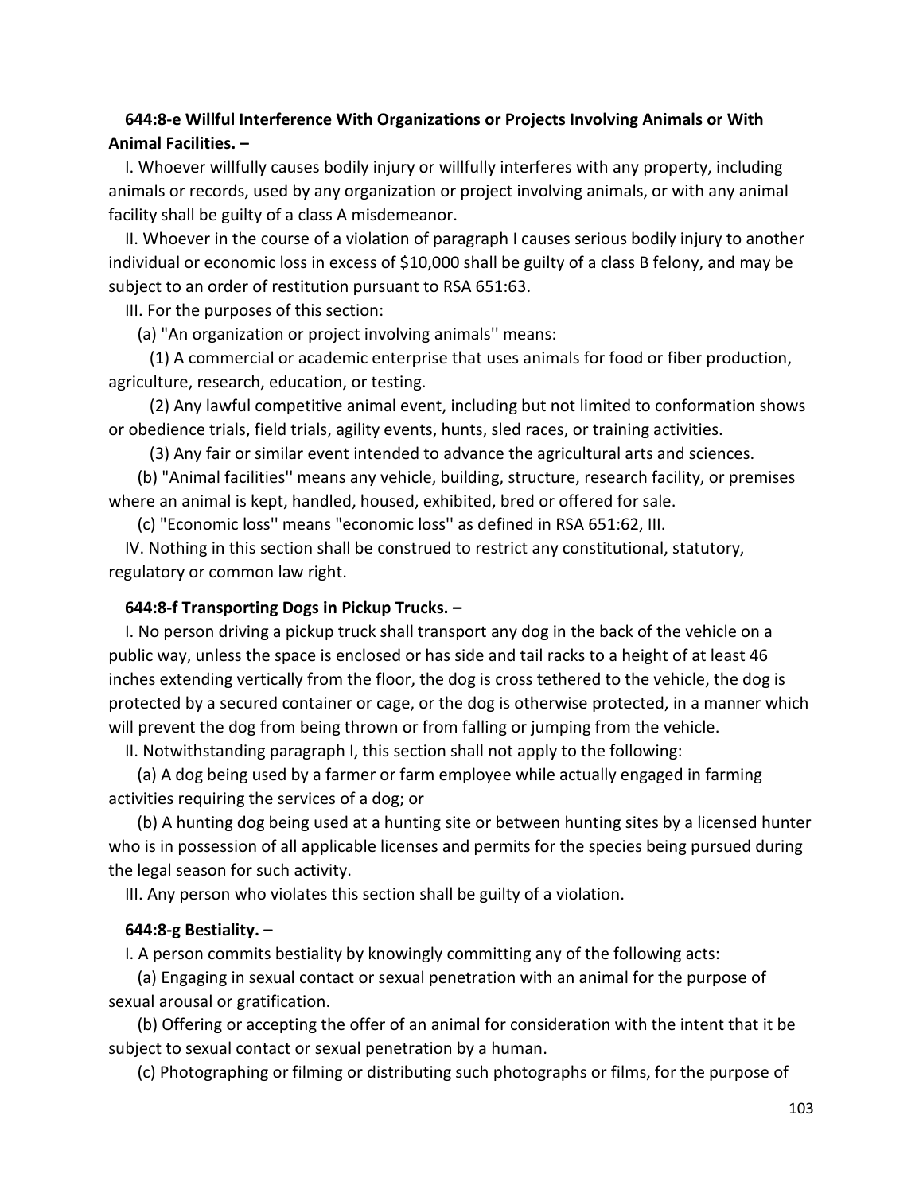**644:8-e Willful Interference With Organizations or Projects Involving Animals or With Animal Facilities. –**

I. Whoever willfully causes bodily injury or willfully interferes with any property, including animals or records, used by any organization or project involving animals, or with any animal facility shall be guilty of a class A misdemeanor.

II. Whoever in the course of a violation of paragraph I causes serious bodily injury to another individual or economic loss in excess of $10,000 shall be guilty of a class B felony, and may be subject to an order of restitution pursuant to RSA 651:63.

III. For the purposes of this section:

(a) "An organization or project involving animals'' means:

(1) A commercial or academic enterprise that uses animals for food or fiber production, agriculture, research, education, or testing.

(2) Any lawful competitive animal event, including but not limited to conformation shows or obedience trials, field trials, agility events, hunts, sled races, or training activities.

(3) Any fair or similar event intended to advance the agricultural arts and sciences.

(b) "Animal facilities'' means any vehicle, building, structure, research facility, or premises where an animal is kept, handled, housed, exhibited, bred or offered for sale.

(c) "Economic loss'' means "economic loss'' as defined in RSA 651:62, III.

IV. Nothing in this section shall be construed to restrict any constitutional, statutory, regulatory or common law right.

**644:8-f Transporting Dogs in Pickup Trucks. –**

I. No person driving a pickup truck shall transport any dog in the back of the vehicle on a public way, unless the space is enclosed or has side and tail racks to a height of at least 46 inches extending vertically from the floor, the dog is cross tethered to the vehicle, the dog is protected by a secured container or cage, or the dog is otherwise protected, in a manner which will prevent the dog from being thrown or from falling or jumping from the vehicle.

II. Notwithstanding paragraph I, this section shall not apply to the following:

(a) A dog being used by a farmer or farm employee while actually engaged in farming activities requiring the services of a dog; or

(b) A hunting dog being used at a hunting site or between hunting sites by a licensed hunter who is in possession of all applicable licenses and permits for the species being pursued during the legal season for such activity.

III. Any person who violates this section shall be guilty of a violation.

**644:8-g Bestiality. –**

I. A person commits bestiality by knowingly committing any of the following acts:

(a) Engaging in sexual contact or sexual penetration with an animal for the purpose of sexual arousal or gratification.

(b) Offering or accepting the offer of an animal for consideration with the intent that it be subject to sexual contact or sexual penetration by a human.

(c) Photographing or filming or distributing such photographs or films, for the purpose of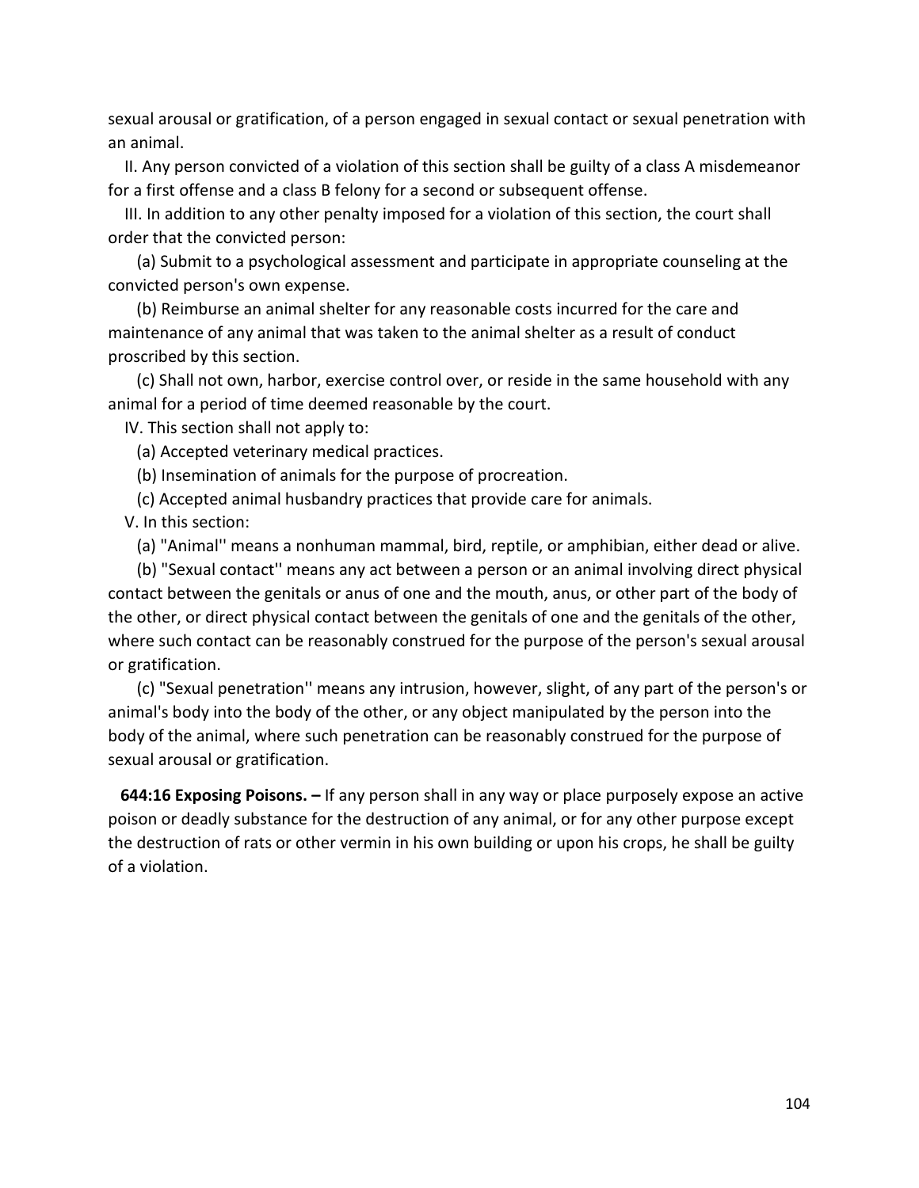sexual arousal or gratification, of a person engaged in sexual contact or sexual penetration with an animal.

II. Any person convicted of a violation of this section shall be guilty of a class A misdemeanor for a first offense and a class B felony for a second or subsequent offense.

III. In addition to any other penalty imposed for a violation of this section, the court shall order that the convicted person:

(a) Submit to a psychological assessment and participate in appropriate counseling at the convicted person's own expense.

(b) Reimburse an animal shelter for any reasonable costs incurred for the care and maintenance of any animal that was taken to the animal shelter as a result of conduct proscribed by this section.

(c) Shall not own, harbor, exercise control over, or reside in the same household with any animal for a period of time deemed reasonable by the court.

IV. This section shall not apply to:

(a) Accepted veterinary medical practices.

(b) Insemination of animals for the purpose of procreation.

(c) Accepted animal husbandry practices that provide care for animals.

V. In this section:

(a) "Animal'' means a nonhuman mammal, bird, reptile, or amphibian, either dead or alive.

(b) "Sexual contact'' means any act between a person or an animal involving direct physical contact between the genitals or anus of one and the mouth, anus, or other part of the body of the other, or direct physical contact between the genitals of one and the genitals of the other, where such contact can be reasonably construed for the purpose of the person's sexual arousal or gratification.

(c) "Sexual penetration'' means any intrusion, however, slight, of any part of the person's or animal's body into the body of the other, or any object manipulated by the person into the body of the animal, where such penetration can be reasonably construed for the purpose of sexual arousal or gratification.

**644:16 Exposing Poisons. –** If any person shall in any way or place purposely expose an active poison or deadly substance for the destruction of any animal, or for any other purpose except the destruction of rats or other vermin in his own building or upon his crops, he shall be guilty of a violation.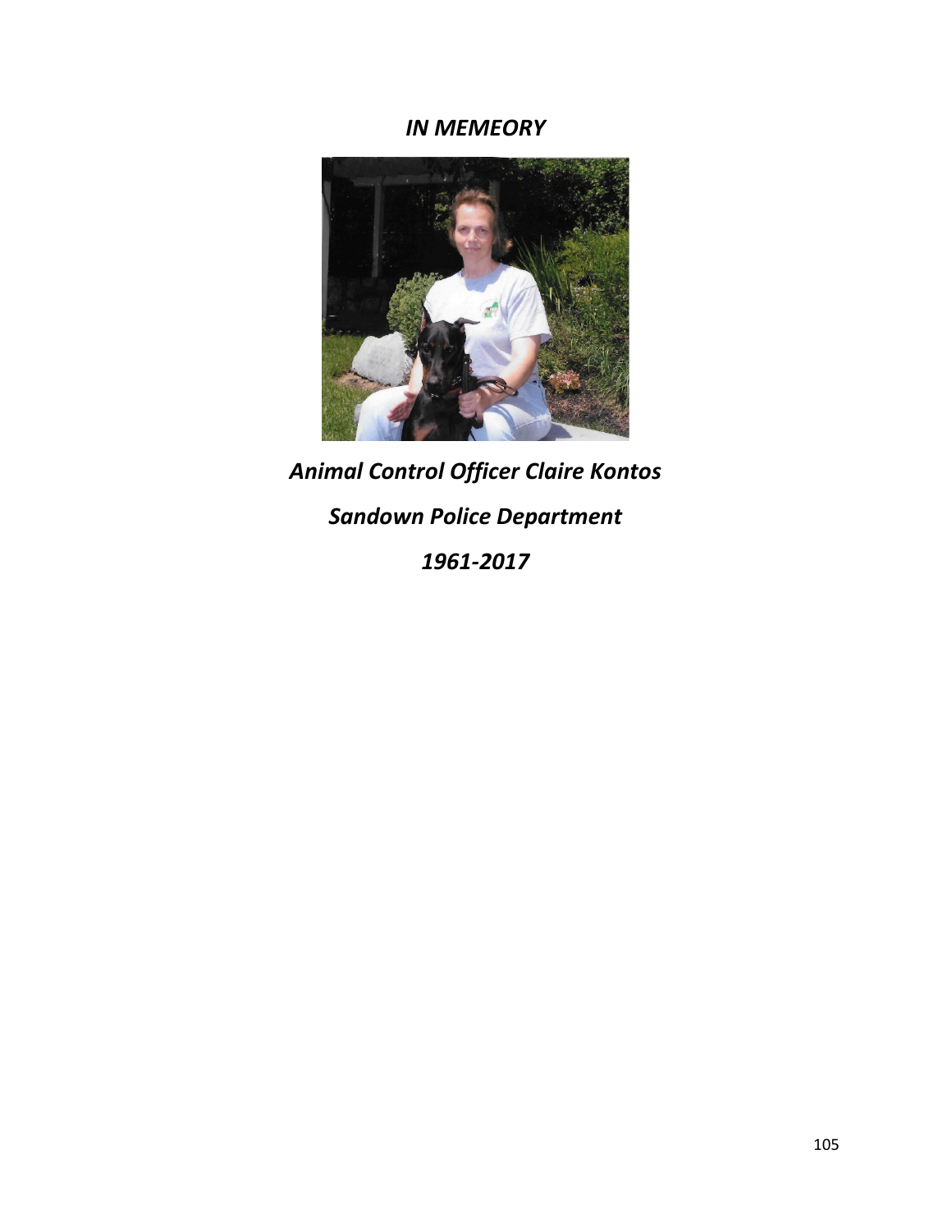***IN MEMEORY***

***Animal Control Officer Claire Kontos***

***Sandown Police Department***

***1961-2017***